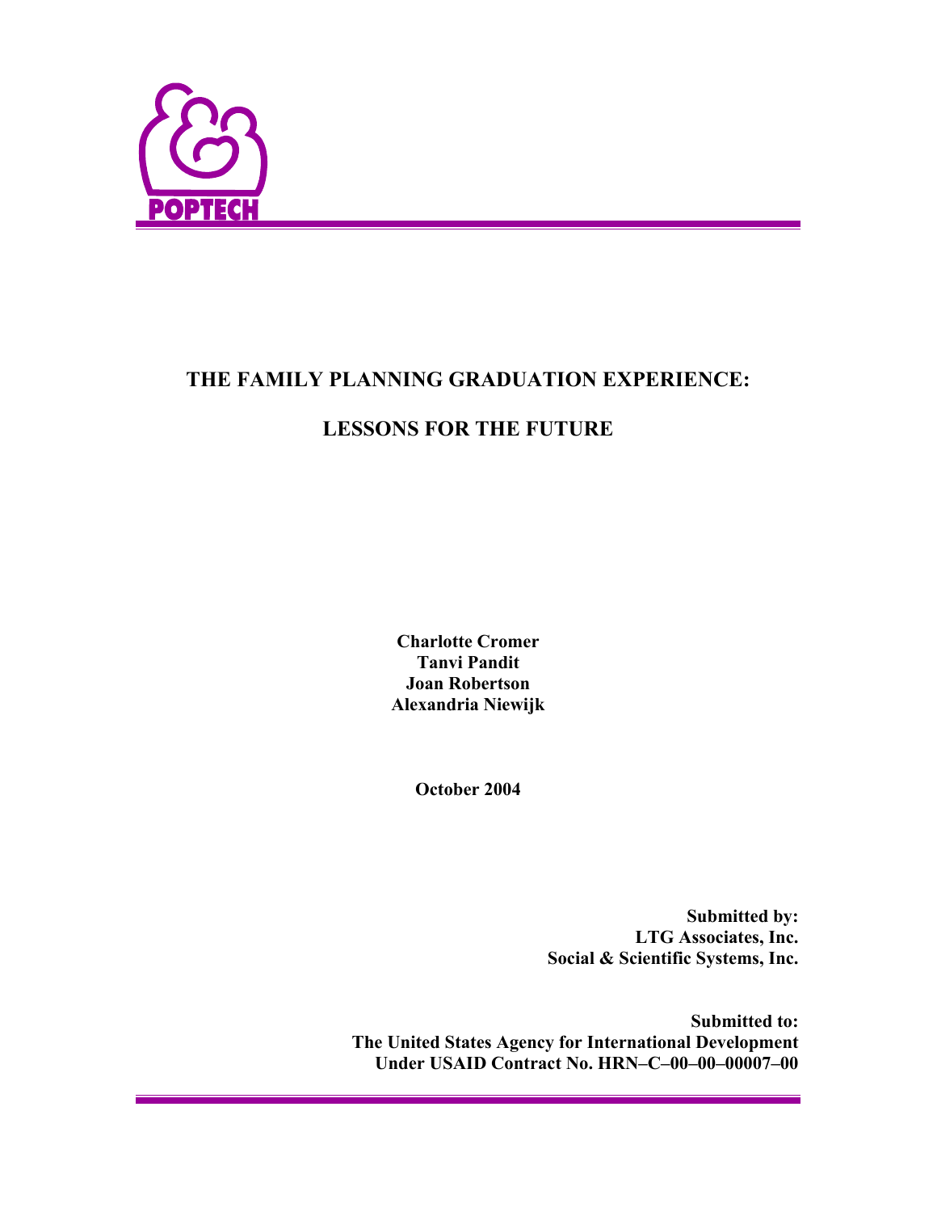POPTECH

# THE FAMILY PLANNING GRADUATION EXPERIENCE:

# LESSONS FOR THE FUTURE

**Charlotte Cromer**
**Tanvi Pandit**
**Joan Robertson**
**Alexandria Niewijk**

**October 2004**

**Submitted by:**
**LTG Associates, Inc.**
**Social & Scientific Systems, Inc.**

**Submitted to:**
**The United States Agency for International Development**
**Under USAID Contract No. HRN–C–00–00–00007–00**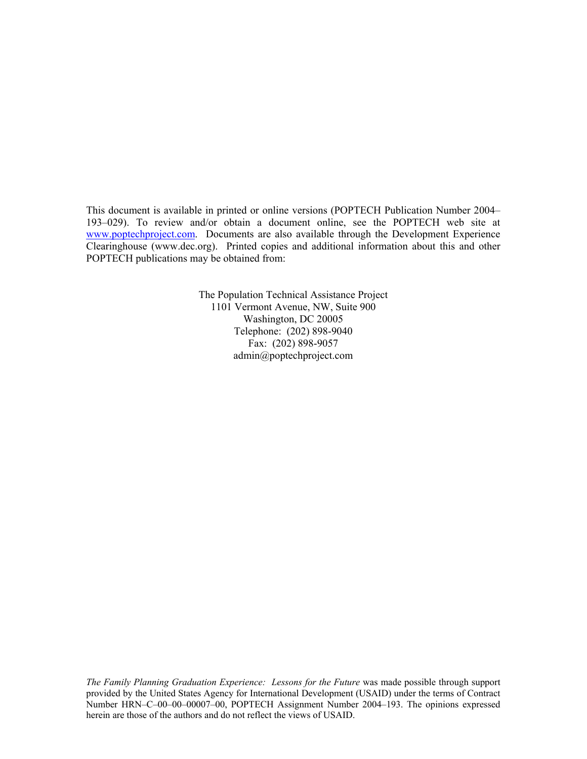This document is available in printed or online versions (POPTECH Publication Number 2004–193–029). To review and/or obtain a document online, see the POPTECH web site at www.poptechproject.com. Documents are also available through the Development Experience Clearinghouse (www.dec.org). Printed copies and additional information about this and other POPTECH publications may be obtained from:

The Population Technical Assistance Project  
1101 Vermont Avenue, NW, Suite 900  
Washington, DC 20005  
Telephone: (202) 898-9040  
Fax: (202) 898-9057  
admin@poptechproject.com

*The Family Planning Graduation Experience: Lessons for the Future* was made possible through support provided by the United States Agency for International Development (USAID) under the terms of Contract Number HRN–C–00–00–00007–00, POPTECH Assignment Number 2004–193. The opinions expressed herein are those of the authors and do not reflect the views of USAID.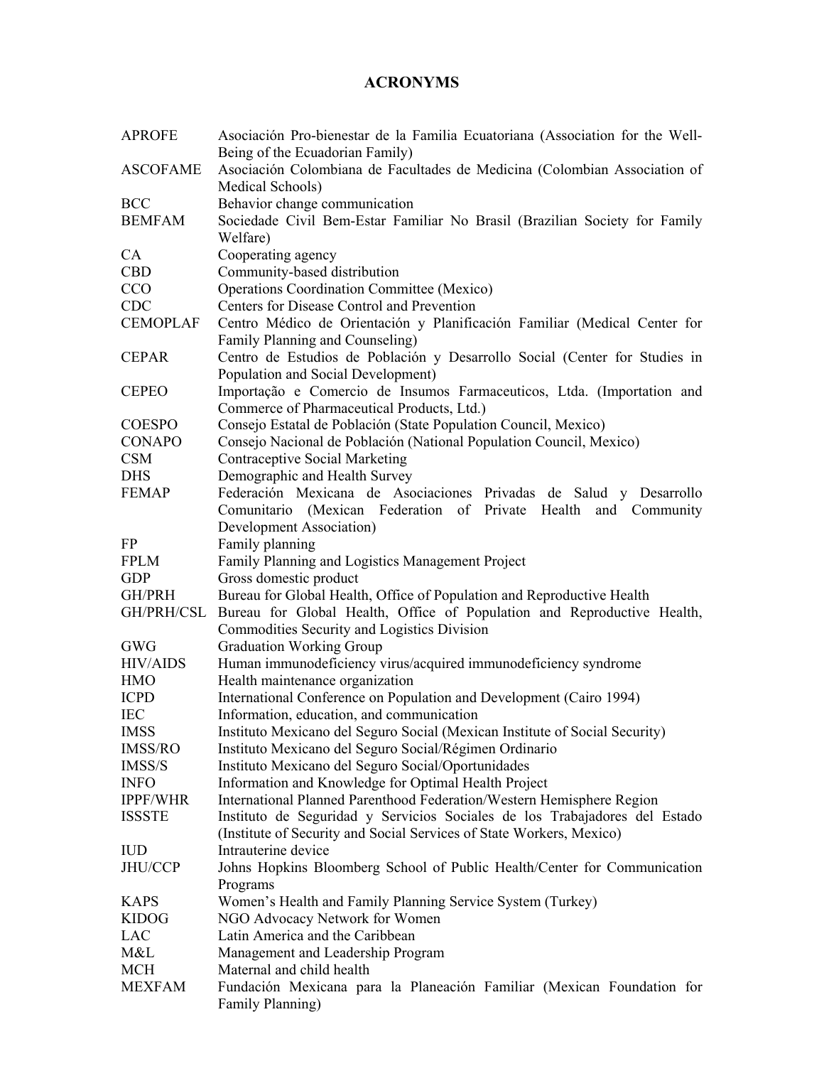# ACRONYMS

| | |
|---|---|
| APROFE | Asociación Pro-bienestar de la Familia Ecuatoriana (Association for the Well-Being of the Ecuadorian Family) |
| ASCOFAME | Asociación Colombiana de Facultades de Medicina (Colombian Association of Medical Schools) |
| BCC | Behavior change communication |
| BEMFAM | Sociedade Civil Bem-Estar Familiar No Brasil (Brazilian Society for Family Welfare) |
| CA | Cooperating agency |
| CBD | Community-based distribution |
| CCO | Operations Coordination Committee (Mexico) |
| CDC | Centers for Disease Control and Prevention |
| CEMOPLAF | Centro Médico de Orientación y Planificación Familiar (Medical Center for Family Planning and Counseling) |
| CEPAR | Centro de Estudios de Población y Desarrollo Social (Center for Studies in Population and Social Development) |
| CEPEO | Importação e Comercio de Insumos Farmaceuticos, Ltda. (Importation and Commerce of Pharmaceutical Products, Ltd.) |
| COESPO | Consejo Estatal de Población (State Population Council, Mexico) |
| CONAPO | Consejo Nacional de Población (National Population Council, Mexico) |
| CSM | Contraceptive Social Marketing |
| DHS | Demographic and Health Survey |
| FEMAP | Federación Mexicana de Asociaciones Privadas de Salud y Desarrollo Comunitario (Mexican Federation of Private Health and Community Development Association) |
| FP | Family planning |
| FPLM | Family Planning and Logistics Management Project |
| GDP | Gross domestic product |
| GH/PRH | Bureau for Global Health, Office of Population and Reproductive Health |
| GH/PRH/CSL | Bureau for Global Health, Office of Population and Reproductive Health, Commodities Security and Logistics Division |
| GWG | Graduation Working Group |
| HIV/AIDS | Human immunodeficiency virus/acquired immunodeficiency syndrome |
| HMO | Health maintenance organization |
| ICPD | International Conference on Population and Development (Cairo 1994) |
| IEC | Information, education, and communication |
| IMSS | Instituto Mexicano del Seguro Social (Mexican Institute of Social Security) |
| IMSS/RO | Instituto Mexicano del Seguro Social/Régimen Ordinario |
| IMSS/S | Instituto Mexicano del Seguro Social/Oportunidades |
| INFO | Information and Knowledge for Optimal Health Project |
| IPPF/WHR | International Planned Parenthood Federation/Western Hemisphere Region |
| ISSSTE | Instituto de Seguridad y Servicios Sociales de los Trabajadores del Estado (Institute of Security and Social Services of State Workers, Mexico) |
| IUD | Intrauterine device |
| JHU/CCP | Johns Hopkins Bloomberg School of Public Health/Center for Communication Programs |
| KAPS | Women's Health and Family Planning Service System (Turkey) |
| KIDOG | NGO Advocacy Network for Women |
| LAC | Latin America and the Caribbean |
| M&L | Management and Leadership Program |
| MCH | Maternal and child health |
| MEXFAM | Fundación Mexicana para la Planeación Familiar (Mexican Foundation for Family Planning) |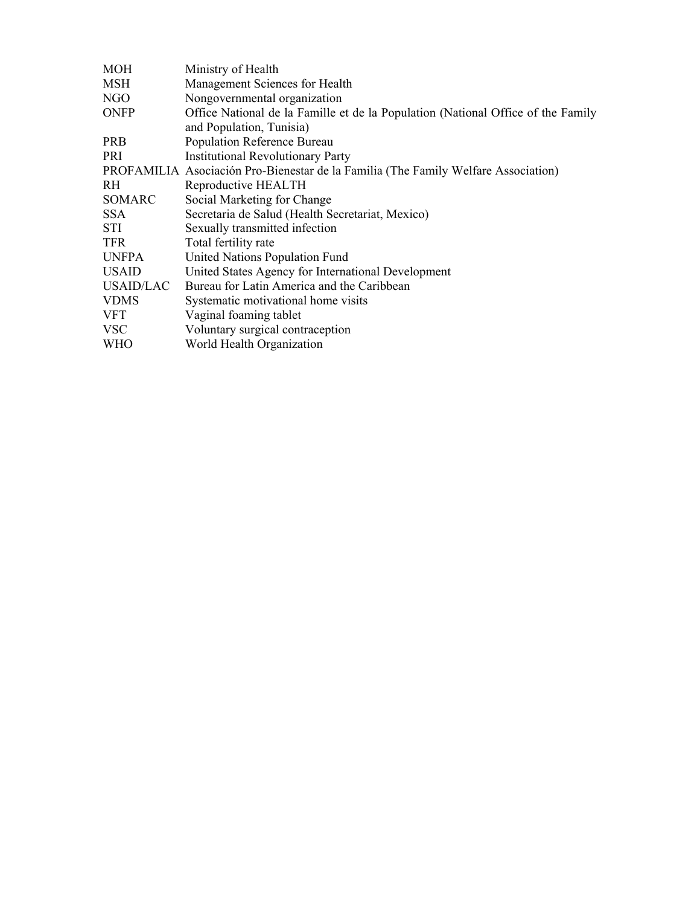| | |
|---|---|
| MOH | Ministry of Health |
| MSH | Management Sciences for Health |
| NGO | Nongovernmental organization |
| ONFP | Office National de la Famille et de la Population (National Office of the Family and Population, Tunisia) |
| PRB | Population Reference Bureau |
| PRI | Institutional Revolutionary Party |
| PROFAMILIA | Asociación Pro-Bienestar de la Familia (The Family Welfare Association) |
| RH | Reproductive HEALTH |
| SOMARC | Social Marketing for Change |
| SSA | Secretaria de Salud (Health Secretariat, Mexico) |
| STI | Sexually transmitted infection |
| TFR | Total fertility rate |
| UNFPA | United Nations Population Fund |
| USAID | United States Agency for International Development |
| USAID/LAC | Bureau for Latin America and the Caribbean |
| VDMS | Systematic motivational home visits |
| VFT | Vaginal foaming tablet |
| VSC | Voluntary surgical contraception |
| WHO | World Health Organization |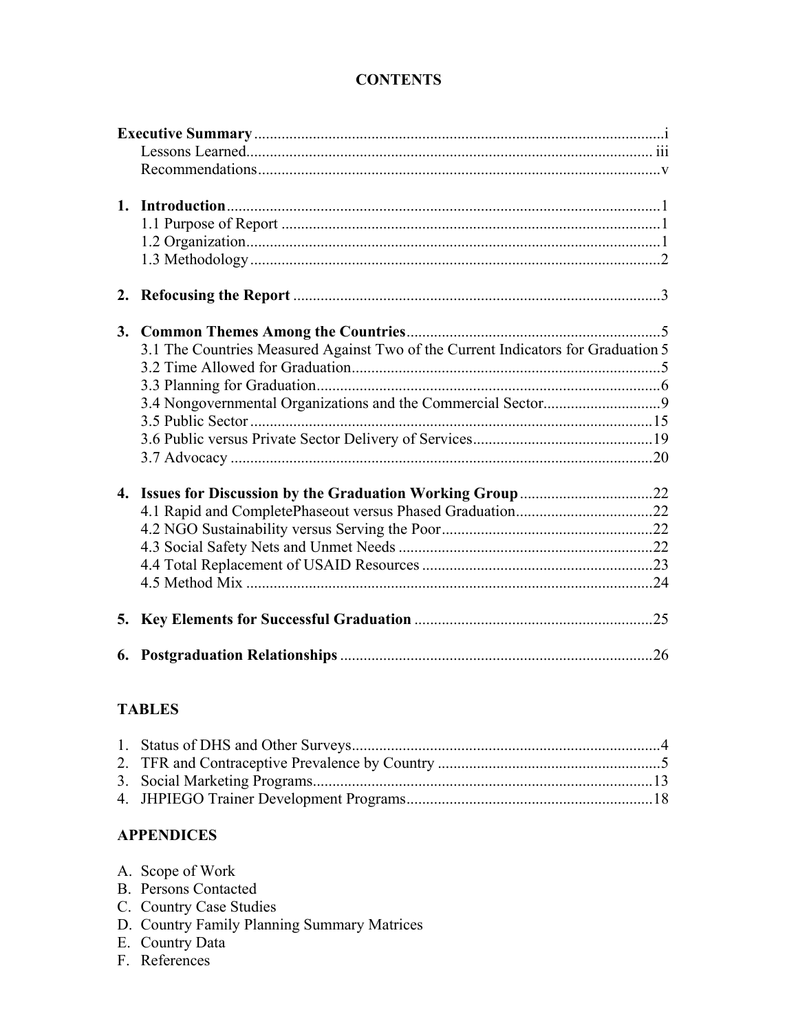# CONTENTS

**Executive Summary** .......... i
- Lessons Learned .......... iii
- Recommendations .......... v

**1. Introduction** .......... 1
- 1.1 Purpose of Report .......... 1
- 1.2 Organization .......... 1
- 1.3 Methodology .......... 2

**2. Refocusing the Report** .......... 3

**3. Common Themes Among the Countries** .......... 5
- 3.1 The Countries Measured Against Two of the Current Indicators for Graduation .......... 5
- 3.2 Time Allowed for Graduation .......... 5
- 3.3 Planning for Graduation .......... 6
- 3.4 Nongovernmental Organizations and the Commercial Sector .......... 9
- 3.5 Public Sector .......... 15
- 3.6 Public versus Private Sector Delivery of Services .......... 19
- 3.7 Advocacy .......... 20

**4. Issues for Discussion by the Graduation Working Group** .......... 22
- 4.1 Rapid and CompletePhaseout versus Phased Graduation .......... 22
- 4.2 NGO Sustainability versus Serving the Poor .......... 22
- 4.3 Social Safety Nets and Unmet Needs .......... 22
- 4.4 Total Replacement of USAID Resources .......... 23
- 4.5 Method Mix .......... 24

**5. Key Elements for Successful Graduation** .......... 25

**6. Postgraduation Relationships** .......... 26

## TABLES

1. Status of DHS and Other Surveys .......... 4
2. TFR and Contraceptive Prevalence by Country .......... 5
3. Social Marketing Programs .......... 13
4. JHPIEGO Trainer Development Programs .......... 18

## APPENDICES

A. Scope of Work
B. Persons Contacted
C. Country Case Studies
D. Country Family Planning Summary Matrices
E. Country Data
F. References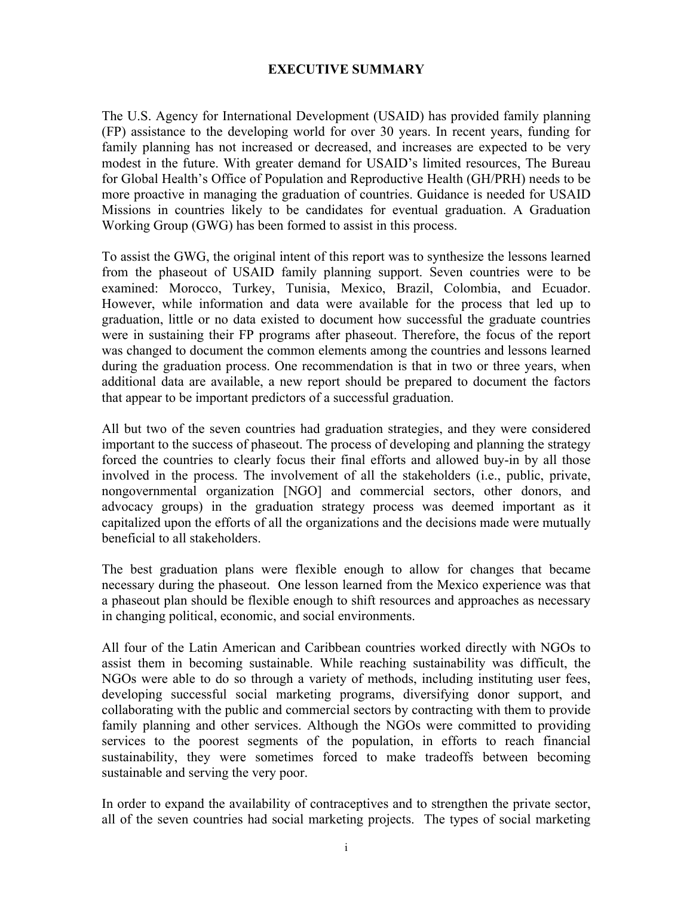# EXECUTIVE SUMMARY

The U.S. Agency for International Development (USAID) has provided family planning (FP) assistance to the developing world for over 30 years. In recent years, funding for family planning has not increased or decreased, and increases are expected to be very modest in the future. With greater demand for USAID's limited resources, The Bureau for Global Health's Office of Population and Reproductive Health (GH/PRH) needs to be more proactive in managing the graduation of countries. Guidance is needed for USAID Missions in countries likely to be candidates for eventual graduation. A Graduation Working Group (GWG) has been formed to assist in this process.

To assist the GWG, the original intent of this report was to synthesize the lessons learned from the phaseout of USAID family planning support. Seven countries were to be examined: Morocco, Turkey, Tunisia, Mexico, Brazil, Colombia, and Ecuador. However, while information and data were available for the process that led up to graduation, little or no data existed to document how successful the graduate countries were in sustaining their FP programs after phaseout. Therefore, the focus of the report was changed to document the common elements among the countries and lessons learned during the graduation process. One recommendation is that in two or three years, when additional data are available, a new report should be prepared to document the factors that appear to be important predictors of a successful graduation.

All but two of the seven countries had graduation strategies, and they were considered important to the success of phaseout. The process of developing and planning the strategy forced the countries to clearly focus their final efforts and allowed buy-in by all those involved in the process. The involvement of all the stakeholders (i.e., public, private, nongovernmental organization [NGO] and commercial sectors, other donors, and advocacy groups) in the graduation strategy process was deemed important as it capitalized upon the efforts of all the organizations and the decisions made were mutually beneficial to all stakeholders.

The best graduation plans were flexible enough to allow for changes that became necessary during the phaseout. One lesson learned from the Mexico experience was that a phaseout plan should be flexible enough to shift resources and approaches as necessary in changing political, economic, and social environments.

All four of the Latin American and Caribbean countries worked directly with NGOs to assist them in becoming sustainable. While reaching sustainability was difficult, the NGOs were able to do so through a variety of methods, including instituting user fees, developing successful social marketing programs, diversifying donor support, and collaborating with the public and commercial sectors by contracting with them to provide family planning and other services. Although the NGOs were committed to providing services to the poorest segments of the population, in efforts to reach financial sustainability, they were sometimes forced to make tradeoffs between becoming sustainable and serving the very poor.

In order to expand the availability of contraceptives and to strengthen the private sector, all of the seven countries had social marketing projects. The types of social marketing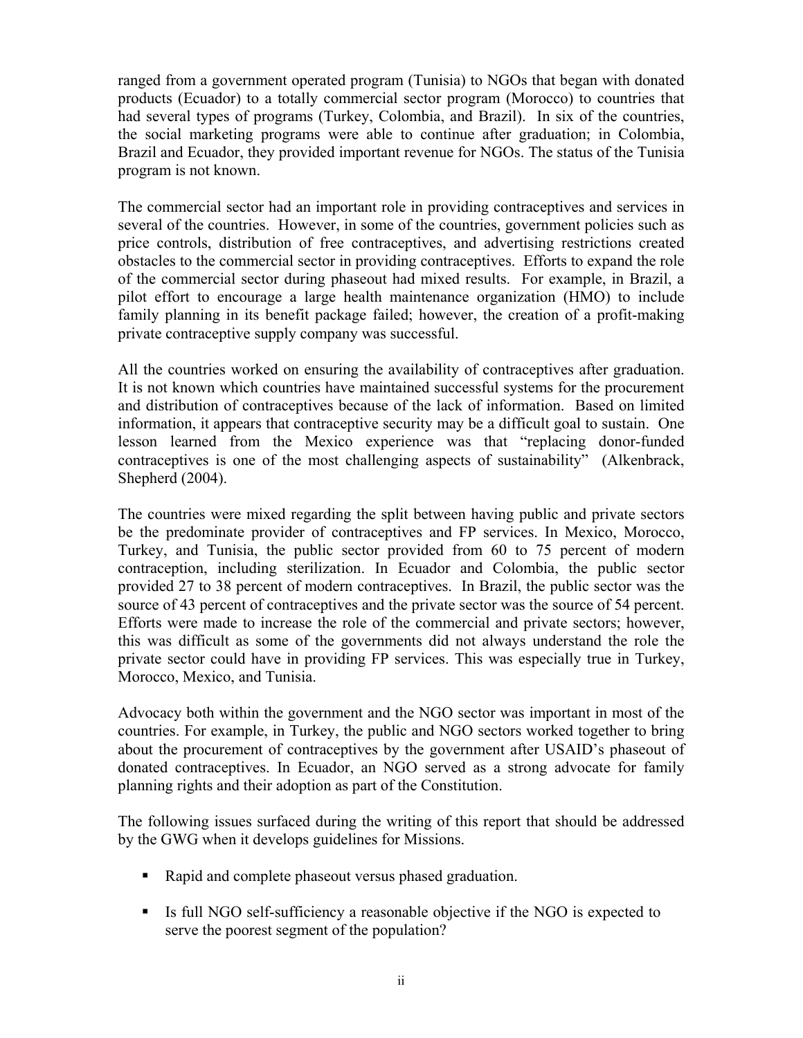ranged from a government operated program (Tunisia) to NGOs that began with donated products (Ecuador) to a totally commercial sector program (Morocco) to countries that had several types of programs (Turkey, Colombia, and Brazil). In six of the countries, the social marketing programs were able to continue after graduation; in Colombia, Brazil and Ecuador, they provided important revenue for NGOs. The status of the Tunisia program is not known.

The commercial sector had an important role in providing contraceptives and services in several of the countries. However, in some of the countries, government policies such as price controls, distribution of free contraceptives, and advertising restrictions created obstacles to the commercial sector in providing contraceptives. Efforts to expand the role of the commercial sector during phaseout had mixed results. For example, in Brazil, a pilot effort to encourage a large health maintenance organization (HMO) to include family planning in its benefit package failed; however, the creation of a profit-making private contraceptive supply company was successful.

All the countries worked on ensuring the availability of contraceptives after graduation. It is not known which countries have maintained successful systems for the procurement and distribution of contraceptives because of the lack of information. Based on limited information, it appears that contraceptive security may be a difficult goal to sustain. One lesson learned from the Mexico experience was that "replacing donor-funded contraceptives is one of the most challenging aspects of sustainability" (Alkenbrack, Shepherd (2004).

The countries were mixed regarding the split between having public and private sectors be the predominate provider of contraceptives and FP services. In Mexico, Morocco, Turkey, and Tunisia, the public sector provided from 60 to 75 percent of modern contraception, including sterilization. In Ecuador and Colombia, the public sector provided 27 to 38 percent of modern contraceptives. In Brazil, the public sector was the source of 43 percent of contraceptives and the private sector was the source of 54 percent. Efforts were made to increase the role of the commercial and private sectors; however, this was difficult as some of the governments did not always understand the role the private sector could have in providing FP services. This was especially true in Turkey, Morocco, Mexico, and Tunisia.

Advocacy both within the government and the NGO sector was important in most of the countries. For example, in Turkey, the public and NGO sectors worked together to bring about the procurement of contraceptives by the government after USAID's phaseout of donated contraceptives. In Ecuador, an NGO served as a strong advocate for family planning rights and their adoption as part of the Constitution.

The following issues surfaced during the writing of this report that should be addressed by the GWG when it develops guidelines for Missions.

- Rapid and complete phaseout versus phased graduation.
- Is full NGO self-sufficiency a reasonable objective if the NGO is expected to serve the poorest segment of the population?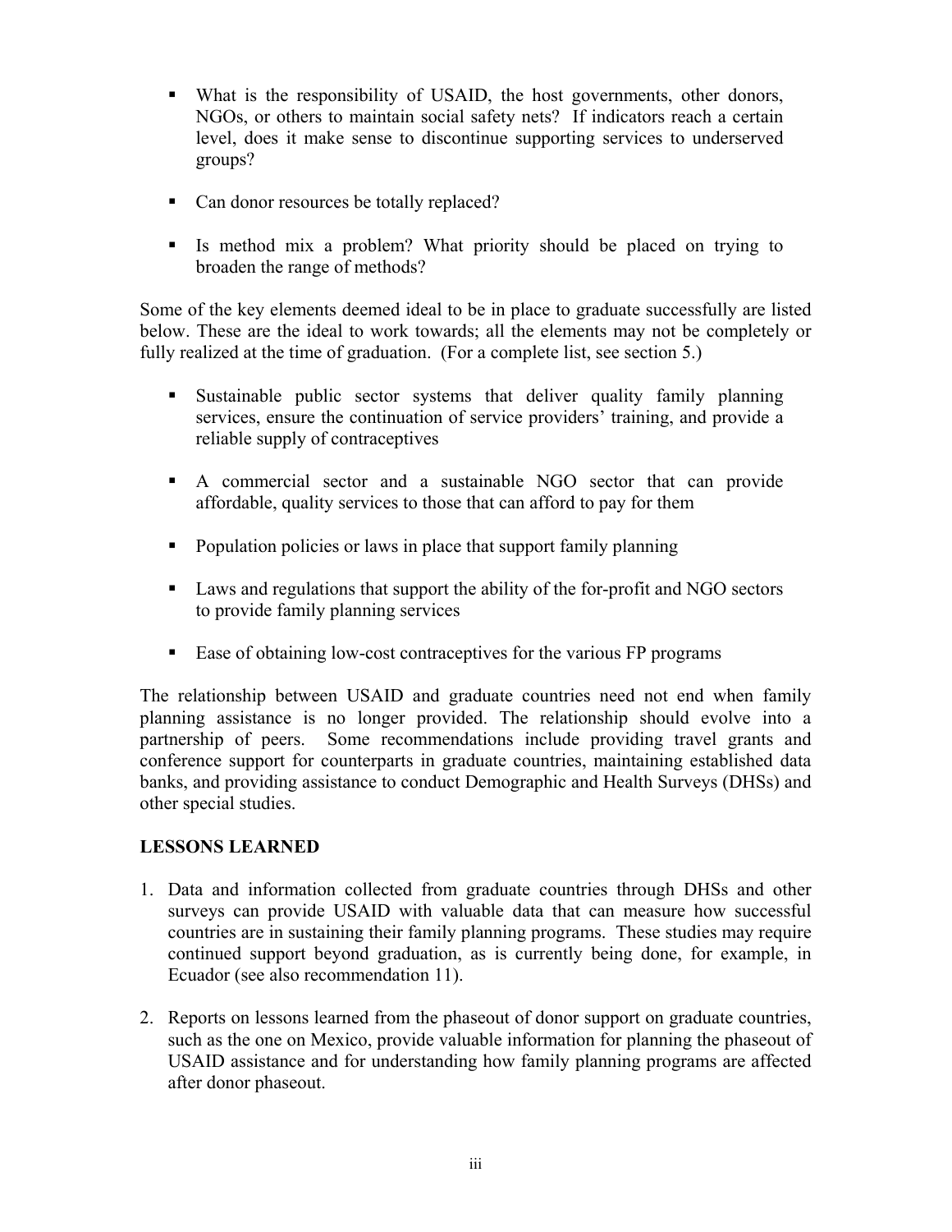- What is the responsibility of USAID, the host governments, other donors, NGOs, or others to maintain social safety nets? If indicators reach a certain level, does it make sense to discontinue supporting services to underserved groups?

- Can donor resources be totally replaced?

- Is method mix a problem? What priority should be placed on trying to broaden the range of methods?

Some of the key elements deemed ideal to be in place to graduate successfully are listed below. These are the ideal to work towards; all the elements may not be completely or fully realized at the time of graduation. (For a complete list, see section 5.)

- Sustainable public sector systems that deliver quality family planning services, ensure the continuation of service providers' training, and provide a reliable supply of contraceptives

- A commercial sector and a sustainable NGO sector that can provide affordable, quality services to those that can afford to pay for them

- Population policies or laws in place that support family planning

- Laws and regulations that support the ability of the for-profit and NGO sectors to provide family planning services

- Ease of obtaining low-cost contraceptives for the various FP programs

The relationship between USAID and graduate countries need not end when family planning assistance is no longer provided. The relationship should evolve into a partnership of peers. Some recommendations include providing travel grants and conference support for counterparts in graduate countries, maintaining established data banks, and providing assistance to conduct Demographic and Health Surveys (DHSs) and other special studies.

**LESSONS LEARNED**

1. Data and information collected from graduate countries through DHSs and other surveys can provide USAID with valuable data that can measure how successful countries are in sustaining their family planning programs. These studies may require continued support beyond graduation, as is currently being done, for example, in Ecuador (see also recommendation 11).

2. Reports on lessons learned from the phaseout of donor support on graduate countries, such as the one on Mexico, provide valuable information for planning the phaseout of USAID assistance and for understanding how family planning programs are affected after donor phaseout.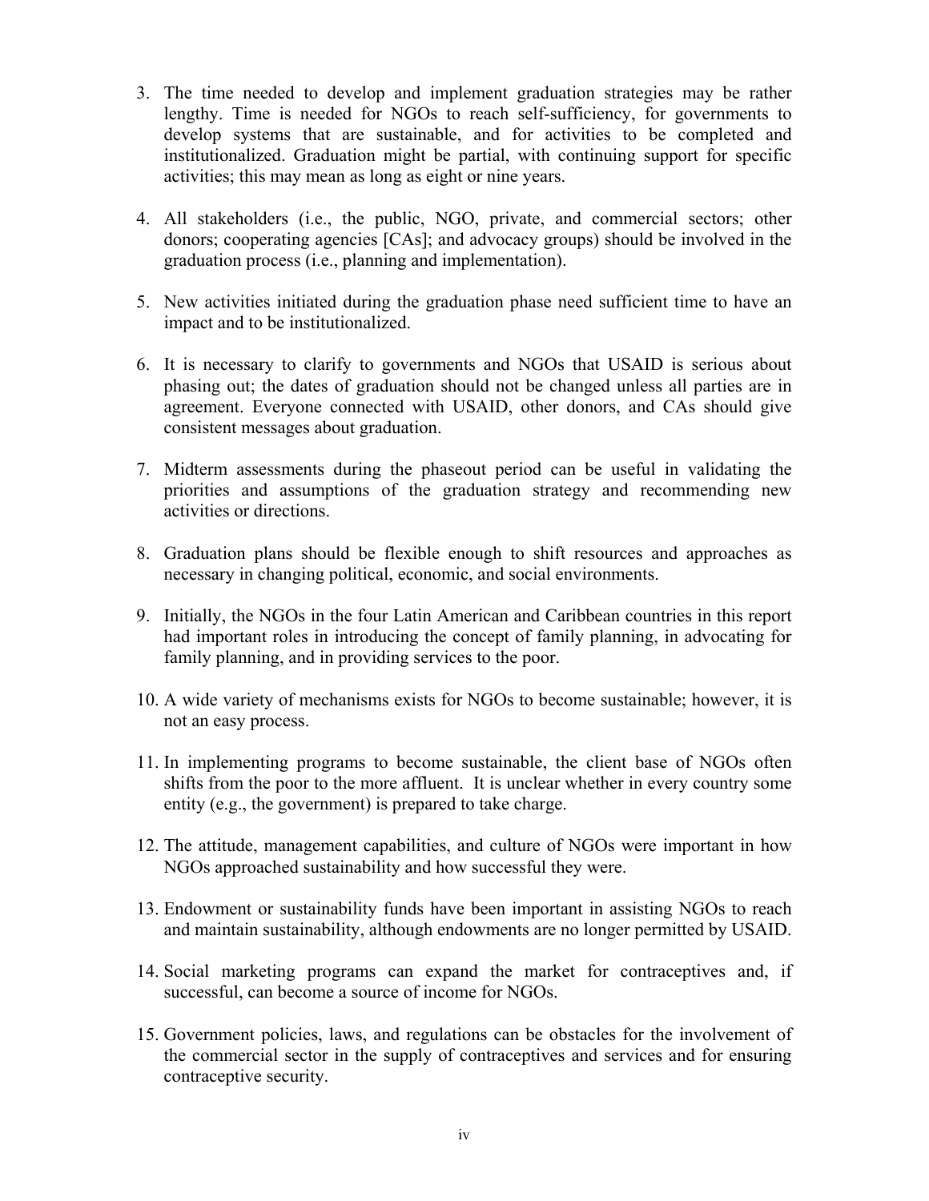3. The time needed to develop and implement graduation strategies may be rather lengthy. Time is needed for NGOs to reach self-sufficiency, for governments to develop systems that are sustainable, and for activities to be completed and institutionalized. Graduation might be partial, with continuing support for specific activities; this may mean as long as eight or nine years.

4. All stakeholders (i.e., the public, NGO, private, and commercial sectors; other donors; cooperating agencies [CAs]; and advocacy groups) should be involved in the graduation process (i.e., planning and implementation).

5. New activities initiated during the graduation phase need sufficient time to have an impact and to be institutionalized.

6. It is necessary to clarify to governments and NGOs that USAID is serious about phasing out; the dates of graduation should not be changed unless all parties are in agreement. Everyone connected with USAID, other donors, and CAs should give consistent messages about graduation.

7. Midterm assessments during the phaseout period can be useful in validating the priorities and assumptions of the graduation strategy and recommending new activities or directions.

8. Graduation plans should be flexible enough to shift resources and approaches as necessary in changing political, economic, and social environments.

9. Initially, the NGOs in the four Latin American and Caribbean countries in this report had important roles in introducing the concept of family planning, in advocating for family planning, and in providing services to the poor.

10. A wide variety of mechanisms exists for NGOs to become sustainable; however, it is not an easy process.

11. In implementing programs to become sustainable, the client base of NGOs often shifts from the poor to the more affluent. It is unclear whether in every country some entity (e.g., the government) is prepared to take charge.

12. The attitude, management capabilities, and culture of NGOs were important in how NGOs approached sustainability and how successful they were.

13. Endowment or sustainability funds have been important in assisting NGOs to reach and maintain sustainability, although endowments are no longer permitted by USAID.

14. Social marketing programs can expand the market for contraceptives and, if successful, can become a source of income for NGOs.

15. Government policies, laws, and regulations can be obstacles for the involvement of the commercial sector in the supply of contraceptives and services and for ensuring contraceptive security.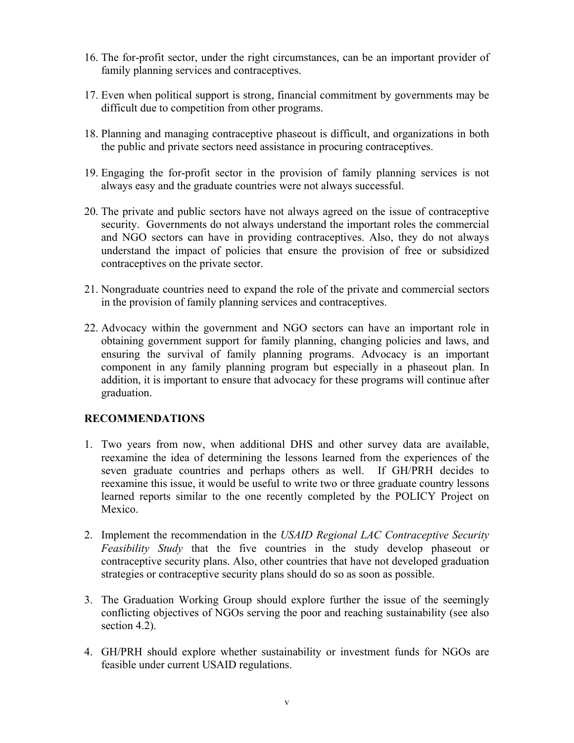16. The for-profit sector, under the right circumstances, can be an important provider of family planning services and contraceptives.

17. Even when political support is strong, financial commitment by governments may be difficult due to competition from other programs.

18. Planning and managing contraceptive phaseout is difficult, and organizations in both the public and private sectors need assistance in procuring contraceptives.

19. Engaging the for-profit sector in the provision of family planning services is not always easy and the graduate countries were not always successful.

20. The private and public sectors have not always agreed on the issue of contraceptive security. Governments do not always understand the important roles the commercial and NGO sectors can have in providing contraceptives. Also, they do not always understand the impact of policies that ensure the provision of free or subsidized contraceptives on the private sector.

21. Nongraduate countries need to expand the role of the private and commercial sectors in the provision of family planning services and contraceptives.

22. Advocacy within the government and NGO sectors can have an important role in obtaining government support for family planning, changing policies and laws, and ensuring the survival of family planning programs. Advocacy is an important component in any family planning program but especially in a phaseout plan. In addition, it is important to ensure that advocacy for these programs will continue after graduation.

## RECOMMENDATIONS

1. Two years from now, when additional DHS and other survey data are available, reexamine the idea of determining the lessons learned from the experiences of the seven graduate countries and perhaps others as well. If GH/PRH decides to reexamine this issue, it would be useful to write two or three graduate country lessons learned reports similar to the one recently completed by the POLICY Project on Mexico.

2. Implement the recommendation in the *USAID Regional LAC Contraceptive Security Feasibility Study* that the five countries in the study develop phaseout or contraceptive security plans. Also, other countries that have not developed graduation strategies or contraceptive security plans should do so as soon as possible.

3. The Graduation Working Group should explore further the issue of the seemingly conflicting objectives of NGOs serving the poor and reaching sustainability (see also section 4.2).

4. GH/PRH should explore whether sustainability or investment funds for NGOs are feasible under current USAID regulations.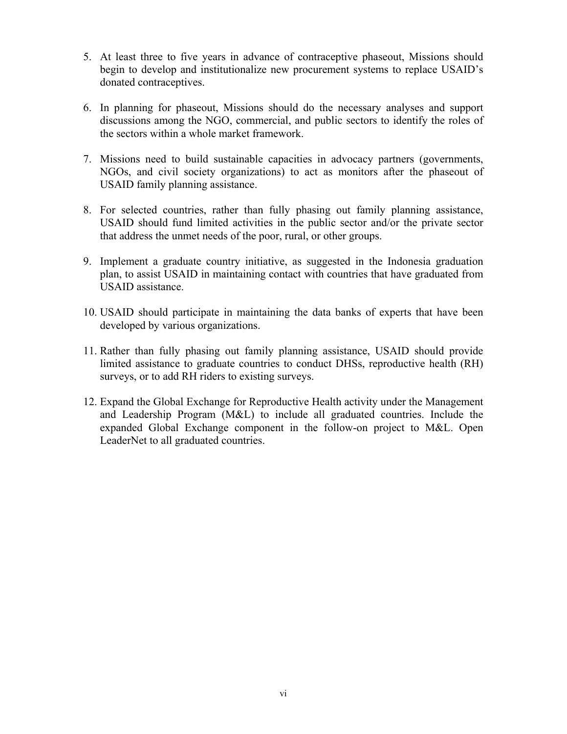5. At least three to five years in advance of contraceptive phaseout, Missions should begin to develop and institutionalize new procurement systems to replace USAID's donated contraceptives.

6. In planning for phaseout, Missions should do the necessary analyses and support discussions among the NGO, commercial, and public sectors to identify the roles of the sectors within a whole market framework.

7. Missions need to build sustainable capacities in advocacy partners (governments, NGOs, and civil society organizations) to act as monitors after the phaseout of USAID family planning assistance.

8. For selected countries, rather than fully phasing out family planning assistance, USAID should fund limited activities in the public sector and/or the private sector that address the unmet needs of the poor, rural, or other groups.

9. Implement a graduate country initiative, as suggested in the Indonesia graduation plan, to assist USAID in maintaining contact with countries that have graduated from USAID assistance.

10. USAID should participate in maintaining the data banks of experts that have been developed by various organizations.

11. Rather than fully phasing out family planning assistance, USAID should provide limited assistance to graduate countries to conduct DHSs, reproductive health (RH) surveys, or to add RH riders to existing surveys.

12. Expand the Global Exchange for Reproductive Health activity under the Management and Leadership Program (M&L) to include all graduated countries. Include the expanded Global Exchange component in the follow-on project to M&L. Open LeaderNet to all graduated countries.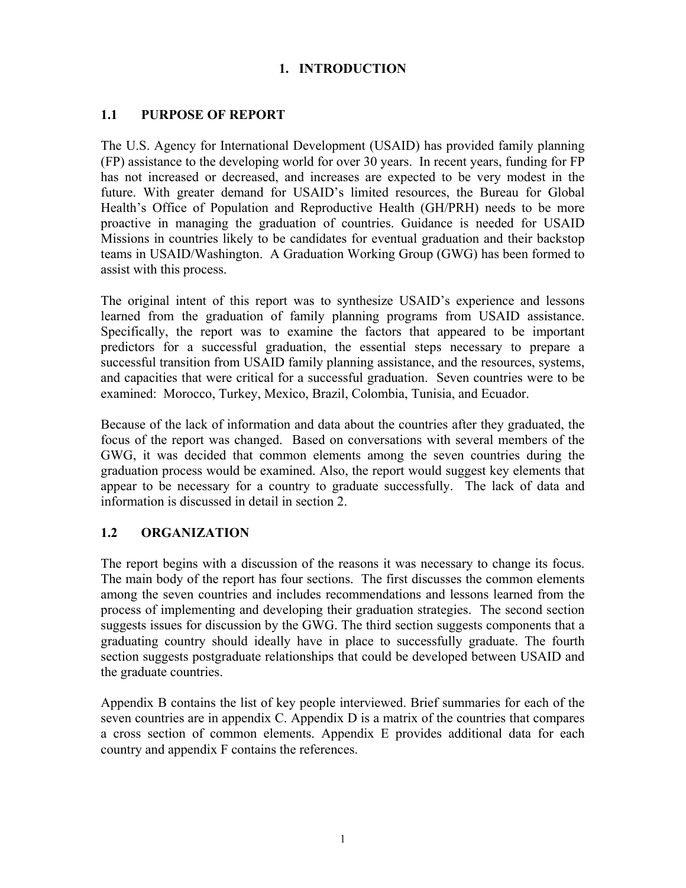# 1. INTRODUCTION

## 1.1 PURPOSE OF REPORT

The U.S. Agency for International Development (USAID) has provided family planning (FP) assistance to the developing world for over 30 years. In recent years, funding for FP has not increased or decreased, and increases are expected to be very modest in the future. With greater demand for USAID's limited resources, the Bureau for Global Health's Office of Population and Reproductive Health (GH/PRH) needs to be more proactive in managing the graduation of countries. Guidance is needed for USAID Missions in countries likely to be candidates for eventual graduation and their backstop teams in USAID/Washington. A Graduation Working Group (GWG) has been formed to assist with this process.

The original intent of this report was to synthesize USAID's experience and lessons learned from the graduation of family planning programs from USAID assistance. Specifically, the report was to examine the factors that appeared to be important predictors for a successful graduation, the essential steps necessary to prepare a successful transition from USAID family planning assistance, and the resources, systems, and capacities that were critical for a successful graduation. Seven countries were to be examined: Morocco, Turkey, Mexico, Brazil, Colombia, Tunisia, and Ecuador.

Because of the lack of information and data about the countries after they graduated, the focus of the report was changed. Based on conversations with several members of the GWG, it was decided that common elements among the seven countries during the graduation process would be examined. Also, the report would suggest key elements that appear to be necessary for a country to graduate successfully. The lack of data and information is discussed in detail in section 2.

## 1.2 ORGANIZATION

The report begins with a discussion of the reasons it was necessary to change its focus. The main body of the report has four sections. The first discusses the common elements among the seven countries and includes recommendations and lessons learned from the process of implementing and developing their graduation strategies. The second section suggests issues for discussion by the GWG. The third section suggests components that a graduating country should ideally have in place to successfully graduate. The fourth section suggests postgraduate relationships that could be developed between USAID and the graduate countries.

Appendix B contains the list of key people interviewed. Brief summaries for each of the seven countries are in appendix C. Appendix D is a matrix of the countries that compares a cross section of common elements. Appendix E provides additional data for each country and appendix F contains the references.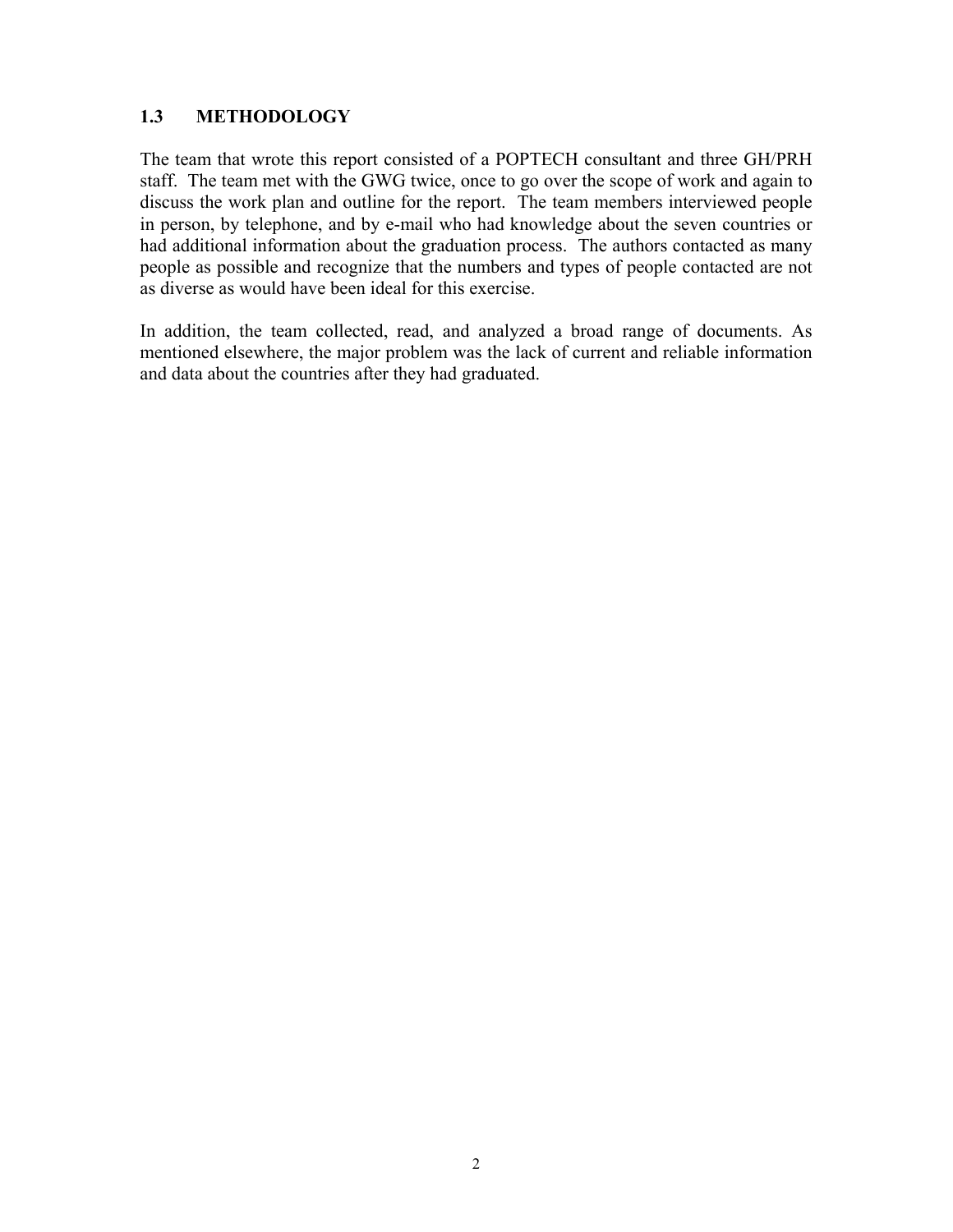## 1.3 METHODOLOGY

The team that wrote this report consisted of a POPTECH consultant and three GH/PRH staff. The team met with the GWG twice, once to go over the scope of work and again to discuss the work plan and outline for the report. The team members interviewed people in person, by telephone, and by e-mail who had knowledge about the seven countries or had additional information about the graduation process. The authors contacted as many people as possible and recognize that the numbers and types of people contacted are not as diverse as would have been ideal for this exercise.

In addition, the team collected, read, and analyzed a broad range of documents. As mentioned elsewhere, the major problem was the lack of current and reliable information and data about the countries after they had graduated.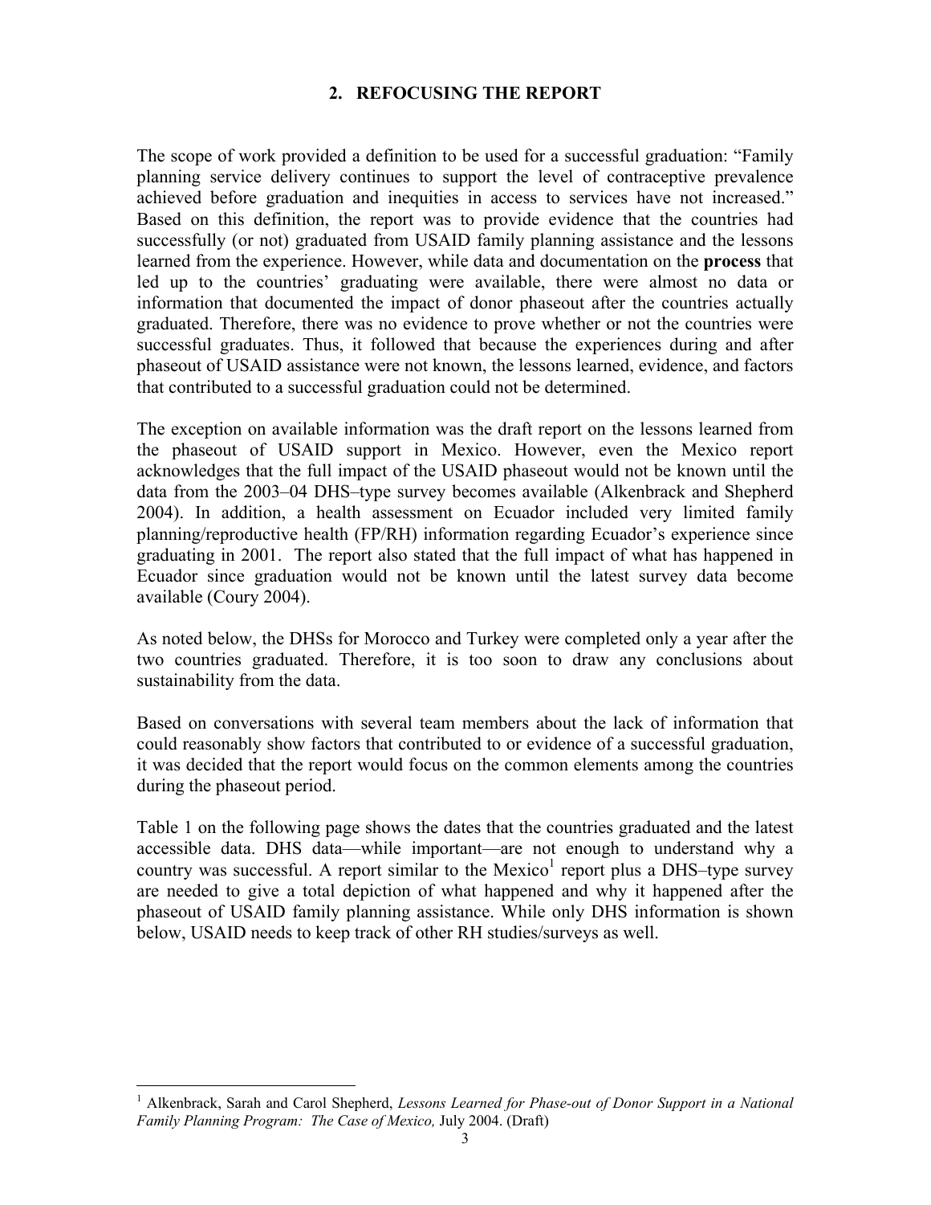## 2. REFOCUSING THE REPORT

The scope of work provided a definition to be used for a successful graduation: "Family planning service delivery continues to support the level of contraceptive prevalence achieved before graduation and inequities in access to services have not increased." Based on this definition, the report was to provide evidence that the countries had successfully (or not) graduated from USAID family planning assistance and the lessons learned from the experience. However, while data and documentation on the **process** that led up to the countries' graduating were available, there were almost no data or information that documented the impact of donor phaseout after the countries actually graduated. Therefore, there was no evidence to prove whether or not the countries were successful graduates. Thus, it followed that because the experiences during and after phaseout of USAID assistance were not known, the lessons learned, evidence, and factors that contributed to a successful graduation could not be determined.

The exception on available information was the draft report on the lessons learned from the phaseout of USAID support in Mexico. However, even the Mexico report acknowledges that the full impact of the USAID phaseout would not be known until the data from the 2003–04 DHS–type survey becomes available (Alkenbrack and Shepherd 2004). In addition, a health assessment on Ecuador included very limited family planning/reproductive health (FP/RH) information regarding Ecuador's experience since graduating in 2001. The report also stated that the full impact of what has happened in Ecuador since graduation would not be known until the latest survey data become available (Coury 2004).

As noted below, the DHSs for Morocco and Turkey were completed only a year after the two countries graduated. Therefore, it is too soon to draw any conclusions about sustainability from the data.

Based on conversations with several team members about the lack of information that could reasonably show factors that contributed to or evidence of a successful graduation, it was decided that the report would focus on the common elements among the countries during the phaseout period.

Table 1 on the following page shows the dates that the countries graduated and the latest accessible data. DHS data—while important—are not enough to understand why a country was successful. A report similar to the Mexico[1] report plus a DHS–type survey are needed to give a total depiction of what happened and why it happened after the phaseout of USAID family planning assistance. While only DHS information is shown below, USAID needs to keep track of other RH studies/surveys as well.

---

[1] Alkenbrack, Sarah and Carol Shepherd, *Lessons Learned for Phase-out of Donor Support in a National Family Planning Program: The Case of Mexico,* July 2004. (Draft)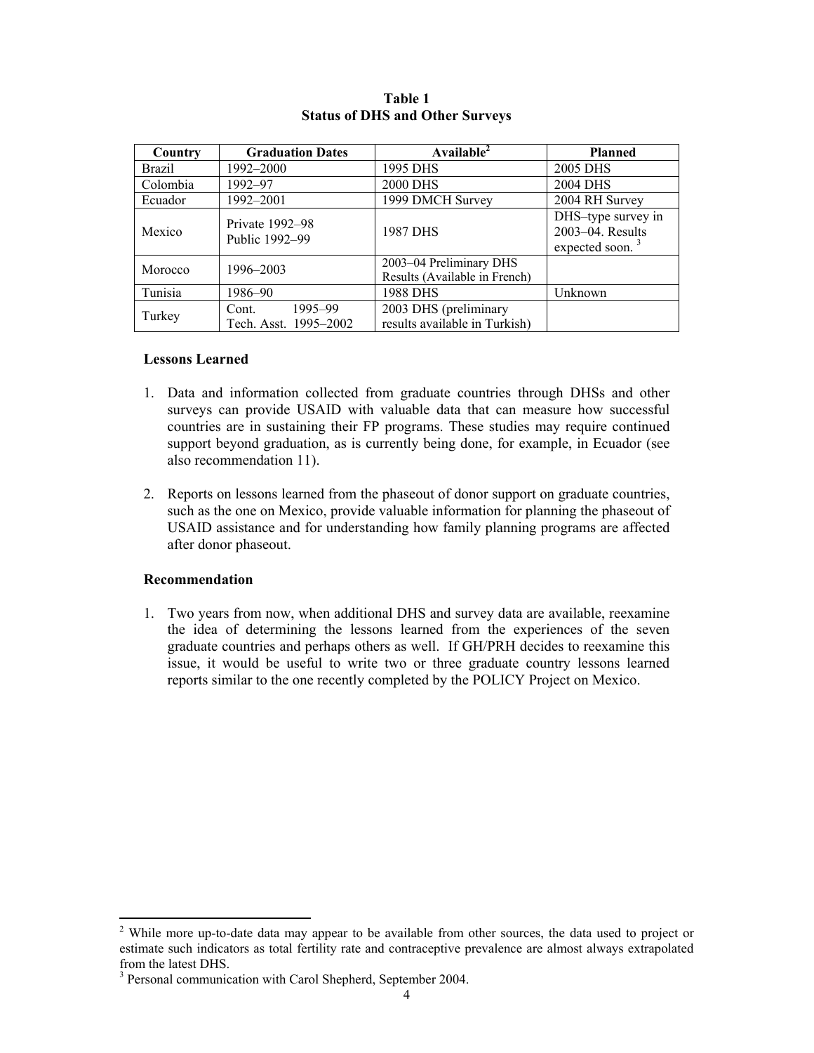**Table 1**
**Status of DHS and Other Surveys**

| Country | Graduation Dates | Available[2] | Planned |
|---|---|---|---|
| Brazil | 1992–2000 | 1995 DHS | 2005 DHS |
| Colombia | 1992–97 | 2000 DHS | 2004 DHS |
| Ecuador | 1992–2001 | 1999 DMCH Survey | 2004 RH Survey |
| Mexico | Private 1992–98<br>Public 1992–99 | 1987 DHS | DHS–type survey in 2003–04. Results expected soon. [3] |
| Morocco | 1996–2003 | 2003–04 Preliminary DHS Results (Available in French) | |
| Tunisia | 1986–90 | 1988 DHS | Unknown |
| Turkey | Cont. 1995–99<br>Tech. Asst. 1995–2002 | 2003 DHS (preliminary results available in Turkish) | |

### Lessons Learned

1. Data and information collected from graduate countries through DHSs and other surveys can provide USAID with valuable data that can measure how successful countries are in sustaining their FP programs. These studies may require continued support beyond graduation, as is currently being done, for example, in Ecuador (see also recommendation 11).

2. Reports on lessons learned from the phaseout of donor support on graduate countries, such as the one on Mexico, provide valuable information for planning the phaseout of USAID assistance and for understanding how family planning programs are affected after donor phaseout.

### Recommendation

1. Two years from now, when additional DHS and survey data are available, reexamine the idea of determining the lessons learned from the experiences of the seven graduate countries and perhaps others as well. If GH/PRH decides to reexamine this issue, it would be useful to write two or three graduate country lessons learned reports similar to the one recently completed by the POLICY Project on Mexico.

---

[2] While more up-to-date data may appear to be available from other sources, the data used to project or estimate such indicators as total fertility rate and contraceptive prevalence are almost always extrapolated from the latest DHS.

[3] Personal communication with Carol Shepherd, September 2004.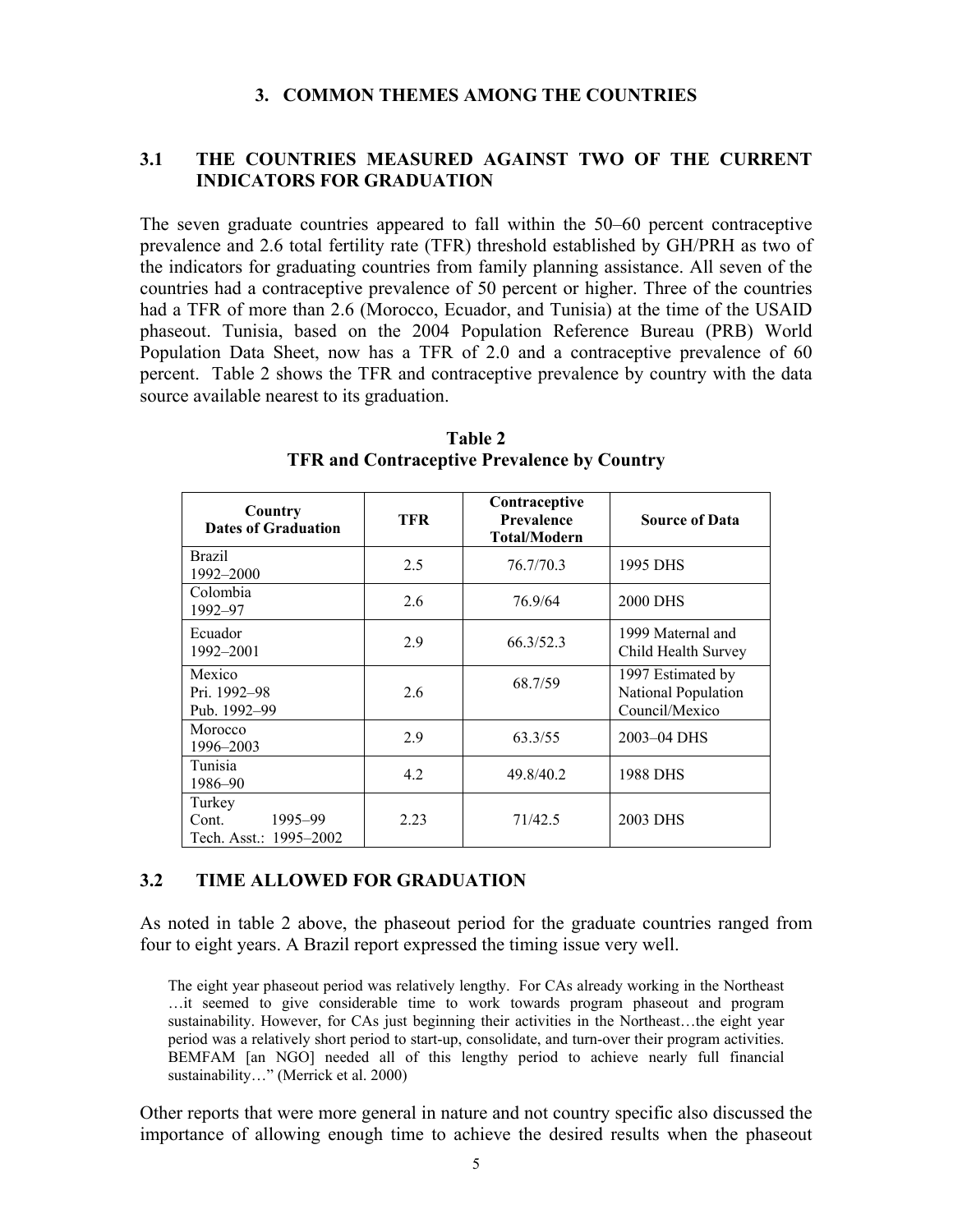# 3. COMMON THEMES AMONG THE COUNTRIES

## 3.1 THE COUNTRIES MEASURED AGAINST TWO OF THE CURRENT INDICATORS FOR GRADUATION

The seven graduate countries appeared to fall within the 50–60 percent contraceptive prevalence and 2.6 total fertility rate (TFR) threshold established by GH/PRH as two of the indicators for graduating countries from family planning assistance. All seven of the countries had a contraceptive prevalence of 50 percent or higher. Three of the countries had a TFR of more than 2.6 (Morocco, Ecuador, and Tunisia) at the time of the USAID phaseout. Tunisia, based on the 2004 Population Reference Bureau (PRB) World Population Data Sheet, now has a TFR of 2.0 and a contraceptive prevalence of 60 percent. Table 2 shows the TFR and contraceptive prevalence by country with the data source available nearest to its graduation.

**Table 2**
**TFR and Contraceptive Prevalence by Country**

| Country<br>Dates of Graduation | TFR | Contraceptive Prevalence Total/Modern | Source of Data |
|---|---|---|---|
| Brazil<br>1992–2000 | 2.5 | 76.7/70.3 | 1995 DHS |
| Colombia<br>1992–97 | 2.6 | 76.9/64 | 2000 DHS |
| Ecuador<br>1992–2001 | 2.9 | 66.3/52.3 | 1999 Maternal and Child Health Survey |
| Mexico<br>Pri. 1992–98<br>Pub. 1992–99 | 2.6 | 68.7/59 | 1997 Estimated by National Population Council/Mexico |
| Morocco<br>1996–2003 | 2.9 | 63.3/55 | 2003–04 DHS |
| Tunisia<br>1986–90 | 4.2 | 49.8/40.2 | 1988 DHS |
| Turkey<br>Cont. 1995–99<br>Tech. Asst.: 1995–2002 | 2.23 | 71/42.5 | 2003 DHS |

## 3.2 TIME ALLOWED FOR GRADUATION

As noted in table 2 above, the phaseout period for the graduate countries ranged from four to eight years. A Brazil report expressed the timing issue very well.

> The eight year phaseout period was relatively lengthy. For CAs already working in the Northeast …it seemed to give considerable time to work towards program phaseout and program sustainability. However, for CAs just beginning their activities in the Northeast…the eight year period was a relatively short period to start-up, consolidate, and turn-over their program activities. BEMFAM [an NGO] needed all of this lengthy period to achieve nearly full financial sustainability…" (Merrick et al. 2000)

Other reports that were more general in nature and not country specific also discussed the importance of allowing enough time to achieve the desired results when the phaseout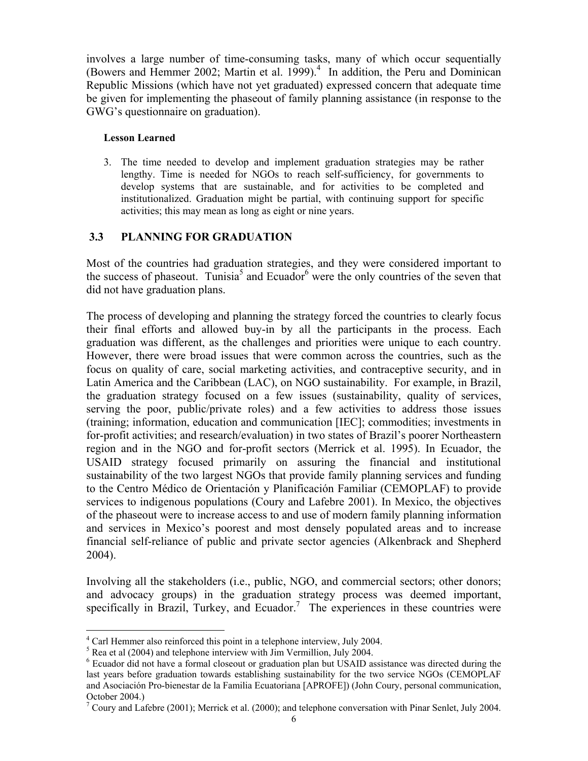involves a large number of time-consuming tasks, many of which occur sequentially (Bowers and Hemmer 2002; Martin et al. 1999).[4] In addition, the Peru and Dominican Republic Missions (which have not yet graduated) expressed concern that adequate time be given for implementing the phaseout of family planning assistance (in response to the GWG's questionnaire on graduation).

**Lesson Learned**

3. The time needed to develop and implement graduation strategies may be rather lengthy. Time is needed for NGOs to reach self-sufficiency, for governments to develop systems that are sustainable, and for activities to be completed and institutionalized. Graduation might be partial, with continuing support for specific activities; this may mean as long as eight or nine years.

## 3.3 PLANNING FOR GRADUATION

Most of the countries had graduation strategies, and they were considered important to the success of phaseout. Tunisia[5] and Ecuador[6] were the only countries of the seven that did not have graduation plans.

The process of developing and planning the strategy forced the countries to clearly focus their final efforts and allowed buy-in by all the participants in the process. Each graduation was different, as the challenges and priorities were unique to each country. However, there were broad issues that were common across the countries, such as the focus on quality of care, social marketing activities, and contraceptive security, and in Latin America and the Caribbean (LAC), on NGO sustainability. For example, in Brazil, the graduation strategy focused on a few issues (sustainability, quality of services, serving the poor, public/private roles) and a few activities to address those issues (training; information, education and communication [IEC]; commodities; investments in for-profit activities; and research/evaluation) in two states of Brazil's poorer Northeastern region and in the NGO and for-profit sectors (Merrick et al. 1995). In Ecuador, the USAID strategy focused primarily on assuring the financial and institutional sustainability of the two largest NGOs that provide family planning services and funding to the Centro Médico de Orientación y Planificación Familiar (CEMOPLAF) to provide services to indigenous populations (Coury and Lafebre 2001). In Mexico, the objectives of the phaseout were to increase access to and use of modern family planning information and services in Mexico's poorest and most densely populated areas and to increase financial self-reliance of public and private sector agencies (Alkenbrack and Shepherd 2004).

Involving all the stakeholders (i.e., public, NGO, and commercial sectors; other donors; and advocacy groups) in the graduation strategy process was deemed important, specifically in Brazil, Turkey, and Ecuador.[7] The experiences in these countries were

---

[4] Carl Hemmer also reinforced this point in a telephone interview, July 2004.

[5] Rea et al (2004) and telephone interview with Jim Vermillion, July 2004.

[6] Ecuador did not have a formal closeout or graduation plan but USAID assistance was directed during the last years before graduation towards establishing sustainability for the two service NGOs (CEMOPLAF and Asociación Pro-bienestar de la Familia Ecuatoriana [APROFE]) (John Coury, personal communication, October 2004.)

[7] Coury and Lafebre (2001); Merrick et al. (2000); and telephone conversation with Pinar Senlet, July 2004.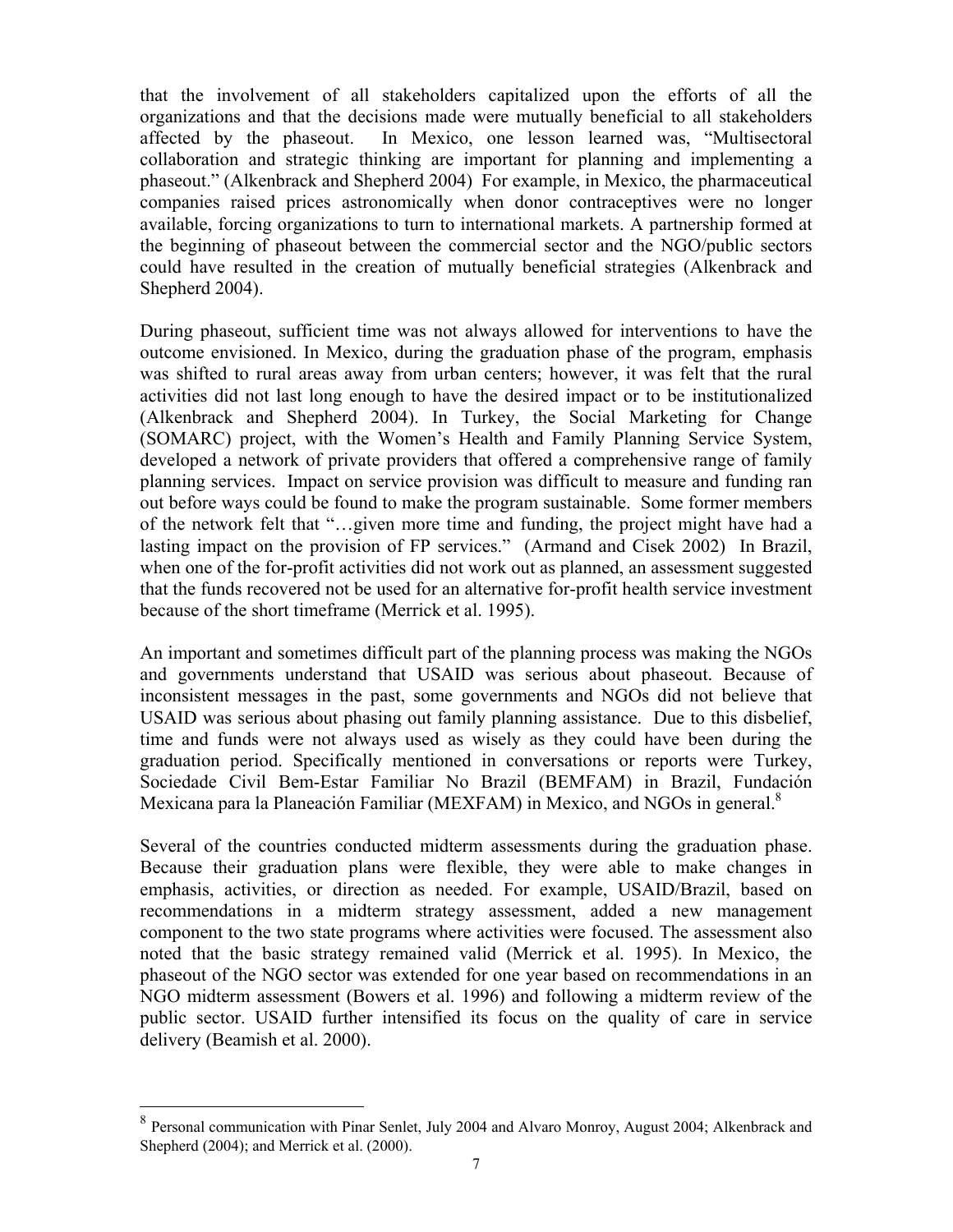that the involvement of all stakeholders capitalized upon the efforts of all the organizations and that the decisions made were mutually beneficial to all stakeholders affected by the phaseout. In Mexico, one lesson learned was, "Multisectoral collaboration and strategic thinking are important for planning and implementing a phaseout." (Alkenbrack and Shepherd 2004) For example, in Mexico, the pharmaceutical companies raised prices astronomically when donor contraceptives were no longer available, forcing organizations to turn to international markets. A partnership formed at the beginning of phaseout between the commercial sector and the NGO/public sectors could have resulted in the creation of mutually beneficial strategies (Alkenbrack and Shepherd 2004).

During phaseout, sufficient time was not always allowed for interventions to have the outcome envisioned. In Mexico, during the graduation phase of the program, emphasis was shifted to rural areas away from urban centers; however, it was felt that the rural activities did not last long enough to have the desired impact or to be institutionalized (Alkenbrack and Shepherd 2004). In Turkey, the Social Marketing for Change (SOMARC) project, with the Women's Health and Family Planning Service System, developed a network of private providers that offered a comprehensive range of family planning services. Impact on service provision was difficult to measure and funding ran out before ways could be found to make the program sustainable. Some former members of the network felt that "…given more time and funding, the project might have had a lasting impact on the provision of FP services." (Armand and Cisek 2002) In Brazil, when one of the for-profit activities did not work out as planned, an assessment suggested that the funds recovered not be used for an alternative for-profit health service investment because of the short timeframe (Merrick et al. 1995).

An important and sometimes difficult part of the planning process was making the NGOs and governments understand that USAID was serious about phaseout. Because of inconsistent messages in the past, some governments and NGOs did not believe that USAID was serious about phasing out family planning assistance. Due to this disbelief, time and funds were not always used as wisely as they could have been during the graduation period. Specifically mentioned in conversations or reports were Turkey, Sociedade Civil Bem-Estar Familiar No Brazil (BEMFAM) in Brazil, Fundación Mexicana para la Planeación Familiar (MEXFAM) in Mexico, and NGOs in general.[8]

Several of the countries conducted midterm assessments during the graduation phase. Because their graduation plans were flexible, they were able to make changes in emphasis, activities, or direction as needed. For example, USAID/Brazil, based on recommendations in a midterm strategy assessment, added a new management component to the two state programs where activities were focused. The assessment also noted that the basic strategy remained valid (Merrick et al. 1995). In Mexico, the phaseout of the NGO sector was extended for one year based on recommendations in an NGO midterm assessment (Bowers et al. 1996) and following a midterm review of the public sector. USAID further intensified its focus on the quality of care in service delivery (Beamish et al. 2000).

---

[8] Personal communication with Pinar Senlet, July 2004 and Alvaro Monroy, August 2004; Alkenbrack and Shepherd (2004); and Merrick et al. (2000).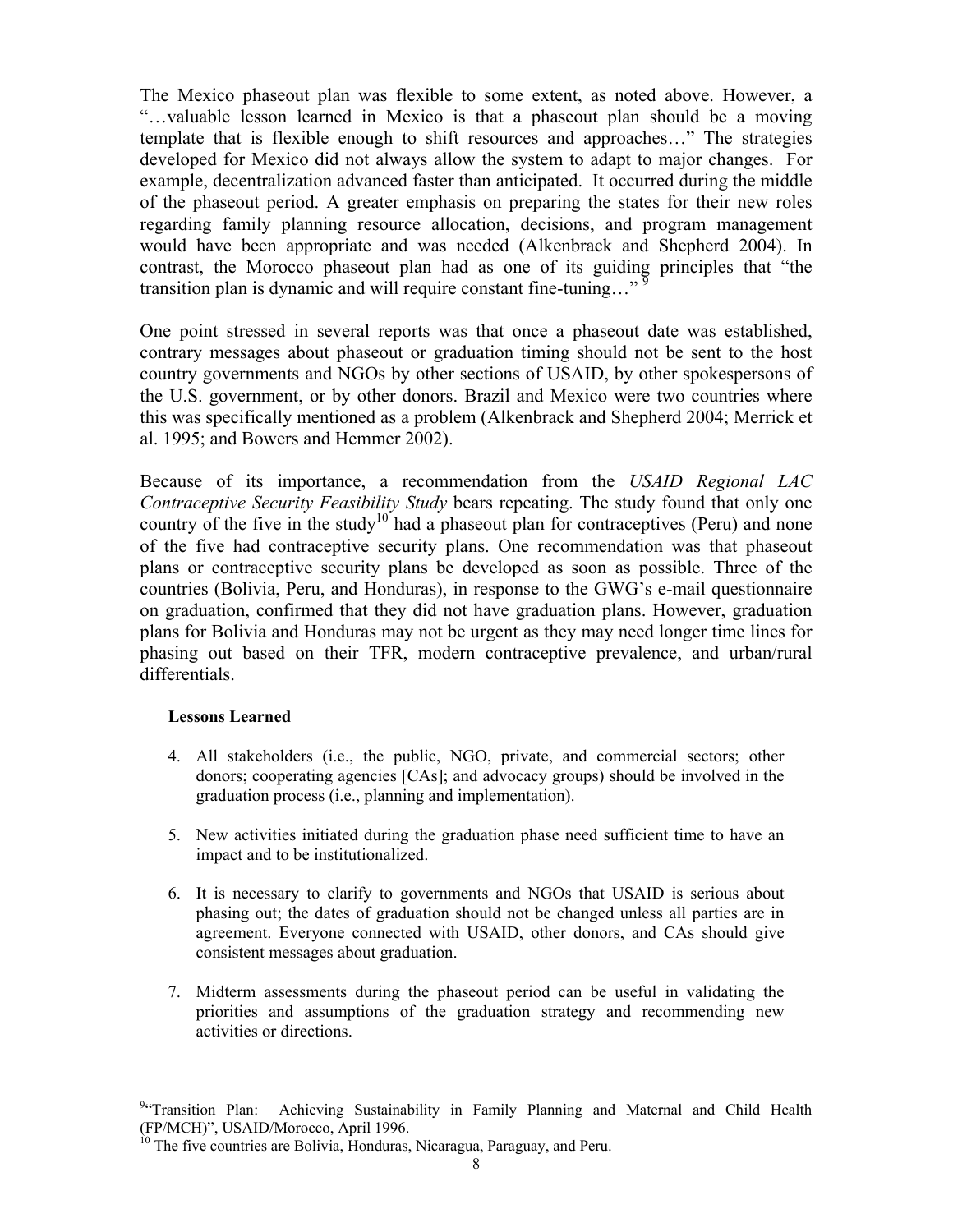The Mexico phaseout plan was flexible to some extent, as noted above. However, a "…valuable lesson learned in Mexico is that a phaseout plan should be a moving template that is flexible enough to shift resources and approaches…" The strategies developed for Mexico did not always allow the system to adapt to major changes. For example, decentralization advanced faster than anticipated. It occurred during the middle of the phaseout period. A greater emphasis on preparing the states for their new roles regarding family planning resource allocation, decisions, and program management would have been appropriate and was needed (Alkenbrack and Shepherd 2004). In contrast, the Morocco phaseout plan had as one of its guiding principles that "the transition plan is dynamic and will require constant fine-tuning…" [9]

One point stressed in several reports was that once a phaseout date was established, contrary messages about phaseout or graduation timing should not be sent to the host country governments and NGOs by other sections of USAID, by other spokespersons of the U.S. government, or by other donors. Brazil and Mexico were two countries where this was specifically mentioned as a problem (Alkenbrack and Shepherd 2004; Merrick et al. 1995; and Bowers and Hemmer 2002).

Because of its importance, a recommendation from the *USAID Regional LAC Contraceptive Security Feasibility Study* bears repeating. The study found that only one country of the five in the study[10] had a phaseout plan for contraceptives (Peru) and none of the five had contraceptive security plans. One recommendation was that phaseout plans or contraceptive security plans be developed as soon as possible. Three of the countries (Bolivia, Peru, and Honduras), in response to the GWG's e-mail questionnaire on graduation, confirmed that they did not have graduation plans. However, graduation plans for Bolivia and Honduras may not be urgent as they may need longer time lines for phasing out based on their TFR, modern contraceptive prevalence, and urban/rural differentials.

**Lessons Learned**

4. All stakeholders (i.e., the public, NGO, private, and commercial sectors; other donors; cooperating agencies [CAs]; and advocacy groups) should be involved in the graduation process (i.e., planning and implementation).
5. New activities initiated during the graduation phase need sufficient time to have an impact and to be institutionalized.
6. It is necessary to clarify to governments and NGOs that USAID is serious about phasing out; the dates of graduation should not be changed unless all parties are in agreement. Everyone connected with USAID, other donors, and CAs should give consistent messages about graduation.
7. Midterm assessments during the phaseout period can be useful in validating the priorities and assumptions of the graduation strategy and recommending new activities or directions.

[9] "Transition Plan: Achieving Sustainability in Family Planning and Maternal and Child Health (FP/MCH)", USAID/Morocco, April 1996.

[10] The five countries are Bolivia, Honduras, Nicaragua, Paraguay, and Peru.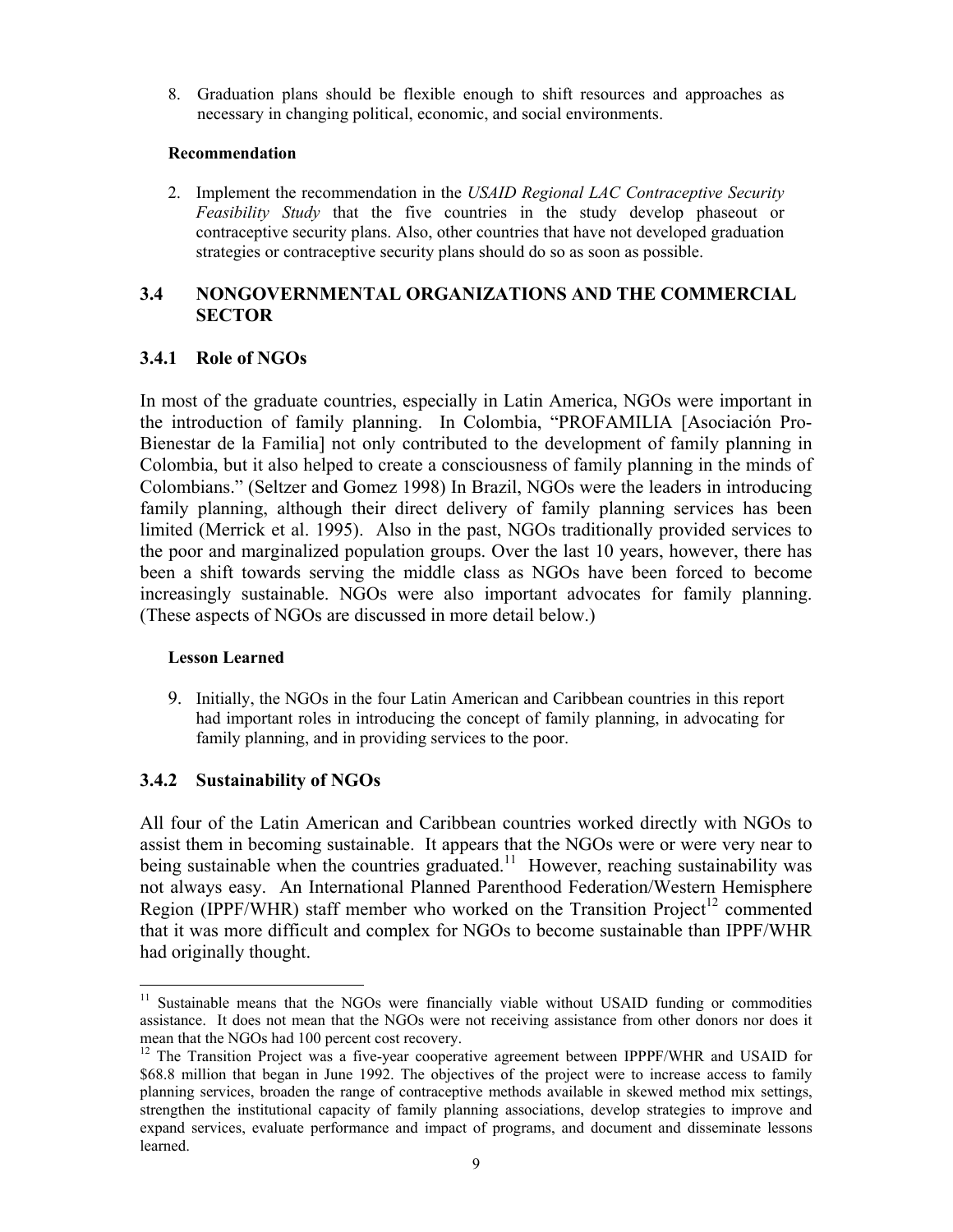8. Graduation plans should be flexible enough to shift resources and approaches as necessary in changing political, economic, and social environments.

**Recommendation**

2. Implement the recommendation in the *USAID Regional LAC Contraceptive Security Feasibility Study* that the five countries in the study develop phaseout or contraceptive security plans. Also, other countries that have not developed graduation strategies or contraceptive security plans should do so as soon as possible.

## 3.4 NONGOVERNMENTAL ORGANIZATIONS AND THE COMMERCIAL SECTOR

### 3.4.1 Role of NGOs

In most of the graduate countries, especially in Latin America, NGOs were important in the introduction of family planning. In Colombia, "PROFAMILIA [Asociación Pro-Bienestar de la Familia] not only contributed to the development of family planning in Colombia, but it also helped to create a consciousness of family planning in the minds of Colombians." (Seltzer and Gomez 1998) In Brazil, NGOs were the leaders in introducing family planning, although their direct delivery of family planning services has been limited (Merrick et al. 1995). Also in the past, NGOs traditionally provided services to the poor and marginalized population groups. Over the last 10 years, however, there has been a shift towards serving the middle class as NGOs have been forced to become increasingly sustainable. NGOs were also important advocates for family planning. (These aspects of NGOs are discussed in more detail below.)

**Lesson Learned**

9. Initially, the NGOs in the four Latin American and Caribbean countries in this report had important roles in introducing the concept of family planning, in advocating for family planning, and in providing services to the poor.

### 3.4.2 Sustainability of NGOs

All four of the Latin American and Caribbean countries worked directly with NGOs to assist them in becoming sustainable. It appears that the NGOs were or were very near to being sustainable when the countries graduated.[11] However, reaching sustainability was not always easy. An International Planned Parenthood Federation/Western Hemisphere Region (IPPF/WHR) staff member who worked on the Transition Project[12] commented that it was more difficult and complex for NGOs to become sustainable than IPPF/WHR had originally thought.

---

[11] Sustainable means that the NGOs were financially viable without USAID funding or commodities assistance. It does not mean that the NGOs were not receiving assistance from other donors nor does it mean that the NGOs had 100 percent cost recovery.

[12] The Transition Project was a five-year cooperative agreement between IPPPF/WHR and USAID for $68.8 million that began in June 1992. The objectives of the project were to increase access to family planning services, broaden the range of contraceptive methods available in skewed method mix settings, strengthen the institutional capacity of family planning associations, develop strategies to improve and expand services, evaluate performance and impact of programs, and document and disseminate lessons learned.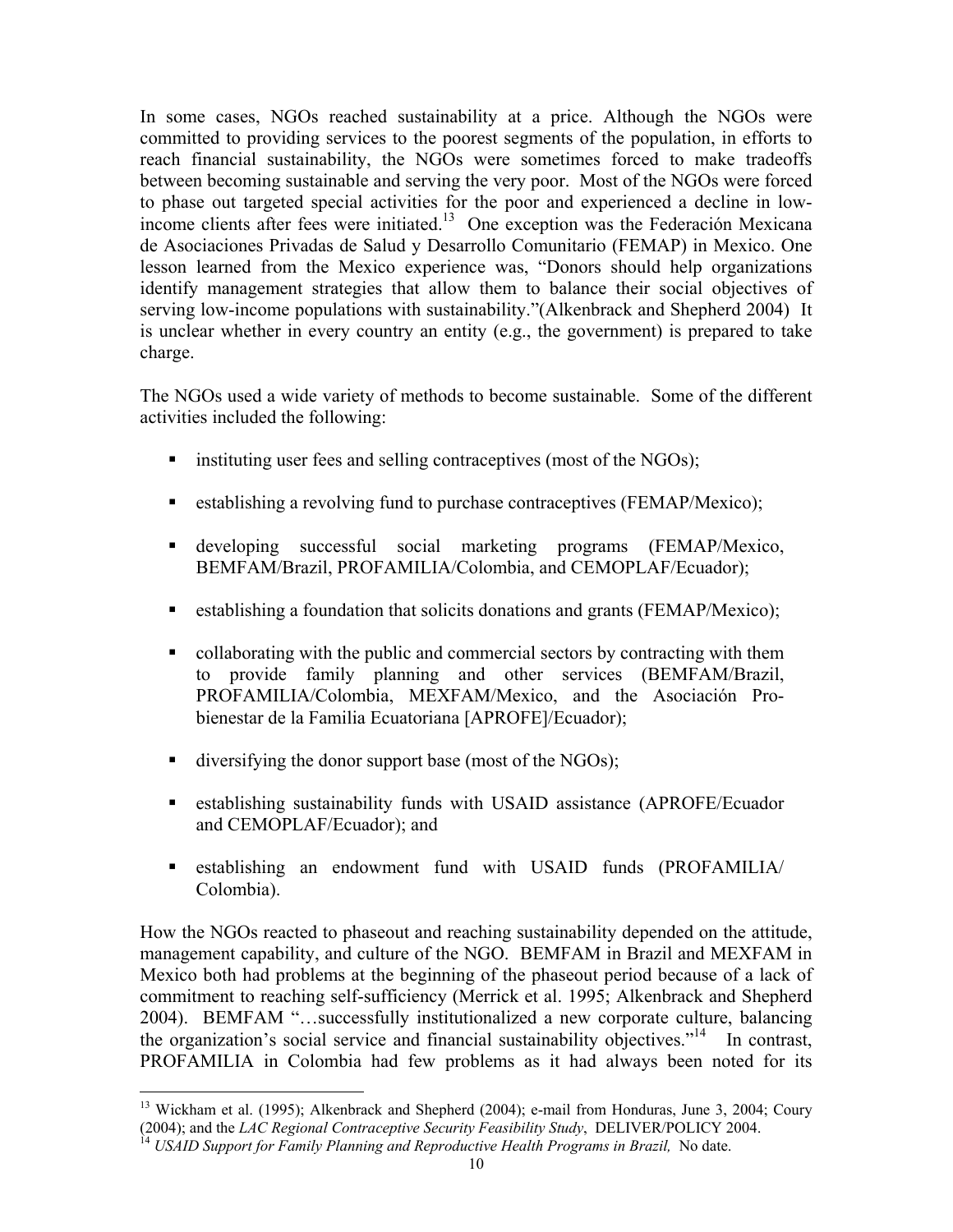In some cases, NGOs reached sustainability at a price. Although the NGOs were committed to providing services to the poorest segments of the population, in efforts to reach financial sustainability, the NGOs were sometimes forced to make tradeoffs between becoming sustainable and serving the very poor. Most of the NGOs were forced to phase out targeted special activities for the poor and experienced a decline in low-income clients after fees were initiated.[13] One exception was the Federación Mexicana de Asociaciones Privadas de Salud y Desarrollo Comunitario (FEMAP) in Mexico. One lesson learned from the Mexico experience was, "Donors should help organizations identify management strategies that allow them to balance their social objectives of serving low-income populations with sustainability."(Alkenbrack and Shepherd 2004) It is unclear whether in every country an entity (e.g., the government) is prepared to take charge.

The NGOs used a wide variety of methods to become sustainable. Some of the different activities included the following:

- instituting user fees and selling contraceptives (most of the NGOs);
- establishing a revolving fund to purchase contraceptives (FEMAP/Mexico);
- developing successful social marketing programs (FEMAP/Mexico, BEMFAM/Brazil, PROFAMILIA/Colombia, and CEMOPLAF/Ecuador);
- establishing a foundation that solicits donations and grants (FEMAP/Mexico);
- collaborating with the public and commercial sectors by contracting with them to provide family planning and other services (BEMFAM/Brazil, PROFAMILIA/Colombia, MEXFAM/Mexico, and the Asociación Pro-bienestar de la Familia Ecuatoriana [APROFE]/Ecuador);
- diversifying the donor support base (most of the NGOs);
- establishing sustainability funds with USAID assistance (APROFE/Ecuador and CEMOPLAF/Ecuador); and
- establishing an endowment fund with USAID funds (PROFAMILIA/ Colombia).

How the NGOs reacted to phaseout and reaching sustainability depended on the attitude, management capability, and culture of the NGO. BEMFAM in Brazil and MEXFAM in Mexico both had problems at the beginning of the phaseout period because of a lack of commitment to reaching self-sufficiency (Merrick et al. 1995; Alkenbrack and Shepherd 2004). BEMFAM "…successfully institutionalized a new corporate culture, balancing the organization's social service and financial sustainability objectives."[14] In contrast, PROFAMILIA in Colombia had few problems as it had always been noted for its

---

[13] Wickham et al. (1995); Alkenbrack and Shepherd (2004); e-mail from Honduras, June 3, 2004; Coury (2004); and the *LAC Regional Contraceptive Security Feasibility Study*, DELIVER/POLICY 2004.

[14] *USAID Support for Family Planning and Reproductive Health Programs in Brazil,* No date.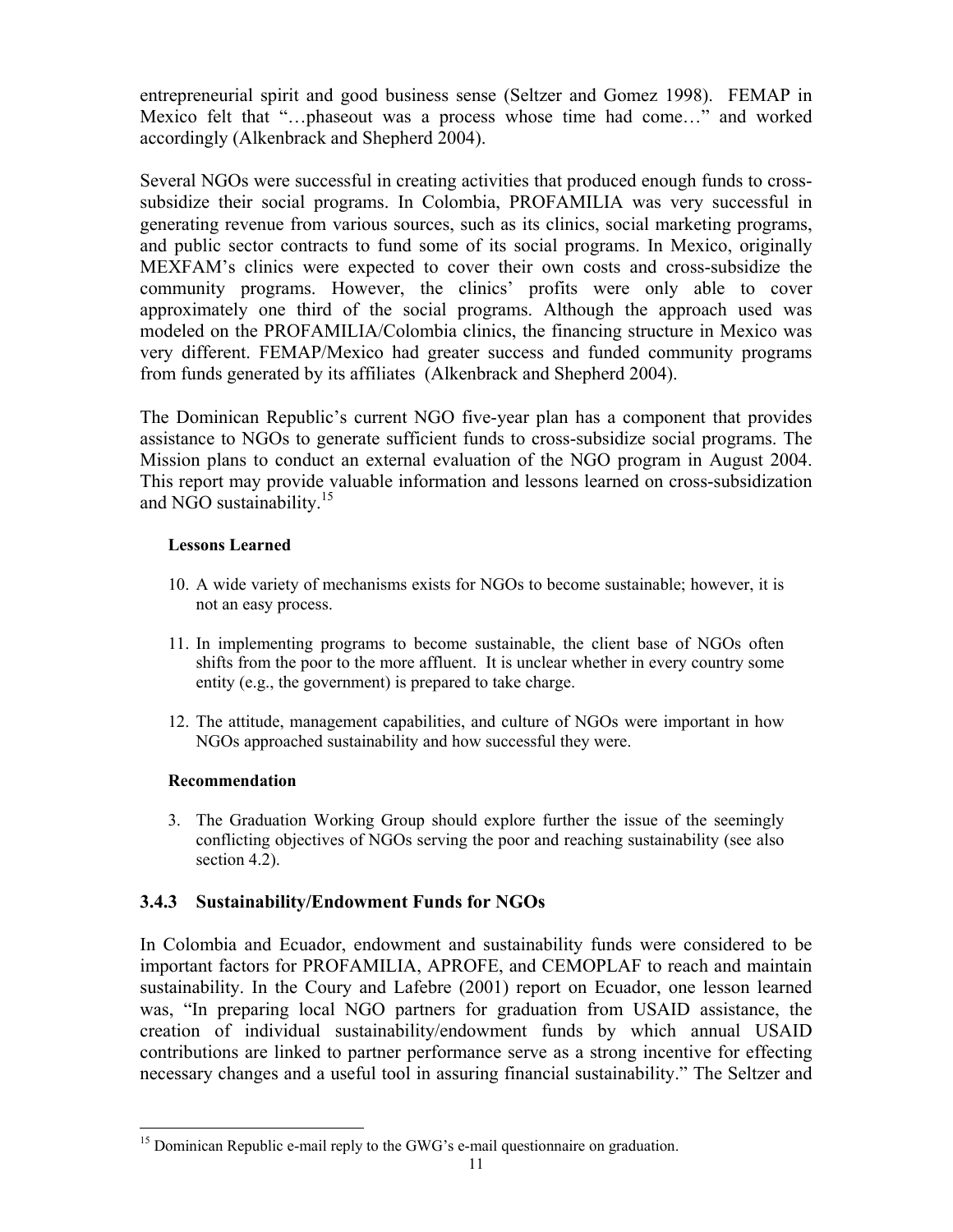entrepreneurial spirit and good business sense (Seltzer and Gomez 1998). FEMAP in Mexico felt that "…phaseout was a process whose time had come…" and worked accordingly (Alkenbrack and Shepherd 2004).

Several NGOs were successful in creating activities that produced enough funds to cross-subsidize their social programs. In Colombia, PROFAMILIA was very successful in generating revenue from various sources, such as its clinics, social marketing programs, and public sector contracts to fund some of its social programs. In Mexico, originally MEXFAM's clinics were expected to cover their own costs and cross-subsidize the community programs. However, the clinics' profits were only able to cover approximately one third of the social programs. Although the approach used was modeled on the PROFAMILIA/Colombia clinics, the financing structure in Mexico was very different. FEMAP/Mexico had greater success and funded community programs from funds generated by its affiliates (Alkenbrack and Shepherd 2004).

The Dominican Republic's current NGO five-year plan has a component that provides assistance to NGOs to generate sufficient funds to cross-subsidize social programs. The Mission plans to conduct an external evaluation of the NGO program in August 2004. This report may provide valuable information and lessons learned on cross-subsidization and NGO sustainability.[15]

**Lessons Learned**

10. A wide variety of mechanisms exists for NGOs to become sustainable; however, it is not an easy process.

11. In implementing programs to become sustainable, the client base of NGOs often shifts from the poor to the more affluent. It is unclear whether in every country some entity (e.g., the government) is prepared to take charge.

12. The attitude, management capabilities, and culture of NGOs were important in how NGOs approached sustainability and how successful they were.

**Recommendation**

3. The Graduation Working Group should explore further the issue of the seemingly conflicting objectives of NGOs serving the poor and reaching sustainability (see also section 4.2).

### 3.4.3 Sustainability/Endowment Funds for NGOs

In Colombia and Ecuador, endowment and sustainability funds were considered to be important factors for PROFAMILIA, APROFE, and CEMOPLAF to reach and maintain sustainability. In the Coury and Lafebre (2001) report on Ecuador, one lesson learned was, "In preparing local NGO partners for graduation from USAID assistance, the creation of individual sustainability/endowment funds by which annual USAID contributions are linked to partner performance serve as a strong incentive for effecting necessary changes and a useful tool in assuring financial sustainability." The Seltzer and

[15] Dominican Republic e-mail reply to the GWG's e-mail questionnaire on graduation.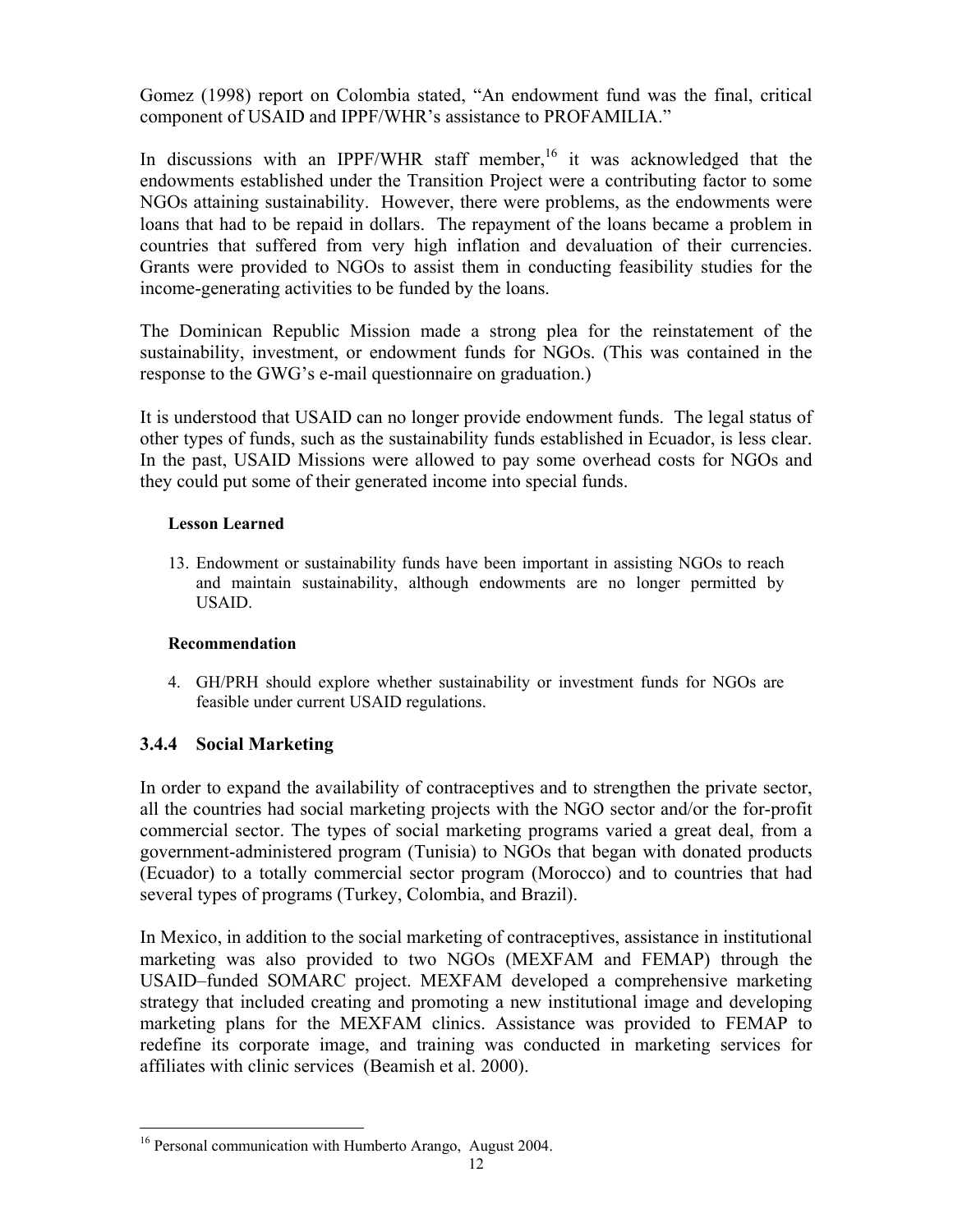Gomez (1998) report on Colombia stated, "An endowment fund was the final, critical component of USAID and IPPF/WHR's assistance to PROFAMILIA."

In discussions with an IPPF/WHR staff member,[16] it was acknowledged that the endowments established under the Transition Project were a contributing factor to some NGOs attaining sustainability. However, there were problems, as the endowments were loans that had to be repaid in dollars. The repayment of the loans became a problem in countries that suffered from very high inflation and devaluation of their currencies. Grants were provided to NGOs to assist them in conducting feasibility studies for the income-generating activities to be funded by the loans.

The Dominican Republic Mission made a strong plea for the reinstatement of the sustainability, investment, or endowment funds for NGOs. (This was contained in the response to the GWG's e-mail questionnaire on graduation.)

It is understood that USAID can no longer provide endowment funds. The legal status of other types of funds, such as the sustainability funds established in Ecuador, is less clear. In the past, USAID Missions were allowed to pay some overhead costs for NGOs and they could put some of their generated income into special funds.

**Lesson Learned**

13. Endowment or sustainability funds have been important in assisting NGOs to reach and maintain sustainability, although endowments are no longer permitted by USAID.

**Recommendation**

4. GH/PRH should explore whether sustainability or investment funds for NGOs are feasible under current USAID regulations.

### 3.4.4 Social Marketing

In order to expand the availability of contraceptives and to strengthen the private sector, all the countries had social marketing projects with the NGO sector and/or the for-profit commercial sector. The types of social marketing programs varied a great deal, from a government-administered program (Tunisia) to NGOs that began with donated products (Ecuador) to a totally commercial sector program (Morocco) and to countries that had several types of programs (Turkey, Colombia, and Brazil).

In Mexico, in addition to the social marketing of contraceptives, assistance in institutional marketing was also provided to two NGOs (MEXFAM and FEMAP) through the USAID–funded SOMARC project. MEXFAM developed a comprehensive marketing strategy that included creating and promoting a new institutional image and developing marketing plans for the MEXFAM clinics. Assistance was provided to FEMAP to redefine its corporate image, and training was conducted in marketing services for affiliates with clinic services (Beamish et al. 2000).

---

[16] Personal communication with Humberto Arango, August 2004.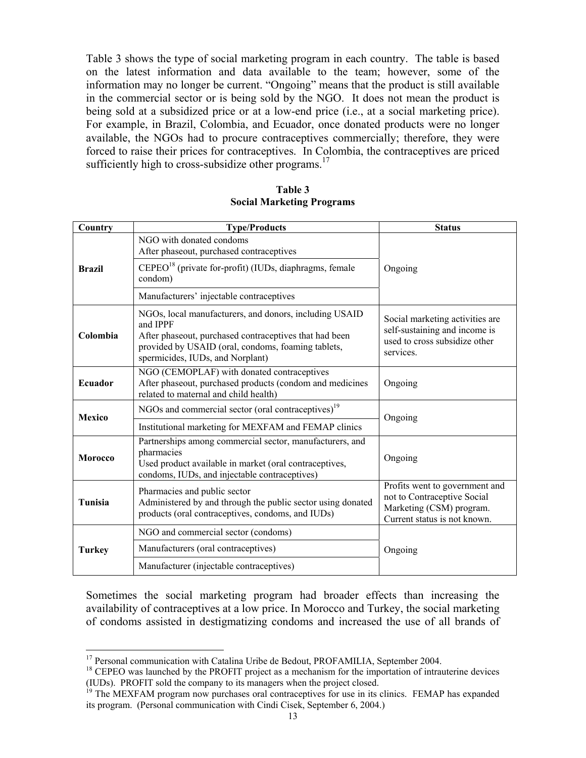Table 3 shows the type of social marketing program in each country. The table is based on the latest information and data available to the team; however, some of the information may no longer be current. "Ongoing" means that the product is still available in the commercial sector or is being sold by the NGO. It does not mean the product is being sold at a subsidized price or at a low-end price (i.e., at a social marketing price). For example, in Brazil, Colombia, and Ecuador, once donated products were no longer available, the NGOs had to procure contraceptives commercially; therefore, they were forced to raise their prices for contraceptives. In Colombia, the contraceptives are priced sufficiently high to cross-subsidize other programs.[17]

**Table 3**
**Social Marketing Programs**

| Country | Type/Products | Status |
|---|---|---|
| **Brazil** | NGO with donated condoms<br>After phaseout, purchased contraceptives | Ongoing |
| | CEPEO[18] (private for-profit) (IUDs, diaphragms, female condom) | |
| | Manufacturers' injectable contraceptives | |
| **Colombia** | NGOs, local manufacturers, and donors, including USAID and IPPF<br>After phaseout, purchased contraceptives that had been provided by USAID (oral, condoms, foaming tablets, spermicides, IUDs, and Norplant) | Social marketing activities are self-sustaining and income is used to cross subsidize other services. |
| **Ecuador** | NGO (CEMOPLAF) with donated contraceptives<br>After phaseout, purchased products (condom and medicines related to maternal and child health) | Ongoing |
| **Mexico** | NGOs and commercial sector (oral contraceptives)[19] | Ongoing |
| | Institutional marketing for MEXFAM and FEMAP clinics | |
| **Morocco** | Partnerships among commercial sector, manufacturers, and pharmacies<br>Used product available in market (oral contraceptives, condoms, IUDs, and injectable contraceptives) | Ongoing |
| **Tunisia** | Pharmacies and public sector<br>Administered by and through the public sector using donated products (oral contraceptives, condoms, and IUDs) | Profits went to government and not to Contraceptive Social Marketing (CSM) program. Current status is not known. |
| **Turkey** | NGO and commercial sector (condoms) | Ongoing |
| | Manufacturers (oral contraceptives) | |
| | Manufacturer (injectable contraceptives) | |

Sometimes the social marketing program had broader effects than increasing the availability of contraceptives at a low price. In Morocco and Turkey, the social marketing of condoms assisted in destigmatizing condoms and increased the use of all brands of

[17] Personal communication with Catalina Uribe de Bedout, PROFAMILIA, September 2004.

[18] CEPEO was launched by the PROFIT project as a mechanism for the importation of intrauterine devices (IUDs). PROFIT sold the company to its managers when the project closed.

[19] The MEXFAM program now purchases oral contraceptives for use in its clinics. FEMAP has expanded its program. (Personal communication with Cindi Cisek, September 6, 2004.)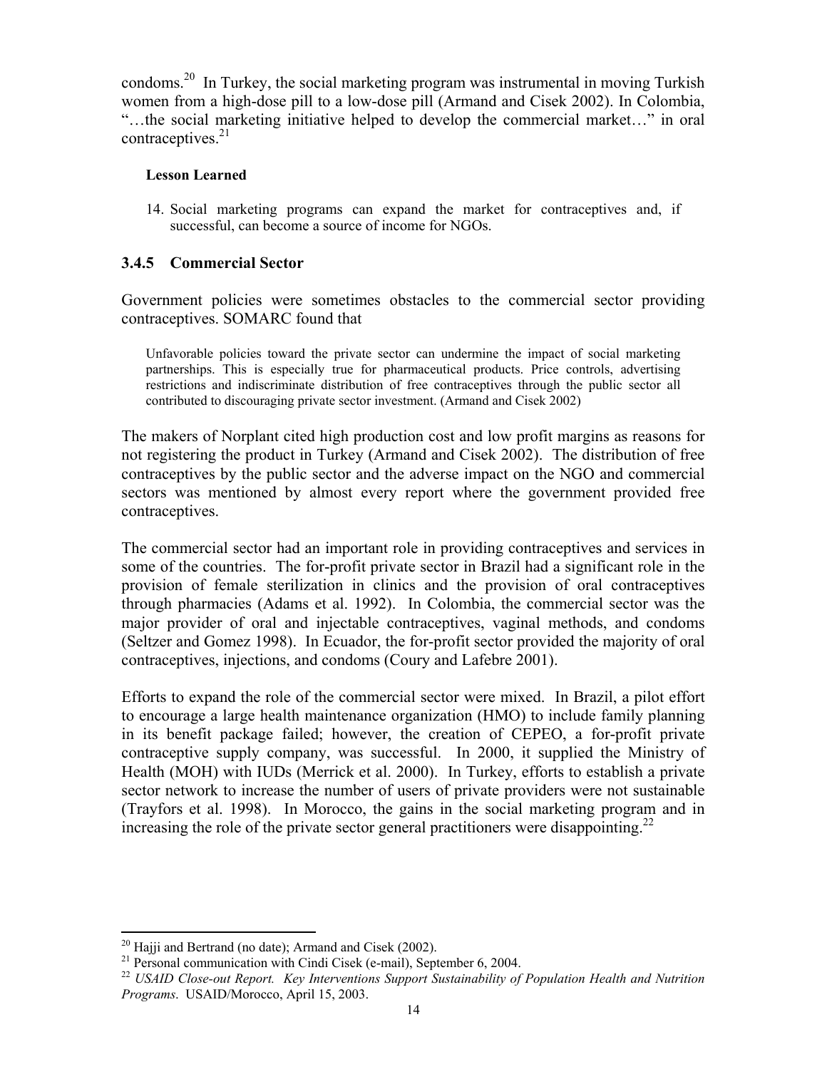condoms.[20] In Turkey, the social marketing program was instrumental in moving Turkish women from a high-dose pill to a low-dose pill (Armand and Cisek 2002). In Colombia, "…the social marketing initiative helped to develop the commercial market…" in oral contraceptives.[21]

**Lesson Learned**

14. Social marketing programs can expand the market for contraceptives and, if successful, can become a source of income for NGOs.

### 3.4.5 Commercial Sector

Government policies were sometimes obstacles to the commercial sector providing contraceptives. SOMARC found that

> Unfavorable policies toward the private sector can undermine the impact of social marketing partnerships. This is especially true for pharmaceutical products. Price controls, advertising restrictions and indiscriminate distribution of free contraceptives through the public sector all contributed to discouraging private sector investment. (Armand and Cisek 2002)

The makers of Norplant cited high production cost and low profit margins as reasons for not registering the product in Turkey (Armand and Cisek 2002). The distribution of free contraceptives by the public sector and the adverse impact on the NGO and commercial sectors was mentioned by almost every report where the government provided free contraceptives.

The commercial sector had an important role in providing contraceptives and services in some of the countries. The for-profit private sector in Brazil had a significant role in the provision of female sterilization in clinics and the provision of oral contraceptives through pharmacies (Adams et al. 1992). In Colombia, the commercial sector was the major provider of oral and injectable contraceptives, vaginal methods, and condoms (Seltzer and Gomez 1998). In Ecuador, the for-profit sector provided the majority of oral contraceptives, injections, and condoms (Coury and Lafebre 2001).

Efforts to expand the role of the commercial sector were mixed. In Brazil, a pilot effort to encourage a large health maintenance organization (HMO) to include family planning in its benefit package failed; however, the creation of CEPEO, a for-profit private contraceptive supply company, was successful. In 2000, it supplied the Ministry of Health (MOH) with IUDs (Merrick et al. 2000). In Turkey, efforts to establish a private sector network to increase the number of users of private providers were not sustainable (Trayfors et al. 1998). In Morocco, the gains in the social marketing program and in increasing the role of the private sector general practitioners were disappointing.[22]

---

[20] Hajji and Bertrand (no date); Armand and Cisek (2002).

[21] Personal communication with Cindi Cisek (e-mail), September 6, 2004.

[22] *USAID Close-out Report. Key Interventions Support Sustainability of Population Health and Nutrition Programs*. USAID/Morocco, April 15, 2003.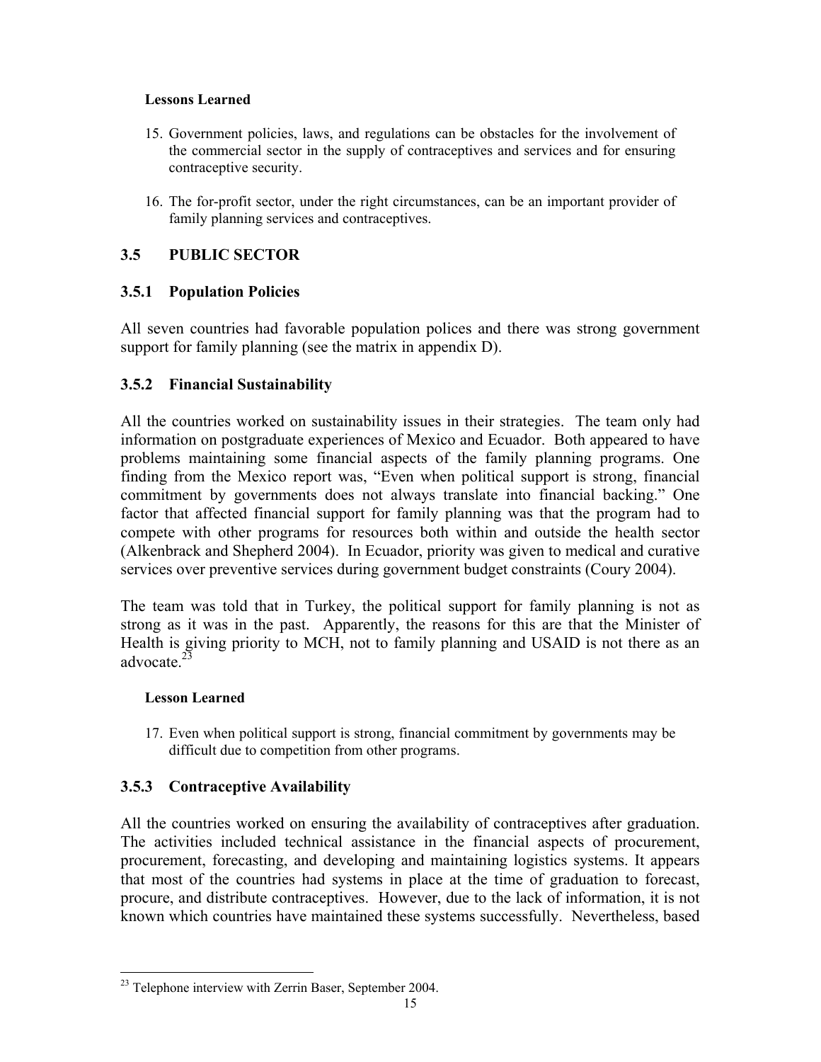**Lessons Learned**

15. Government policies, laws, and regulations can be obstacles for the involvement of the commercial sector in the supply of contraceptives and services and for ensuring contraceptive security.

16. The for-profit sector, under the right circumstances, can be an important provider of family planning services and contraceptives.

## 3.5 PUBLIC SECTOR

### 3.5.1 Population Policies

All seven countries had favorable population polices and there was strong government support for family planning (see the matrix in appendix D).

### 3.5.2 Financial Sustainability

All the countries worked on sustainability issues in their strategies. The team only had information on postgraduate experiences of Mexico and Ecuador. Both appeared to have problems maintaining some financial aspects of the family planning programs. One finding from the Mexico report was, "Even when political support is strong, financial commitment by governments does not always translate into financial backing." One factor that affected financial support for family planning was that the program had to compete with other programs for resources both within and outside the health sector (Alkenbrack and Shepherd 2004). In Ecuador, priority was given to medical and curative services over preventive services during government budget constraints (Coury 2004).

The team was told that in Turkey, the political support for family planning is not as strong as it was in the past. Apparently, the reasons for this are that the Minister of Health is giving priority to MCH, not to family planning and USAID is not there as an advocate.[23]

**Lesson Learned**

17. Even when political support is strong, financial commitment by governments may be difficult due to competition from other programs.

### 3.5.3 Contraceptive Availability

All the countries worked on ensuring the availability of contraceptives after graduation. The activities included technical assistance in the financial aspects of procurement, procurement, forecasting, and developing and maintaining logistics systems. It appears that most of the countries had systems in place at the time of graduation to forecast, procure, and distribute contraceptives. However, due to the lack of information, it is not known which countries have maintained these systems successfully. Nevertheless, based

[23] Telephone interview with Zerrin Baser, September 2004.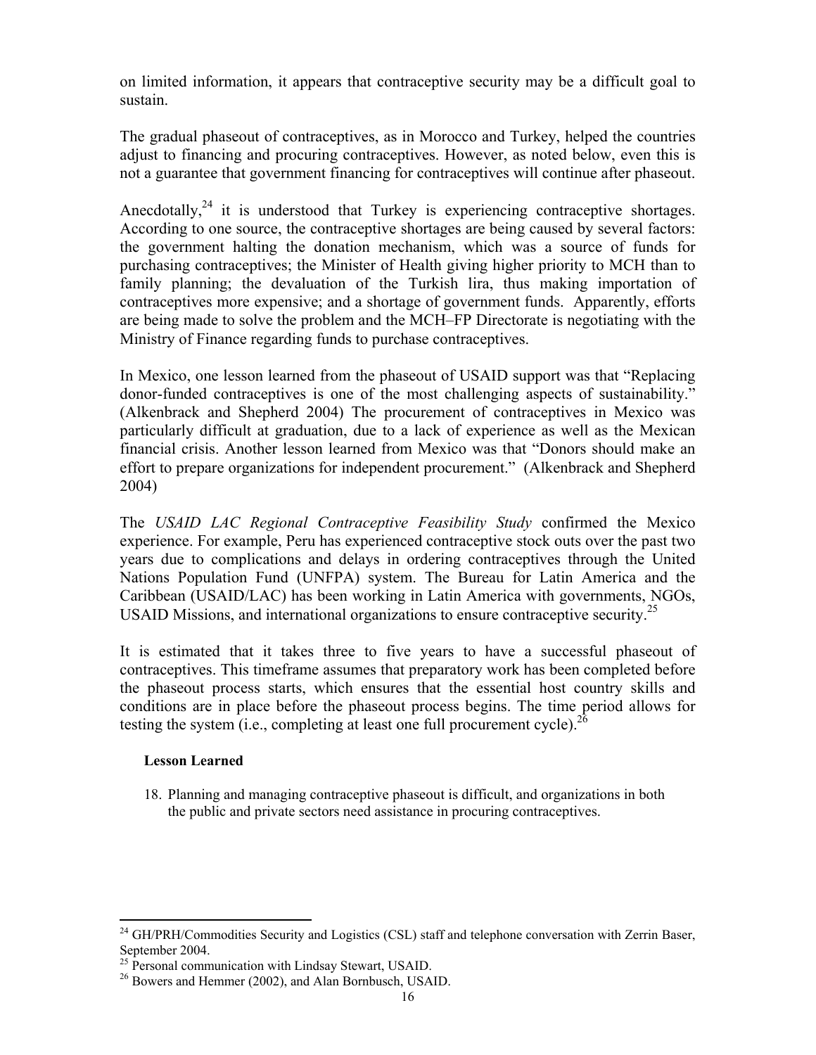on limited information, it appears that contraceptive security may be a difficult goal to sustain.

The gradual phaseout of contraceptives, as in Morocco and Turkey, helped the countries adjust to financing and procuring contraceptives. However, as noted below, even this is not a guarantee that government financing for contraceptives will continue after phaseout.

Anecdotally,[24] it is understood that Turkey is experiencing contraceptive shortages. According to one source, the contraceptive shortages are being caused by several factors: the government halting the donation mechanism, which was a source of funds for purchasing contraceptives; the Minister of Health giving higher priority to MCH than to family planning; the devaluation of the Turkish lira, thus making importation of contraceptives more expensive; and a shortage of government funds. Apparently, efforts are being made to solve the problem and the MCH–FP Directorate is negotiating with the Ministry of Finance regarding funds to purchase contraceptives.

In Mexico, one lesson learned from the phaseout of USAID support was that "Replacing donor-funded contraceptives is one of the most challenging aspects of sustainability." (Alkenbrack and Shepherd 2004) The procurement of contraceptives in Mexico was particularly difficult at graduation, due to a lack of experience as well as the Mexican financial crisis. Another lesson learned from Mexico was that "Donors should make an effort to prepare organizations for independent procurement." (Alkenbrack and Shepherd 2004)

The *USAID LAC Regional Contraceptive Feasibility Study* confirmed the Mexico experience. For example, Peru has experienced contraceptive stock outs over the past two years due to complications and delays in ordering contraceptives through the United Nations Population Fund (UNFPA) system. The Bureau for Latin America and the Caribbean (USAID/LAC) has been working in Latin America with governments, NGOs, USAID Missions, and international organizations to ensure contraceptive security.[25]

It is estimated that it takes three to five years to have a successful phaseout of contraceptives. This timeframe assumes that preparatory work has been completed before the phaseout process starts, which ensures that the essential host country skills and conditions are in place before the phaseout process begins. The time period allows for testing the system (i.e., completing at least one full procurement cycle).[26]

**Lesson Learned**

18. Planning and managing contraceptive phaseout is difficult, and organizations in both the public and private sectors need assistance in procuring contraceptives.

---

[24] GH/PRH/Commodities Security and Logistics (CSL) staff and telephone conversation with Zerrin Baser, September 2004.

[25] Personal communication with Lindsay Stewart, USAID.

[26] Bowers and Hemmer (2002), and Alan Bornbusch, USAID.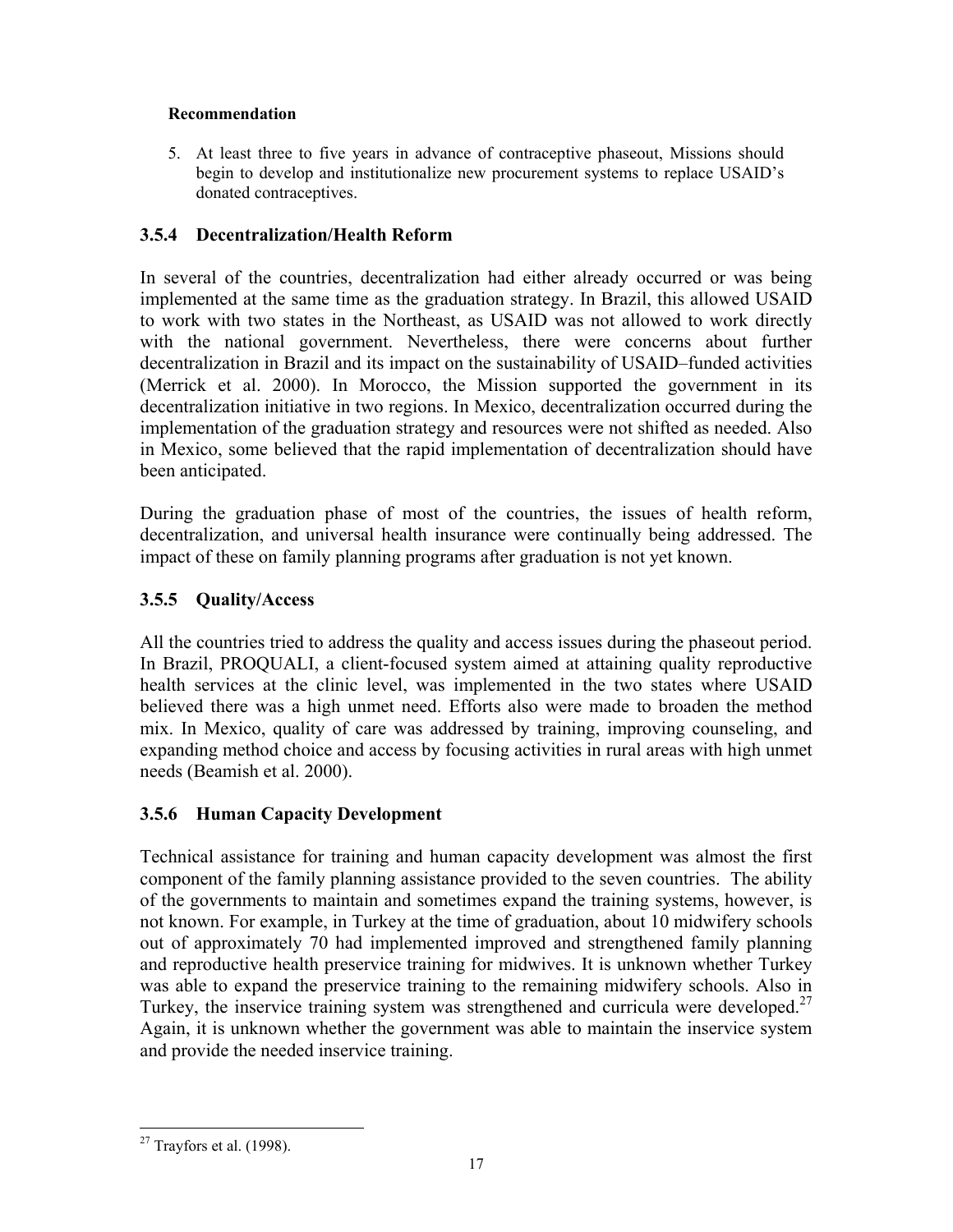**Recommendation**

5. At least three to five years in advance of contraceptive phaseout, Missions should begin to develop and institutionalize new procurement systems to replace USAID's donated contraceptives.

### 3.5.4 Decentralization/Health Reform

In several of the countries, decentralization had either already occurred or was being implemented at the same time as the graduation strategy. In Brazil, this allowed USAID to work with two states in the Northeast, as USAID was not allowed to work directly with the national government. Nevertheless, there were concerns about further decentralization in Brazil and its impact on the sustainability of USAID–funded activities (Merrick et al. 2000). In Morocco, the Mission supported the government in its decentralization initiative in two regions. In Mexico, decentralization occurred during the implementation of the graduation strategy and resources were not shifted as needed. Also in Mexico, some believed that the rapid implementation of decentralization should have been anticipated.

During the graduation phase of most of the countries, the issues of health reform, decentralization, and universal health insurance were continually being addressed. The impact of these on family planning programs after graduation is not yet known.

### 3.5.5 Quality/Access

All the countries tried to address the quality and access issues during the phaseout period. In Brazil, PROQUALI, a client-focused system aimed at attaining quality reproductive health services at the clinic level, was implemented in the two states where USAID believed there was a high unmet need. Efforts also were made to broaden the method mix. In Mexico, quality of care was addressed by training, improving counseling, and expanding method choice and access by focusing activities in rural areas with high unmet needs (Beamish et al. 2000).

### 3.5.6 Human Capacity Development

Technical assistance for training and human capacity development was almost the first component of the family planning assistance provided to the seven countries. The ability of the governments to maintain and sometimes expand the training systems, however, is not known. For example, in Turkey at the time of graduation, about 10 midwifery schools out of approximately 70 had implemented improved and strengthened family planning and reproductive health preservice training for midwives. It is unknown whether Turkey was able to expand the preservice training to the remaining midwifery schools. Also in Turkey, the inservice training system was strengthened and curricula were developed.[27] Again, it is unknown whether the government was able to maintain the inservice system and provide the needed inservice training.

[27] Trayfors et al. (1998).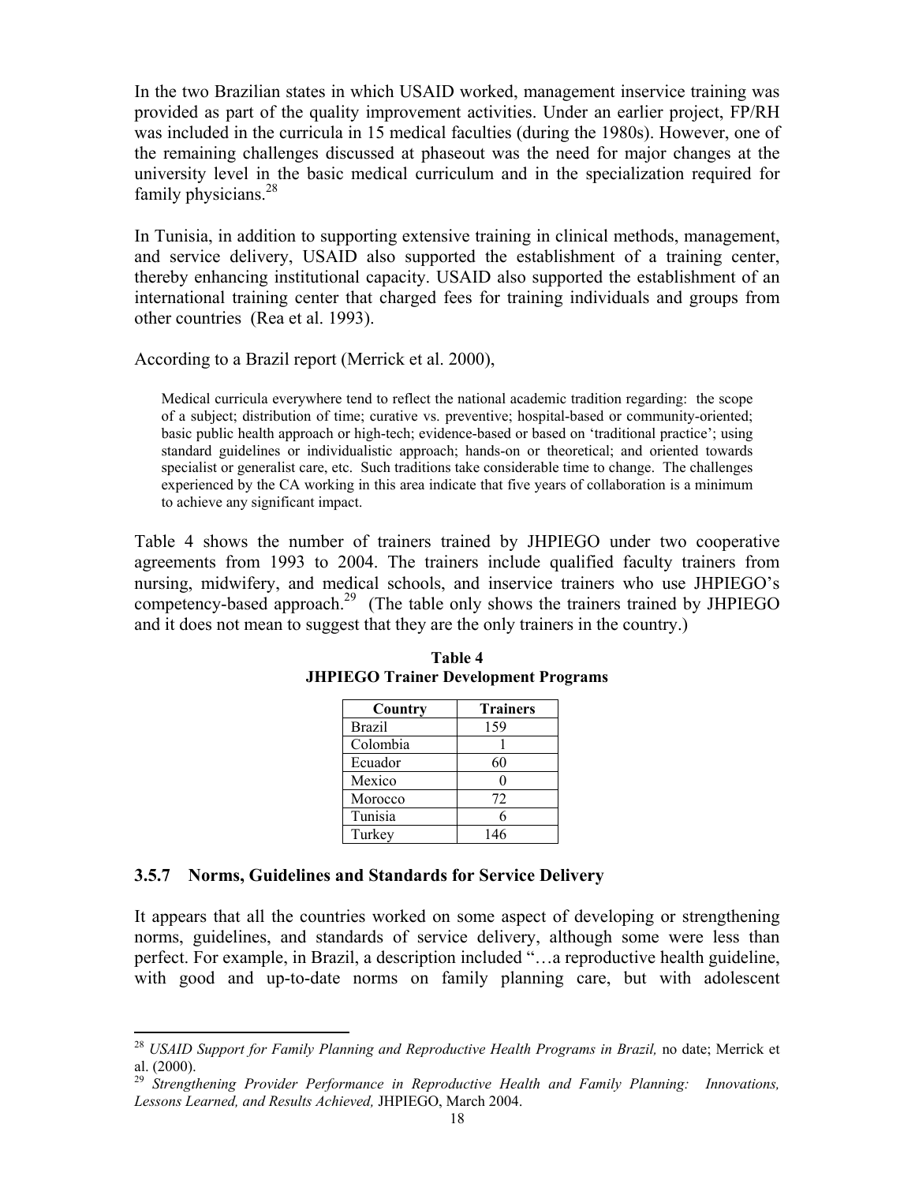In the two Brazilian states in which USAID worked, management inservice training was provided as part of the quality improvement activities. Under an earlier project, FP/RH was included in the curricula in 15 medical faculties (during the 1980s). However, one of the remaining challenges discussed at phaseout was the need for major changes at the university level in the basic medical curriculum and in the specialization required for family physicians.[28]

In Tunisia, in addition to supporting extensive training in clinical methods, management, and service delivery, USAID also supported the establishment of a training center, thereby enhancing institutional capacity. USAID also supported the establishment of an international training center that charged fees for training individuals and groups from other countries (Rea et al. 1993).

According to a Brazil report (Merrick et al. 2000),

> Medical curricula everywhere tend to reflect the national academic tradition regarding: the scope of a subject; distribution of time; curative vs. preventive; hospital-based or community-oriented; basic public health approach or high-tech; evidence-based or based on 'traditional practice'; using standard guidelines or individualistic approach; hands-on or theoretical; and oriented towards specialist or generalist care, etc. Such traditions take considerable time to change. The challenges experienced by the CA working in this area indicate that five years of collaboration is a minimum to achieve any significant impact.

Table 4 shows the number of trainers trained by JHPIEGO under two cooperative agreements from 1993 to 2004. The trainers include qualified faculty trainers from nursing, midwifery, and medical schools, and inservice trainers who use JHPIEGO's competency-based approach.[29] (The table only shows the trainers trained by JHPIEGO and it does not mean to suggest that they are the only trainers in the country.)

**Table 4**
**JHPIEGO Trainer Development Programs**

| Country | Trainers |
|---|---|
| Brazil | 159 |
| Colombia | 1 |
| Ecuador | 60 |
| Mexico | 0 |
| Morocco | 72 |
| Tunisia | 6 |
| Turkey | 146 |

### 3.5.7 Norms, Guidelines and Standards for Service Delivery

It appears that all the countries worked on some aspect of developing or strengthening norms, guidelines, and standards of service delivery, although some were less than perfect. For example, in Brazil, a description included "…a reproductive health guideline, with good and up-to-date norms on family planning care, but with adolescent

---

[28] *USAID Support for Family Planning and Reproductive Health Programs in Brazil,* no date; Merrick et al. (2000).

[29] *Strengthening Provider Performance in Reproductive Health and Family Planning: Innovations, Lessons Learned, and Results Achieved,* JHPIEGO, March 2004.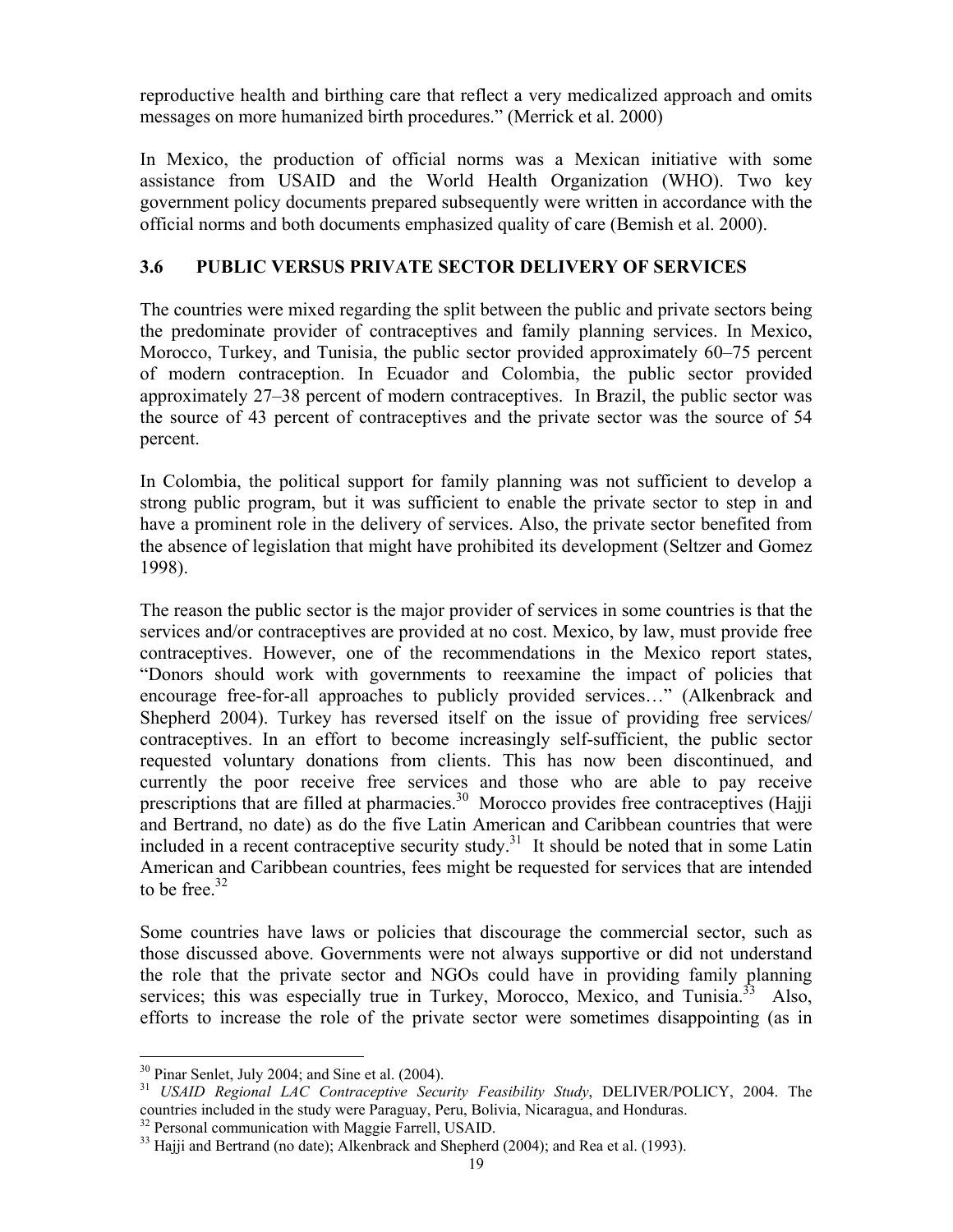reproductive health and birthing care that reflect a very medicalized approach and omits messages on more humanized birth procedures." (Merrick et al. 2000)

In Mexico, the production of official norms was a Mexican initiative with some assistance from USAID and the World Health Organization (WHO). Two key government policy documents prepared subsequently were written in accordance with the official norms and both documents emphasized quality of care (Bemish et al. 2000).

### 3.6 PUBLIC VERSUS PRIVATE SECTOR DELIVERY OF SERVICES

The countries were mixed regarding the split between the public and private sectors being the predominate provider of contraceptives and family planning services. In Mexico, Morocco, Turkey, and Tunisia, the public sector provided approximately 60–75 percent of modern contraception. In Ecuador and Colombia, the public sector provided approximately 27–38 percent of modern contraceptives. In Brazil, the public sector was the source of 43 percent of contraceptives and the private sector was the source of 54 percent.

In Colombia, the political support for family planning was not sufficient to develop a strong public program, but it was sufficient to enable the private sector to step in and have a prominent role in the delivery of services. Also, the private sector benefited from the absence of legislation that might have prohibited its development (Seltzer and Gomez 1998).

The reason the public sector is the major provider of services in some countries is that the services and/or contraceptives are provided at no cost. Mexico, by law, must provide free contraceptives. However, one of the recommendations in the Mexico report states, "Donors should work with governments to reexamine the impact of policies that encourage free-for-all approaches to publicly provided services…" (Alkenbrack and Shepherd 2004). Turkey has reversed itself on the issue of providing free services/ contraceptives. In an effort to become increasingly self-sufficient, the public sector requested voluntary donations from clients. This has now been discontinued, and currently the poor receive free services and those who are able to pay receive prescriptions that are filled at pharmacies.[30] Morocco provides free contraceptives (Hajji and Bertrand, no date) as do the five Latin American and Caribbean countries that were included in a recent contraceptive security study.[31] It should be noted that in some Latin American and Caribbean countries, fees might be requested for services that are intended to be free.[32]

Some countries have laws or policies that discourage the commercial sector, such as those discussed above. Governments were not always supportive or did not understand the role that the private sector and NGOs could have in providing family planning services; this was especially true in Turkey, Morocco, Mexico, and Tunisia.[33] Also, efforts to increase the role of the private sector were sometimes disappointing (as in

---

[30] Pinar Senlet, July 2004; and Sine et al. (2004).

[31] *USAID Regional LAC Contraceptive Security Feasibility Study*, DELIVER/POLICY, 2004. The countries included in the study were Paraguay, Peru, Bolivia, Nicaragua, and Honduras.

[32] Personal communication with Maggie Farrell, USAID.

[33] Hajji and Bertrand (no date); Alkenbrack and Shepherd (2004); and Rea et al. (1993).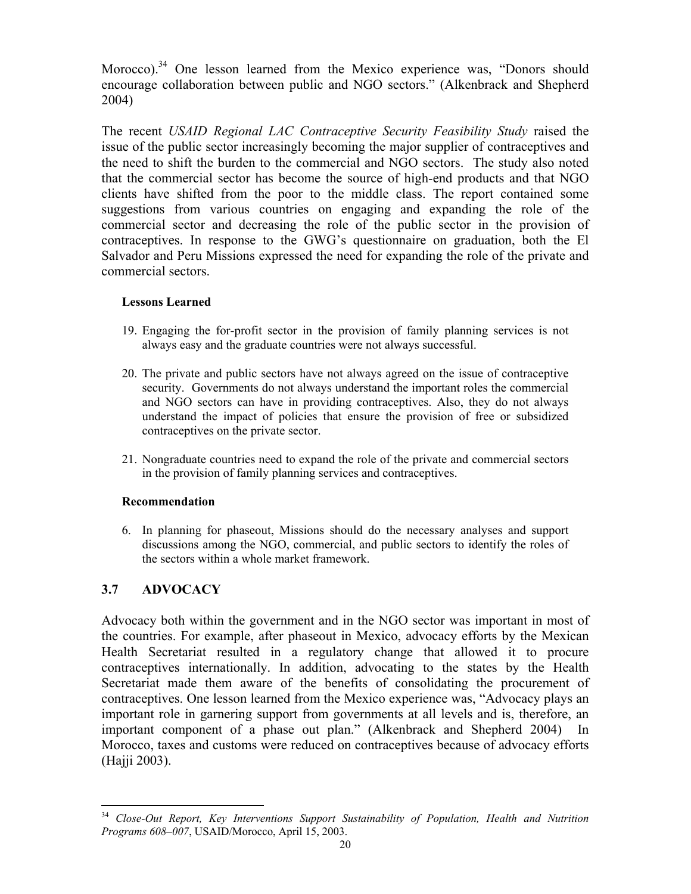Morocco).[34] One lesson learned from the Mexico experience was, "Donors should encourage collaboration between public and NGO sectors." (Alkenbrack and Shepherd 2004)

The recent *USAID Regional LAC Contraceptive Security Feasibility Study* raised the issue of the public sector increasingly becoming the major supplier of contraceptives and the need to shift the burden to the commercial and NGO sectors. The study also noted that the commercial sector has become the source of high-end products and that NGO clients have shifted from the poor to the middle class. The report contained some suggestions from various countries on engaging and expanding the role of the commercial sector and decreasing the role of the public sector in the provision of contraceptives. In response to the GWG's questionnaire on graduation, both the El Salvador and Peru Missions expressed the need for expanding the role of the private and commercial sectors.

**Lessons Learned**

19. Engaging the for-profit sector in the provision of family planning services is not always easy and the graduate countries were not always successful.

20. The private and public sectors have not always agreed on the issue of contraceptive security. Governments do not always understand the important roles the commercial and NGO sectors can have in providing contraceptives. Also, they do not always understand the impact of policies that ensure the provision of free or subsidized contraceptives on the private sector.

21. Nongraduate countries need to expand the role of the private and commercial sectors in the provision of family planning services and contraceptives.

**Recommendation**

6. In planning for phaseout, Missions should do the necessary analyses and support discussions among the NGO, commercial, and public sectors to identify the roles of the sectors within a whole market framework.

## 3.7 ADVOCACY

Advocacy both within the government and in the NGO sector was important in most of the countries. For example, after phaseout in Mexico, advocacy efforts by the Mexican Health Secretariat resulted in a regulatory change that allowed it to procure contraceptives internationally. In addition, advocating to the states by the Health Secretariat made them aware of the benefits of consolidating the procurement of contraceptives. One lesson learned from the Mexico experience was, "Advocacy plays an important role in garnering support from governments at all levels and is, therefore, an important component of a phase out plan." (Alkenbrack and Shepherd 2004) In Morocco, taxes and customs were reduced on contraceptives because of advocacy efforts (Hajji 2003).

[34] *Close-Out Report, Key Interventions Support Sustainability of Population, Health and Nutrition Programs 608–007*, USAID/Morocco, April 15, 2003.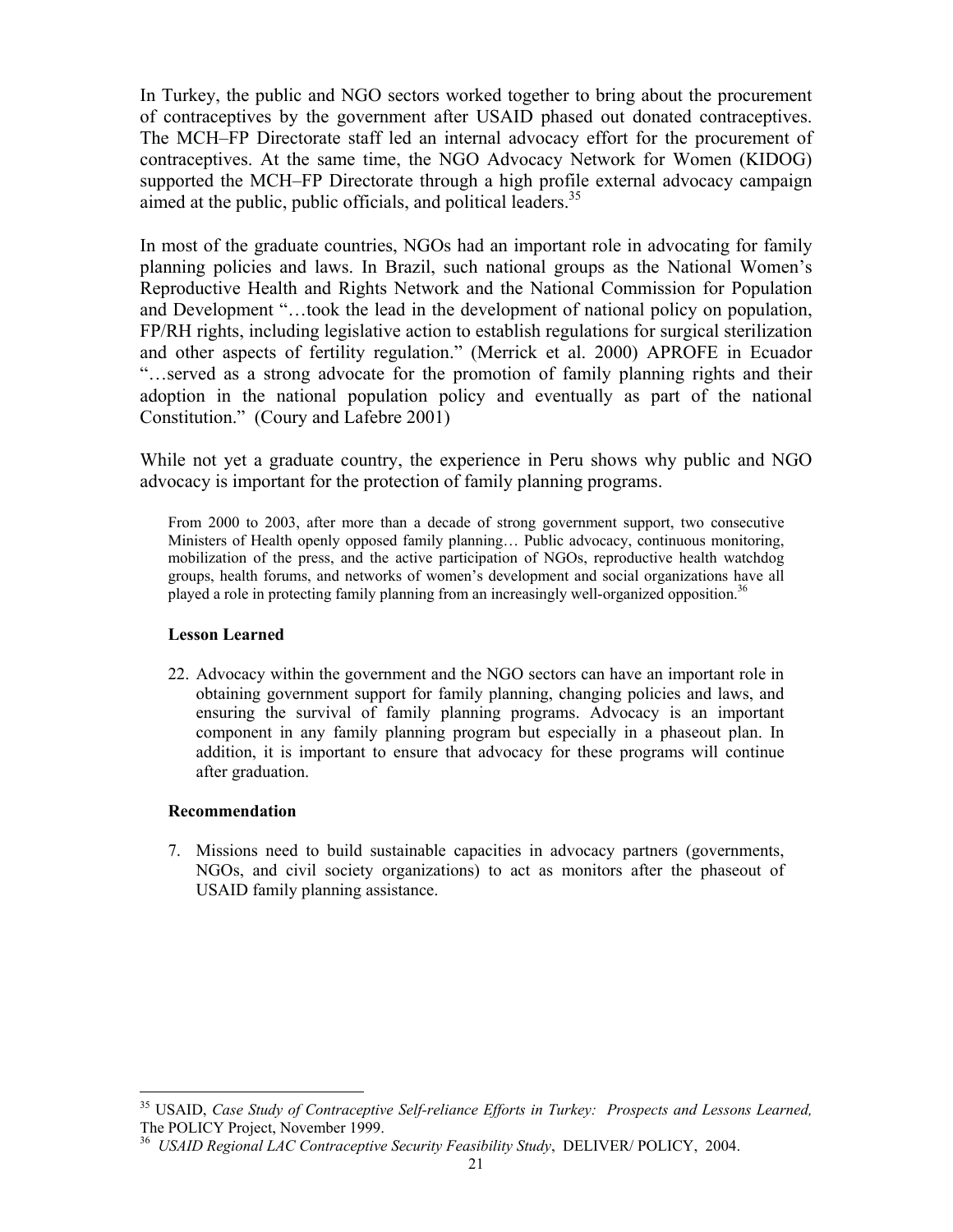In Turkey, the public and NGO sectors worked together to bring about the procurement of contraceptives by the government after USAID phased out donated contraceptives. The MCH–FP Directorate staff led an internal advocacy effort for the procurement of contraceptives. At the same time, the NGO Advocacy Network for Women (KIDOG) supported the MCH–FP Directorate through a high profile external advocacy campaign aimed at the public, public officials, and political leaders.[35]

In most of the graduate countries, NGOs had an important role in advocating for family planning policies and laws. In Brazil, such national groups as the National Women's Reproductive Health and Rights Network and the National Commission for Population and Development "…took the lead in the development of national policy on population, FP/RH rights, including legislative action to establish regulations for surgical sterilization and other aspects of fertility regulation." (Merrick et al. 2000) APROFE in Ecuador "…served as a strong advocate for the promotion of family planning rights and their adoption in the national population policy and eventually as part of the national Constitution." (Coury and Lafebre 2001)

While not yet a graduate country, the experience in Peru shows why public and NGO advocacy is important for the protection of family planning programs.

> From 2000 to 2003, after more than a decade of strong government support, two consecutive Ministers of Health openly opposed family planning… Public advocacy, continuous monitoring, mobilization of the press, and the active participation of NGOs, reproductive health watchdog groups, health forums, and networks of women's development and social organizations have all played a role in protecting family planning from an increasingly well-organized opposition.[36]

**Lesson Learned**

22. Advocacy within the government and the NGO sectors can have an important role in obtaining government support for family planning, changing policies and laws, and ensuring the survival of family planning programs. Advocacy is an important component in any family planning program but especially in a phaseout plan. In addition, it is important to ensure that advocacy for these programs will continue after graduation.

**Recommendation**

7. Missions need to build sustainable capacities in advocacy partners (governments, NGOs, and civil society organizations) to act as monitors after the phaseout of USAID family planning assistance.

---

[35] USAID, *Case Study of Contraceptive Self-reliance Efforts in Turkey: Prospects and Lessons Learned,* The POLICY Project, November 1999.

[36] *USAID Regional LAC Contraceptive Security Feasibility Study*, DELIVER/ POLICY, 2004.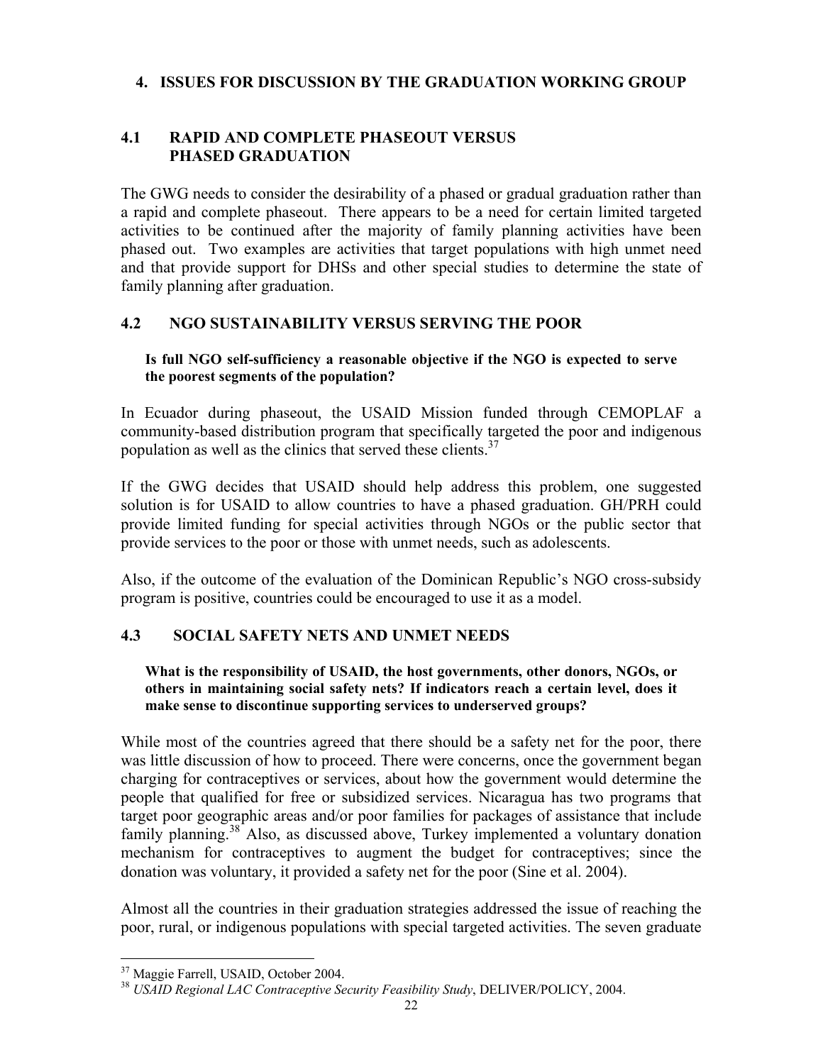## 4. ISSUES FOR DISCUSSION BY THE GRADUATION WORKING GROUP

### 4.1 RAPID AND COMPLETE PHASEOUT VERSUS PHASED GRADUATION

The GWG needs to consider the desirability of a phased or gradual graduation rather than a rapid and complete phaseout. There appears to be a need for certain limited targeted activities to be continued after the majority of family planning activities have been phased out. Two examples are activities that target populations with high unmet need and that provide support for DHSs and other special studies to determine the state of family planning after graduation.

### 4.2 NGO SUSTAINABILITY VERSUS SERVING THE POOR

**Is full NGO self-sufficiency a reasonable objective if the NGO is expected to serve the poorest segments of the population?**

In Ecuador during phaseout, the USAID Mission funded through CEMOPLAF a community-based distribution program that specifically targeted the poor and indigenous population as well as the clinics that served these clients.[37]

If the GWG decides that USAID should help address this problem, one suggested solution is for USAID to allow countries to have a phased graduation. GH/PRH could provide limited funding for special activities through NGOs or the public sector that provide services to the poor or those with unmet needs, such as adolescents.

Also, if the outcome of the evaluation of the Dominican Republic's NGO cross-subsidy program is positive, countries could be encouraged to use it as a model.

### 4.3 SOCIAL SAFETY NETS AND UNMET NEEDS

**What is the responsibility of USAID, the host governments, other donors, NGOs, or others in maintaining social safety nets? If indicators reach a certain level, does it make sense to discontinue supporting services to underserved groups?**

While most of the countries agreed that there should be a safety net for the poor, there was little discussion of how to proceed. There were concerns, once the government began charging for contraceptives or services, about how the government would determine the people that qualified for free or subsidized services. Nicaragua has two programs that target poor geographic areas and/or poor families for packages of assistance that include family planning.[38] Also, as discussed above, Turkey implemented a voluntary donation mechanism for contraceptives to augment the budget for contraceptives; since the donation was voluntary, it provided a safety net for the poor (Sine et al. 2004).

Almost all the countries in their graduation strategies addressed the issue of reaching the poor, rural, or indigenous populations with special targeted activities. The seven graduate

---

[37] Maggie Farrell, USAID, October 2004.

[38] *USAID Regional LAC Contraceptive Security Feasibility Study*, DELIVER/POLICY, 2004.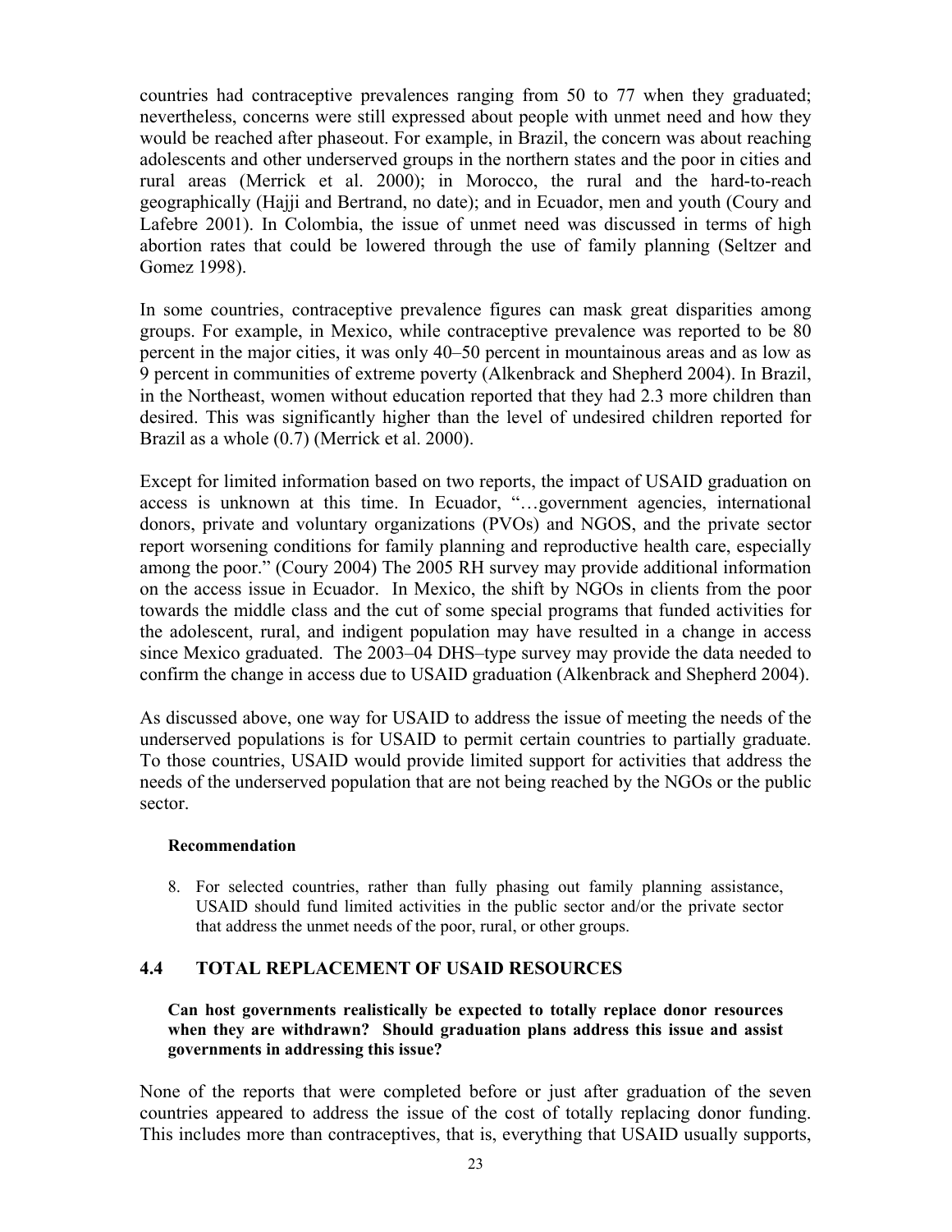countries had contraceptive prevalences ranging from 50 to 77 when they graduated; nevertheless, concerns were still expressed about people with unmet need and how they would be reached after phaseout. For example, in Brazil, the concern was about reaching adolescents and other underserved groups in the northern states and the poor in cities and rural areas (Merrick et al. 2000); in Morocco, the rural and the hard-to-reach geographically (Hajji and Bertrand, no date); and in Ecuador, men and youth (Coury and Lafebre 2001). In Colombia, the issue of unmet need was discussed in terms of high abortion rates that could be lowered through the use of family planning (Seltzer and Gomez 1998).

In some countries, contraceptive prevalence figures can mask great disparities among groups. For example, in Mexico, while contraceptive prevalence was reported to be 80 percent in the major cities, it was only 40–50 percent in mountainous areas and as low as 9 percent in communities of extreme poverty (Alkenbrack and Shepherd 2004). In Brazil, in the Northeast, women without education reported that they had 2.3 more children than desired. This was significantly higher than the level of undesired children reported for Brazil as a whole (0.7) (Merrick et al. 2000).

Except for limited information based on two reports, the impact of USAID graduation on access is unknown at this time. In Ecuador, "…government agencies, international donors, private and voluntary organizations (PVOs) and NGOS, and the private sector report worsening conditions for family planning and reproductive health care, especially among the poor." (Coury 2004) The 2005 RH survey may provide additional information on the access issue in Ecuador. In Mexico, the shift by NGOs in clients from the poor towards the middle class and the cut of some special programs that funded activities for the adolescent, rural, and indigent population may have resulted in a change in access since Mexico graduated. The 2003–04 DHS–type survey may provide the data needed to confirm the change in access due to USAID graduation (Alkenbrack and Shepherd 2004).

As discussed above, one way for USAID to address the issue of meeting the needs of the underserved populations is for USAID to permit certain countries to partially graduate. To those countries, USAID would provide limited support for activities that address the needs of the underserved population that are not being reached by the NGOs or the public sector.

**Recommendation**

8. For selected countries, rather than fully phasing out family planning assistance, USAID should fund limited activities in the public sector and/or the private sector that address the unmet needs of the poor, rural, or other groups.

### 4.4 TOTAL REPLACEMENT OF USAID RESOURCES

**Can host governments realistically be expected to totally replace donor resources when they are withdrawn? Should graduation plans address this issue and assist governments in addressing this issue?**

None of the reports that were completed before or just after graduation of the seven countries appeared to address the issue of the cost of totally replacing donor funding. This includes more than contraceptives, that is, everything that USAID usually supports,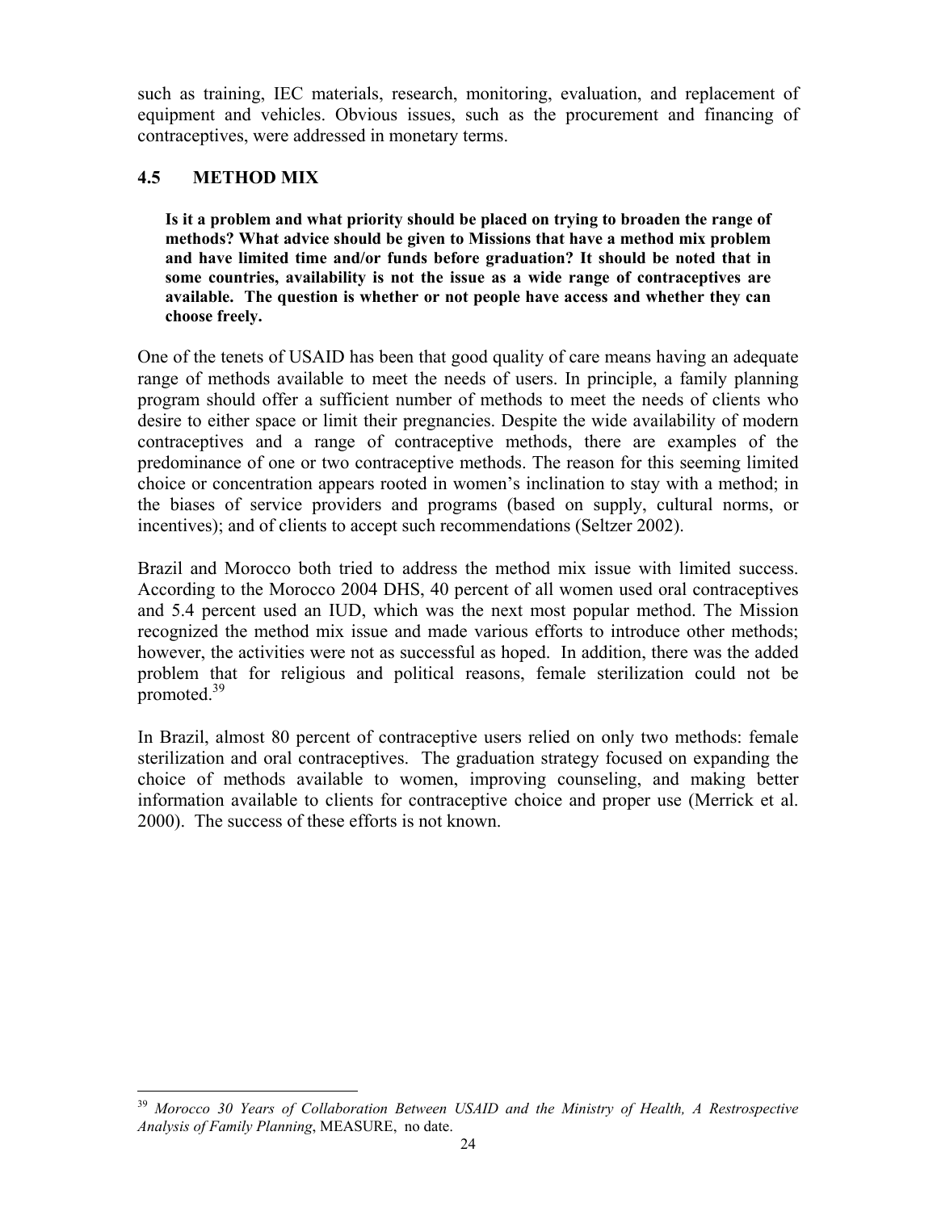such as training, IEC materials, research, monitoring, evaluation, and replacement of equipment and vehicles. Obvious issues, such as the procurement and financing of contraceptives, were addressed in monetary terms.

### 4.5 METHOD MIX

> **Is it a problem and what priority should be placed on trying to broaden the range of methods? What advice should be given to Missions that have a method mix problem and have limited time and/or funds before graduation? It should be noted that in some countries, availability is not the issue as a wide range of contraceptives are available. The question is whether or not people have access and whether they can choose freely.**

One of the tenets of USAID has been that good quality of care means having an adequate range of methods available to meet the needs of users. In principle, a family planning program should offer a sufficient number of methods to meet the needs of clients who desire to either space or limit their pregnancies. Despite the wide availability of modern contraceptives and a range of contraceptive methods, there are examples of the predominance of one or two contraceptive methods. The reason for this seeming limited choice or concentration appears rooted in women's inclination to stay with a method; in the biases of service providers and programs (based on supply, cultural norms, or incentives); and of clients to accept such recommendations (Seltzer 2002).

Brazil and Morocco both tried to address the method mix issue with limited success. According to the Morocco 2004 DHS, 40 percent of all women used oral contraceptives and 5.4 percent used an IUD, which was the next most popular method. The Mission recognized the method mix issue and made various efforts to introduce other methods; however, the activities were not as successful as hoped. In addition, there was the added problem that for religious and political reasons, female sterilization could not be promoted.[39]

In Brazil, almost 80 percent of contraceptive users relied on only two methods: female sterilization and oral contraceptives. The graduation strategy focused on expanding the choice of methods available to women, improving counseling, and making better information available to clients for contraceptive choice and proper use (Merrick et al. 2000). The success of these efforts is not known.

---

[39] *Morocco 30 Years of Collaboration Between USAID and the Ministry of Health, A Restrospective Analysis of Family Planning*, MEASURE, no date.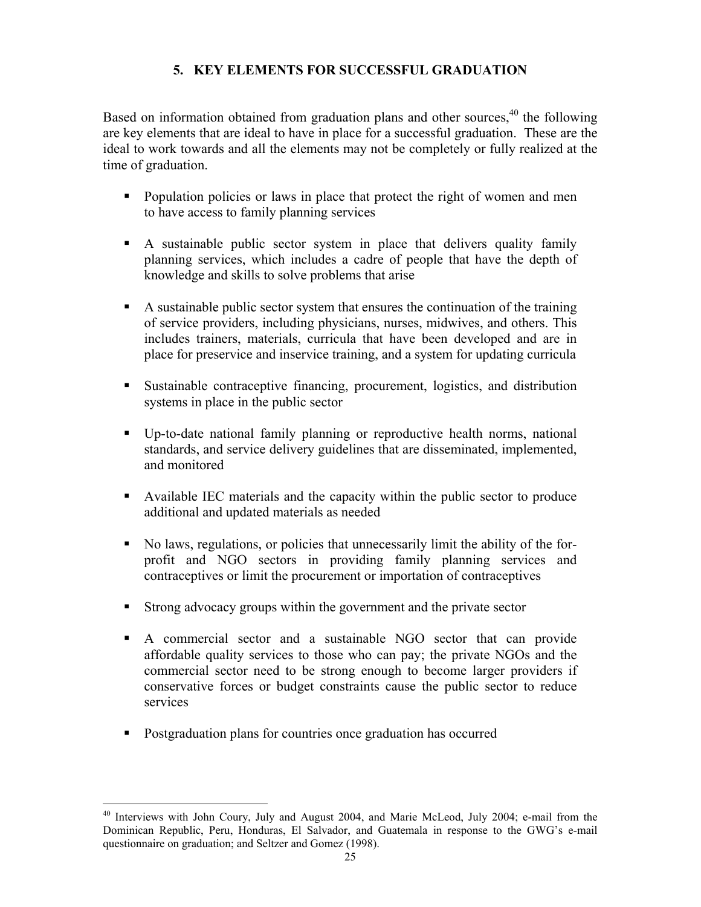# 5. KEY ELEMENTS FOR SUCCESSFUL GRADUATION

Based on information obtained from graduation plans and other sources,[40] the following are key elements that are ideal to have in place for a successful graduation. These are the ideal to work towards and all the elements may not be completely or fully realized at the time of graduation.

- Population policies or laws in place that protect the right of women and men to have access to family planning services
- A sustainable public sector system in place that delivers quality family planning services, which includes a cadre of people that have the depth of knowledge and skills to solve problems that arise
- A sustainable public sector system that ensures the continuation of the training of service providers, including physicians, nurses, midwives, and others. This includes trainers, materials, curricula that have been developed and are in place for preservice and inservice training, and a system for updating curricula
- Sustainable contraceptive financing, procurement, logistics, and distribution systems in place in the public sector
- Up-to-date national family planning or reproductive health norms, national standards, and service delivery guidelines that are disseminated, implemented, and monitored
- Available IEC materials and the capacity within the public sector to produce additional and updated materials as needed
- No laws, regulations, or policies that unnecessarily limit the ability of the for-profit and NGO sectors in providing family planning services and contraceptives or limit the procurement or importation of contraceptives
- Strong advocacy groups within the government and the private sector
- A commercial sector and a sustainable NGO sector that can provide affordable quality services to those who can pay; the private NGOs and the commercial sector need to be strong enough to become larger providers if conservative forces or budget constraints cause the public sector to reduce services
- Postgraduation plans for countries once graduation has occurred

---

[40] Interviews with John Coury, July and August 2004, and Marie McLeod, July 2004; e-mail from the Dominican Republic, Peru, Honduras, El Salvador, and Guatemala in response to the GWG's e-mail questionnaire on graduation; and Seltzer and Gomez (1998).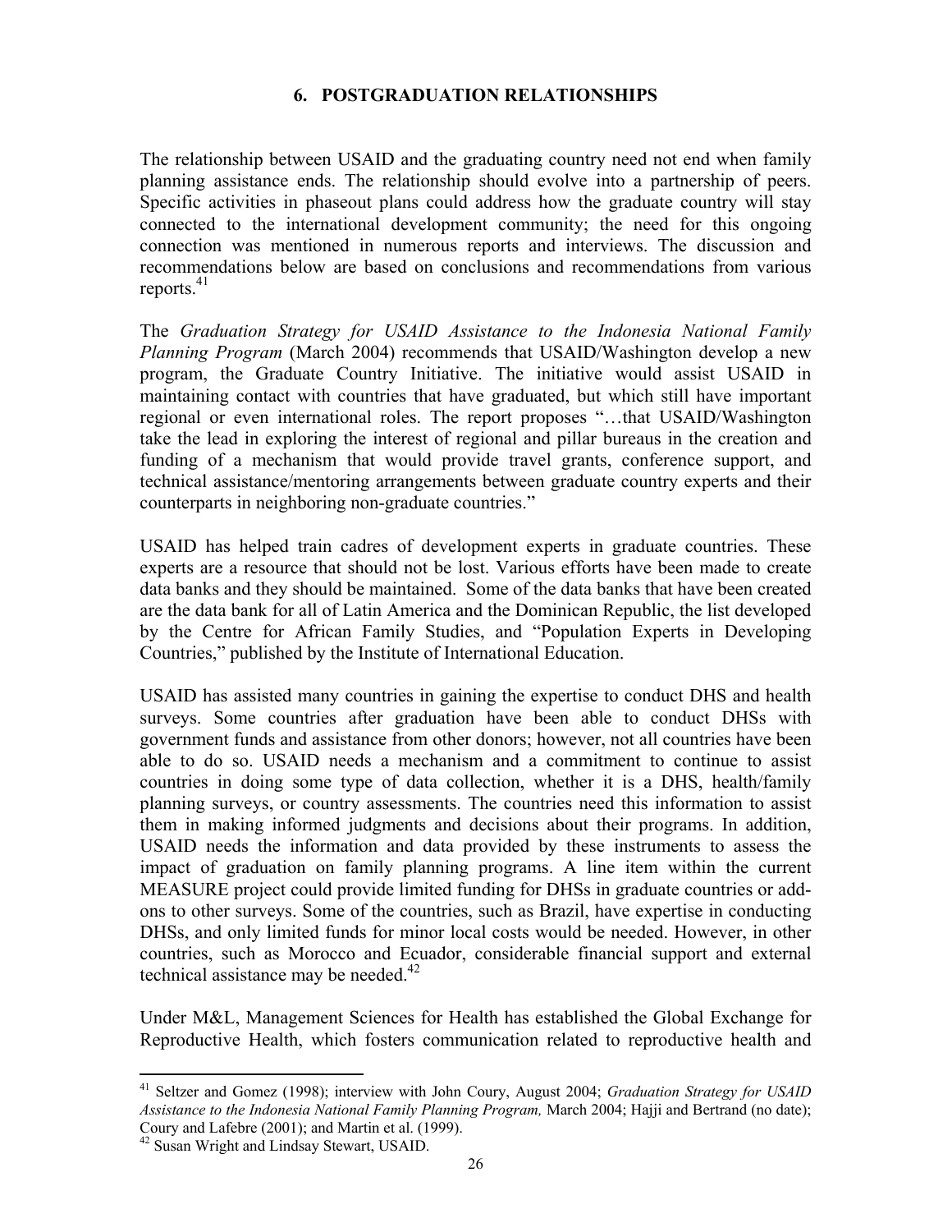## 6. POSTGRADUATION RELATIONSHIPS

The relationship between USAID and the graduating country need not end when family planning assistance ends. The relationship should evolve into a partnership of peers. Specific activities in phaseout plans could address how the graduate country will stay connected to the international development community; the need for this ongoing connection was mentioned in numerous reports and interviews. The discussion and recommendations below are based on conclusions and recommendations from various reports.[41]

The *Graduation Strategy for USAID Assistance to the Indonesia National Family Planning Program* (March 2004) recommends that USAID/Washington develop a new program, the Graduate Country Initiative. The initiative would assist USAID in maintaining contact with countries that have graduated, but which still have important regional or even international roles. The report proposes "…that USAID/Washington take the lead in exploring the interest of regional and pillar bureaus in the creation and funding of a mechanism that would provide travel grants, conference support, and technical assistance/mentoring arrangements between graduate country experts and their counterparts in neighboring non-graduate countries."

USAID has helped train cadres of development experts in graduate countries. These experts are a resource that should not be lost. Various efforts have been made to create data banks and they should be maintained. Some of the data banks that have been created are the data bank for all of Latin America and the Dominican Republic, the list developed by the Centre for African Family Studies, and "Population Experts in Developing Countries," published by the Institute of International Education.

USAID has assisted many countries in gaining the expertise to conduct DHS and health surveys. Some countries after graduation have been able to conduct DHSs with government funds and assistance from other donors; however, not all countries have been able to do so. USAID needs a mechanism and a commitment to continue to assist countries in doing some type of data collection, whether it is a DHS, health/family planning surveys, or country assessments. The countries need this information to assist them in making informed judgments and decisions about their programs. In addition, USAID needs the information and data provided by these instruments to assess the impact of graduation on family planning programs. A line item within the current MEASURE project could provide limited funding for DHSs in graduate countries or add-ons to other surveys. Some of the countries, such as Brazil, have expertise in conducting DHSs, and only limited funds for minor local costs would be needed. However, in other countries, such as Morocco and Ecuador, considerable financial support and external technical assistance may be needed.[42]

Under M&L, Management Sciences for Health has established the Global Exchange for Reproductive Health, which fosters communication related to reproductive health and

---

[41] Seltzer and Gomez (1998); interview with John Coury, August 2004; *Graduation Strategy for USAID Assistance to the Indonesia National Family Planning Program,* March 2004; Hajji and Bertrand (no date); Coury and Lafebre (2001); and Martin et al. (1999).

[42] Susan Wright and Lindsay Stewart, USAID.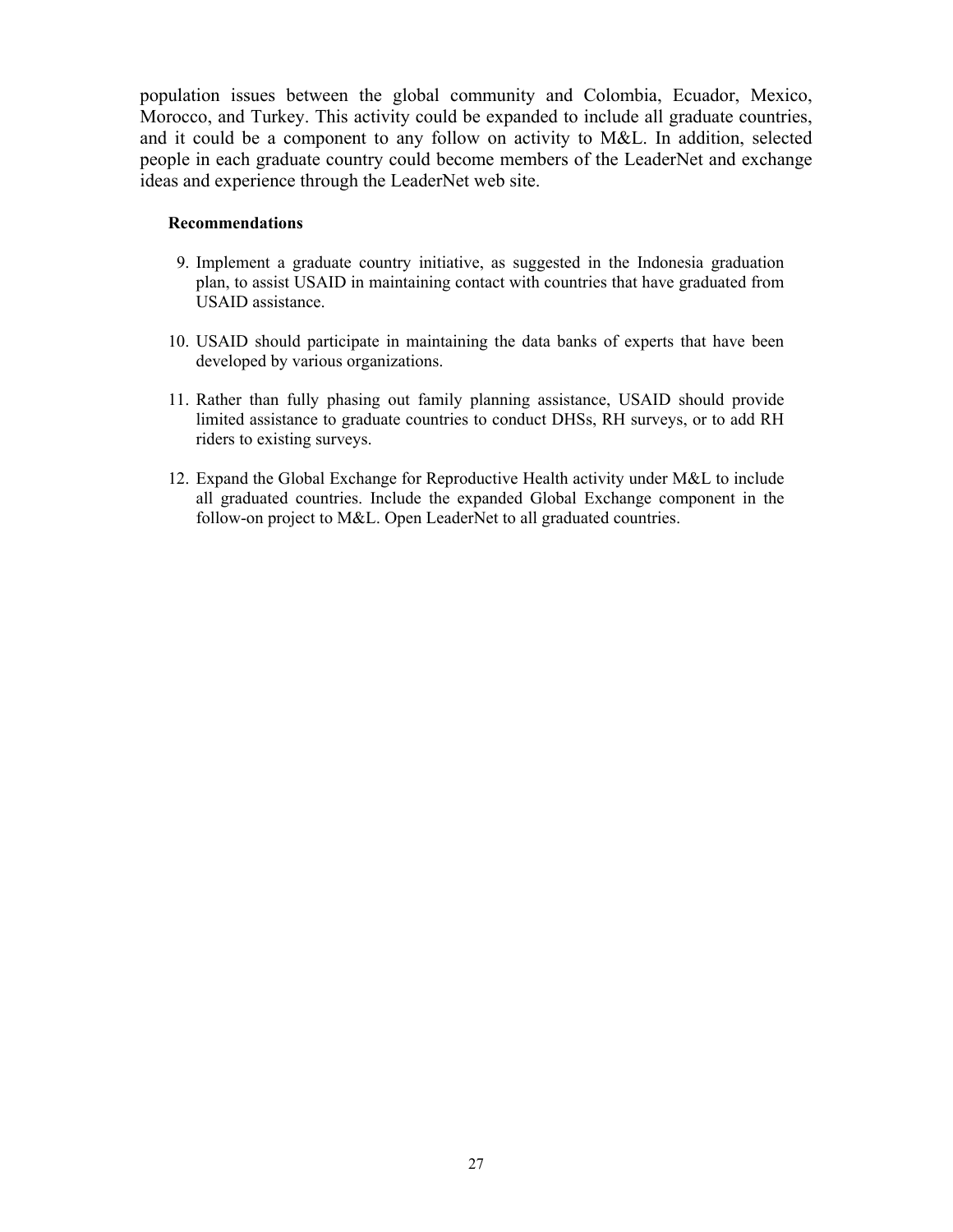population issues between the global community and Colombia, Ecuador, Mexico, Morocco, and Turkey. This activity could be expanded to include all graduate countries, and it could be a component to any follow on activity to M&L. In addition, selected people in each graduate country could become members of the LeaderNet and exchange ideas and experience through the LeaderNet web site.

**Recommendations**

9. Implement a graduate country initiative, as suggested in the Indonesia graduation plan, to assist USAID in maintaining contact with countries that have graduated from USAID assistance.

10. USAID should participate in maintaining the data banks of experts that have been developed by various organizations.

11. Rather than fully phasing out family planning assistance, USAID should provide limited assistance to graduate countries to conduct DHSs, RH surveys, or to add RH riders to existing surveys.

12. Expand the Global Exchange for Reproductive Health activity under M&L to include all graduated countries. Include the expanded Global Exchange component in the follow-on project to M&L. Open LeaderNet to all graduated countries.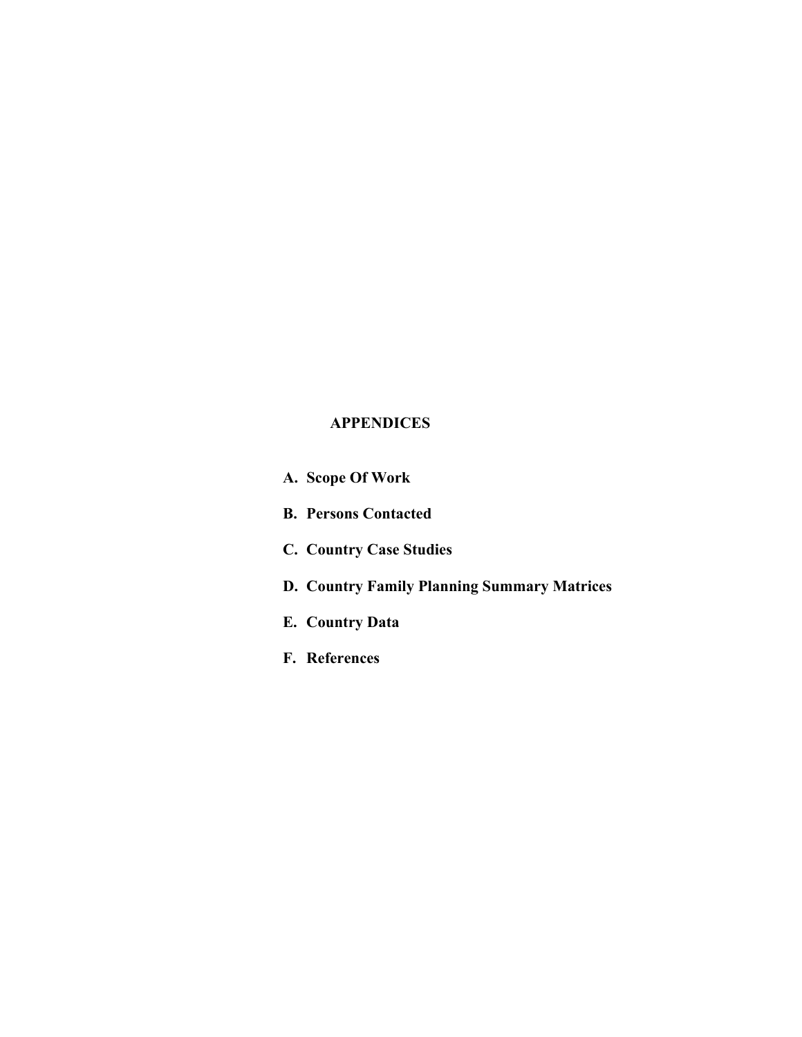# APPENDICES

**A. Scope Of Work**

**B. Persons Contacted**

**C. Country Case Studies**

**D. Country Family Planning Summary Matrices**

**E. Country Data**

**F. References**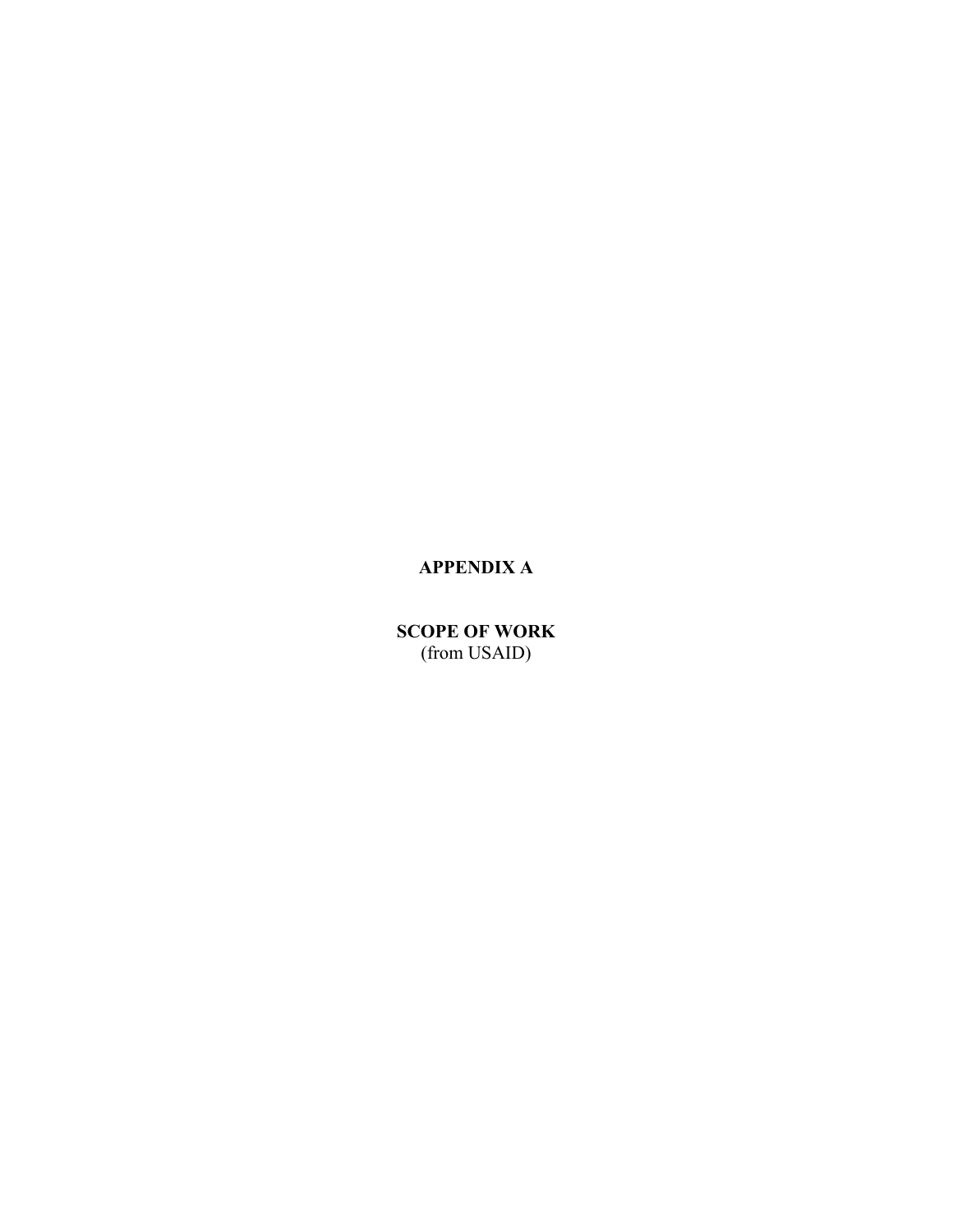# APPENDIX A

## SCOPE OF WORK

(from USAID)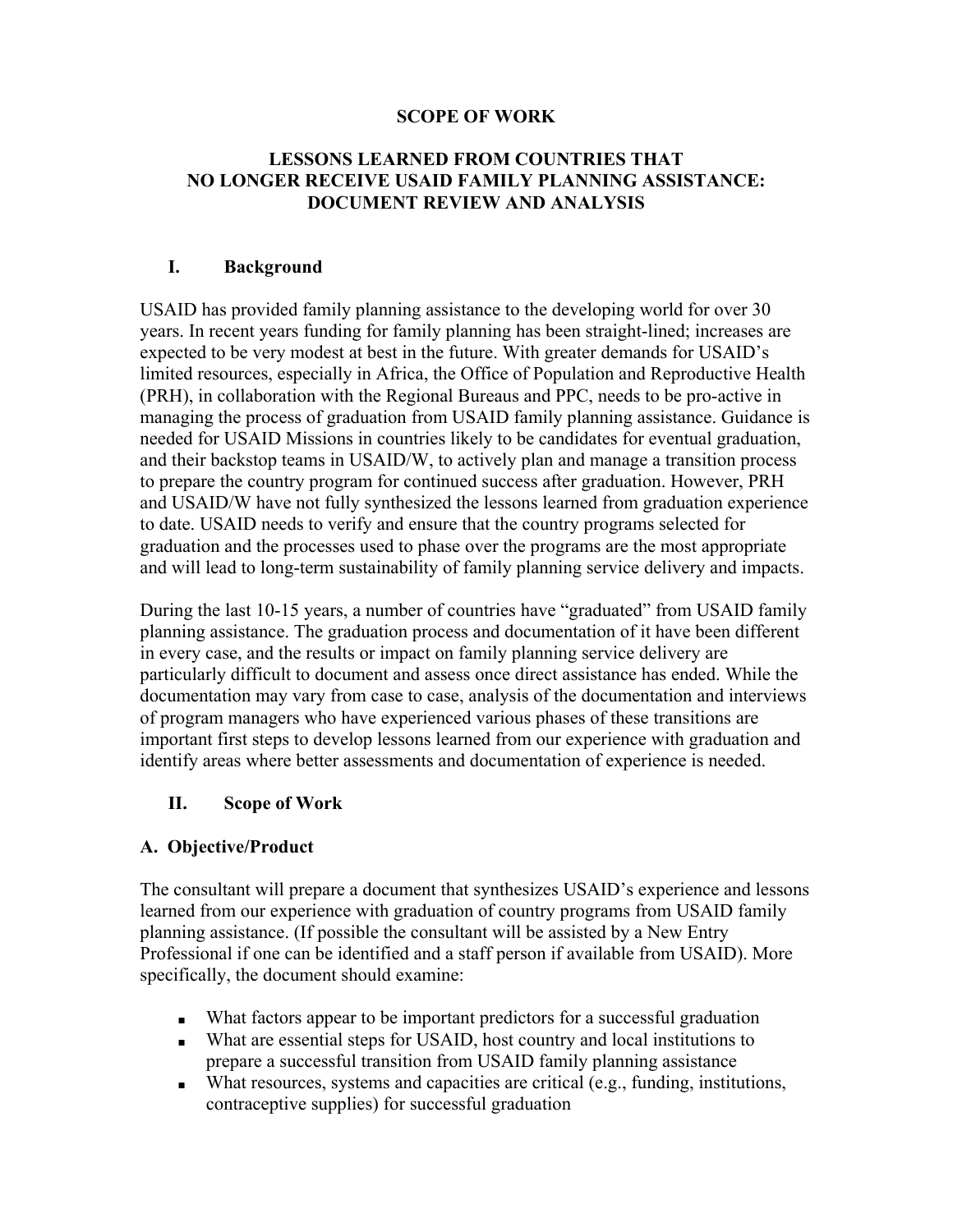**SCOPE OF WORK**

**LESSONS LEARNED FROM COUNTRIES THAT NO LONGER RECEIVE USAID FAMILY PLANNING ASSISTANCE: DOCUMENT REVIEW AND ANALYSIS**

## I. Background

USAID has provided family planning assistance to the developing world for over 30 years. In recent years funding for family planning has been straight-lined; increases are expected to be very modest at best in the future. With greater demands for USAID's limited resources, especially in Africa, the Office of Population and Reproductive Health (PRH), in collaboration with the Regional Bureaus and PPC, needs to be pro-active in managing the process of graduation from USAID family planning assistance. Guidance is needed for USAID Missions in countries likely to be candidates for eventual graduation, and their backstop teams in USAID/W, to actively plan and manage a transition process to prepare the country program for continued success after graduation. However, PRH and USAID/W have not fully synthesized the lessons learned from graduation experience to date. USAID needs to verify and ensure that the country programs selected for graduation and the processes used to phase over the programs are the most appropriate and will lead to long-term sustainability of family planning service delivery and impacts.

During the last 10-15 years, a number of countries have "graduated" from USAID family planning assistance. The graduation process and documentation of it have been different in every case, and the results or impact on family planning service delivery are particularly difficult to document and assess once direct assistance has ended. While the documentation may vary from case to case, analysis of the documentation and interviews of program managers who have experienced various phases of these transitions are important first steps to develop lessons learned from our experience with graduation and identify areas where better assessments and documentation of experience is needed.

## II. Scope of Work

### A. Objective/Product

The consultant will prepare a document that synthesizes USAID's experience and lessons learned from our experience with graduation of country programs from USAID family planning assistance. (If possible the consultant will be assisted by a New Entry Professional if one can be identified and a staff person if available from USAID). More specifically, the document should examine:

- What factors appear to be important predictors for a successful graduation
- What are essential steps for USAID, host country and local institutions to prepare a successful transition from USAID family planning assistance
- What resources, systems and capacities are critical (e.g., funding, institutions, contraceptive supplies) for successful graduation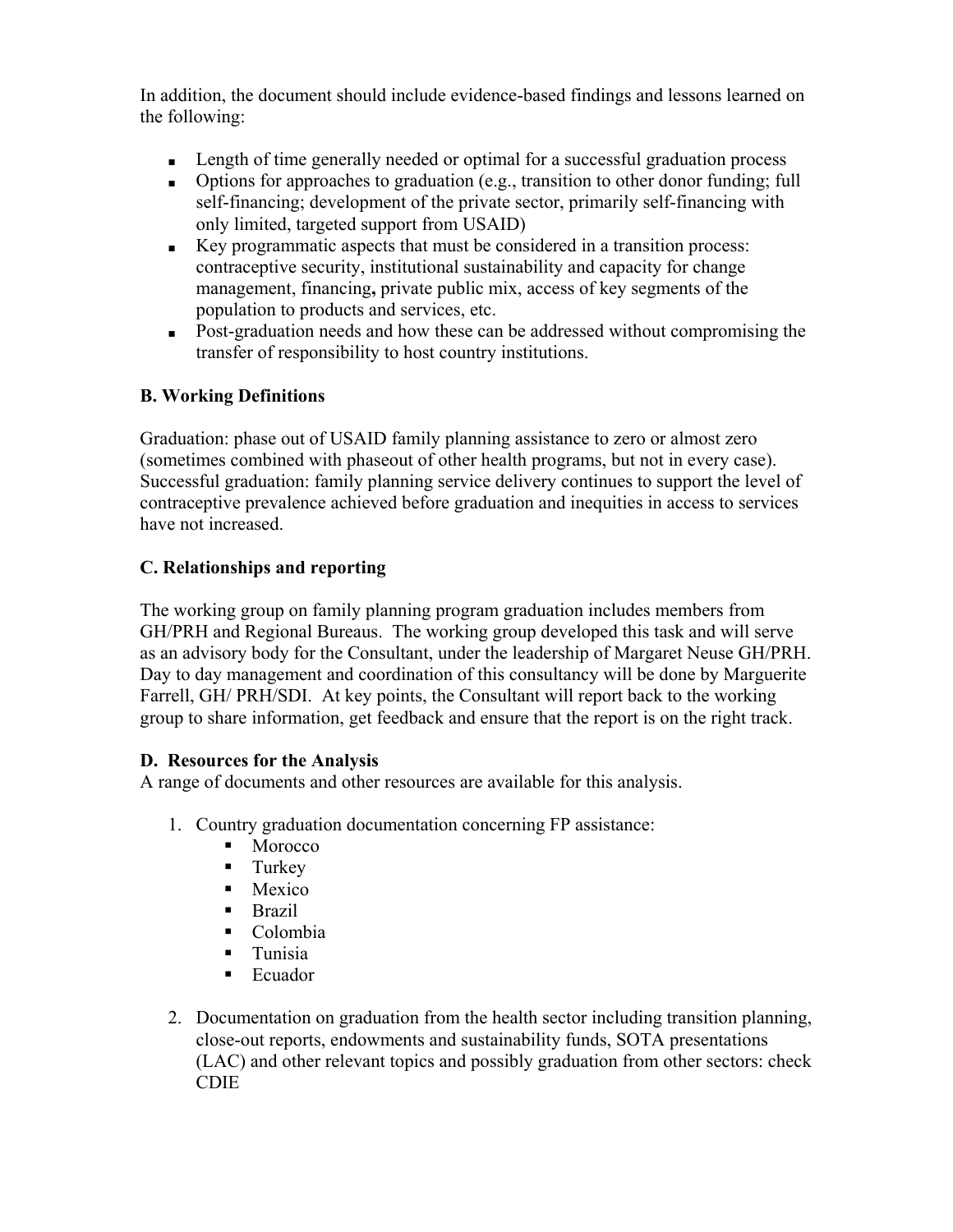In addition, the document should include evidence-based findings and lessons learned on the following:

- Length of time generally needed or optimal for a successful graduation process
- Options for approaches to graduation (e.g., transition to other donor funding; full self-financing; development of the private sector, primarily self-financing with only limited, targeted support from USAID)
- Key programmatic aspects that must be considered in a transition process: contraceptive security, institutional sustainability and capacity for change management, financing**,** private public mix, access of key segments of the population to products and services, etc.
- Post-graduation needs and how these can be addressed without compromising the transfer of responsibility to host country institutions.

**B. Working Definitions**

Graduation: phase out of USAID family planning assistance to zero or almost zero (sometimes combined with phaseout of other health programs, but not in every case). Successful graduation: family planning service delivery continues to support the level of contraceptive prevalence achieved before graduation and inequities in access to services have not increased.

**C. Relationships and reporting**

The working group on family planning program graduation includes members from GH/PRH and Regional Bureaus. The working group developed this task and will serve as an advisory body for the Consultant, under the leadership of Margaret Neuse GH/PRH. Day to day management and coordination of this consultancy will be done by Marguerite Farrell, GH/ PRH/SDI. At key points, the Consultant will report back to the working group to share information, get feedback and ensure that the report is on the right track.

**D. Resources for the Analysis**

A range of documents and other resources are available for this analysis.

1. Country graduation documentation concerning FP assistance:
   - Morocco
   - Turkey
   - Mexico
   - Brazil
   - Colombia
   - Tunisia
   - Ecuador

2. Documentation on graduation from the health sector including transition planning, close-out reports, endowments and sustainability funds, SOTA presentations (LAC) and other relevant topics and possibly graduation from other sectors: check CDIE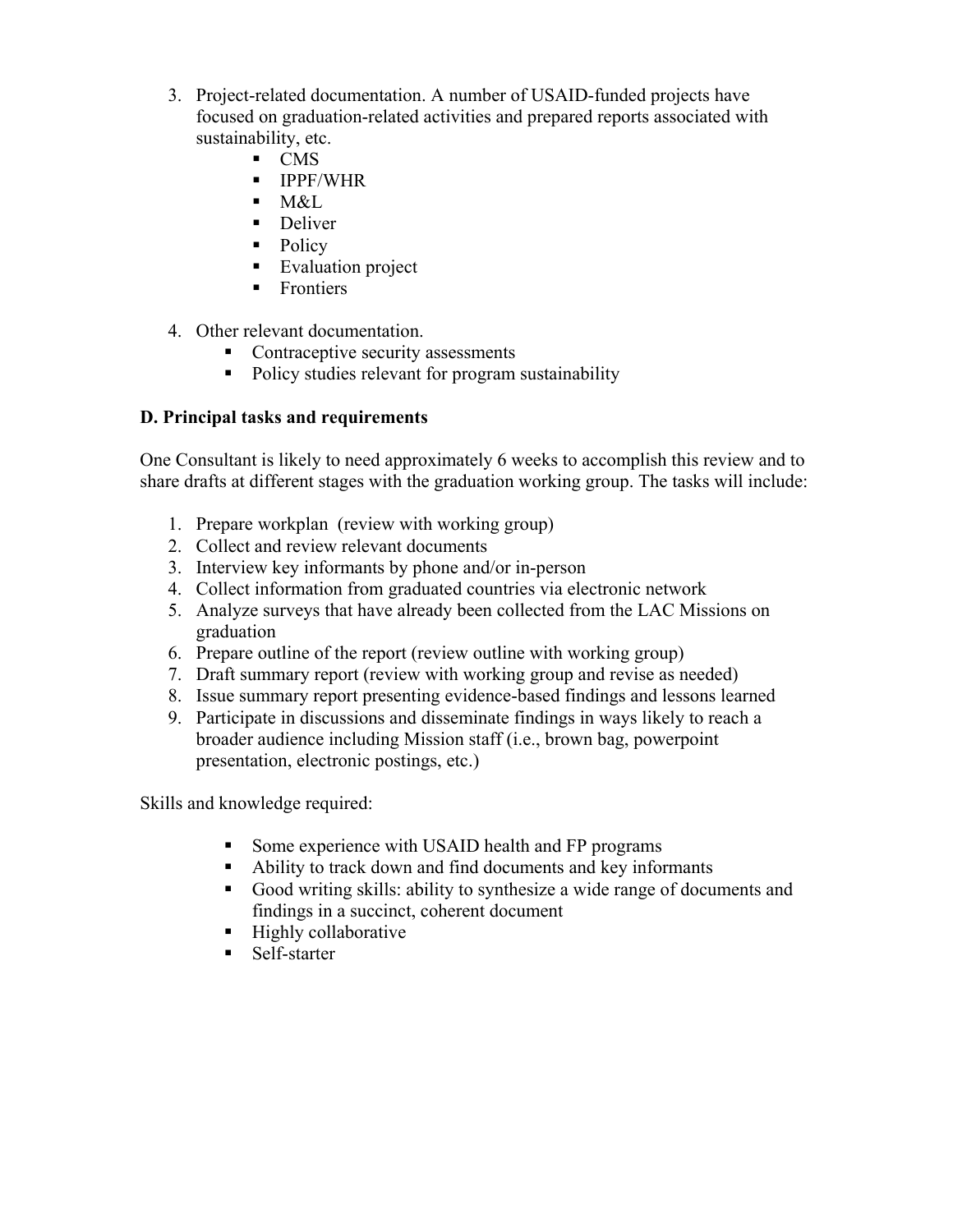3. Project-related documentation. A number of USAID-funded projects have focused on graduation-related activities and prepared reports associated with sustainability, etc.
    - CMS
    - IPPF/WHR
    - M&L
    - Deliver
    - Policy
    - Evaluation project
    - Frontiers

4. Other relevant documentation.
    - Contraceptive security assessments
    - Policy studies relevant for program sustainability

**D. Principal tasks and requirements**

One Consultant is likely to need approximately 6 weeks to accomplish this review and to share drafts at different stages with the graduation working group. The tasks will include:

1. Prepare workplan (review with working group)
2. Collect and review relevant documents
3. Interview key informants by phone and/or in-person
4. Collect information from graduated countries via electronic network
5. Analyze surveys that have already been collected from the LAC Missions on graduation
6. Prepare outline of the report (review outline with working group)
7. Draft summary report (review with working group and revise as needed)
8. Issue summary report presenting evidence-based findings and lessons learned
9. Participate in discussions and disseminate findings in ways likely to reach a broader audience including Mission staff (i.e., brown bag, powerpoint presentation, electronic postings, etc.)

Skills and knowledge required:

- Some experience with USAID health and FP programs
- Ability to track down and find documents and key informants
- Good writing skills: ability to synthesize a wide range of documents and findings in a succinct, coherent document
- Highly collaborative
- Self-starter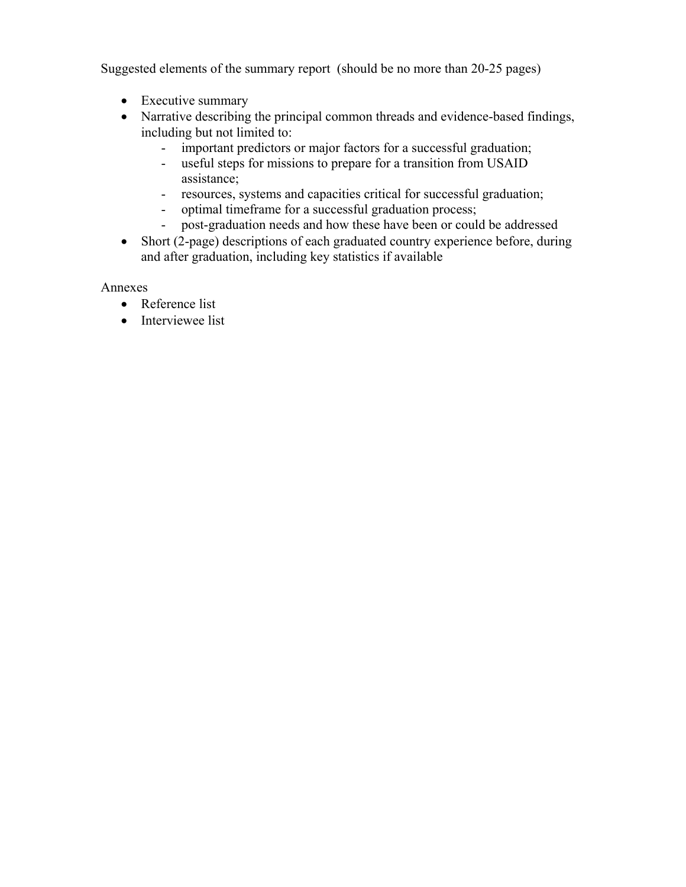Suggested elements of the summary report (should be no more than 20-25 pages)

- Executive summary
- Narrative describing the principal common threads and evidence-based findings, including but not limited to:
  - important predictors or major factors for a successful graduation;
  - useful steps for missions to prepare for a transition from USAID assistance;
  - resources, systems and capacities critical for successful graduation;
  - optimal timeframe for a successful graduation process;
  - post-graduation needs and how these have been or could be addressed
- Short (2-page) descriptions of each graduated country experience before, during and after graduation, including key statistics if available

Annexes

- Reference list
- Interviewee list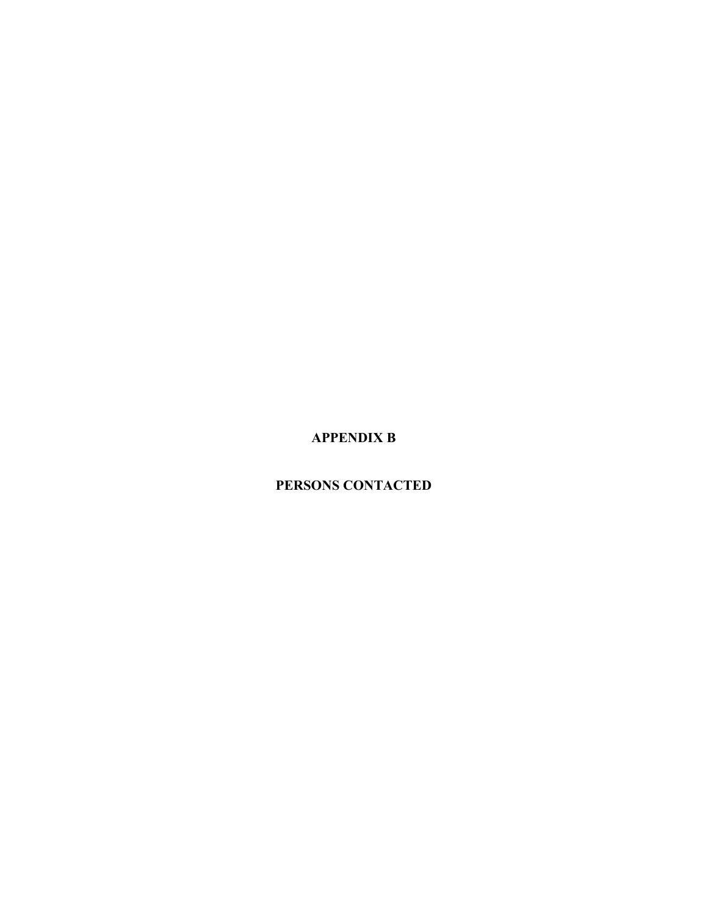# APPENDIX B

# PERSONS CONTACTED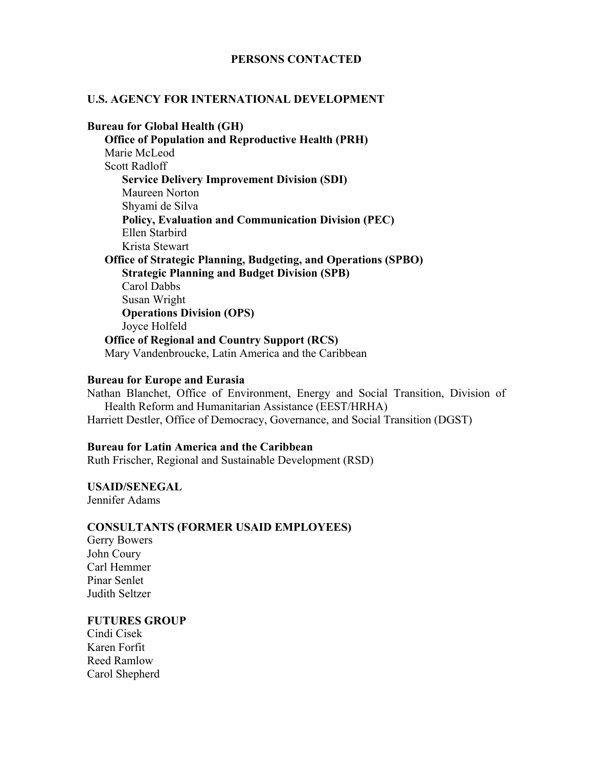# PERSONS CONTACTED

## U.S. AGENCY FOR INTERNATIONAL DEVELOPMENT

**Bureau for Global Health (GH)**

**Office of Population and Reproductive Health (PRH)**

Marie McLeod
Scott Radloff

**Service Delivery Improvement Division (SDI)**

Maureen Norton
Shyami de Silva

**Policy, Evaluation and Communication Division (PEC)**

Ellen Starbird
Krista Stewart

**Office of Strategic Planning, Budgeting, and Operations (SPBO)**

**Strategic Planning and Budget Division (SPB)**

Carol Dabbs
Susan Wright

**Operations Division (OPS)**

Joyce Holfeld

**Office of Regional and Country Support (RCS)**

Mary Vandenbroucke, Latin America and the Caribbean

**Bureau for Europe and Eurasia**

Nathan Blanchet, Office of Environment, Energy and Social Transition, Division of Health Reform and Humanitarian Assistance (EEST/HRHA)
Harriett Destler, Office of Democracy, Governance, and Social Transition (DGST)

**Bureau for Latin America and the Caribbean**

Ruth Frischer, Regional and Sustainable Development (RSD)

**USAID/SENEGAL**

Jennifer Adams

**CONSULTANTS (FORMER USAID EMPLOYEES)**

Gerry Bowers
John Coury
Carl Hemmer
Pinar Senlet
Judith Seltzer

**FUTURES GROUP**

Cindi Cisek
Karen Forfit
Reed Ramlow
Carol Shepherd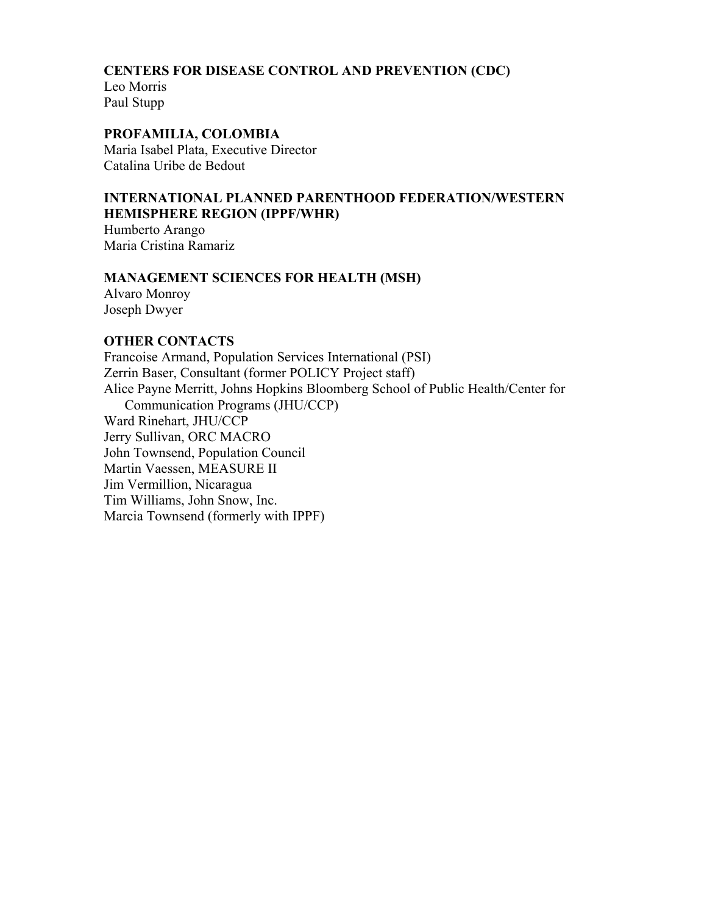**CENTERS FOR DISEASE CONTROL AND PREVENTION (CDC)**
Leo Morris
Paul Stupp

**PROFAMILIA, COLOMBIA**
Maria Isabel Plata, Executive Director
Catalina Uribe de Bedout

**INTERNATIONAL PLANNED PARENTHOOD FEDERATION/WESTERN HEMISPHERE REGION (IPPF/WHR)**
Humberto Arango
Maria Cristina Ramariz

**MANAGEMENT SCIENCES FOR HEALTH (MSH)**
Alvaro Monroy
Joseph Dwyer

**OTHER CONTACTS**
Francoise Armand, Population Services International (PSI)
Zerrin Baser, Consultant (former POLICY Project staff)
Alice Payne Merritt, Johns Hopkins Bloomberg School of Public Health/Center for Communication Programs (JHU/CCP)
Ward Rinehart, JHU/CCP
Jerry Sullivan, ORC MACRO
John Townsend, Population Council
Martin Vaessen, MEASURE II
Jim Vermillion, Nicaragua
Tim Williams, John Snow, Inc.
Marcia Townsend (formerly with IPPF)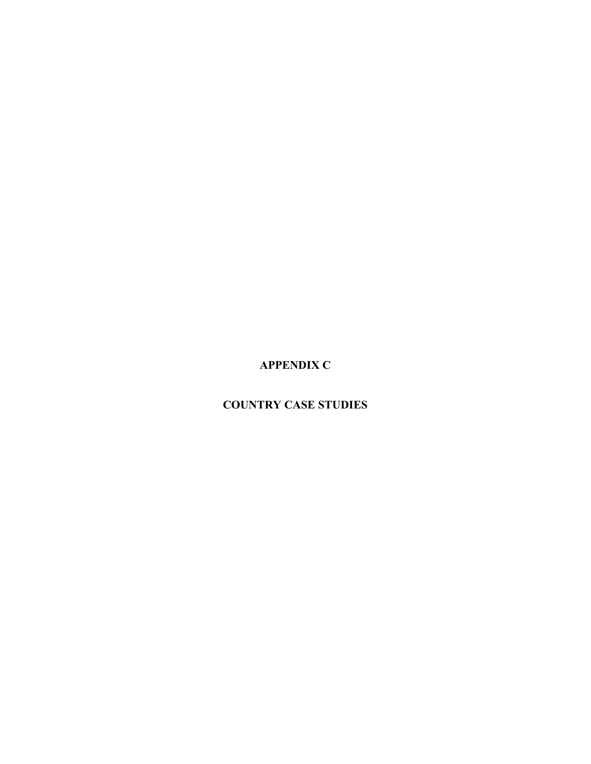# APPENDIX C

# COUNTRY CASE STUDIES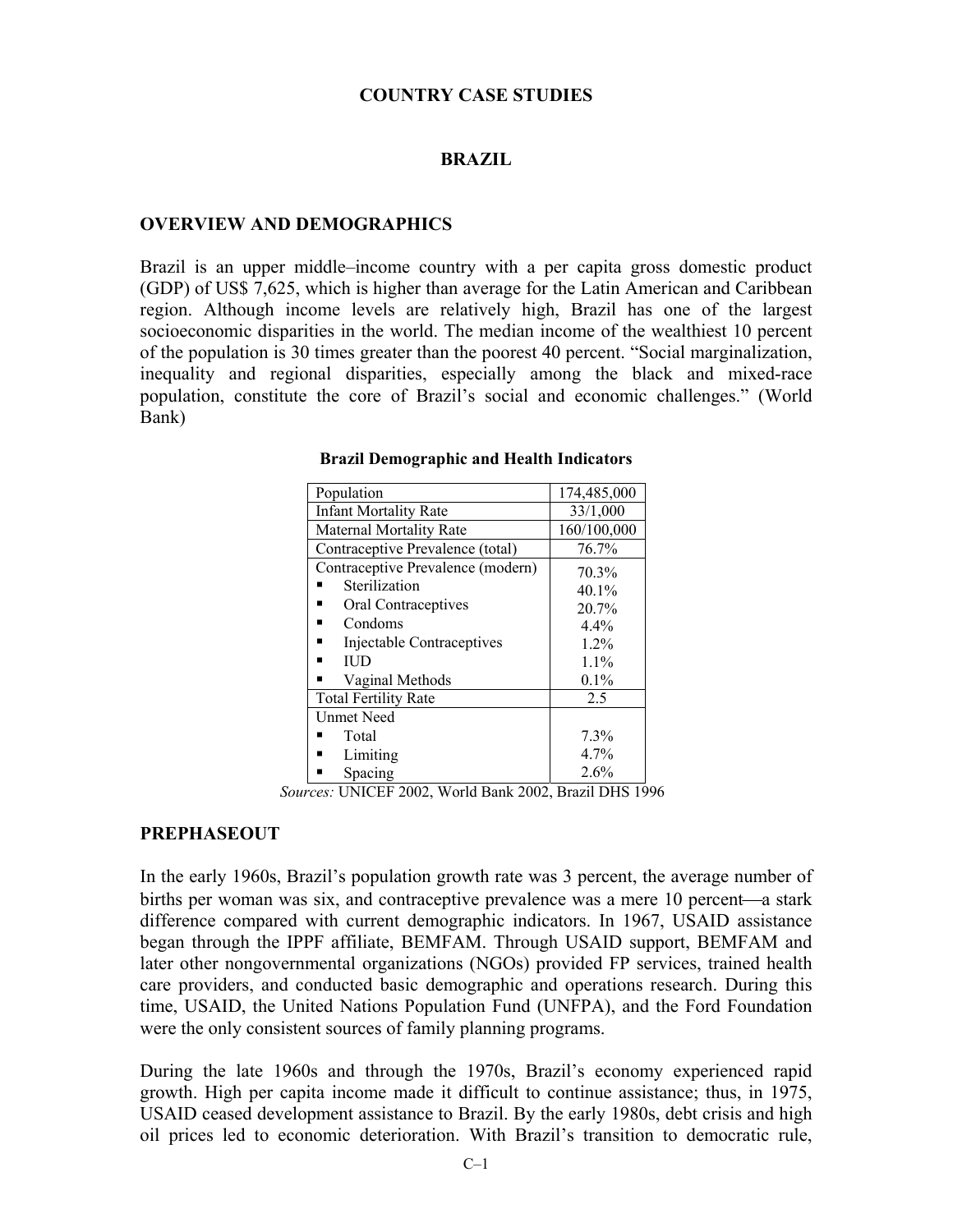# COUNTRY CASE STUDIES

## BRAZIL

### OVERVIEW AND DEMOGRAPHICS

Brazil is an upper middle–income country with a per capita gross domestic product (GDP) of US$ 7,625, which is higher than average for the Latin American and Caribbean region. Although income levels are relatively high, Brazil has one of the largest socioeconomic disparities in the world. The median income of the wealthiest 10 percent of the population is 30 times greater than the poorest 40 percent. "Social marginalization, inequality and regional disparities, especially among the black and mixed-race population, constitute the core of Brazil's social and economic challenges." (World Bank)

**Brazil Demographic and Health Indicators**

| Indicator | Value |
|---|---|
| Population | 174,485,000 |
| Infant Mortality Rate | 33/1,000 |
| Maternal Mortality Rate | 160/100,000 |
| Contraceptive Prevalence (total) | 76.7% |
| Contraceptive Prevalence (modern) | 70.3% |
| ▪ Sterilization | 40.1% |
| ▪ Oral Contraceptives | 20.7% |
| ▪ Condoms | 4.4% |
| ▪ Injectable Contraceptives | 1.2% |
| ▪ IUD | 1.1% |
| ▪ Vaginal Methods | 0.1% |
| Total Fertility Rate | 2.5 |
| Unmet Need | |
| ▪ Total | 7.3% |
| ▪ Limiting | 4.7% |
| ▪ Spacing | 2.6% |

*Sources:* UNICEF 2002, World Bank 2002, Brazil DHS 1996

### PREPHASEOUT

In the early 1960s, Brazil's population growth rate was 3 percent, the average number of births per woman was six, and contraceptive prevalence was a mere 10 percent—a stark difference compared with current demographic indicators. In 1967, USAID assistance began through the IPPF affiliate, BEMFAM. Through USAID support, BEMFAM and later other nongovernmental organizations (NGOs) provided FP services, trained health care providers, and conducted basic demographic and operations research. During this time, USAID, the United Nations Population Fund (UNFPA), and the Ford Foundation were the only consistent sources of family planning programs.

During the late 1960s and through the 1970s, Brazil's economy experienced rapid growth. High per capita income made it difficult to continue assistance; thus, in 1975, USAID ceased development assistance to Brazil. By the early 1980s, debt crisis and high oil prices led to economic deterioration. With Brazil's transition to democratic rule,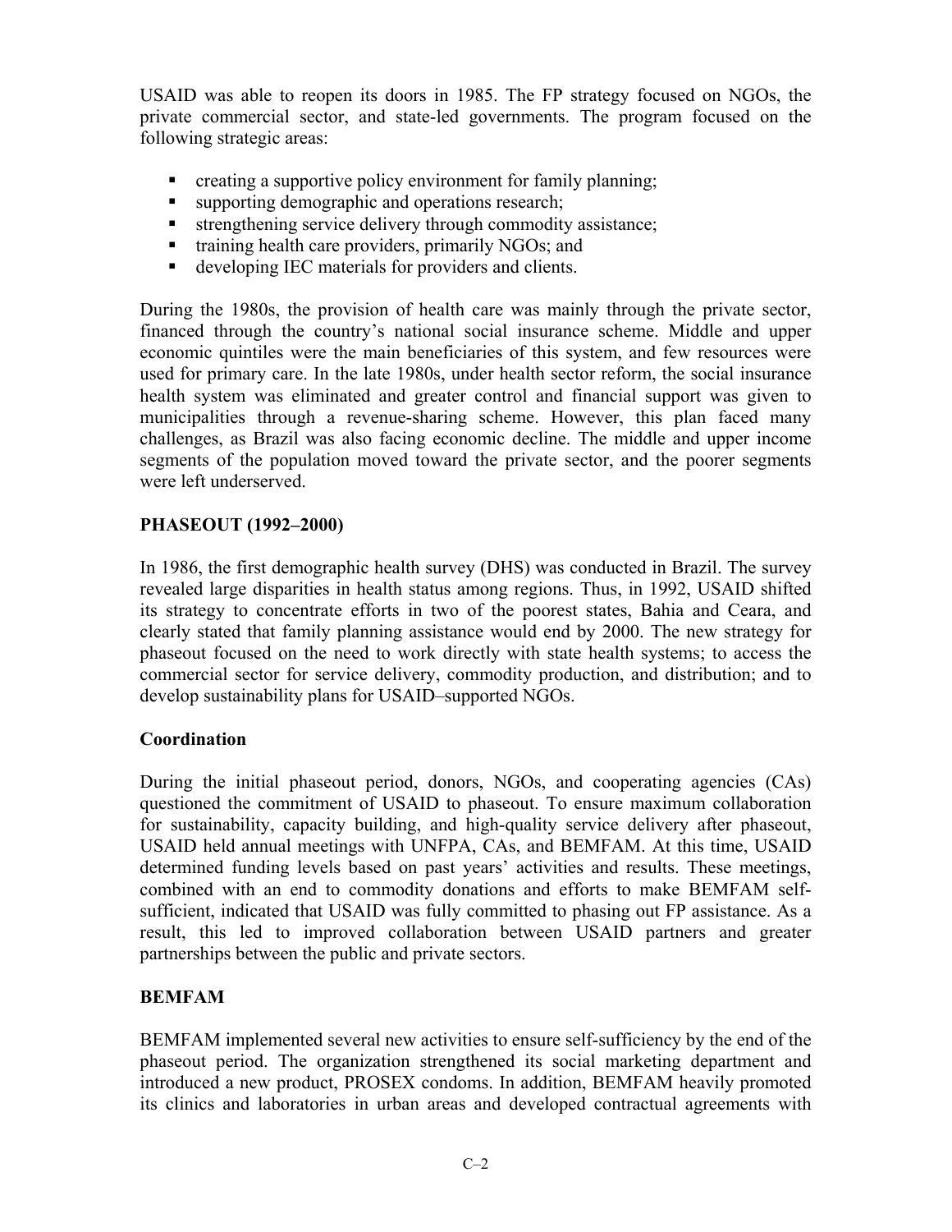USAID was able to reopen its doors in 1985. The FP strategy focused on NGOs, the private commercial sector, and state-led governments. The program focused on the following strategic areas:

- creating a supportive policy environment for family planning;
- supporting demographic and operations research;
- strengthening service delivery through commodity assistance;
- training health care providers, primarily NGOs; and
- developing IEC materials for providers and clients.

During the 1980s, the provision of health care was mainly through the private sector, financed through the country's national social insurance scheme. Middle and upper economic quintiles were the main beneficiaries of this system, and few resources were used for primary care. In the late 1980s, under health sector reform, the social insurance health system was eliminated and greater control and financial support was given to municipalities through a revenue-sharing scheme. However, this plan faced many challenges, as Brazil was also facing economic decline. The middle and upper income segments of the population moved toward the private sector, and the poorer segments were left underserved.

## PHASEOUT (1992–2000)

In 1986, the first demographic health survey (DHS) was conducted in Brazil. The survey revealed large disparities in health status among regions. Thus, in 1992, USAID shifted its strategy to concentrate efforts in two of the poorest states, Bahia and Ceara, and clearly stated that family planning assistance would end by 2000. The new strategy for phaseout focused on the need to work directly with state health systems; to access the commercial sector for service delivery, commodity production, and distribution; and to develop sustainability plans for USAID–supported NGOs.

### Coordination

During the initial phaseout period, donors, NGOs, and cooperating agencies (CAs) questioned the commitment of USAID to phaseout. To ensure maximum collaboration for sustainability, capacity building, and high-quality service delivery after phaseout, USAID held annual meetings with UNFPA, CAs, and BEMFAM. At this time, USAID determined funding levels based on past years' activities and results. These meetings, combined with an end to commodity donations and efforts to make BEMFAM self-sufficient, indicated that USAID was fully committed to phasing out FP assistance. As a result, this led to improved collaboration between USAID partners and greater partnerships between the public and private sectors.

### BEMFAM

BEMFAM implemented several new activities to ensure self-sufficiency by the end of the phaseout period. The organization strengthened its social marketing department and introduced a new product, PROSEX condoms. In addition, BEMFAM heavily promoted its clinics and laboratories in urban areas and developed contractual agreements with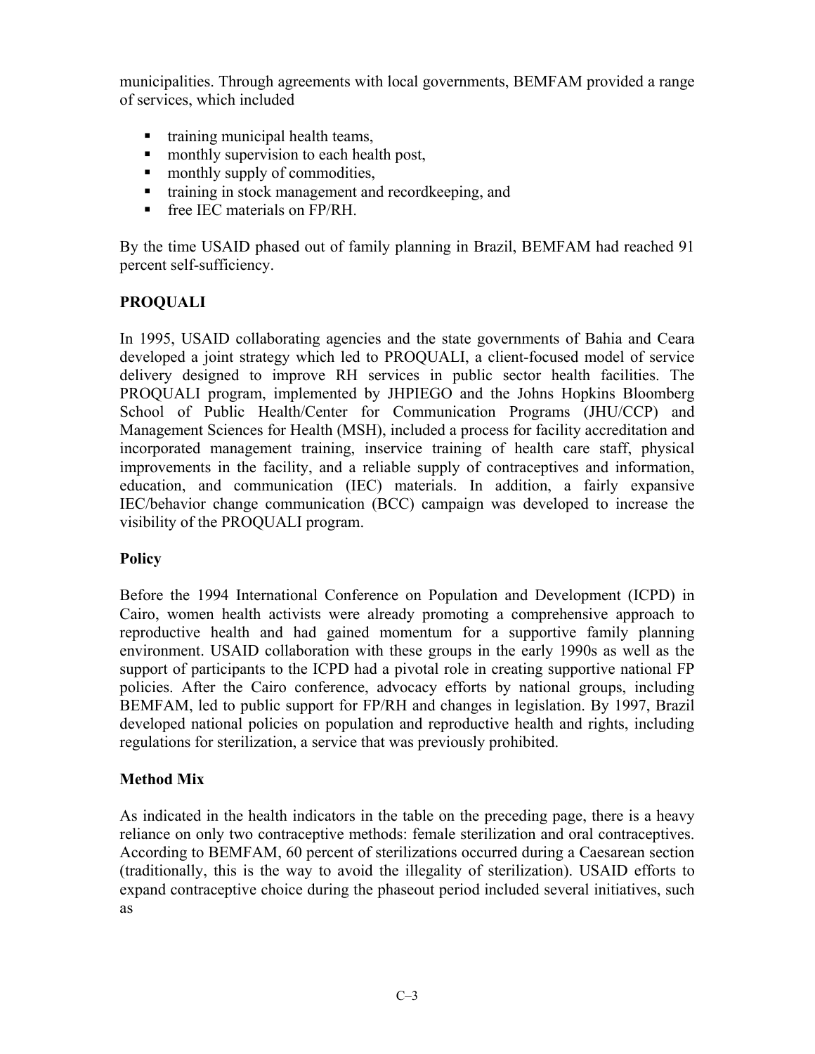municipalities. Through agreements with local governments, BEMFAM provided a range of services, which included

- training municipal health teams,
- monthly supervision to each health post,
- monthly supply of commodities,
- training in stock management and recordkeeping, and
- free IEC materials on FP/RH.

By the time USAID phased out of family planning in Brazil, BEMFAM had reached 91 percent self-sufficiency.

**PROQUALI**

In 1995, USAID collaborating agencies and the state governments of Bahia and Ceara developed a joint strategy which led to PROQUALI, a client-focused model of service delivery designed to improve RH services in public sector health facilities. The PROQUALI program, implemented by JHPIEGO and the Johns Hopkins Bloomberg School of Public Health/Center for Communication Programs (JHU/CCP) and Management Sciences for Health (MSH), included a process for facility accreditation and incorporated management training, inservice training of health care staff, physical improvements in the facility, and a reliable supply of contraceptives and information, education, and communication (IEC) materials. In addition, a fairly expansive IEC/behavior change communication (BCC) campaign was developed to increase the visibility of the PROQUALI program.

**Policy**

Before the 1994 International Conference on Population and Development (ICPD) in Cairo, women health activists were already promoting a comprehensive approach to reproductive health and had gained momentum for a supportive family planning environment. USAID collaboration with these groups in the early 1990s as well as the support of participants to the ICPD had a pivotal role in creating supportive national FP policies. After the Cairo conference, advocacy efforts by national groups, including BEMFAM, led to public support for FP/RH and changes in legislation. By 1997, Brazil developed national policies on population and reproductive health and rights, including regulations for sterilization, a service that was previously prohibited.

**Method Mix**

As indicated in the health indicators in the table on the preceding page, there is a heavy reliance on only two contraceptive methods: female sterilization and oral contraceptives. According to BEMFAM, 60 percent of sterilizations occurred during a Caesarean section (traditionally, this is the way to avoid the illegality of sterilization). USAID efforts to expand contraceptive choice during the phaseout period included several initiatives, such as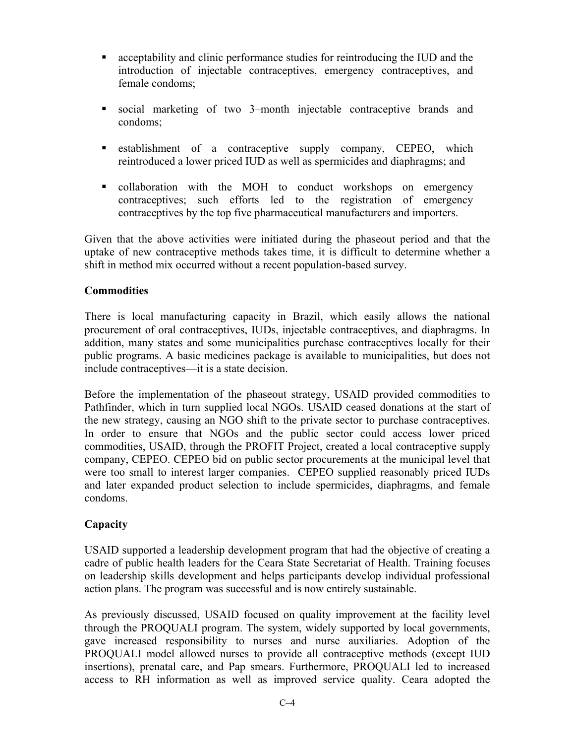- acceptability and clinic performance studies for reintroducing the IUD and the introduction of injectable contraceptives, emergency contraceptives, and female condoms;
- social marketing of two 3–month injectable contraceptive brands and condoms;
- establishment of a contraceptive supply company, CEPEO, which reintroduced a lower priced IUD as well as spermicides and diaphragms; and
- collaboration with the MOH to conduct workshops on emergency contraceptives; such efforts led to the registration of emergency contraceptives by the top five pharmaceutical manufacturers and importers.

Given that the above activities were initiated during the phaseout period and that the uptake of new contraceptive methods takes time, it is difficult to determine whether a shift in method mix occurred without a recent population-based survey.

**Commodities**

There is local manufacturing capacity in Brazil, which easily allows the national procurement of oral contraceptives, IUDs, injectable contraceptives, and diaphragms. In addition, many states and some municipalities purchase contraceptives locally for their public programs. A basic medicines package is available to municipalities, but does not include contraceptives—it is a state decision.

Before the implementation of the phaseout strategy, USAID provided commodities to Pathfinder, which in turn supplied local NGOs. USAID ceased donations at the start of the new strategy, causing an NGO shift to the private sector to purchase contraceptives. In order to ensure that NGOs and the public sector could access lower priced commodities, USAID, through the PROFIT Project, created a local contraceptive supply company, CEPEO. CEPEO bid on public sector procurements at the municipal level that were too small to interest larger companies. CEPEO supplied reasonably priced IUDs and later expanded product selection to include spermicides, diaphragms, and female condoms.

**Capacity**

USAID supported a leadership development program that had the objective of creating a cadre of public health leaders for the Ceara State Secretariat of Health. Training focuses on leadership skills development and helps participants develop individual professional action plans. The program was successful and is now entirely sustainable.

As previously discussed, USAID focused on quality improvement at the facility level through the PROQUALI program. The system, widely supported by local governments, gave increased responsibility to nurses and nurse auxiliaries. Adoption of the PROQUALI model allowed nurses to provide all contraceptive methods (except IUD insertions), prenatal care, and Pap smears. Furthermore, PROQUALI led to increased access to RH information as well as improved service quality. Ceara adopted the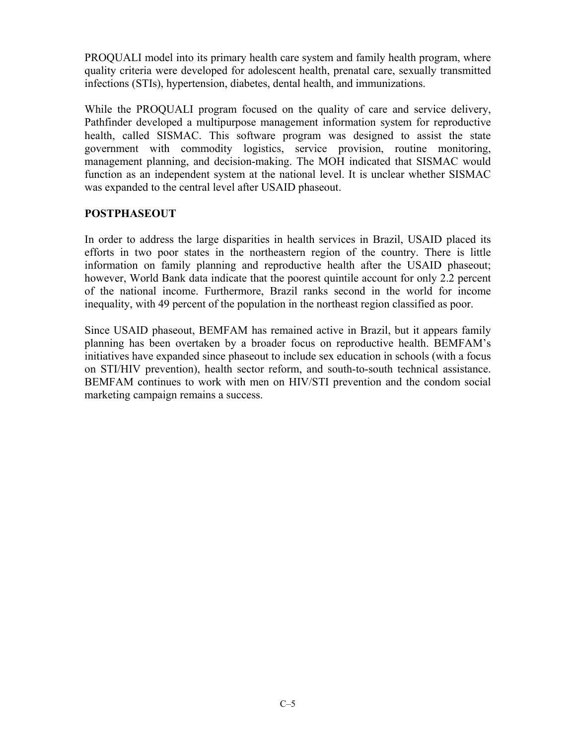PROQUALI model into its primary health care system and family health program, where quality criteria were developed for adolescent health, prenatal care, sexually transmitted infections (STIs), hypertension, diabetes, dental health, and immunizations.

While the PROQUALI program focused on the quality of care and service delivery, Pathfinder developed a multipurpose management information system for reproductive health, called SISMAC. This software program was designed to assist the state government with commodity logistics, service provision, routine monitoring, management planning, and decision-making. The MOH indicated that SISMAC would function as an independent system at the national level. It is unclear whether SISMAC was expanded to the central level after USAID phaseout.

**POSTPHASEOUT**

In order to address the large disparities in health services in Brazil, USAID placed its efforts in two poor states in the northeastern region of the country. There is little information on family planning and reproductive health after the USAID phaseout; however, World Bank data indicate that the poorest quintile account for only 2.2 percent of the national income. Furthermore, Brazil ranks second in the world for income inequality, with 49 percent of the population in the northeast region classified as poor.

Since USAID phaseout, BEMFAM has remained active in Brazil, but it appears family planning has been overtaken by a broader focus on reproductive health. BEMFAM's initiatives have expanded since phaseout to include sex education in schools (with a focus on STI/HIV prevention), health sector reform, and south-to-south technical assistance. BEMFAM continues to work with men on HIV/STI prevention and the condom social marketing campaign remains a success.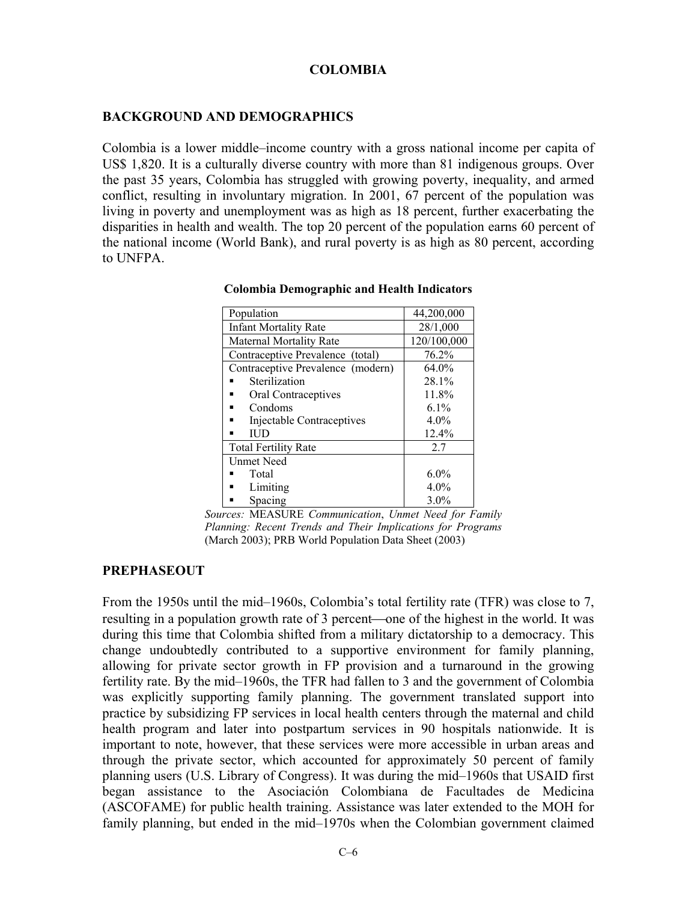# COLOMBIA

## BACKGROUND AND DEMOGRAPHICS

Colombia is a lower middle–income country with a gross national income per capita of US$ 1,820. It is a culturally diverse country with more than 81 indigenous groups. Over the past 35 years, Colombia has struggled with growing poverty, inequality, and armed conflict, resulting in involuntary migration. In 2001, 67 percent of the population was living in poverty and unemployment was as high as 18 percent, further exacerbating the disparities in health and wealth. The top 20 percent of the population earns 60 percent of the national income (World Bank), and rural poverty is as high as 80 percent, according to UNFPA.

**Colombia Demographic and Health Indicators**

| Indicator | Value |
|---|---|
| Population | 44,200,000 |
| Infant Mortality Rate | 28/1,000 |
| Maternal Mortality Rate | 120/100,000 |
| Contraceptive Prevalence (total) | 76.2% |
| Contraceptive Prevalence (modern) | 64.0% |
| ▪ Sterilization | 28.1% |
| ▪ Oral Contraceptives | 11.8% |
| ▪ Condoms | 6.1% |
| ▪ Injectable Contraceptives | 4.0% |
| ▪ IUD | 12.4% |
| Total Fertility Rate | 2.7 |
| Unmet Need | |
| ▪ Total | 6.0% |
| ▪ Limiting | 4.0% |
| ▪ Spacing | 3.0% |

*Sources:* MEASURE *Communication*, *Unmet Need for Family Planning: Recent Trends and Their Implications for Programs* (March 2003); PRB World Population Data Sheet (2003)

## PREPHASEOUT

From the 1950s until the mid–1960s, Colombia's total fertility rate (TFR) was close to 7, resulting in a population growth rate of 3 percent—one of the highest in the world. It was during this time that Colombia shifted from a military dictatorship to a democracy. This change undoubtedly contributed to a supportive environment for family planning, allowing for private sector growth in FP provision and a turnaround in the growing fertility rate. By the mid–1960s, the TFR had fallen to 3 and the government of Colombia was explicitly supporting family planning. The government translated support into practice by subsidizing FP services in local health centers through the maternal and child health program and later into postpartum services in 90 hospitals nationwide. It is important to note, however, that these services were more accessible in urban areas and through the private sector, which accounted for approximately 50 percent of family planning users (U.S. Library of Congress). It was during the mid–1960s that USAID first began assistance to the Asociación Colombiana de Facultades de Medicina (ASCOFAME) for public health training. Assistance was later extended to the MOH for family planning, but ended in the mid–1970s when the Colombian government claimed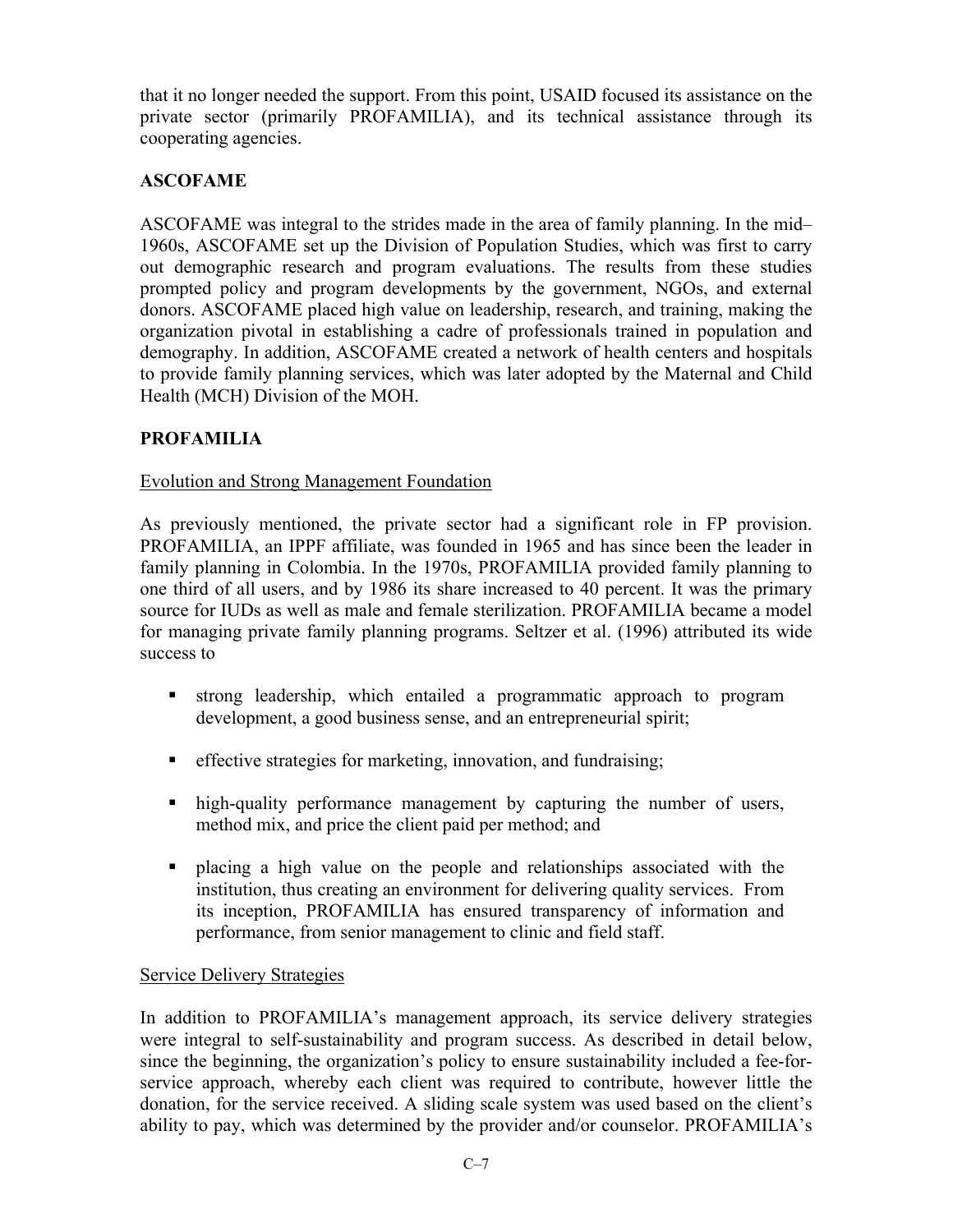that it no longer needed the support. From this point, USAID focused its assistance on the private sector (primarily PROFAMILIA), and its technical assistance through its cooperating agencies.

## ASCOFAME

ASCOFAME was integral to the strides made in the area of family planning. In the mid–1960s, ASCOFAME set up the Division of Population Studies, which was first to carry out demographic research and program evaluations. The results from these studies prompted policy and program developments by the government, NGOs, and external donors. ASCOFAME placed high value on leadership, research, and training, making the organization pivotal in establishing a cadre of professionals trained in population and demography. In addition, ASCOFAME created a network of health centers and hospitals to provide family planning services, which was later adopted by the Maternal and Child Health (MCH) Division of the MOH.

## PROFAMILIA

### Evolution and Strong Management Foundation

As previously mentioned, the private sector had a significant role in FP provision. PROFAMILIA, an IPPF affiliate, was founded in 1965 and has since been the leader in family planning in Colombia. In the 1970s, PROFAMILIA provided family planning to one third of all users, and by 1986 its share increased to 40 percent. It was the primary source for IUDs as well as male and female sterilization. PROFAMILIA became a model for managing private family planning programs. Seltzer et al. (1996) attributed its wide success to

- strong leadership, which entailed a programmatic approach to program development, a good business sense, and an entrepreneurial spirit;
- effective strategies for marketing, innovation, and fundraising;
- high-quality performance management by capturing the number of users, method mix, and price the client paid per method; and
- placing a high value on the people and relationships associated with the institution, thus creating an environment for delivering quality services. From its inception, PROFAMILIA has ensured transparency of information and performance, from senior management to clinic and field staff.

### Service Delivery Strategies

In addition to PROFAMILIA's management approach, its service delivery strategies were integral to self-sustainability and program success. As described in detail below, since the beginning, the organization's policy to ensure sustainability included a fee-for-service approach, whereby each client was required to contribute, however little the donation, for the service received. A sliding scale system was used based on the client's ability to pay, which was determined by the provider and/or counselor. PROFAMILIA's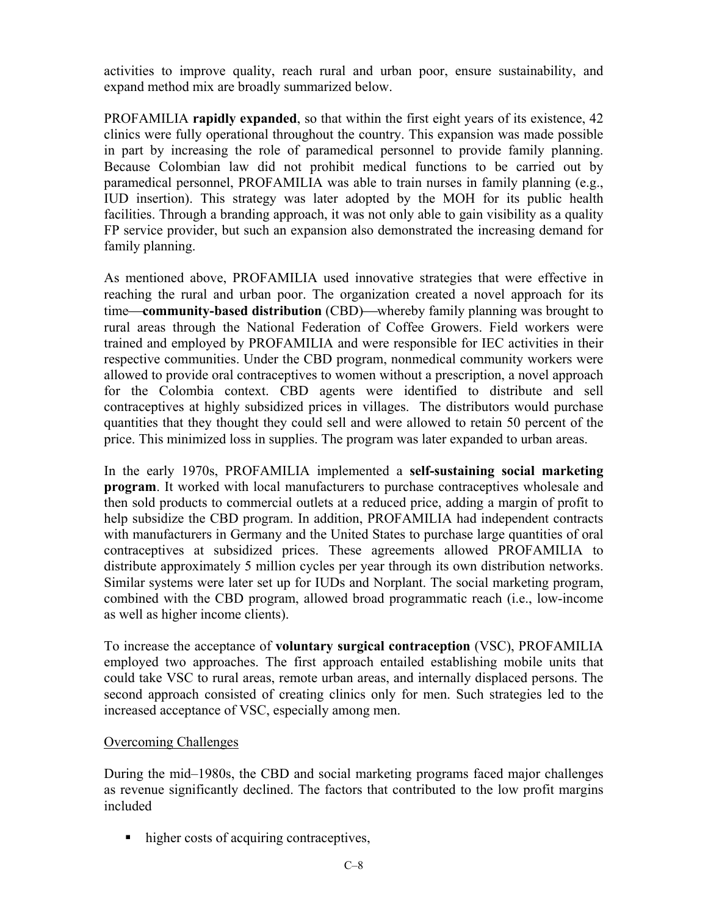activities to improve quality, reach rural and urban poor, ensure sustainability, and expand method mix are broadly summarized below.

PROFAMILIA **rapidly expanded**, so that within the first eight years of its existence, 42 clinics were fully operational throughout the country. This expansion was made possible in part by increasing the role of paramedical personnel to provide family planning. Because Colombian law did not prohibit medical functions to be carried out by paramedical personnel, PROFAMILIA was able to train nurses in family planning (e.g., IUD insertion). This strategy was later adopted by the MOH for its public health facilities. Through a branding approach, it was not only able to gain visibility as a quality FP service provider, but such an expansion also demonstrated the increasing demand for family planning.

As mentioned above, PROFAMILIA used innovative strategies that were effective in reaching the rural and urban poor. The organization created a novel approach for its time—**community-based distribution** (CBD)—whereby family planning was brought to rural areas through the National Federation of Coffee Growers. Field workers were trained and employed by PROFAMILIA and were responsible for IEC activities in their respective communities. Under the CBD program, nonmedical community workers were allowed to provide oral contraceptives to women without a prescription, a novel approach for the Colombia context. CBD agents were identified to distribute and sell contraceptives at highly subsidized prices in villages. The distributors would purchase quantities that they thought they could sell and were allowed to retain 50 percent of the price. This minimized loss in supplies. The program was later expanded to urban areas.

In the early 1970s, PROFAMILIA implemented a **self-sustaining social marketing program**. It worked with local manufacturers to purchase contraceptives wholesale and then sold products to commercial outlets at a reduced price, adding a margin of profit to help subsidize the CBD program. In addition, PROFAMILIA had independent contracts with manufacturers in Germany and the United States to purchase large quantities of oral contraceptives at subsidized prices. These agreements allowed PROFAMILIA to distribute approximately 5 million cycles per year through its own distribution networks. Similar systems were later set up for IUDs and Norplant. The social marketing program, combined with the CBD program, allowed broad programmatic reach (i.e., low-income as well as higher income clients).

To increase the acceptance of **voluntary surgical contraception** (VSC), PROFAMILIA employed two approaches. The first approach entailed establishing mobile units that could take VSC to rural areas, remote urban areas, and internally displaced persons. The second approach consisted of creating clinics only for men. Such strategies led to the increased acceptance of VSC, especially among men.

Overcoming Challenges

During the mid–1980s, the CBD and social marketing programs faced major challenges as revenue significantly declined. The factors that contributed to the low profit margins included

- higher costs of acquiring contraceptives,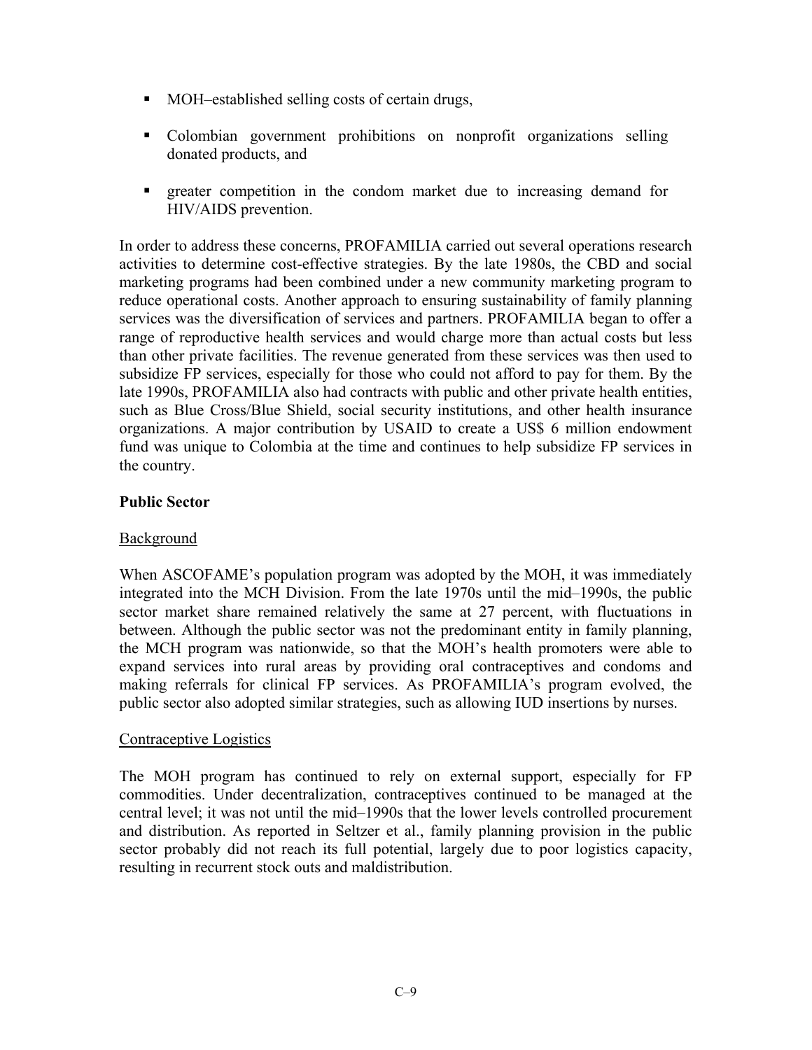- MOH–established selling costs of certain drugs,
- Colombian government prohibitions on nonprofit organizations selling donated products, and
- greater competition in the condom market due to increasing demand for HIV/AIDS prevention.

In order to address these concerns, PROFAMILIA carried out several operations research activities to determine cost-effective strategies. By the late 1980s, the CBD and social marketing programs had been combined under a new community marketing program to reduce operational costs. Another approach to ensuring sustainability of family planning services was the diversification of services and partners. PROFAMILIA began to offer a range of reproductive health services and would charge more than actual costs but less than other private facilities. The revenue generated from these services was then used to subsidize FP services, especially for those who could not afford to pay for them. By the late 1990s, PROFAMILIA also had contracts with public and other private health entities, such as Blue Cross/Blue Shield, social security institutions, and other health insurance organizations. A major contribution by USAID to create a US$ 6 million endowment fund was unique to Colombia at the time and continues to help subsidize FP services in the country.

**Public Sector**

Background

When ASCOFAME's population program was adopted by the MOH, it was immediately integrated into the MCH Division. From the late 1970s until the mid–1990s, the public sector market share remained relatively the same at 27 percent, with fluctuations in between. Although the public sector was not the predominant entity in family planning, the MCH program was nationwide, so that the MOH's health promoters were able to expand services into rural areas by providing oral contraceptives and condoms and making referrals for clinical FP services. As PROFAMILIA's program evolved, the public sector also adopted similar strategies, such as allowing IUD insertions by nurses.

Contraceptive Logistics

The MOH program has continued to rely on external support, especially for FP commodities. Under decentralization, contraceptives continued to be managed at the central level; it was not until the mid–1990s that the lower levels controlled procurement and distribution. As reported in Seltzer et al., family planning provision in the public sector probably did not reach its full potential, largely due to poor logistics capacity, resulting in recurrent stock outs and maldistribution.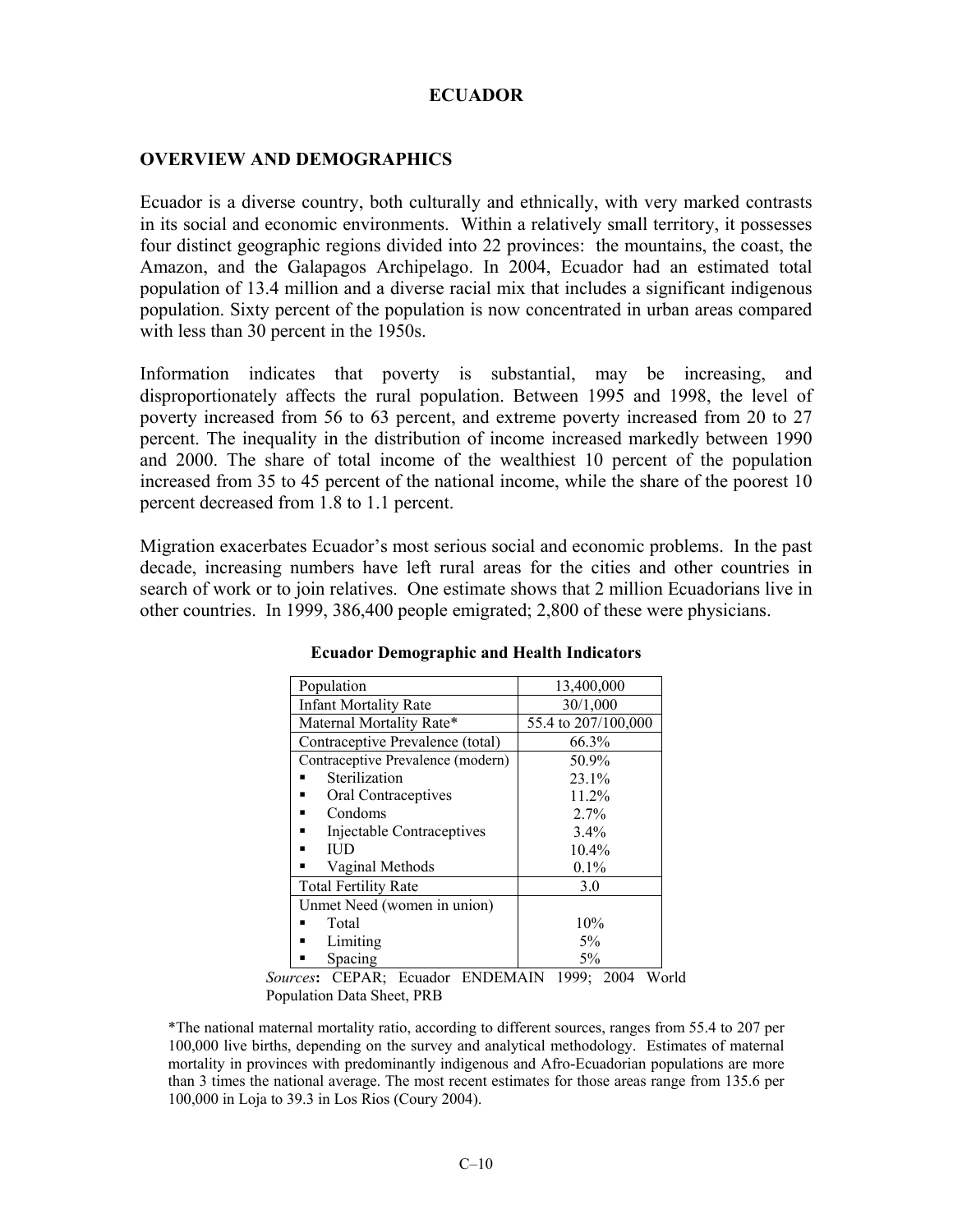# ECUADOR

## OVERVIEW AND DEMOGRAPHICS

Ecuador is a diverse country, both culturally and ethnically, with very marked contrasts in its social and economic environments. Within a relatively small territory, it possesses four distinct geographic regions divided into 22 provinces: the mountains, the coast, the Amazon, and the Galapagos Archipelago. In 2004, Ecuador had an estimated total population of 13.4 million and a diverse racial mix that includes a significant indigenous population. Sixty percent of the population is now concentrated in urban areas compared with less than 30 percent in the 1950s.

Information indicates that poverty is substantial, may be increasing, and disproportionately affects the rural population. Between 1995 and 1998, the level of poverty increased from 56 to 63 percent, and extreme poverty increased from 20 to 27 percent. The inequality in the distribution of income increased markedly between 1990 and 2000. The share of total income of the wealthiest 10 percent of the population increased from 35 to 45 percent of the national income, while the share of the poorest 10 percent decreased from 1.8 to 1.1 percent.

Migration exacerbates Ecuador's most serious social and economic problems. In the past decade, increasing numbers have left rural areas for the cities and other countries in search of work or to join relatives. One estimate shows that 2 million Ecuadorians live in other countries. In 1999, 386,400 people emigrated; 2,800 of these were physicians.

**Ecuador Demographic and Health Indicators**

| Indicator | Value |
|---|---|
| Population | 13,400,000 |
| Infant Mortality Rate | 30/1,000 |
| Maternal Mortality Rate* | 55.4 to 207/100,000 |
| Contraceptive Prevalence (total) | 66.3% |
| Contraceptive Prevalence (modern) | 50.9% |
| ▪ Sterilization | 23.1% |
| ▪ Oral Contraceptives | 11.2% |
| ▪ Condoms | 2.7% |
| ▪ Injectable Contraceptives | 3.4% |
| ▪ IUD | 10.4% |
| ▪ Vaginal Methods | 0.1% |
| Total Fertility Rate | 3.0 |
| Unmet Need (women in union) | |
| ▪ Total | 10% |
| ▪ Limiting | 5% |
| ▪ Spacing | 5% |

*Sources***:** CEPAR; Ecuador ENDEMAIN 1999; 2004 World Population Data Sheet, PRB

*The national maternal mortality ratio, according to different sources, ranges from 55.4 to 207 per 100,000 live births, depending on the survey and analytical methodology. Estimates of maternal mortality in provinces with predominantly indigenous and Afro-Ecuadorian populations are more than 3 times the national average. The most recent estimates for those areas range from 135.6 per 100,000 in Loja to 39.3 in Los Rios (Coury 2004).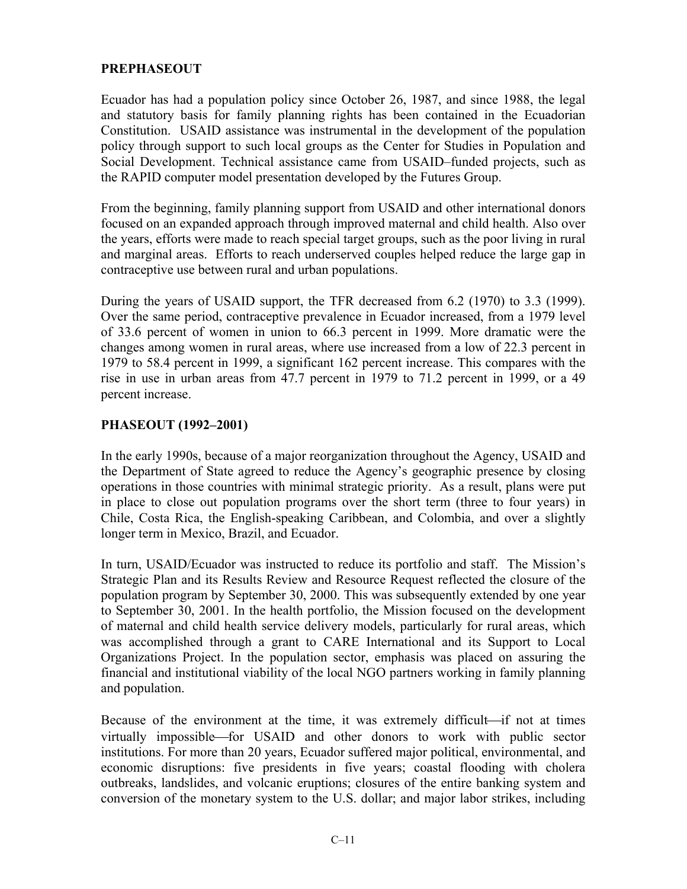## PREPHASEOUT

Ecuador has had a population policy since October 26, 1987, and since 1988, the legal and statutory basis for family planning rights has been contained in the Ecuadorian Constitution. USAID assistance was instrumental in the development of the population policy through support to such local groups as the Center for Studies in Population and Social Development. Technical assistance came from USAID–funded projects, such as the RAPID computer model presentation developed by the Futures Group.

From the beginning, family planning support from USAID and other international donors focused on an expanded approach through improved maternal and child health. Also over the years, efforts were made to reach special target groups, such as the poor living in rural and marginal areas. Efforts to reach underserved couples helped reduce the large gap in contraceptive use between rural and urban populations.

During the years of USAID support, the TFR decreased from 6.2 (1970) to 3.3 (1999). Over the same period, contraceptive prevalence in Ecuador increased, from a 1979 level of 33.6 percent of women in union to 66.3 percent in 1999. More dramatic were the changes among women in rural areas, where use increased from a low of 22.3 percent in 1979 to 58.4 percent in 1999, a significant 162 percent increase. This compares with the rise in use in urban areas from 47.7 percent in 1979 to 71.2 percent in 1999, or a 49 percent increase.

## PHASEOUT (1992–2001)

In the early 1990s, because of a major reorganization throughout the Agency, USAID and the Department of State agreed to reduce the Agency's geographic presence by closing operations in those countries with minimal strategic priority. As a result, plans were put in place to close out population programs over the short term (three to four years) in Chile, Costa Rica, the English-speaking Caribbean, and Colombia, and over a slightly longer term in Mexico, Brazil, and Ecuador.

In turn, USAID/Ecuador was instructed to reduce its portfolio and staff. The Mission's Strategic Plan and its Results Review and Resource Request reflected the closure of the population program by September 30, 2000. This was subsequently extended by one year to September 30, 2001. In the health portfolio, the Mission focused on the development of maternal and child health service delivery models, particularly for rural areas, which was accomplished through a grant to CARE International and its Support to Local Organizations Project. In the population sector, emphasis was placed on assuring the financial and institutional viability of the local NGO partners working in family planning and population.

Because of the environment at the time, it was extremely difficult—if not at times virtually impossible—for USAID and other donors to work with public sector institutions. For more than 20 years, Ecuador suffered major political, environmental, and economic disruptions: five presidents in five years; coastal flooding with cholera outbreaks, landslides, and volcanic eruptions; closures of the entire banking system and conversion of the monetary system to the U.S. dollar; and major labor strikes, including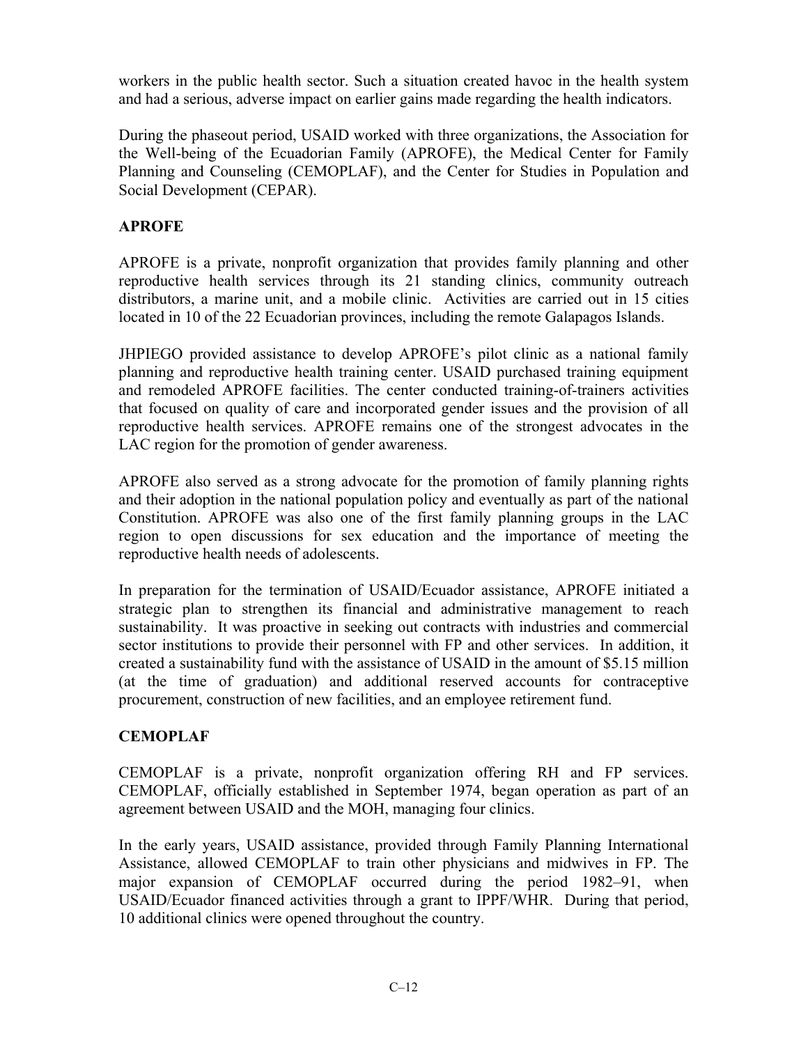workers in the public health sector. Such a situation created havoc in the health system and had a serious, adverse impact on earlier gains made regarding the health indicators.

During the phaseout period, USAID worked with three organizations, the Association for the Well-being of the Ecuadorian Family (APROFE), the Medical Center for Family Planning and Counseling (CEMOPLAF), and the Center for Studies in Population and Social Development (CEPAR).

## APROFE

APROFE is a private, nonprofit organization that provides family planning and other reproductive health services through its 21 standing clinics, community outreach distributors, a marine unit, and a mobile clinic. Activities are carried out in 15 cities located in 10 of the 22 Ecuadorian provinces, including the remote Galapagos Islands.

JHPIEGO provided assistance to develop APROFE's pilot clinic as a national family planning and reproductive health training center. USAID purchased training equipment and remodeled APROFE facilities. The center conducted training-of-trainers activities that focused on quality of care and incorporated gender issues and the provision of all reproductive health services. APROFE remains one of the strongest advocates in the LAC region for the promotion of gender awareness.

APROFE also served as a strong advocate for the promotion of family planning rights and their adoption in the national population policy and eventually as part of the national Constitution. APROFE was also one of the first family planning groups in the LAC region to open discussions for sex education and the importance of meeting the reproductive health needs of adolescents.

In preparation for the termination of USAID/Ecuador assistance, APROFE initiated a strategic plan to strengthen its financial and administrative management to reach sustainability. It was proactive in seeking out contracts with industries and commercial sector institutions to provide their personnel with FP and other services. In addition, it created a sustainability fund with the assistance of USAID in the amount of $5.15 million (at the time of graduation) and additional reserved accounts for contraceptive procurement, construction of new facilities, and an employee retirement fund.

## CEMOPLAF

CEMOPLAF is a private, nonprofit organization offering RH and FP services. CEMOPLAF, officially established in September 1974, began operation as part of an agreement between USAID and the MOH, managing four clinics.

In the early years, USAID assistance, provided through Family Planning International Assistance, allowed CEMOPLAF to train other physicians and midwives in FP. The major expansion of CEMOPLAF occurred during the period 1982–91, when USAID/Ecuador financed activities through a grant to IPPF/WHR. During that period, 10 additional clinics were opened throughout the country.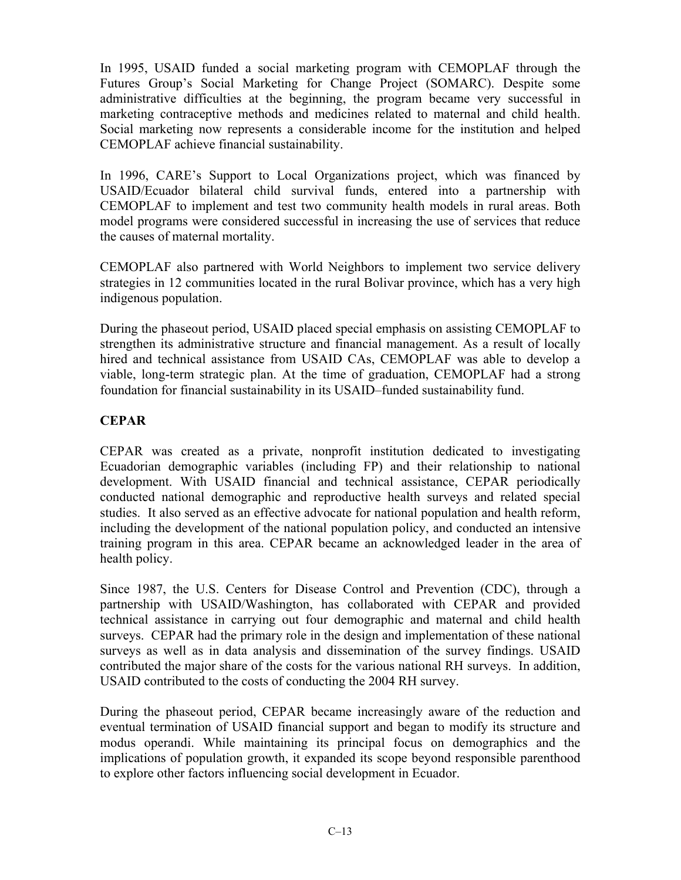In 1995, USAID funded a social marketing program with CEMOPLAF through the Futures Group's Social Marketing for Change Project (SOMARC). Despite some administrative difficulties at the beginning, the program became very successful in marketing contraceptive methods and medicines related to maternal and child health. Social marketing now represents a considerable income for the institution and helped CEMOPLAF achieve financial sustainability.

In 1996, CARE's Support to Local Organizations project, which was financed by USAID/Ecuador bilateral child survival funds, entered into a partnership with CEMOPLAF to implement and test two community health models in rural areas. Both model programs were considered successful in increasing the use of services that reduce the causes of maternal mortality.

CEMOPLAF also partnered with World Neighbors to implement two service delivery strategies in 12 communities located in the rural Bolivar province, which has a very high indigenous population.

During the phaseout period, USAID placed special emphasis on assisting CEMOPLAF to strengthen its administrative structure and financial management. As a result of locally hired and technical assistance from USAID CAs, CEMOPLAF was able to develop a viable, long-term strategic plan. At the time of graduation, CEMOPLAF had a strong foundation for financial sustainability in its USAID–funded sustainability fund.

## CEPAR

CEPAR was created as a private, nonprofit institution dedicated to investigating Ecuadorian demographic variables (including FP) and their relationship to national development. With USAID financial and technical assistance, CEPAR periodically conducted national demographic and reproductive health surveys and related special studies. It also served as an effective advocate for national population and health reform, including the development of the national population policy, and conducted an intensive training program in this area. CEPAR became an acknowledged leader in the area of health policy.

Since 1987, the U.S. Centers for Disease Control and Prevention (CDC), through a partnership with USAID/Washington, has collaborated with CEPAR and provided technical assistance in carrying out four demographic and maternal and child health surveys. CEPAR had the primary role in the design and implementation of these national surveys as well as in data analysis and dissemination of the survey findings. USAID contributed the major share of the costs for the various national RH surveys. In addition, USAID contributed to the costs of conducting the 2004 RH survey.

During the phaseout period, CEPAR became increasingly aware of the reduction and eventual termination of USAID financial support and began to modify its structure and modus operandi. While maintaining its principal focus on demographics and the implications of population growth, it expanded its scope beyond responsible parenthood to explore other factors influencing social development in Ecuador.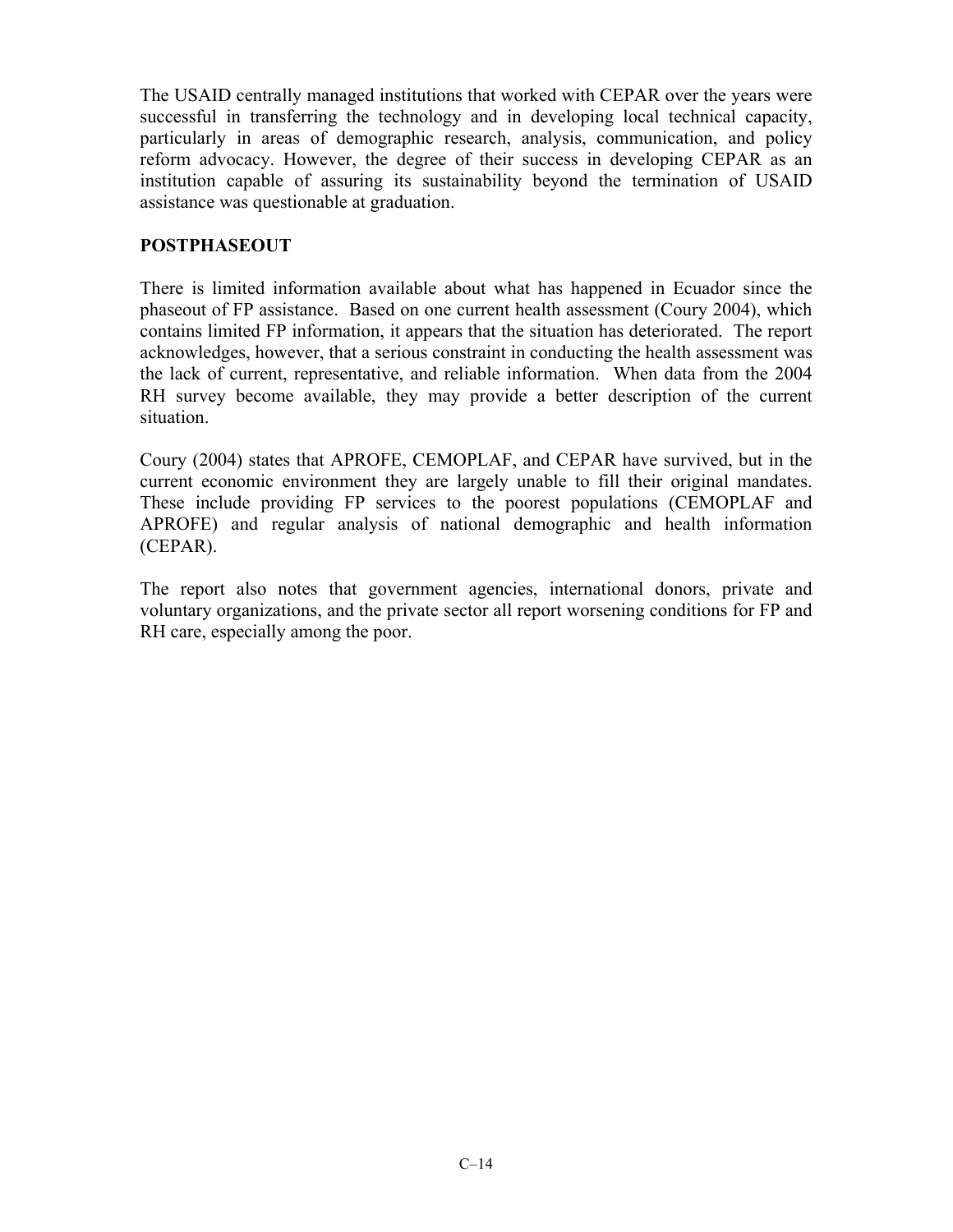The USAID centrally managed institutions that worked with CEPAR over the years were successful in transferring the technology and in developing local technical capacity, particularly in areas of demographic research, analysis, communication, and policy reform advocacy. However, the degree of their success in developing CEPAR as an institution capable of assuring its sustainability beyond the termination of USAID assistance was questionable at graduation.

## POSTPHASEOUT

There is limited information available about what has happened in Ecuador since the phaseout of FP assistance. Based on one current health assessment (Coury 2004), which contains limited FP information, it appears that the situation has deteriorated. The report acknowledges, however, that a serious constraint in conducting the health assessment was the lack of current, representative, and reliable information. When data from the 2004 RH survey become available, they may provide a better description of the current situation.

Coury (2004) states that APROFE, CEMOPLAF, and CEPAR have survived, but in the current economic environment they are largely unable to fill their original mandates. These include providing FP services to the poorest populations (CEMOPLAF and APROFE) and regular analysis of national demographic and health information (CEPAR).

The report also notes that government agencies, international donors, private and voluntary organizations, and the private sector all report worsening conditions for FP and RH care, especially among the poor.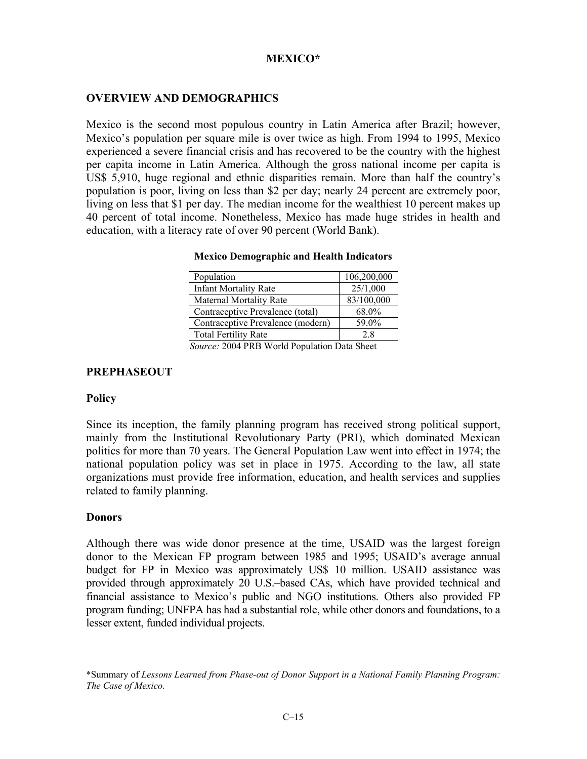# MEXICO*

## OVERVIEW AND DEMOGRAPHICS

Mexico is the second most populous country in Latin America after Brazil; however, Mexico's population per square mile is over twice as high. From 1994 to 1995, Mexico experienced a severe financial crisis and has recovered to be the country with the highest per capita income in Latin America. Although the gross national income per capita is US$ 5,910, huge regional and ethnic disparities remain. More than half the country's population is poor, living on less than $2 per day; nearly 24 percent are extremely poor, living on less that $1 per day. The median income for the wealthiest 10 percent makes up 40 percent of total income. Nonetheless, Mexico has made huge strides in health and education, with a literacy rate of over 90 percent (World Bank).

**Mexico Demographic and Health Indicators**

| Indicator | Value |
|---|---|
| Population | 106,200,000 |
| Infant Mortality Rate | 25/1,000 |
| Maternal Mortality Rate | 83/100,000 |
| Contraceptive Prevalence (total) | 68.0% |
| Contraceptive Prevalence (modern) | 59.0% |
| Total Fertility Rate | 2.8 |

*Source:* 2004 PRB World Population Data Sheet

## PREPHASEOUT

### Policy

Since its inception, the family planning program has received strong political support, mainly from the Institutional Revolutionary Party (PRI), which dominated Mexican politics for more than 70 years. The General Population Law went into effect in 1974; the national population policy was set in place in 1975. According to the law, all state organizations must provide free information, education, and health services and supplies related to family planning.

### Donors

Although there was wide donor presence at the time, USAID was the largest foreign donor to the Mexican FP program between 1985 and 1995; USAID's average annual budget for FP in Mexico was approximately US$ 10 million. USAID assistance was provided through approximately 20 U.S.–based CAs, which have provided technical and financial assistance to Mexico's public and NGO institutions. Others also provided FP program funding; UNFPA has had a substantial role, while other donors and foundations, to a lesser extent, funded individual projects.

*Summary of *Lessons Learned from Phase-out of Donor Support in a National Family Planning Program: The Case of Mexico.*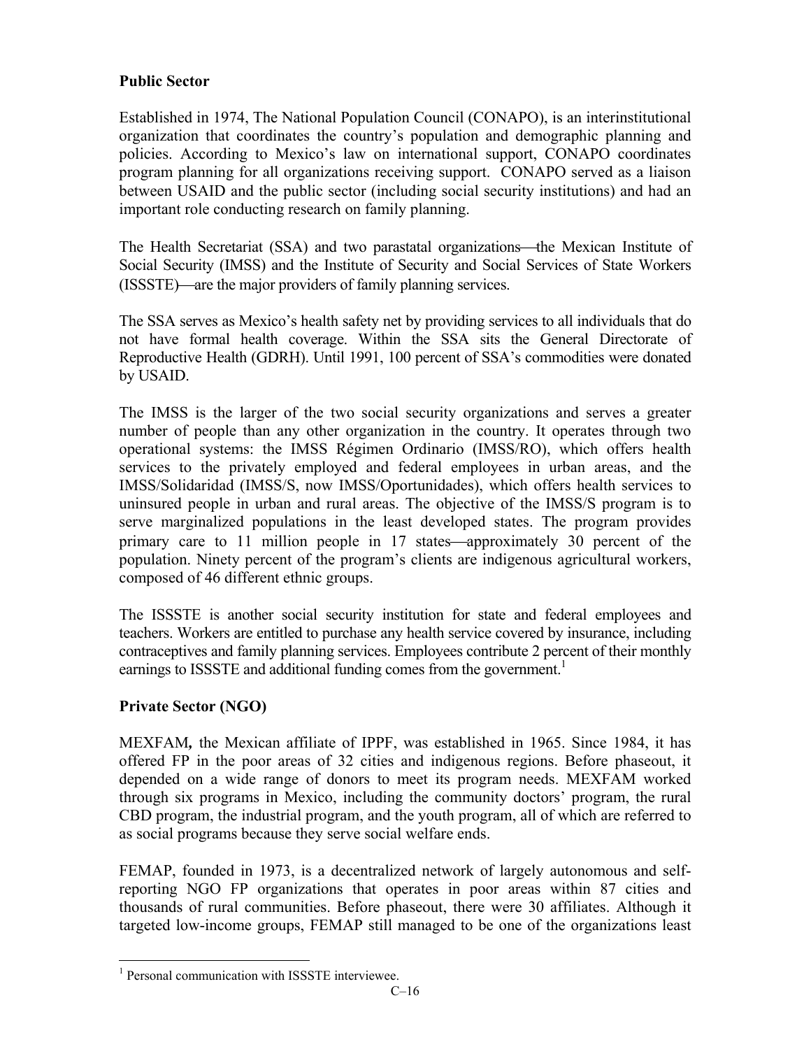### Public Sector

Established in 1974, The National Population Council (CONAPO), is an interinstitutional organization that coordinates the country's population and demographic planning and policies. According to Mexico's law on international support, CONAPO coordinates program planning for all organizations receiving support. CONAPO served as a liaison between USAID and the public sector (including social security institutions) and had an important role conducting research on family planning.

The Health Secretariat (SSA) and two parastatal organizations—the Mexican Institute of Social Security (IMSS) and the Institute of Security and Social Services of State Workers (ISSSTE)—are the major providers of family planning services.

The SSA serves as Mexico's health safety net by providing services to all individuals that do not have formal health coverage. Within the SSA sits the General Directorate of Reproductive Health (GDRH). Until 1991, 100 percent of SSA's commodities were donated by USAID.

The IMSS is the larger of the two social security organizations and serves a greater number of people than any other organization in the country. It operates through two operational systems: the IMSS Régimen Ordinario (IMSS/RO), which offers health services to the privately employed and federal employees in urban areas, and the IMSS/Solidaridad (IMSS/S, now IMSS/Oportunidades), which offers health services to uninsured people in urban and rural areas. The objective of the IMSS/S program is to serve marginalized populations in the least developed states. The program provides primary care to 11 million people in 17 states—approximately 30 percent of the population. Ninety percent of the program's clients are indigenous agricultural workers, composed of 46 different ethnic groups.

The ISSSTE is another social security institution for state and federal employees and teachers. Workers are entitled to purchase any health service covered by insurance, including contraceptives and family planning services. Employees contribute 2 percent of their monthly earnings to ISSSTE and additional funding comes from the government.[1]

### Private Sector (NGO)

MEXFAM**,** the Mexican affiliate of IPPF, was established in 1965. Since 1984, it has offered FP in the poor areas of 32 cities and indigenous regions. Before phaseout, it depended on a wide range of donors to meet its program needs. MEXFAM worked through six programs in Mexico, including the community doctors' program, the rural CBD program, the industrial program, and the youth program, all of which are referred to as social programs because they serve social welfare ends.

FEMAP, founded in 1973, is a decentralized network of largely autonomous and self-reporting NGO FP organizations that operates in poor areas within 87 cities and thousands of rural communities. Before phaseout, there were 30 affiliates. Although it targeted low-income groups, FEMAP still managed to be one of the organizations least

[1] Personal communication with ISSSTE interviewee.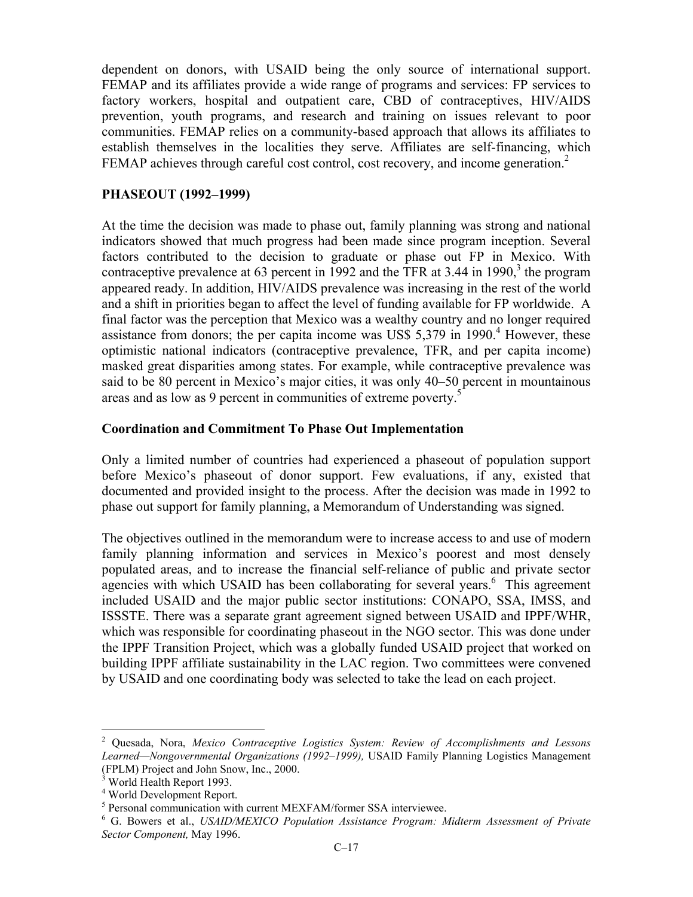dependent on donors, with USAID being the only source of international support. FEMAP and its affiliates provide a wide range of programs and services: FP services to factory workers, hospital and outpatient care, CBD of contraceptives, HIV/AIDS prevention, youth programs, and research and training on issues relevant to poor communities. FEMAP relies on a community-based approach that allows its affiliates to establish themselves in the localities they serve. Affiliates are self-financing, which FEMAP achieves through careful cost control, cost recovery, and income generation.[2]

## PHASEOUT (1992–1999)

At the time the decision was made to phase out, family planning was strong and national indicators showed that much progress had been made since program inception. Several factors contributed to the decision to graduate or phase out FP in Mexico. With contraceptive prevalence at 63 percent in 1992 and the TFR at 3.44 in 1990,[3] the program appeared ready. In addition, HIV/AIDS prevalence was increasing in the rest of the world and a shift in priorities began to affect the level of funding available for FP worldwide. A final factor was the perception that Mexico was a wealthy country and no longer required assistance from donors; the per capita income was US$ 5,379 in 1990.[4] However, these optimistic national indicators (contraceptive prevalence, TFR, and per capita income) masked great disparities among states. For example, while contraceptive prevalence was said to be 80 percent in Mexico's major cities, it was only 40–50 percent in mountainous areas and as low as 9 percent in communities of extreme poverty.[5]

### Coordination and Commitment To Phase Out Implementation

Only a limited number of countries had experienced a phaseout of population support before Mexico's phaseout of donor support. Few evaluations, if any, existed that documented and provided insight to the process. After the decision was made in 1992 to phase out support for family planning, a Memorandum of Understanding was signed.

The objectives outlined in the memorandum were to increase access to and use of modern family planning information and services in Mexico's poorest and most densely populated areas, and to increase the financial self-reliance of public and private sector agencies with which USAID has been collaborating for several years.[6] This agreement included USAID and the major public sector institutions: CONAPO, SSA, IMSS, and ISSSTE. There was a separate grant agreement signed between USAID and IPPF/WHR, which was responsible for coordinating phaseout in the NGO sector. This was done under the IPPF Transition Project, which was a globally funded USAID project that worked on building IPPF affiliate sustainability in the LAC region. Two committees were convened by USAID and one coordinating body was selected to take the lead on each project.

---

[2] Quesada, Nora, *Mexico Contraceptive Logistics System: Review of Accomplishments and Lessons Learned—Nongovernmental Organizations (1992–1999),* USAID Family Planning Logistics Management (FPLM) Project and John Snow, Inc., 2000.

[3] World Health Report 1993.

[4] World Development Report.

[5] Personal communication with current MEXFAM/former SSA interviewee.

[6] G. Bowers et al., *USAID/MEXICO Population Assistance Program: Midterm Assessment of Private Sector Component,* May 1996.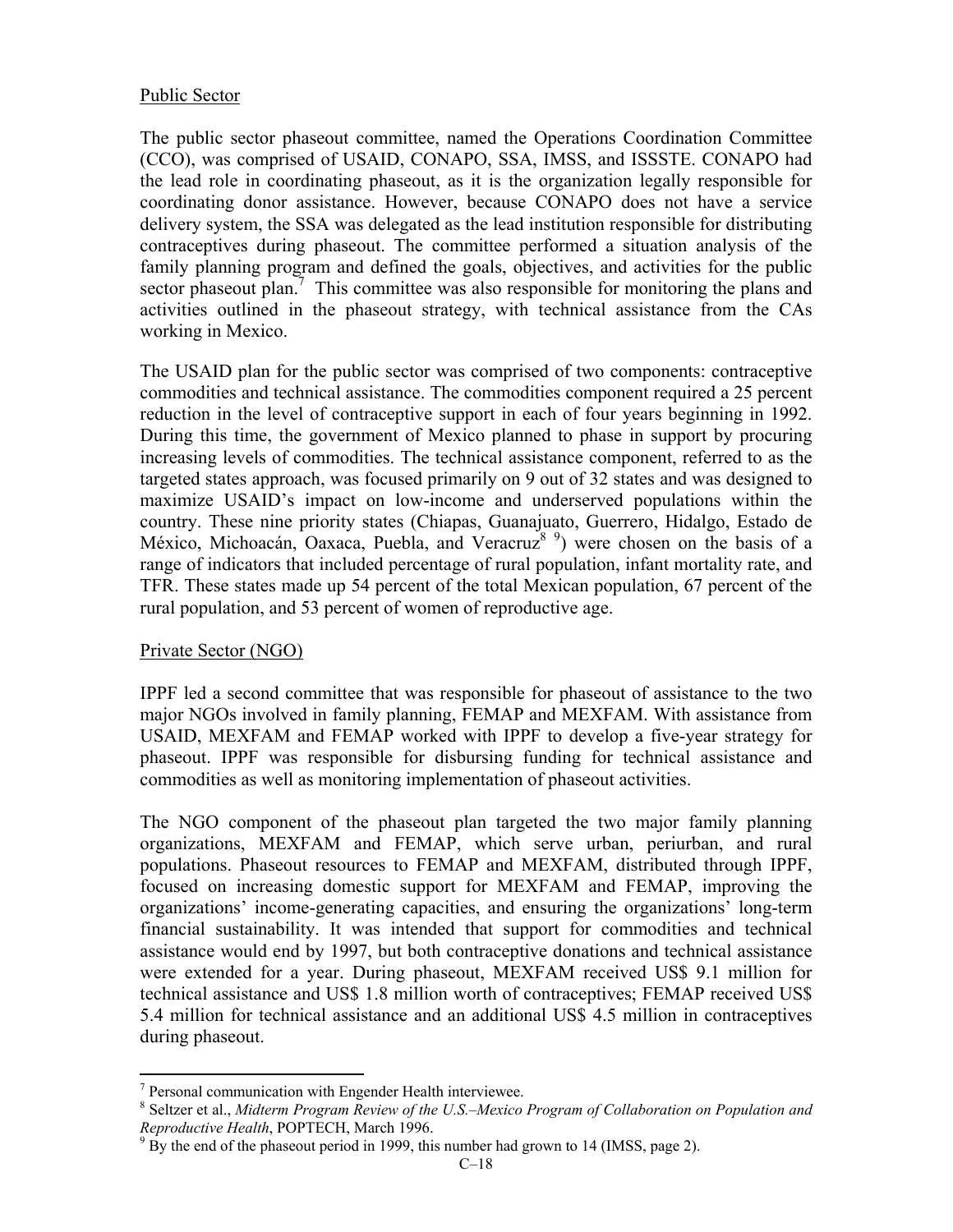Public Sector

The public sector phaseout committee, named the Operations Coordination Committee (CCO), was comprised of USAID, CONAPO, SSA, IMSS, and ISSSTE. CONAPO had the lead role in coordinating phaseout, as it is the organization legally responsible for coordinating donor assistance. However, because CONAPO does not have a service delivery system, the SSA was delegated as the lead institution responsible for distributing contraceptives during phaseout. The committee performed a situation analysis of the family planning program and defined the goals, objectives, and activities for the public sector phaseout plan.[7] This committee was also responsible for monitoring the plans and activities outlined in the phaseout strategy, with technical assistance from the CAs working in Mexico.

The USAID plan for the public sector was comprised of two components: contraceptive commodities and technical assistance. The commodities component required a 25 percent reduction in the level of contraceptive support in each of four years beginning in 1992. During this time, the government of Mexico planned to phase in support by procuring increasing levels of commodities. The technical assistance component, referred to as the targeted states approach, was focused primarily on 9 out of 32 states and was designed to maximize USAID's impact on low-income and underserved populations within the country. These nine priority states (Chiapas, Guanajuato, Guerrero, Hidalgo, Estado de México, Michoacán, Oaxaca, Puebla, and Veracruz[8 9]) were chosen on the basis of a range of indicators that included percentage of rural population, infant mortality rate, and TFR. These states made up 54 percent of the total Mexican population, 67 percent of the rural population, and 53 percent of women of reproductive age.

Private Sector (NGO)

IPPF led a second committee that was responsible for phaseout of assistance to the two major NGOs involved in family planning, FEMAP and MEXFAM. With assistance from USAID, MEXFAM and FEMAP worked with IPPF to develop a five-year strategy for phaseout. IPPF was responsible for disbursing funding for technical assistance and commodities as well as monitoring implementation of phaseout activities.

The NGO component of the phaseout plan targeted the two major family planning organizations, MEXFAM and FEMAP, which serve urban, periurban, and rural populations. Phaseout resources to FEMAP and MEXFAM, distributed through IPPF, focused on increasing domestic support for MEXFAM and FEMAP, improving the organizations' income-generating capacities, and ensuring the organizations' long-term financial sustainability. It was intended that support for commodities and technical assistance would end by 1997, but both contraceptive donations and technical assistance were extended for a year. During phaseout, MEXFAM received US$ 9.1 million for technical assistance and US$ 1.8 million worth of contraceptives; FEMAP received US$ 5.4 million for technical assistance and an additional US$ 4.5 million in contraceptives during phaseout.

---

[7] Personal communication with Engender Health interviewee.

[8] Seltzer et al., *Midterm Program Review of the U.S.–Mexico Program of Collaboration on Population and Reproductive Health*, POPTECH, March 1996.

[9] By the end of the phaseout period in 1999, this number had grown to 14 (IMSS, page 2).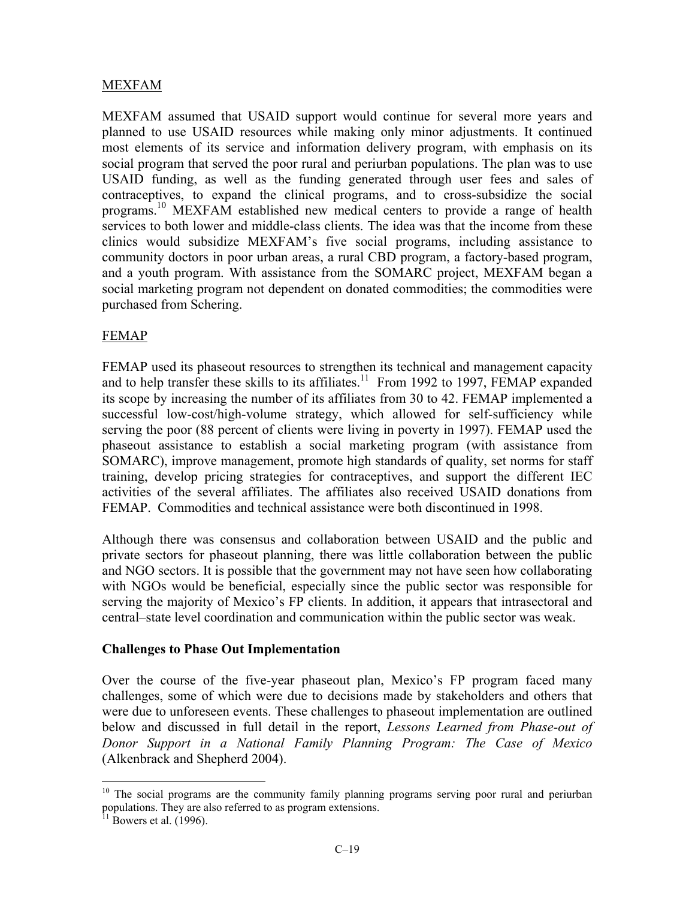MEXFAM

MEXFAM assumed that USAID support would continue for several more years and planned to use USAID resources while making only minor adjustments. It continued most elements of its service and information delivery program, with emphasis on its social program that served the poor rural and periurban populations. The plan was to use USAID funding, as well as the funding generated through user fees and sales of contraceptives, to expand the clinical programs, and to cross-subsidize the social programs.[10] MEXFAM established new medical centers to provide a range of health services to both lower and middle-class clients. The idea was that the income from these clinics would subsidize MEXFAM's five social programs, including assistance to community doctors in poor urban areas, a rural CBD program, a factory-based program, and a youth program. With assistance from the SOMARC project, MEXFAM began a social marketing program not dependent on donated commodities; the commodities were purchased from Schering.

FEMAP

FEMAP used its phaseout resources to strengthen its technical and management capacity and to help transfer these skills to its affiliates.[11] From 1992 to 1997, FEMAP expanded its scope by increasing the number of its affiliates from 30 to 42. FEMAP implemented a successful low-cost/high-volume strategy, which allowed for self-sufficiency while serving the poor (88 percent of clients were living in poverty in 1997). FEMAP used the phaseout assistance to establish a social marketing program (with assistance from SOMARC), improve management, promote high standards of quality, set norms for staff training, develop pricing strategies for contraceptives, and support the different IEC activities of the several affiliates. The affiliates also received USAID donations from FEMAP. Commodities and technical assistance were both discontinued in 1998.

Although there was consensus and collaboration between USAID and the public and private sectors for phaseout planning, there was little collaboration between the public and NGO sectors. It is possible that the government may not have seen how collaborating with NGOs would be beneficial, especially since the public sector was responsible for serving the majority of Mexico's FP clients. In addition, it appears that intrasectoral and central–state level coordination and communication within the public sector was weak.

**Challenges to Phase Out Implementation**

Over the course of the five-year phaseout plan, Mexico's FP program faced many challenges, some of which were due to decisions made by stakeholders and others that were due to unforeseen events. These challenges to phaseout implementation are outlined below and discussed in full detail in the report, *Lessons Learned from Phase-out of Donor Support in a National Family Planning Program: The Case of Mexico* (Alkenbrack and Shepherd 2004).

[10] The social programs are the community family planning programs serving poor rural and periurban populations. They are also referred to as program extensions.

[11] Bowers et al. (1996).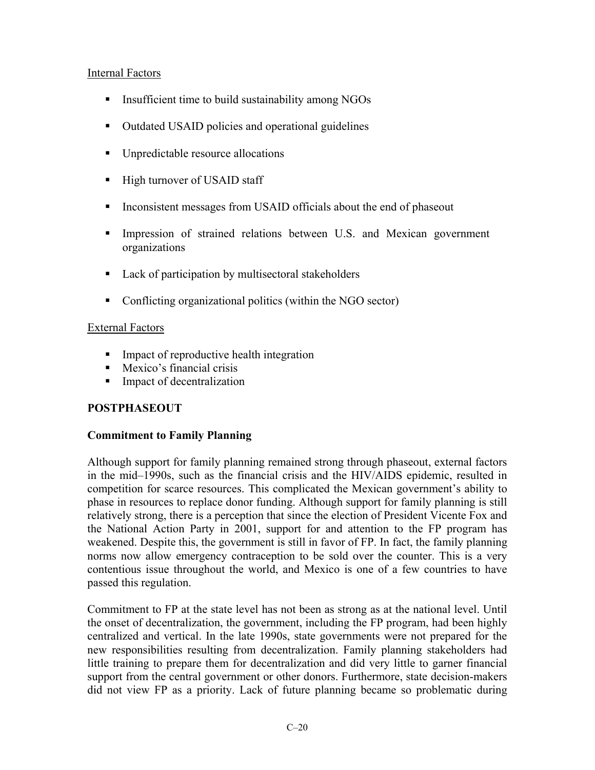Internal Factors

- Insufficient time to build sustainability among NGOs
- Outdated USAID policies and operational guidelines
- Unpredictable resource allocations
- High turnover of USAID staff
- Inconsistent messages from USAID officials about the end of phaseout
- Impression of strained relations between U.S. and Mexican government organizations
- Lack of participation by multisectoral stakeholders
- Conflicting organizational politics (within the NGO sector)

External Factors

- Impact of reproductive health integration
- Mexico's financial crisis
- Impact of decentralization

## POSTPHASEOUT

### Commitment to Family Planning

Although support for family planning remained strong through phaseout, external factors in the mid–1990s, such as the financial crisis and the HIV/AIDS epidemic, resulted in competition for scarce resources. This complicated the Mexican government's ability to phase in resources to replace donor funding. Although support for family planning is still relatively strong, there is a perception that since the election of President Vicente Fox and the National Action Party in 2001, support for and attention to the FP program has weakened. Despite this, the government is still in favor of FP. In fact, the family planning norms now allow emergency contraception to be sold over the counter. This is a very contentious issue throughout the world, and Mexico is one of a few countries to have passed this regulation.

Commitment to FP at the state level has not been as strong as at the national level. Until the onset of decentralization, the government, including the FP program, had been highly centralized and vertical. In the late 1990s, state governments were not prepared for the new responsibilities resulting from decentralization. Family planning stakeholders had little training to prepare them for decentralization and did very little to garner financial support from the central government or other donors. Furthermore, state decision-makers did not view FP as a priority. Lack of future planning became so problematic during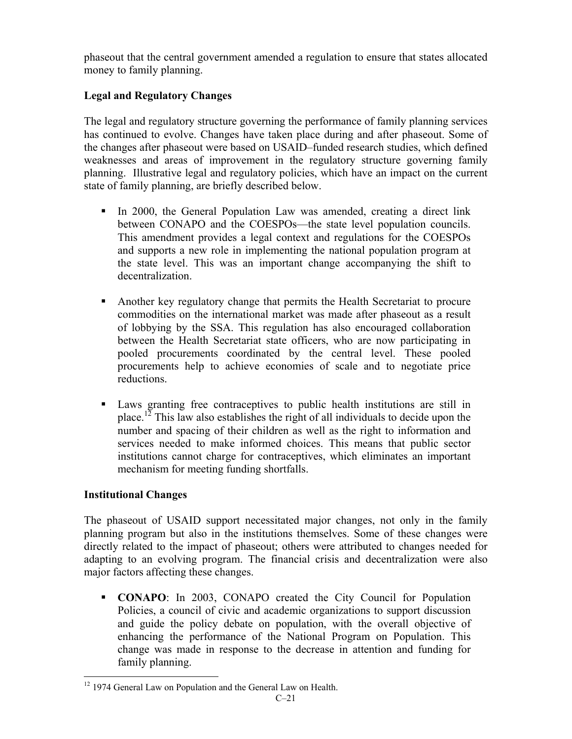phaseout that the central government amended a regulation to ensure that states allocated money to family planning.

**Legal and Regulatory Changes**

The legal and regulatory structure governing the performance of family planning services has continued to evolve. Changes have taken place during and after phaseout. Some of the changes after phaseout were based on USAID–funded research studies, which defined weaknesses and areas of improvement in the regulatory structure governing family planning. Illustrative legal and regulatory policies, which have an impact on the current state of family planning, are briefly described below.

- In 2000, the General Population Law was amended, creating a direct link between CONAPO and the COESPOs—the state level population councils. This amendment provides a legal context and regulations for the COESPOs and supports a new role in implementing the national population program at the state level. This was an important change accompanying the shift to decentralization.

- Another key regulatory change that permits the Health Secretariat to procure commodities on the international market was made after phaseout as a result of lobbying by the SSA. This regulation has also encouraged collaboration between the Health Secretariat state officers, who are now participating in pooled procurements coordinated by the central level. These pooled procurements help to achieve economies of scale and to negotiate price reductions.

- Laws granting free contraceptives to public health institutions are still in place.[12] This law also establishes the right of all individuals to decide upon the number and spacing of their children as well as the right to information and services needed to make informed choices. This means that public sector institutions cannot charge for contraceptives, which eliminates an important mechanism for meeting funding shortfalls.

**Institutional Changes**

The phaseout of USAID support necessitated major changes, not only in the family planning program but also in the institutions themselves. Some of these changes were directly related to the impact of phaseout; others were attributed to changes needed for adapting to an evolving program. The financial crisis and decentralization were also major factors affecting these changes.

- **CONAPO**: In 2003, CONAPO created the City Council for Population Policies, a council of civic and academic organizations to support discussion and guide the policy debate on population, with the overall objective of enhancing the performance of the National Program on Population. This change was made in response to the decrease in attention and funding for family planning.

---

[12] 1974 General Law on Population and the General Law on Health.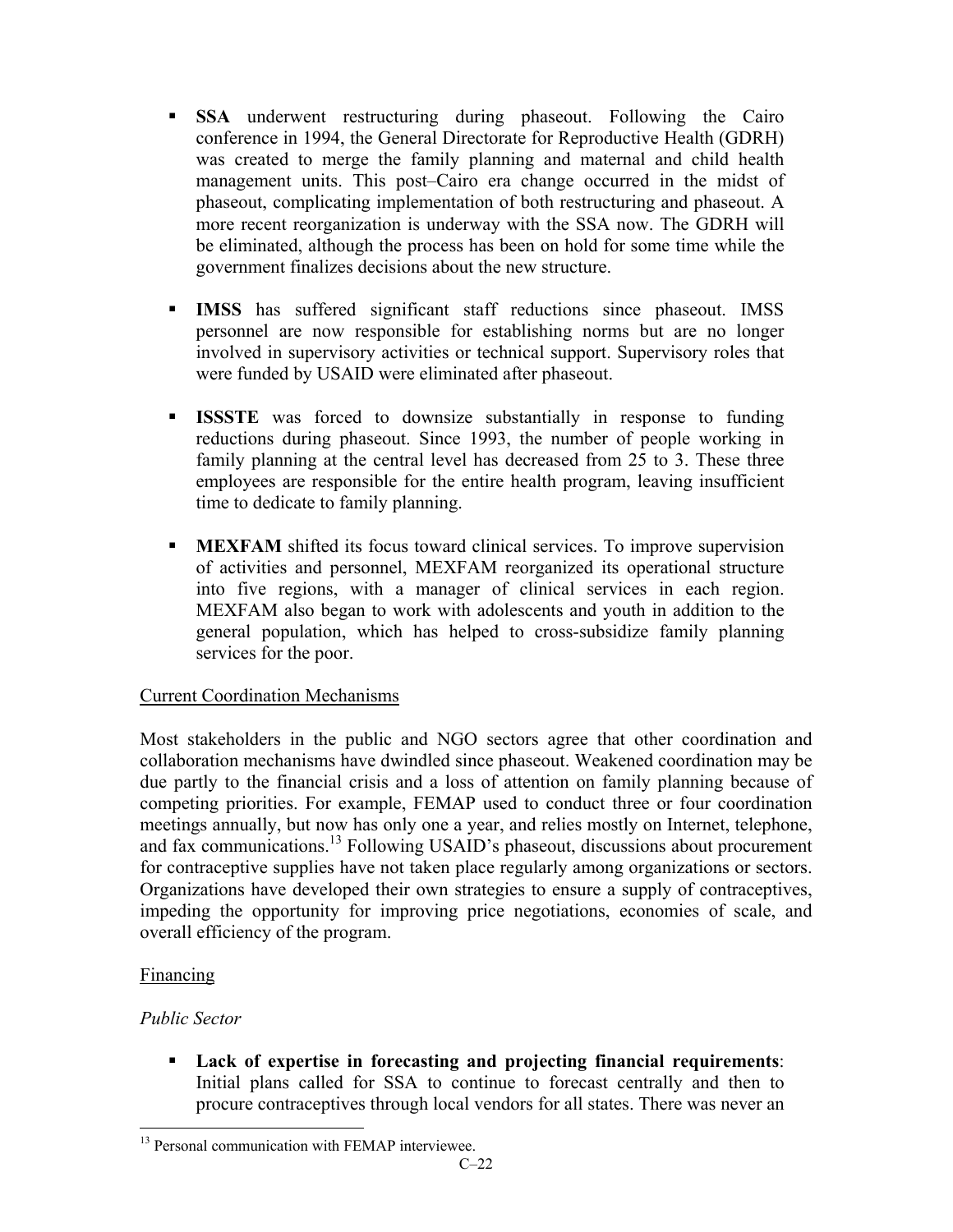- **SSA** underwent restructuring during phaseout. Following the Cairo conference in 1994, the General Directorate for Reproductive Health (GDRH) was created to merge the family planning and maternal and child health management units. This post–Cairo era change occurred in the midst of phaseout, complicating implementation of both restructuring and phaseout. A more recent reorganization is underway with the SSA now. The GDRH will be eliminated, although the process has been on hold for some time while the government finalizes decisions about the new structure.

- **IMSS** has suffered significant staff reductions since phaseout. IMSS personnel are now responsible for establishing norms but are no longer involved in supervisory activities or technical support. Supervisory roles that were funded by USAID were eliminated after phaseout.

- **ISSSTE** was forced to downsize substantially in response to funding reductions during phaseout. Since 1993, the number of people working in family planning at the central level has decreased from 25 to 3. These three employees are responsible for the entire health program, leaving insufficient time to dedicate to family planning.

- **MEXFAM** shifted its focus toward clinical services. To improve supervision of activities and personnel, MEXFAM reorganized its operational structure into five regions, with a manager of clinical services in each region. MEXFAM also began to work with adolescents and youth in addition to the general population, which has helped to cross-subsidize family planning services for the poor.

Current Coordination Mechanisms

Most stakeholders in the public and NGO sectors agree that other coordination and collaboration mechanisms have dwindled since phaseout. Weakened coordination may be due partly to the financial crisis and a loss of attention on family planning because of competing priorities. For example, FEMAP used to conduct three or four coordination meetings annually, but now has only one a year, and relies mostly on Internet, telephone, and fax communications.[13] Following USAID's phaseout, discussions about procurement for contraceptive supplies have not taken place regularly among organizations or sectors. Organizations have developed their own strategies to ensure a supply of contraceptives, impeding the opportunity for improving price negotiations, economies of scale, and overall efficiency of the program.

Financing

*Public Sector*

- **Lack of expertise in forecasting and projecting financial requirements**: Initial plans called for SSA to continue to forecast centrally and then to procure contraceptives through local vendors for all states. There was never an

[13] Personal communication with FEMAP interviewee.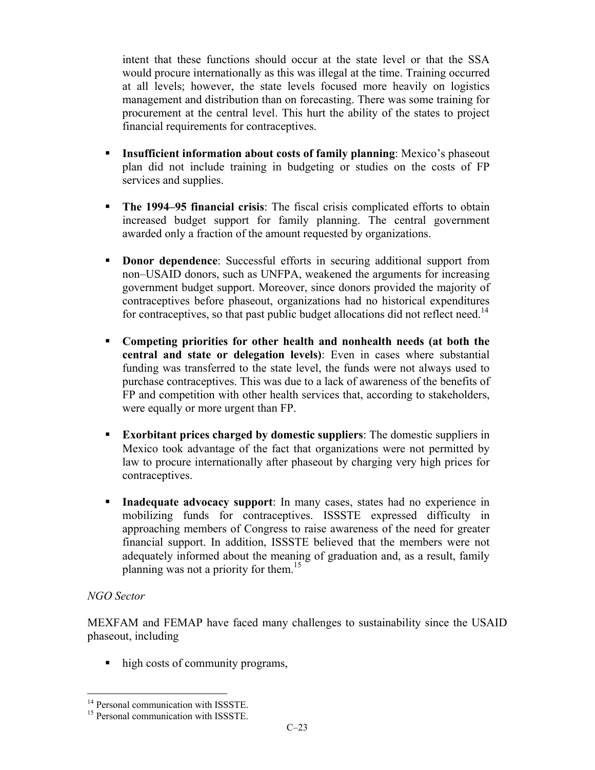intent that these functions should occur at the state level or that the SSA would procure internationally as this was illegal at the time. Training occurred at all levels; however, the state levels focused more heavily on logistics management and distribution than on forecasting. There was some training for procurement at the central level. This hurt the ability of the states to project financial requirements for contraceptives.

- **Insufficient information about costs of family planning**: Mexico's phaseout plan did not include training in budgeting or studies on the costs of FP services and supplies.

- **The 1994–95 financial crisis**: The fiscal crisis complicated efforts to obtain increased budget support for family planning. The central government awarded only a fraction of the amount requested by organizations.

- **Donor dependence**: Successful efforts in securing additional support from non–USAID donors, such as UNFPA, weakened the arguments for increasing government budget support. Moreover, since donors provided the majority of contraceptives before phaseout, organizations had no historical expenditures for contraceptives, so that past public budget allocations did not reflect need.[14]

- **Competing priorities for other health and nonhealth needs (at both the central and state or delegation levels)**: Even in cases where substantial funding was transferred to the state level, the funds were not always used to purchase contraceptives. This was due to a lack of awareness of the benefits of FP and competition with other health services that, according to stakeholders, were equally or more urgent than FP.

- **Exorbitant prices charged by domestic suppliers**: The domestic suppliers in Mexico took advantage of the fact that organizations were not permitted by law to procure internationally after phaseout by charging very high prices for contraceptives.

- **Inadequate advocacy support**: In many cases, states had no experience in mobilizing funds for contraceptives. ISSSTE expressed difficulty in approaching members of Congress to raise awareness of the need for greater financial support. In addition, ISSSTE believed that the members were not adequately informed about the meaning of graduation and, as a result, family planning was not a priority for them.[15]

*NGO Sector*

MEXFAM and FEMAP have faced many challenges to sustainability since the USAID phaseout, including

- high costs of community programs,

---

[14] Personal communication with ISSSTE.

[15] Personal communication with ISSSTE.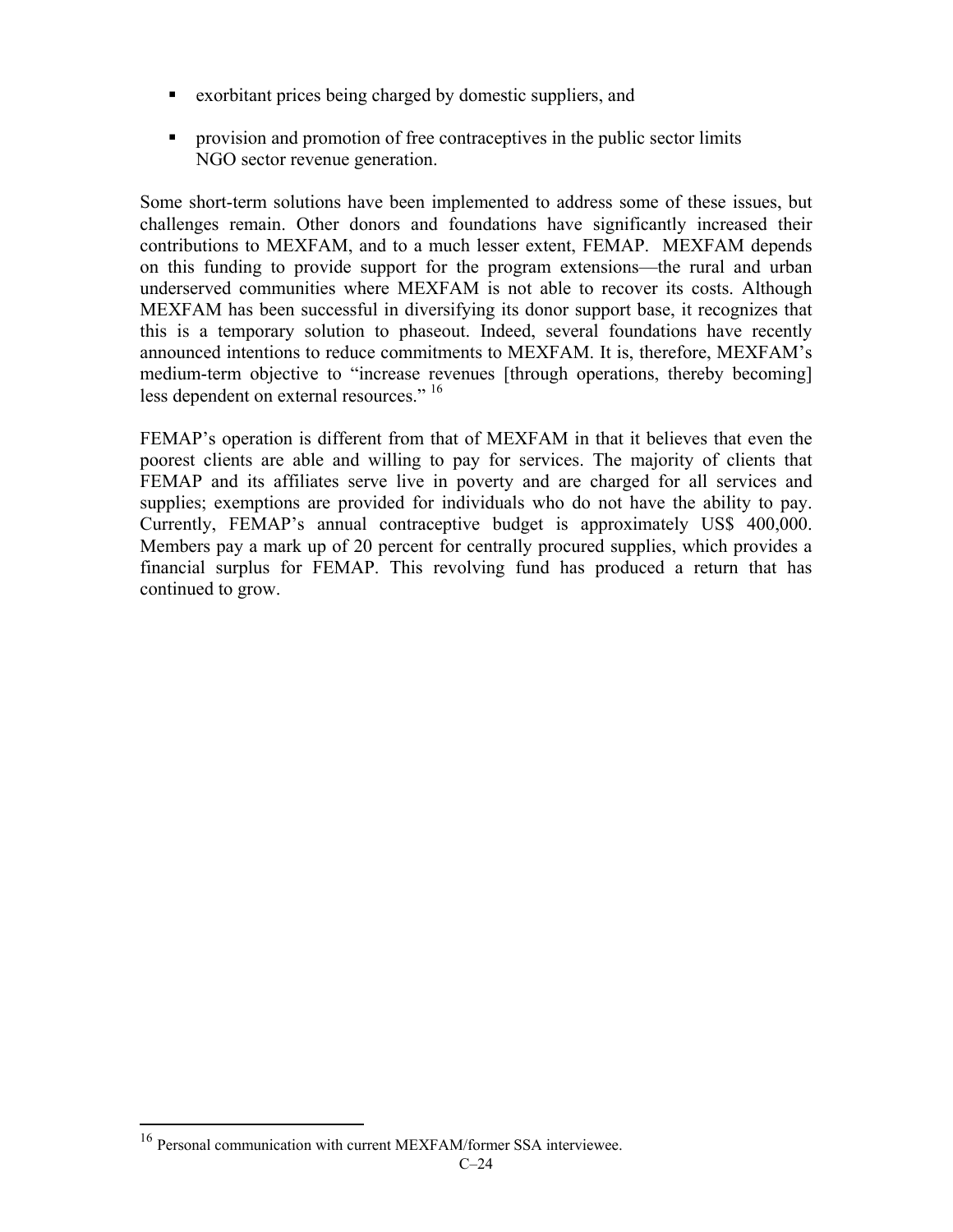- exorbitant prices being charged by domestic suppliers, and

- provision and promotion of free contraceptives in the public sector limits NGO sector revenue generation.

Some short-term solutions have been implemented to address some of these issues, but challenges remain. Other donors and foundations have significantly increased their contributions to MEXFAM, and to a much lesser extent, FEMAP. MEXFAM depends on this funding to provide support for the program extensions—the rural and urban underserved communities where MEXFAM is not able to recover its costs. Although MEXFAM has been successful in diversifying its donor support base, it recognizes that this is a temporary solution to phaseout. Indeed, several foundations have recently announced intentions to reduce commitments to MEXFAM. It is, therefore, MEXFAM's medium-term objective to "increase revenues [through operations, thereby becoming] less dependent on external resources." [16]

FEMAP's operation is different from that of MEXFAM in that it believes that even the poorest clients are able and willing to pay for services. The majority of clients that FEMAP and its affiliates serve live in poverty and are charged for all services and supplies; exemptions are provided for individuals who do not have the ability to pay. Currently, FEMAP's annual contraceptive budget is approximately US$ 400,000. Members pay a mark up of 20 percent for centrally procured supplies, which provides a financial surplus for FEMAP. This revolving fund has produced a return that has continued to grow.

---

[16] Personal communication with current MEXFAM/former SSA interviewee.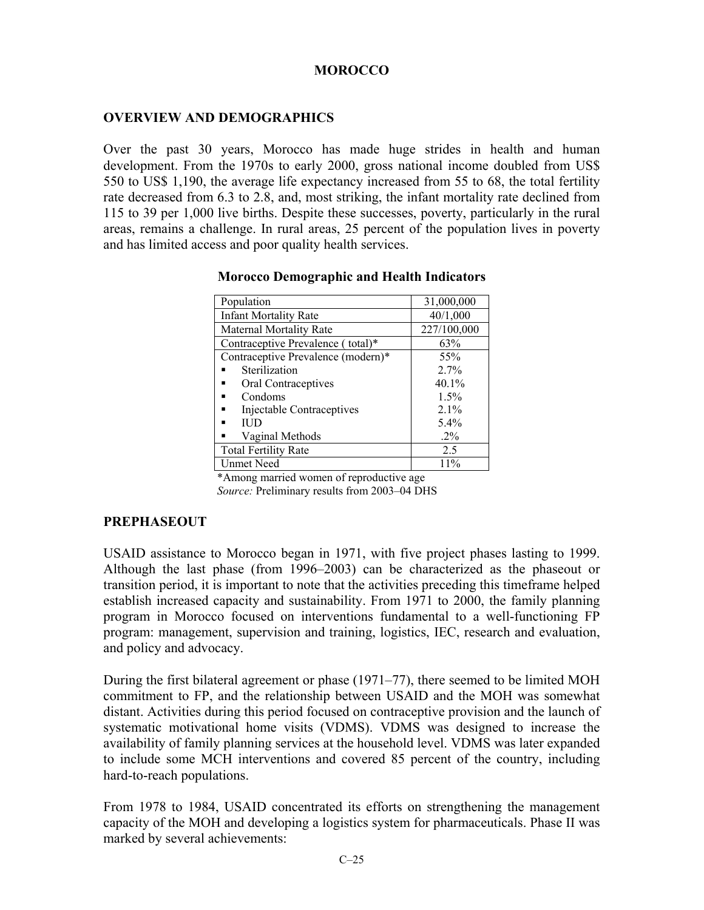# MOROCCO

## OVERVIEW AND DEMOGRAPHICS

Over the past 30 years, Morocco has made huge strides in health and human development. From the 1970s to early 2000, gross national income doubled from US$ 550 to US$ 1,190, the average life expectancy increased from 55 to 68, the total fertility rate decreased from 6.3 to 2.8, and, most striking, the infant mortality rate declined from 115 to 39 per 1,000 live births. Despite these successes, poverty, particularly in the rural areas, remains a challenge. In rural areas, 25 percent of the population lives in poverty and has limited access and poor quality health services.

**Morocco Demographic and Health Indicators**

| Indicator | Value |
|---|---|
| Population | 31,000,000 |
| Infant Mortality Rate | 40/1,000 |
| Maternal Mortality Rate | 227/100,000 |
| Contraceptive Prevalence ( total)* | 63% |
| Contraceptive Prevalence (modern)* | 55% |
| ▪ Sterilization | 2.7% |
| ▪ Oral Contraceptives | 40.1% |
| ▪ Condoms | 1.5% |
| ▪ Injectable Contraceptives | 2.1% |
| ▪ IUD | 5.4% |
| ▪ Vaginal Methods | .2% |
| Total Fertility Rate | 2.5 |
| Unmet Need | 11% |

*Among married women of reproductive age
*Source:* Preliminary results from 2003–04 DHS

## PREPHASEOUT

USAID assistance to Morocco began in 1971, with five project phases lasting to 1999. Although the last phase (from 1996–2003) can be characterized as the phaseout or transition period, it is important to note that the activities preceding this timeframe helped establish increased capacity and sustainability. From 1971 to 2000, the family planning program in Morocco focused on interventions fundamental to a well-functioning FP program: management, supervision and training, logistics, IEC, research and evaluation, and policy and advocacy.

During the first bilateral agreement or phase (1971–77), there seemed to be limited MOH commitment to FP, and the relationship between USAID and the MOH was somewhat distant. Activities during this period focused on contraceptive provision and the launch of systematic motivational home visits (VDMS). VDMS was designed to increase the availability of family planning services at the household level. VDMS was later expanded to include some MCH interventions and covered 85 percent of the country, including hard-to-reach populations.

From 1978 to 1984, USAID concentrated its efforts on strengthening the management capacity of the MOH and developing a logistics system for pharmaceuticals. Phase II was marked by several achievements: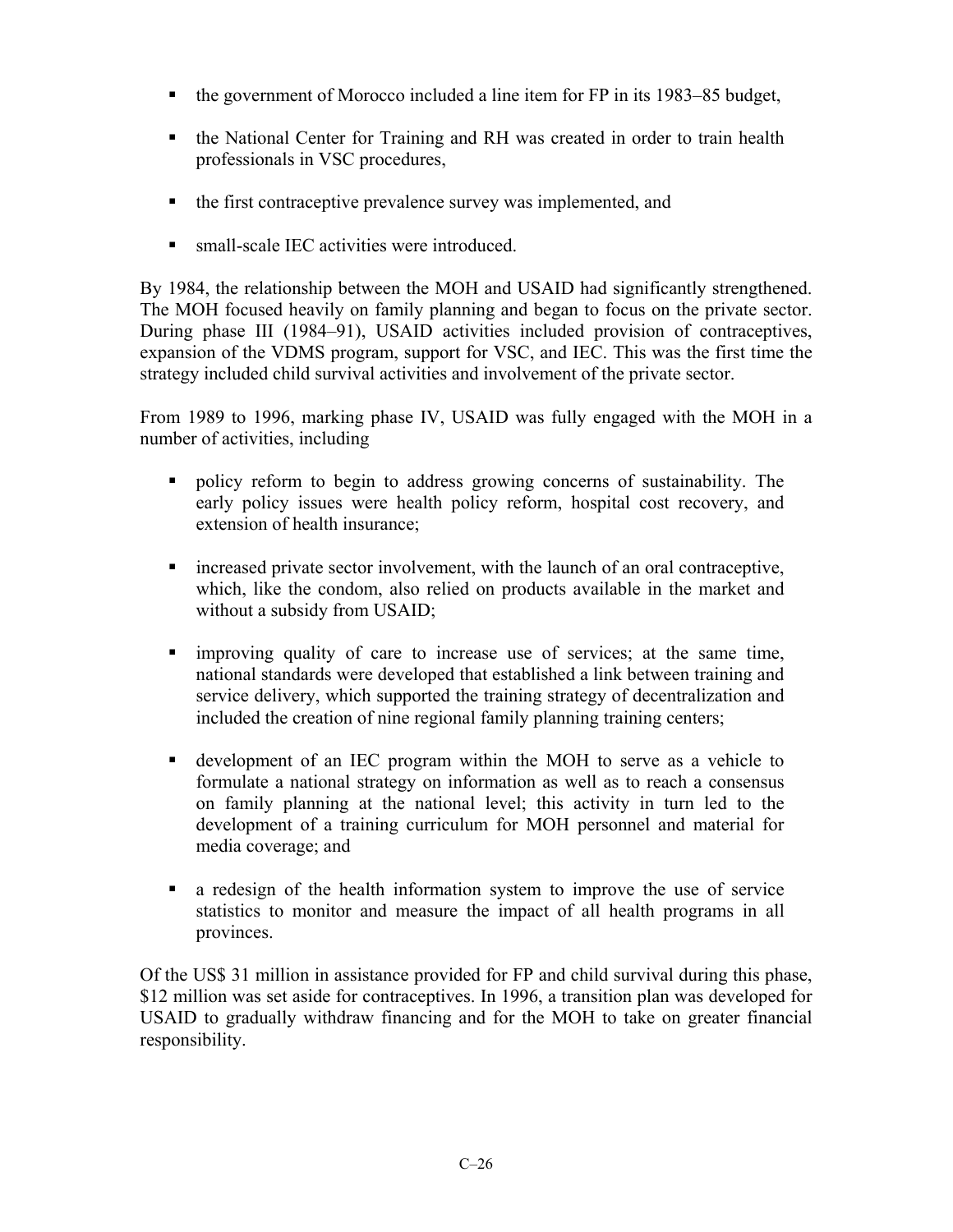- the government of Morocco included a line item for FP in its 1983–85 budget,
- the National Center for Training and RH was created in order to train health professionals in VSC procedures,
- the first contraceptive prevalence survey was implemented, and
- small-scale IEC activities were introduced.

By 1984, the relationship between the MOH and USAID had significantly strengthened. The MOH focused heavily on family planning and began to focus on the private sector. During phase III (1984–91), USAID activities included provision of contraceptives, expansion of the VDMS program, support for VSC, and IEC. This was the first time the strategy included child survival activities and involvement of the private sector.

From 1989 to 1996, marking phase IV, USAID was fully engaged with the MOH in a number of activities, including

- policy reform to begin to address growing concerns of sustainability. The early policy issues were health policy reform, hospital cost recovery, and extension of health insurance;
- increased private sector involvement, with the launch of an oral contraceptive, which, like the condom, also relied on products available in the market and without a subsidy from USAID;
- improving quality of care to increase use of services; at the same time, national standards were developed that established a link between training and service delivery, which supported the training strategy of decentralization and included the creation of nine regional family planning training centers;
- development of an IEC program within the MOH to serve as a vehicle to formulate a national strategy on information as well as to reach a consensus on family planning at the national level; this activity in turn led to the development of a training curriculum for MOH personnel and material for media coverage; and
- a redesign of the health information system to improve the use of service statistics to monitor and measure the impact of all health programs in all provinces.

Of the US$ 31 million in assistance provided for FP and child survival during this phase, $12 million was set aside for contraceptives. In 1996, a transition plan was developed for USAID to gradually withdraw financing and for the MOH to take on greater financial responsibility.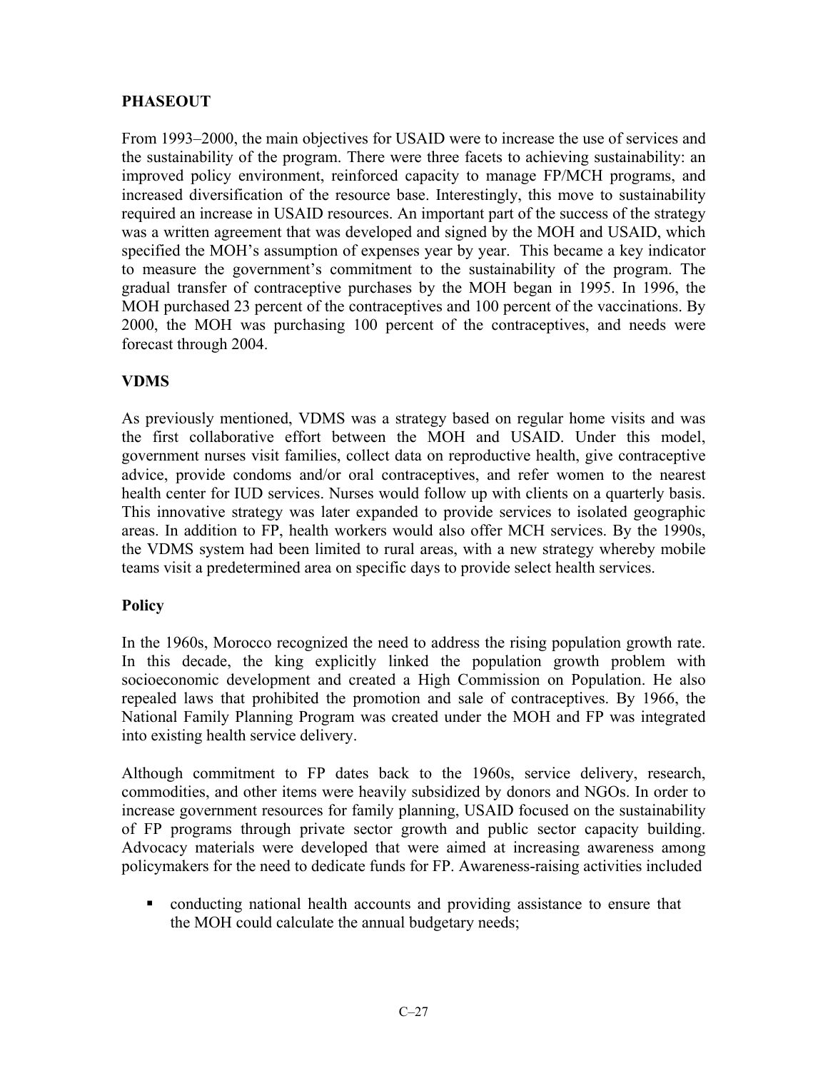## PHASEOUT

From 1993–2000, the main objectives for USAID were to increase the use of services and the sustainability of the program. There were three facets to achieving sustainability: an improved policy environment, reinforced capacity to manage FP/MCH programs, and increased diversification of the resource base. Interestingly, this move to sustainability required an increase in USAID resources. An important part of the success of the strategy was a written agreement that was developed and signed by the MOH and USAID, which specified the MOH's assumption of expenses year by year. This became a key indicator to measure the government's commitment to the sustainability of the program. The gradual transfer of contraceptive purchases by the MOH began in 1995. In 1996, the MOH purchased 23 percent of the contraceptives and 100 percent of the vaccinations. By 2000, the MOH was purchasing 100 percent of the contraceptives, and needs were forecast through 2004.

## VDMS

As previously mentioned, VDMS was a strategy based on regular home visits and was the first collaborative effort between the MOH and USAID. Under this model, government nurses visit families, collect data on reproductive health, give contraceptive advice, provide condoms and/or oral contraceptives, and refer women to the nearest health center for IUD services. Nurses would follow up with clients on a quarterly basis. This innovative strategy was later expanded to provide services to isolated geographic areas. In addition to FP, health workers would also offer MCH services. By the 1990s, the VDMS system had been limited to rural areas, with a new strategy whereby mobile teams visit a predetermined area on specific days to provide select health services.

### Policy

In the 1960s, Morocco recognized the need to address the rising population growth rate. In this decade, the king explicitly linked the population growth problem with socioeconomic development and created a High Commission on Population. He also repealed laws that prohibited the promotion and sale of contraceptives. By 1966, the National Family Planning Program was created under the MOH and FP was integrated into existing health service delivery.

Although commitment to FP dates back to the 1960s, service delivery, research, commodities, and other items were heavily subsidized by donors and NGOs. In order to increase government resources for family planning, USAID focused on the sustainability of FP programs through private sector growth and public sector capacity building. Advocacy materials were developed that were aimed at increasing awareness among policymakers for the need to dedicate funds for FP. Awareness-raising activities included

- conducting national health accounts and providing assistance to ensure that the MOH could calculate the annual budgetary needs;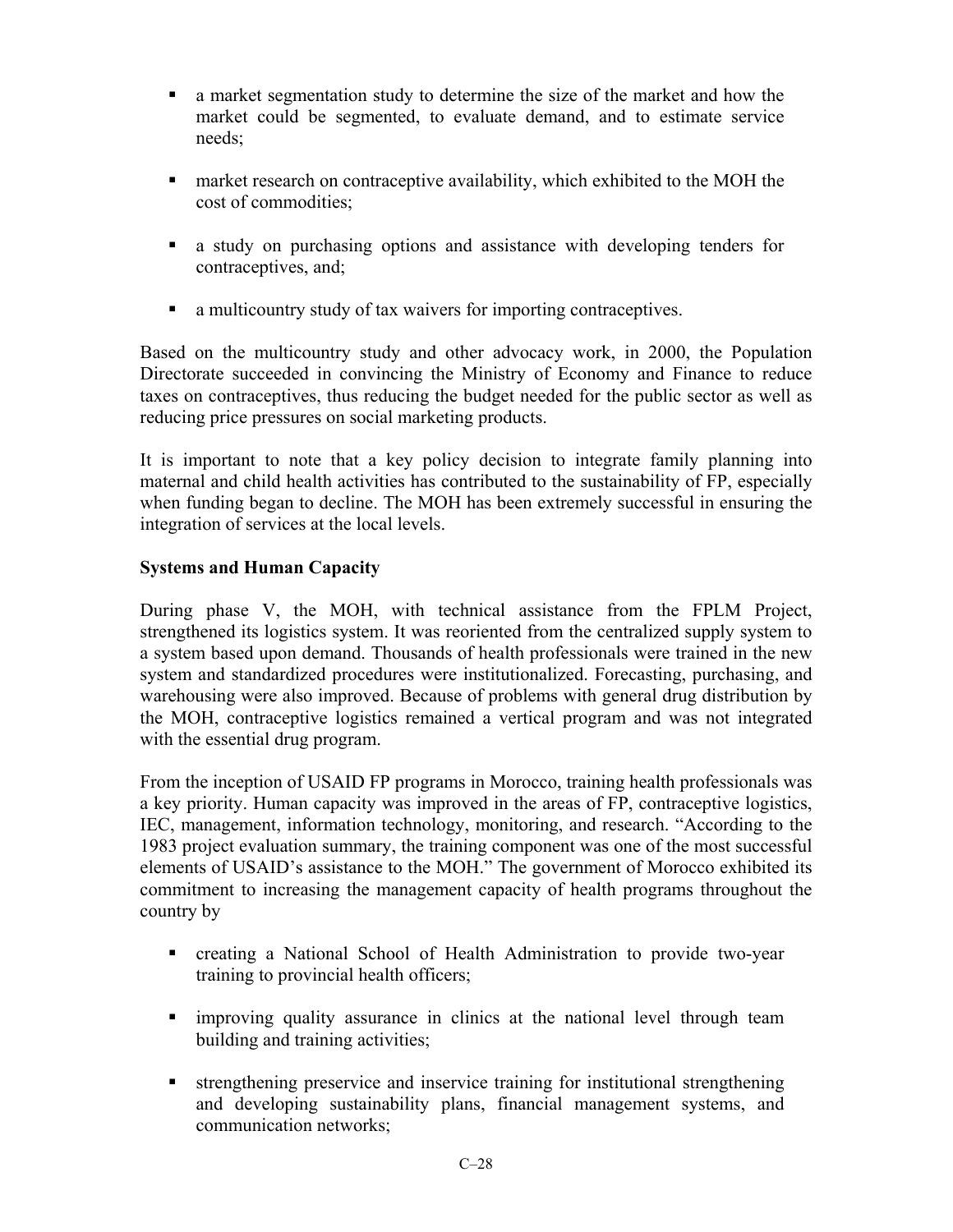- a market segmentation study to determine the size of the market and how the market could be segmented, to evaluate demand, and to estimate service needs;
- market research on contraceptive availability, which exhibited to the MOH the cost of commodities;
- a study on purchasing options and assistance with developing tenders for contraceptives, and;
- a multicountry study of tax waivers for importing contraceptives.

Based on the multicountry study and other advocacy work, in 2000, the Population Directorate succeeded in convincing the Ministry of Economy and Finance to reduce taxes on contraceptives, thus reducing the budget needed for the public sector as well as reducing price pressures on social marketing products.

It is important to note that a key policy decision to integrate family planning into maternal and child health activities has contributed to the sustainability of FP, especially when funding began to decline. The MOH has been extremely successful in ensuring the integration of services at the local levels.

**Systems and Human Capacity**

During phase V, the MOH, with technical assistance from the FPLM Project, strengthened its logistics system. It was reoriented from the centralized supply system to a system based upon demand. Thousands of health professionals were trained in the new system and standardized procedures were institutionalized. Forecasting, purchasing, and warehousing were also improved. Because of problems with general drug distribution by the MOH, contraceptive logistics remained a vertical program and was not integrated with the essential drug program.

From the inception of USAID FP programs in Morocco, training health professionals was a key priority. Human capacity was improved in the areas of FP, contraceptive logistics, IEC, management, information technology, monitoring, and research. "According to the 1983 project evaluation summary, the training component was one of the most successful elements of USAID's assistance to the MOH." The government of Morocco exhibited its commitment to increasing the management capacity of health programs throughout the country by

- creating a National School of Health Administration to provide two-year training to provincial health officers;
- improving quality assurance in clinics at the national level through team building and training activities;
- strengthening preservice and inservice training for institutional strengthening and developing sustainability plans, financial management systems, and communication networks;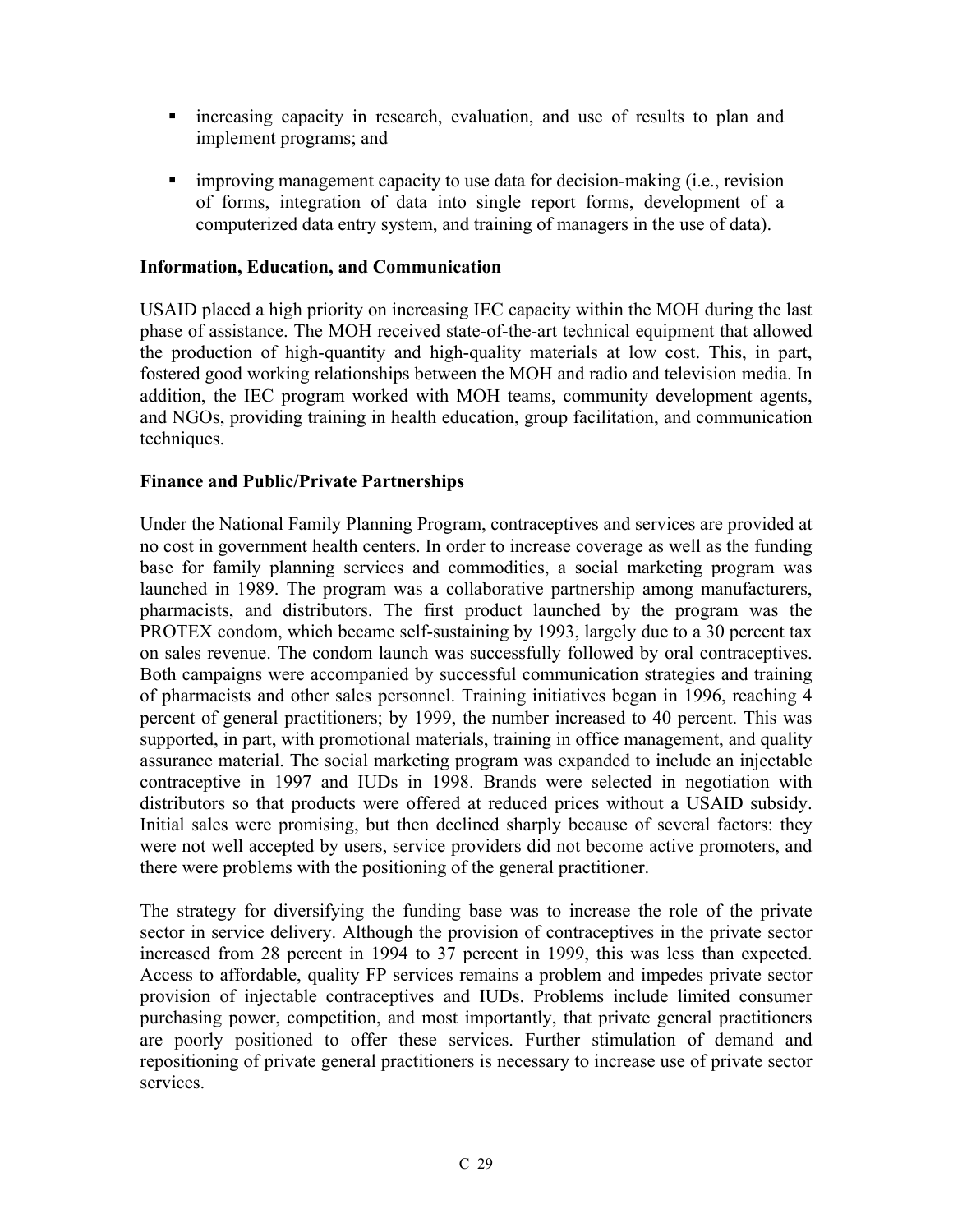- increasing capacity in research, evaluation, and use of results to plan and implement programs; and
- improving management capacity to use data for decision-making (i.e., revision of forms, integration of data into single report forms, development of a computerized data entry system, and training of managers in the use of data).

**Information, Education, and Communication**

USAID placed a high priority on increasing IEC capacity within the MOH during the last phase of assistance. The MOH received state-of-the-art technical equipment that allowed the production of high-quantity and high-quality materials at low cost. This, in part, fostered good working relationships between the MOH and radio and television media. In addition, the IEC program worked with MOH teams, community development agents, and NGOs, providing training in health education, group facilitation, and communication techniques.

**Finance and Public/Private Partnerships**

Under the National Family Planning Program, contraceptives and services are provided at no cost in government health centers. In order to increase coverage as well as the funding base for family planning services and commodities, a social marketing program was launched in 1989. The program was a collaborative partnership among manufacturers, pharmacists, and distributors. The first product launched by the program was the PROTEX condom, which became self-sustaining by 1993, largely due to a 30 percent tax on sales revenue. The condom launch was successfully followed by oral contraceptives. Both campaigns were accompanied by successful communication strategies and training of pharmacists and other sales personnel. Training initiatives began in 1996, reaching 4 percent of general practitioners; by 1999, the number increased to 40 percent. This was supported, in part, with promotional materials, training in office management, and quality assurance material. The social marketing program was expanded to include an injectable contraceptive in 1997 and IUDs in 1998. Brands were selected in negotiation with distributors so that products were offered at reduced prices without a USAID subsidy. Initial sales were promising, but then declined sharply because of several factors: they were not well accepted by users, service providers did not become active promoters, and there were problems with the positioning of the general practitioner.

The strategy for diversifying the funding base was to increase the role of the private sector in service delivery. Although the provision of contraceptives in the private sector increased from 28 percent in 1994 to 37 percent in 1999, this was less than expected. Access to affordable, quality FP services remains a problem and impedes private sector provision of injectable contraceptives and IUDs. Problems include limited consumer purchasing power, competition, and most importantly, that private general practitioners are poorly positioned to offer these services. Further stimulation of demand and repositioning of private general practitioners is necessary to increase use of private sector services.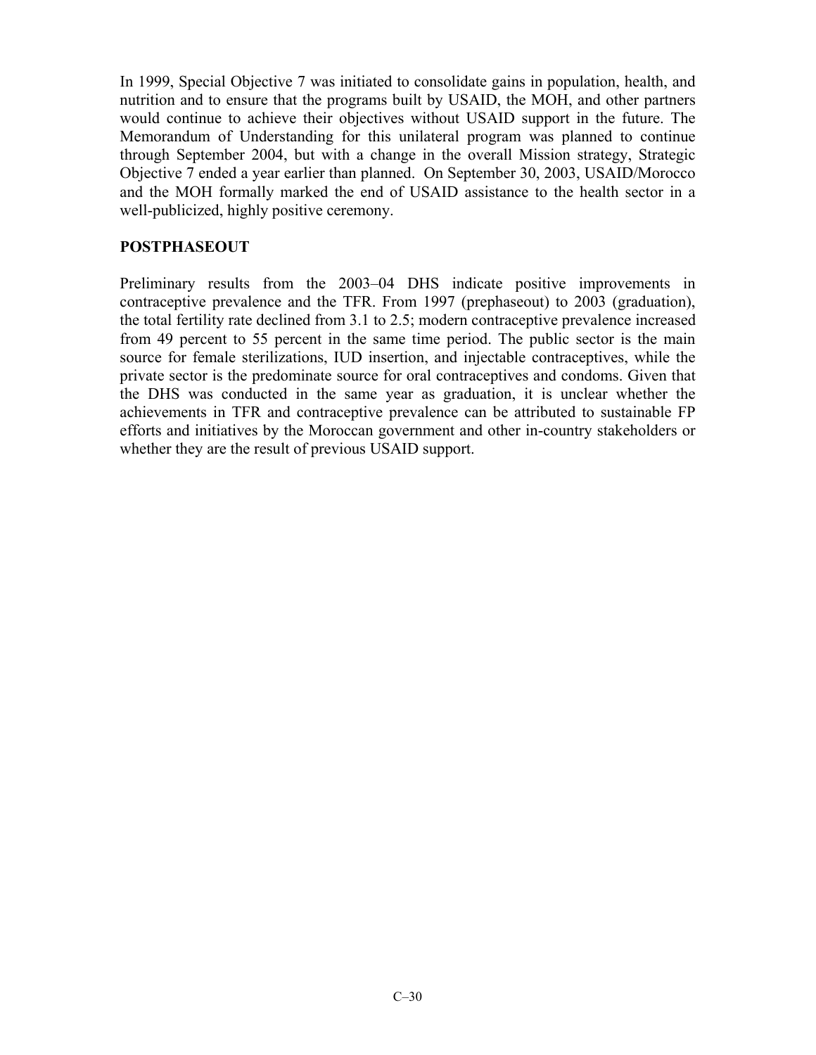In 1999, Special Objective 7 was initiated to consolidate gains in population, health, and nutrition and to ensure that the programs built by USAID, the MOH, and other partners would continue to achieve their objectives without USAID support in the future. The Memorandum of Understanding for this unilateral program was planned to continue through September 2004, but with a change in the overall Mission strategy, Strategic Objective 7 ended a year earlier than planned. On September 30, 2003, USAID/Morocco and the MOH formally marked the end of USAID assistance to the health sector in a well-publicized, highly positive ceremony.

## POSTPHASEOUT

Preliminary results from the 2003–04 DHS indicate positive improvements in contraceptive prevalence and the TFR. From 1997 (prephaseout) to 2003 (graduation), the total fertility rate declined from 3.1 to 2.5; modern contraceptive prevalence increased from 49 percent to 55 percent in the same time period. The public sector is the main source for female sterilizations, IUD insertion, and injectable contraceptives, while the private sector is the predominate source for oral contraceptives and condoms. Given that the DHS was conducted in the same year as graduation, it is unclear whether the achievements in TFR and contraceptive prevalence can be attributed to sustainable FP efforts and initiatives by the Moroccan government and other in-country stakeholders or whether they are the result of previous USAID support.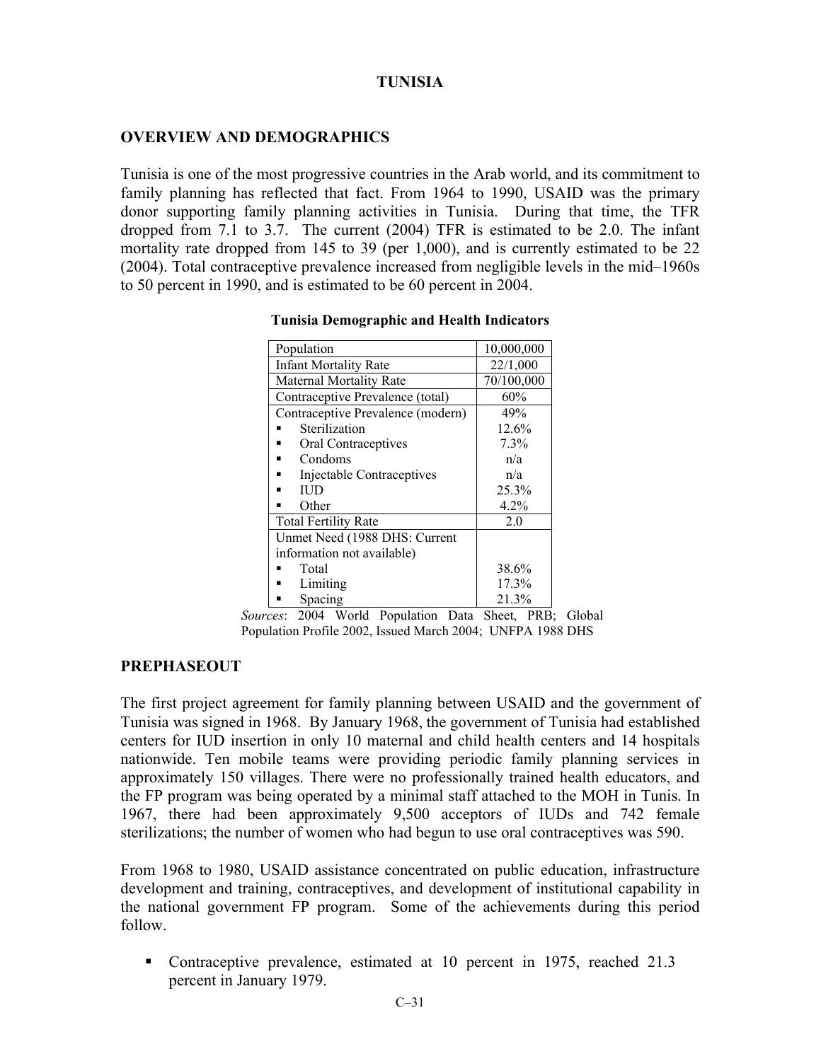# TUNISIA

## OVERVIEW AND DEMOGRAPHICS

Tunisia is one of the most progressive countries in the Arab world, and its commitment to family planning has reflected that fact. From 1964 to 1990, USAID was the primary donor supporting family planning activities in Tunisia. During that time, the TFR dropped from 7.1 to 3.7. The current (2004) TFR is estimated to be 2.0. The infant mortality rate dropped from 145 to 39 (per 1,000), and is currently estimated to be 22 (2004). Total contraceptive prevalence increased from negligible levels in the mid–1960s to 50 percent in 1990, and is estimated to be 60 percent in 2004.

**Tunisia Demographic and Health Indicators**

| Indicator | Value |
|---|---|
| Population | 10,000,000 |
| Infant Mortality Rate | 22/1,000 |
| Maternal Mortality Rate | 70/100,000 |
| Contraceptive Prevalence (total) | 60% |
| Contraceptive Prevalence (modern) | 49% |
| ▪ Sterilization | 12.6% |
| ▪ Oral Contraceptives | 7.3% |
| ▪ Condoms | n/a |
| ▪ Injectable Contraceptives | n/a |
| ▪ IUD | 25.3% |
| ▪ Other | 4.2% |
| Total Fertility Rate | 2.0 |
| Unmet Need (1988 DHS: Current information not available) | |
| ▪ Total | 38.6% |
| ▪ Limiting | 17.3% |
| ▪ Spacing | 21.3% |

*Sources*: 2004 World Population Data Sheet, PRB; Global Population Profile 2002, Issued March 2004; UNFPA 1988 DHS

## PREPHASEOUT

The first project agreement for family planning between USAID and the government of Tunisia was signed in 1968. By January 1968, the government of Tunisia had established centers for IUD insertion in only 10 maternal and child health centers and 14 hospitals nationwide. Ten mobile teams were providing periodic family planning services in approximately 150 villages. There were no professionally trained health educators, and the FP program was being operated by a minimal staff attached to the MOH in Tunis. In 1967, there had been approximately 9,500 acceptors of IUDs and 742 female sterilizations; the number of women who had begun to use oral contraceptives was 590.

From 1968 to 1980, USAID assistance concentrated on public education, infrastructure development and training, contraceptives, and development of institutional capability in the national government FP program. Some of the achievements during this period follow.

- Contraceptive prevalence, estimated at 10 percent in 1975, reached 21.3 percent in January 1979.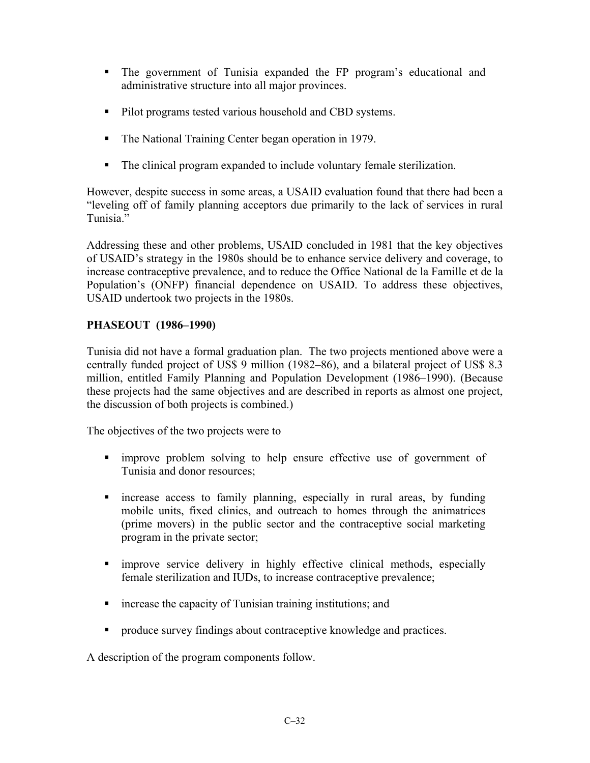- The government of Tunisia expanded the FP program's educational and administrative structure into all major provinces.

- Pilot programs tested various household and CBD systems.

- The National Training Center began operation in 1979.

- The clinical program expanded to include voluntary female sterilization.

However, despite success in some areas, a USAID evaluation found that there had been a "leveling off of family planning acceptors due primarily to the lack of services in rural Tunisia."

Addressing these and other problems, USAID concluded in 1981 that the key objectives of USAID's strategy in the 1980s should be to enhance service delivery and coverage, to increase contraceptive prevalence, and to reduce the Office National de la Famille et de la Population's (ONFP) financial dependence on USAID. To address these objectives, USAID undertook two projects in the 1980s.

**PHASEOUT (1986–1990)**

Tunisia did not have a formal graduation plan. The two projects mentioned above were a centrally funded project of US$ 9 million (1982–86), and a bilateral project of US$ 8.3 million, entitled Family Planning and Population Development (1986–1990). (Because these projects had the same objectives and are described in reports as almost one project, the discussion of both projects is combined.)

The objectives of the two projects were to

- improve problem solving to help ensure effective use of government of Tunisia and donor resources;

- increase access to family planning, especially in rural areas, by funding mobile units, fixed clinics, and outreach to homes through the animatrices (prime movers) in the public sector and the contraceptive social marketing program in the private sector;

- improve service delivery in highly effective clinical methods, especially female sterilization and IUDs, to increase contraceptive prevalence;

- increase the capacity of Tunisian training institutions; and

- produce survey findings about contraceptive knowledge and practices.

A description of the program components follow.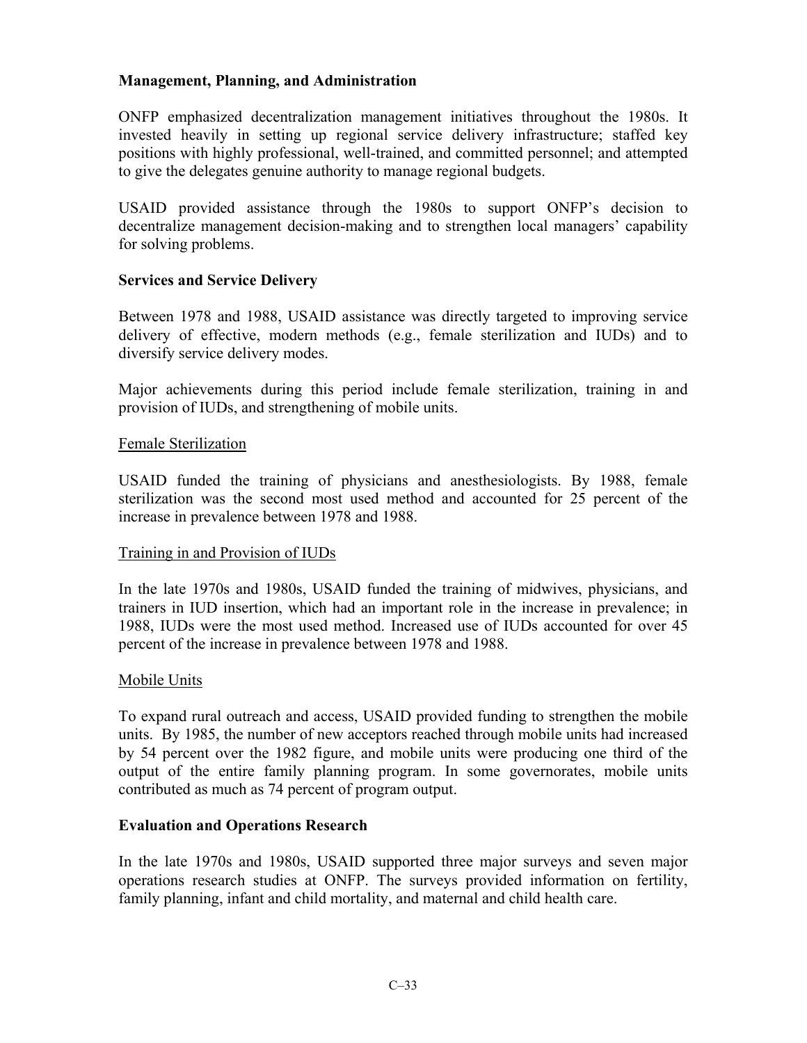### Management, Planning, and Administration

ONFP emphasized decentralization management initiatives throughout the 1980s. It invested heavily in setting up regional service delivery infrastructure; staffed key positions with highly professional, well-trained, and committed personnel; and attempted to give the delegates genuine authority to manage regional budgets.

USAID provided assistance through the 1980s to support ONFP's decision to decentralize management decision-making and to strengthen local managers' capability for solving problems.

### Services and Service Delivery

Between 1978 and 1988, USAID assistance was directly targeted to improving service delivery of effective, modern methods (e.g., female sterilization and IUDs) and to diversify service delivery modes.

Major achievements during this period include female sterilization, training in and provision of IUDs, and strengthening of mobile units.

#### Female Sterilization

USAID funded the training of physicians and anesthesiologists. By 1988, female sterilization was the second most used method and accounted for 25 percent of the increase in prevalence between 1978 and 1988.

#### Training in and Provision of IUDs

In the late 1970s and 1980s, USAID funded the training of midwives, physicians, and trainers in IUD insertion, which had an important role in the increase in prevalence; in 1988, IUDs were the most used method. Increased use of IUDs accounted for over 45 percent of the increase in prevalence between 1978 and 1988.

#### Mobile Units

To expand rural outreach and access, USAID provided funding to strengthen the mobile units. By 1985, the number of new acceptors reached through mobile units had increased by 54 percent over the 1982 figure, and mobile units were producing one third of the output of the entire family planning program. In some governorates, mobile units contributed as much as 74 percent of program output.

### Evaluation and Operations Research

In the late 1970s and 1980s, USAID supported three major surveys and seven major operations research studies at ONFP. The surveys provided information on fertility, family planning, infant and child mortality, and maternal and child health care.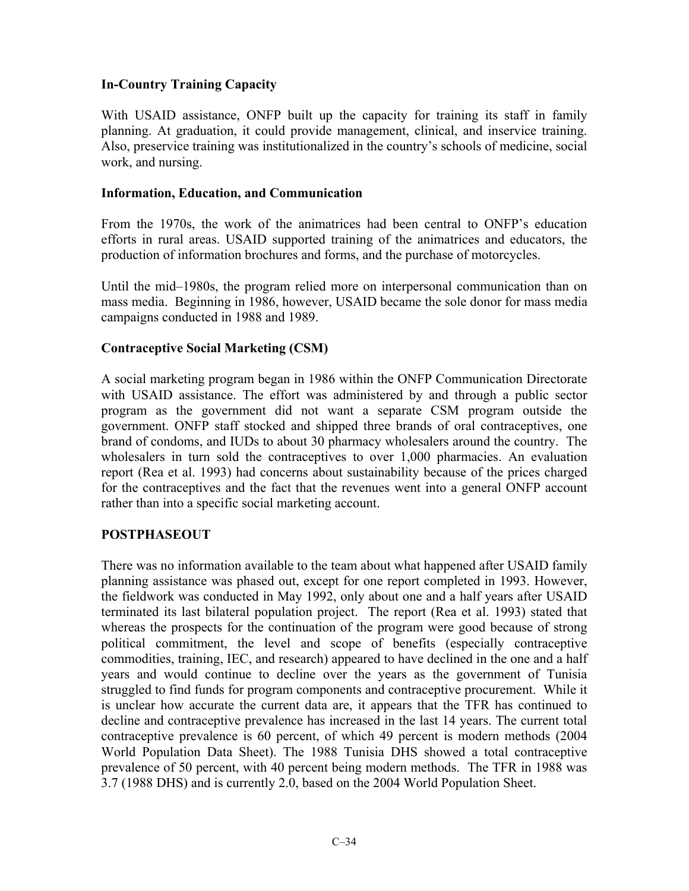### In-Country Training Capacity

With USAID assistance, ONFP built up the capacity for training its staff in family planning. At graduation, it could provide management, clinical, and inservice training. Also, preservice training was institutionalized in the country's schools of medicine, social work, and nursing.

### Information, Education, and Communication

From the 1970s, the work of the animatrices had been central to ONFP's education efforts in rural areas. USAID supported training of the animatrices and educators, the production of information brochures and forms, and the purchase of motorcycles.

Until the mid–1980s, the program relied more on interpersonal communication than on mass media. Beginning in 1986, however, USAID became the sole donor for mass media campaigns conducted in 1988 and 1989.

### Contraceptive Social Marketing (CSM)

A social marketing program began in 1986 within the ONFP Communication Directorate with USAID assistance. The effort was administered by and through a public sector program as the government did not want a separate CSM program outside the government. ONFP staff stocked and shipped three brands of oral contraceptives, one brand of condoms, and IUDs to about 30 pharmacy wholesalers around the country. The wholesalers in turn sold the contraceptives to over 1,000 pharmacies. An evaluation report (Rea et al. 1993) had concerns about sustainability because of the prices charged for the contraceptives and the fact that the revenues went into a general ONFP account rather than into a specific social marketing account.

## POSTPHASEOUT

There was no information available to the team about what happened after USAID family planning assistance was phased out, except for one report completed in 1993. However, the fieldwork was conducted in May 1992, only about one and a half years after USAID terminated its last bilateral population project. The report (Rea et al. 1993) stated that whereas the prospects for the continuation of the program were good because of strong political commitment, the level and scope of benefits (especially contraceptive commodities, training, IEC, and research) appeared to have declined in the one and a half years and would continue to decline over the years as the government of Tunisia struggled to find funds for program components and contraceptive procurement. While it is unclear how accurate the current data are, it appears that the TFR has continued to decline and contraceptive prevalence has increased in the last 14 years. The current total contraceptive prevalence is 60 percent, of which 49 percent is modern methods (2004 World Population Data Sheet). The 1988 Tunisia DHS showed a total contraceptive prevalence of 50 percent, with 40 percent being modern methods. The TFR in 1988 was 3.7 (1988 DHS) and is currently 2.0, based on the 2004 World Population Sheet.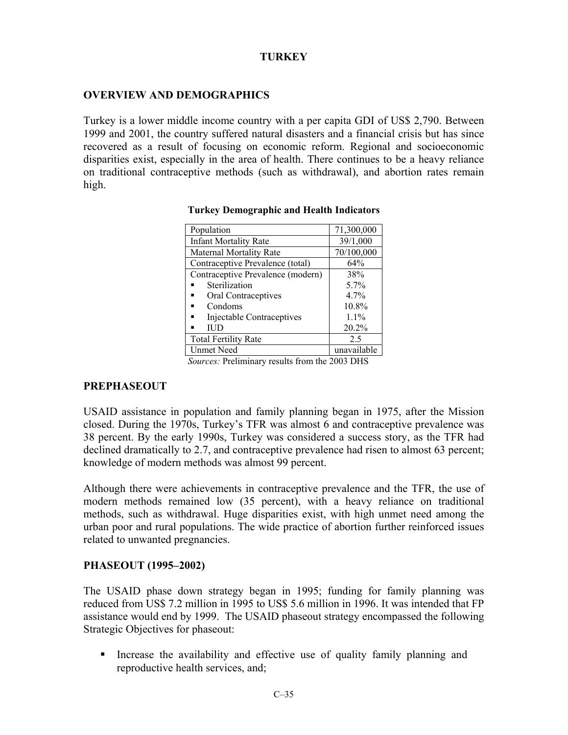# TURKEY

## OVERVIEW AND DEMOGRAPHICS

Turkey is a lower middle income country with a per capita GDI of US$ 2,790. Between 1999 and 2001, the country suffered natural disasters and a financial crisis but has since recovered as a result of focusing on economic reform. Regional and socioeconomic disparities exist, especially in the area of health. There continues to be a heavy reliance on traditional contraceptive methods (such as withdrawal), and abortion rates remain high.

**Turkey Demographic and Health Indicators**

| Indicator | Value |
|---|---|
| Population | 71,300,000 |
| Infant Mortality Rate | 39/1,000 |
| Maternal Mortality Rate | 70/100,000 |
| Contraceptive Prevalence (total) | 64% |
| Contraceptive Prevalence (modern) | 38% |
| ▪ Sterilization | 5.7% |
| ▪ Oral Contraceptives | 4.7% |
| ▪ Condoms | 10.8% |
| ▪ Injectable Contraceptives | 1.1% |
| ▪ IUD | 20.2% |
| Total Fertility Rate | 2.5 |
| Unmet Need | unavailable |

*Sources:* Preliminary results from the 2003 DHS

## PREPHASEOUT

USAID assistance in population and family planning began in 1975, after the Mission closed. During the 1970s, Turkey's TFR was almost 6 and contraceptive prevalence was 38 percent. By the early 1990s, Turkey was considered a success story, as the TFR had declined dramatically to 2.7, and contraceptive prevalence had risen to almost 63 percent; knowledge of modern methods was almost 99 percent.

Although there were achievements in contraceptive prevalence and the TFR, the use of modern methods remained low (35 percent), with a heavy reliance on traditional methods, such as withdrawal. Huge disparities exist, with high unmet need among the urban poor and rural populations. The wide practice of abortion further reinforced issues related to unwanted pregnancies.

## PHASEOUT (1995–2002)

The USAID phase down strategy began in 1995; funding for family planning was reduced from US$ 7.2 million in 1995 to US$ 5.6 million in 1996. It was intended that FP assistance would end by 1999. The USAID phaseout strategy encompassed the following Strategic Objectives for phaseout:

- Increase the availability and effective use of quality family planning and reproductive health services, and;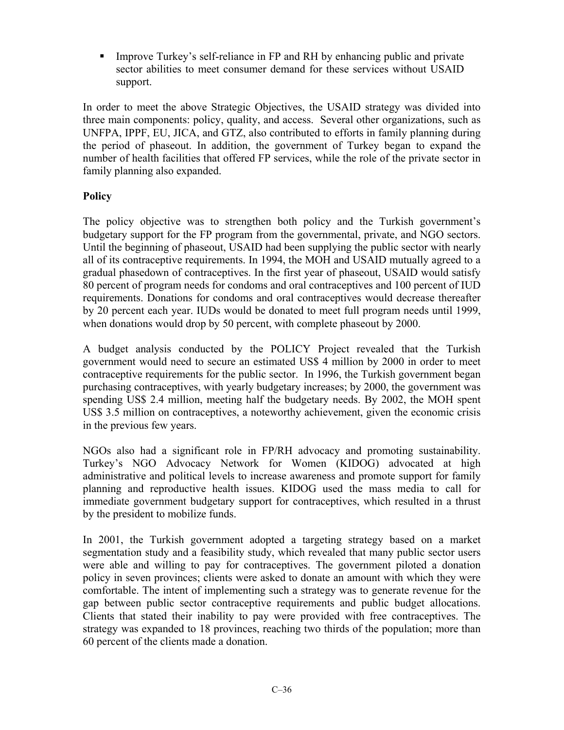- Improve Turkey's self-reliance in FP and RH by enhancing public and private sector abilities to meet consumer demand for these services without USAID support.

In order to meet the above Strategic Objectives, the USAID strategy was divided into three main components: policy, quality, and access. Several other organizations, such as UNFPA, IPPF, EU, JICA, and GTZ, also contributed to efforts in family planning during the period of phaseout. In addition, the government of Turkey began to expand the number of health facilities that offered FP services, while the role of the private sector in family planning also expanded.

**Policy**

The policy objective was to strengthen both policy and the Turkish government's budgetary support for the FP program from the governmental, private, and NGO sectors. Until the beginning of phaseout, USAID had been supplying the public sector with nearly all of its contraceptive requirements. In 1994, the MOH and USAID mutually agreed to a gradual phasedown of contraceptives. In the first year of phaseout, USAID would satisfy 80 percent of program needs for condoms and oral contraceptives and 100 percent of IUD requirements. Donations for condoms and oral contraceptives would decrease thereafter by 20 percent each year. IUDs would be donated to meet full program needs until 1999, when donations would drop by 50 percent, with complete phaseout by 2000.

A budget analysis conducted by the POLICY Project revealed that the Turkish government would need to secure an estimated US$ 4 million by 2000 in order to meet contraceptive requirements for the public sector. In 1996, the Turkish government began purchasing contraceptives, with yearly budgetary increases; by 2000, the government was spending US$ 2.4 million, meeting half the budgetary needs. By 2002, the MOH spent US$ 3.5 million on contraceptives, a noteworthy achievement, given the economic crisis in the previous few years.

NGOs also had a significant role in FP/RH advocacy and promoting sustainability. Turkey's NGO Advocacy Network for Women (KIDOG) advocated at high administrative and political levels to increase awareness and promote support for family planning and reproductive health issues. KIDOG used the mass media to call for immediate government budgetary support for contraceptives, which resulted in a thrust by the president to mobilize funds.

In 2001, the Turkish government adopted a targeting strategy based on a market segmentation study and a feasibility study, which revealed that many public sector users were able and willing to pay for contraceptives. The government piloted a donation policy in seven provinces; clients were asked to donate an amount with which they were comfortable. The intent of implementing such a strategy was to generate revenue for the gap between public sector contraceptive requirements and public budget allocations. Clients that stated their inability to pay were provided with free contraceptives. The strategy was expanded to 18 provinces, reaching two thirds of the population; more than 60 percent of the clients made a donation.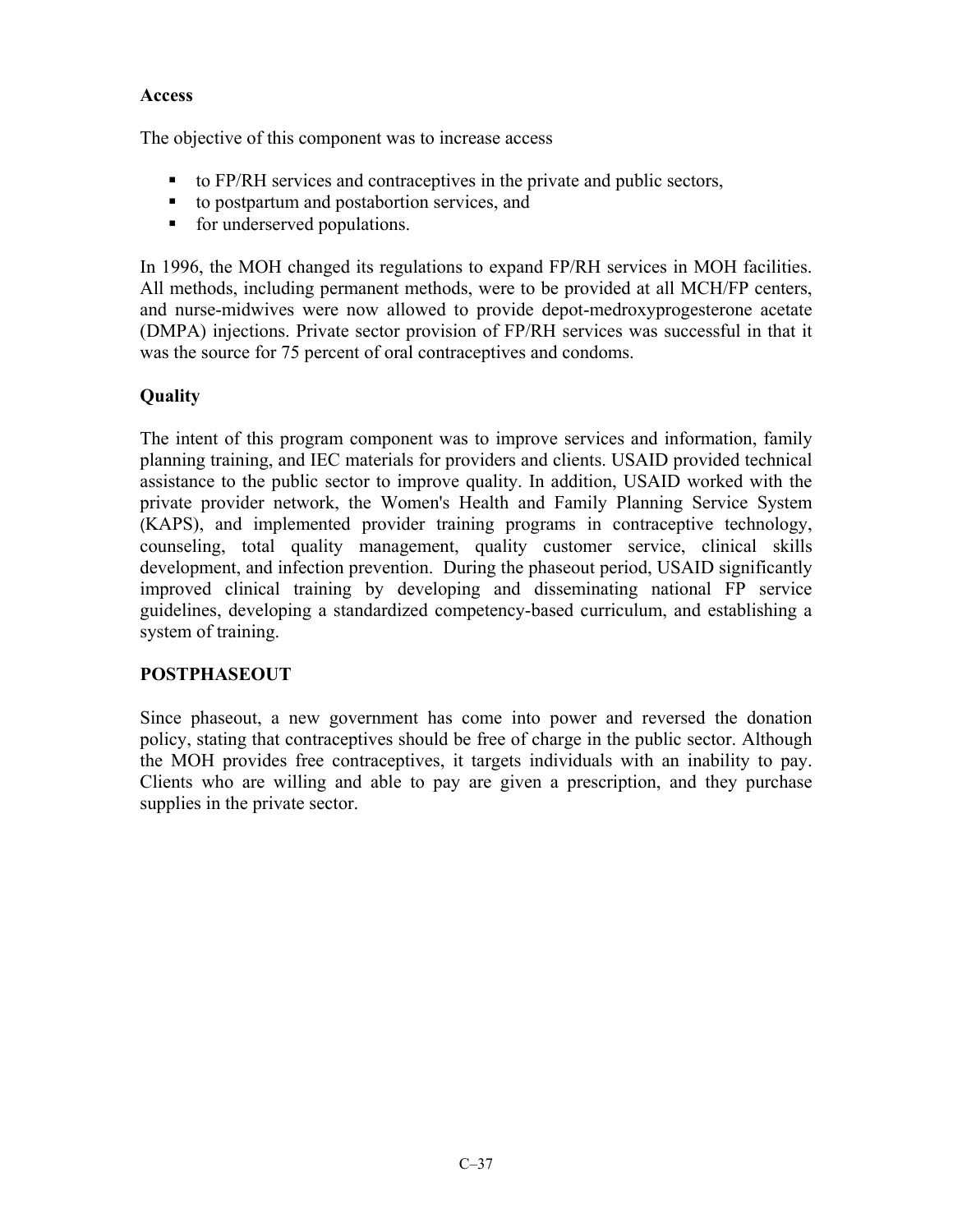**Access**

The objective of this component was to increase access

- to FP/RH services and contraceptives in the private and public sectors,
- to postpartum and postabortion services, and
- for underserved populations.

In 1996, the MOH changed its regulations to expand FP/RH services in MOH facilities. All methods, including permanent methods, were to be provided at all MCH/FP centers, and nurse-midwives were now allowed to provide depot-medroxyprogesterone acetate (DMPA) injections. Private sector provision of FP/RH services was successful in that it was the source for 75 percent of oral contraceptives and condoms.

**Quality**

The intent of this program component was to improve services and information, family planning training, and IEC materials for providers and clients. USAID provided technical assistance to the public sector to improve quality. In addition, USAID worked with the private provider network, the Women's Health and Family Planning Service System (KAPS), and implemented provider training programs in contraceptive technology, counseling, total quality management, quality customer service, clinical skills development, and infection prevention. During the phaseout period, USAID significantly improved clinical training by developing and disseminating national FP service guidelines, developing a standardized competency-based curriculum, and establishing a system of training.

**POSTPHASEOUT**

Since phaseout, a new government has come into power and reversed the donation policy, stating that contraceptives should be free of charge in the public sector. Although the MOH provides free contraceptives, it targets individuals with an inability to pay. Clients who are willing and able to pay are given a prescription, and they purchase supplies in the private sector.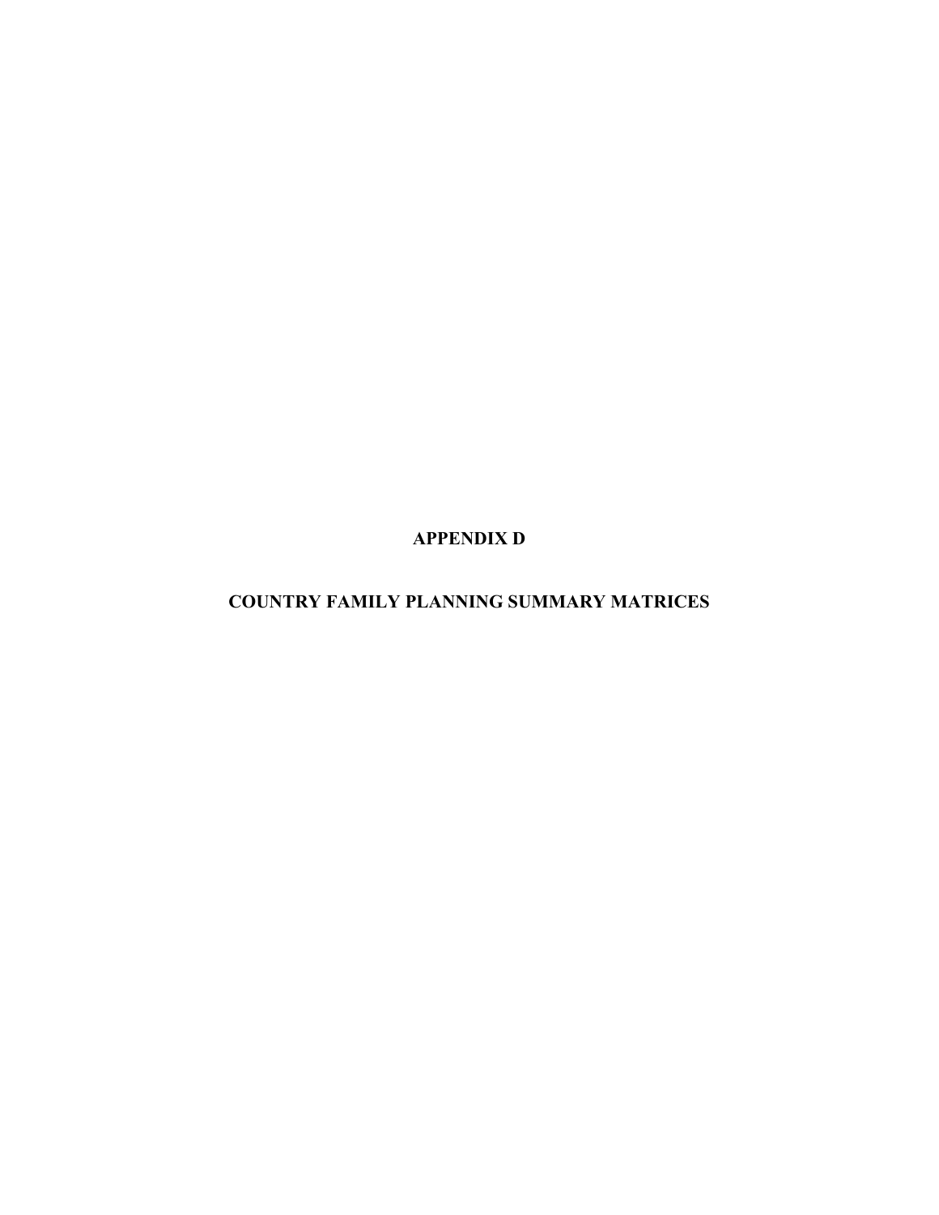# APPENDIX D

## COUNTRY FAMILY PLANNING SUMMARY MATRICES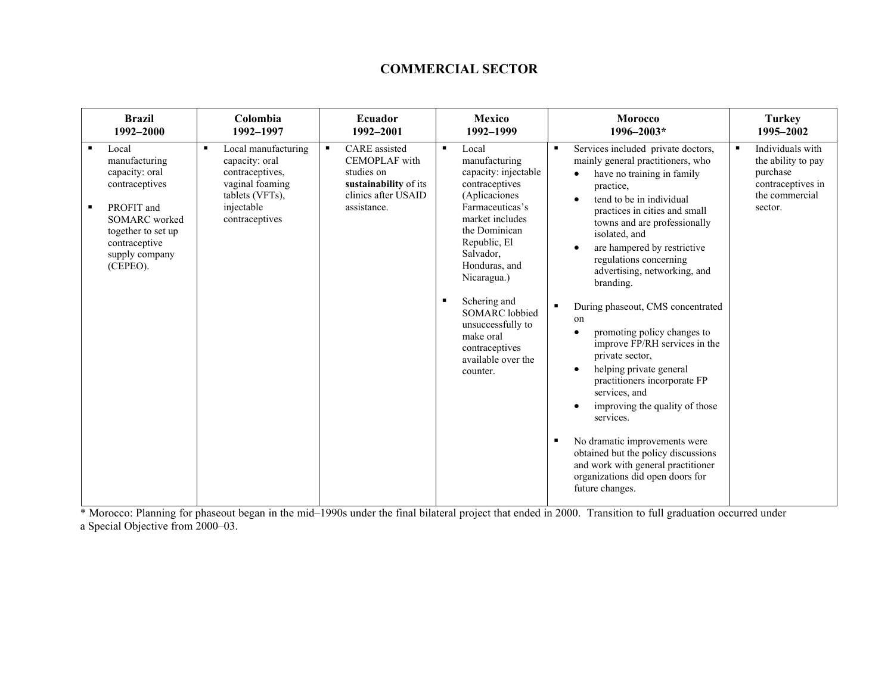## COMMERCIAL SECTOR

| Brazil 1992–2000 | Colombia 1992–1997 | Ecuador 1992–2001 | Mexico 1992–1999 | Morocco 1996–2003* | Turkey 1995–2002 |
|---|---|---|---|---|---|
| ▪ Local manufacturing capacity: oral contraceptives<br><br>▪ PROFIT and SOMARC worked together to set up contraceptive supply company (CEPEO). | ▪ Local manufacturing capacity: oral contraceptives, vaginal foaming tablets (VFTs), injectable contraceptives | ▪ CARE assisted CEMOPLAF with studies on **sustainability** of its clinics after USAID assistance. | ▪ Local manufacturing capacity: injectable contraceptives (Aplicaciones Farmaceuticas's market includes the Dominican Republic, El Salvador, Honduras, and Nicaragua.)<br><br>▪ Schering and SOMARC lobbied unsuccessfully to make oral contraceptives available over the counter. | ▪ Services included private doctors, mainly general practitioners, who<br>• have no training in family practice,<br>• tend to be in individual practices in cities and small towns and are professionally isolated, and<br>• are hampered by restrictive regulations concerning advertising, networking, and branding.<br><br>▪ During phaseout, CMS concentrated on<br>• promoting policy changes to improve FP/RH services in the private sector,<br>• helping private general practitioners incorporate FP services, and<br>• improving the quality of those services.<br><br>▪ No dramatic improvements were obtained but the policy discussions and work with general practitioner organizations did open doors for future changes. | ▪ Individuals with the ability to pay purchase contraceptives in the commercial sector. |

* Morocco: Planning for phaseout began in the mid–1990s under the final bilateral project that ended in 2000. Transition to full graduation occurred under a Special Objective from 2000–03.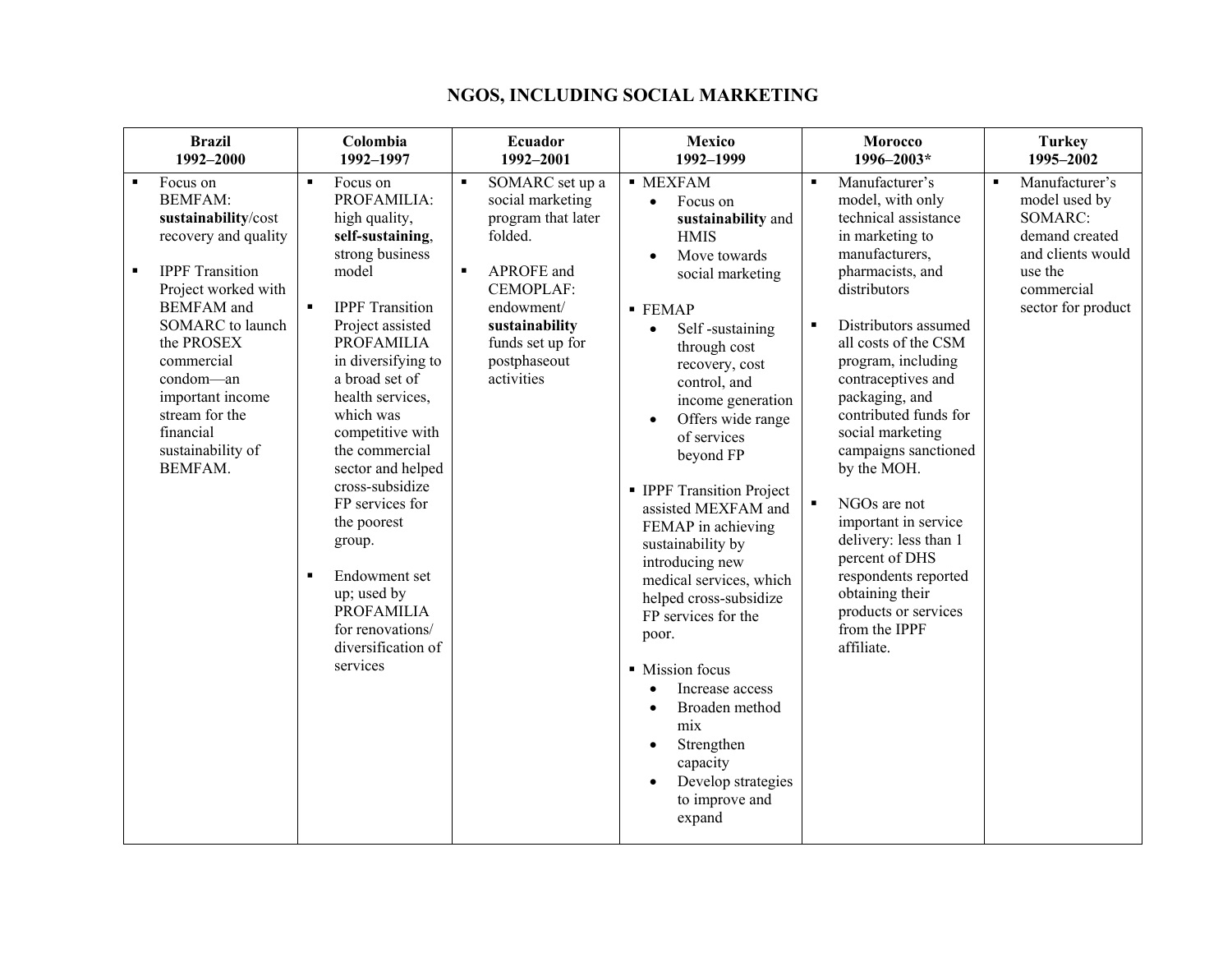# NGOS, INCLUDING SOCIAL MARKETING

| Brazil 1992–2000 | Colombia 1992–1997 | Ecuador 1992–2001 | Mexico 1992–1999 | Morocco 1996–2003* | Turkey 1995–2002 |
|---|---|---|---|---|---|
| ▪ Focus on BEMFAM: **sustainability**/cost recovery and quality<br><br>▪ IPPF Transition Project worked with BEMFAM and SOMARC to launch the PROSEX commercial condom—an important income stream for the financial sustainability of BEMFAM. | ▪ Focus on PROFAMILIA: high quality, **self-sustaining**, strong business model<br><br>▪ IPPF Transition Project assisted PROFAMILIA in diversifying to a broad set of health services, which was competitive with the commercial sector and helped cross-subsidize FP services for the poorest group.<br><br>▪ Endowment set up; used by PROFAMILIA for renovations/ diversification of services | ▪ SOMARC set up a social marketing program that later folded.<br><br>▪ APROFE and CEMOPLAF: endowment/ **sustainability** funds set up for postphaseout activities | ▪ MEXFAM<br>• Focus on **sustainability** and HMIS<br>• Move towards social marketing<br><br>▪ FEMAP<br>• Self -sustaining through cost recovery, cost control, and income generation<br>• Offers wide range of services beyond FP<br><br>▪ IPPF Transition Project assisted MEXFAM and FEMAP in achieving sustainability by introducing new medical services, which helped cross-subsidize FP services for the poor.<br><br>▪ Mission focus<br>• Increase access<br>• Broaden method mix<br>• Strengthen capacity<br>• Develop strategies to improve and expand | ▪ Manufacturer's model, with only technical assistance in marketing to manufacturers, pharmacists, and distributors<br><br>▪ Distributors assumed all costs of the CSM program, including contraceptives and packaging, and contributed funds for social marketing campaigns sanctioned by the MOH.<br><br>▪ NGOs are not important in service delivery: less than 1 percent of DHS respondents reported obtaining their products or services from the IPPF affiliate. | ▪ Manufacturer's model used by SOMARC: demand created and clients would use the commercial sector for product |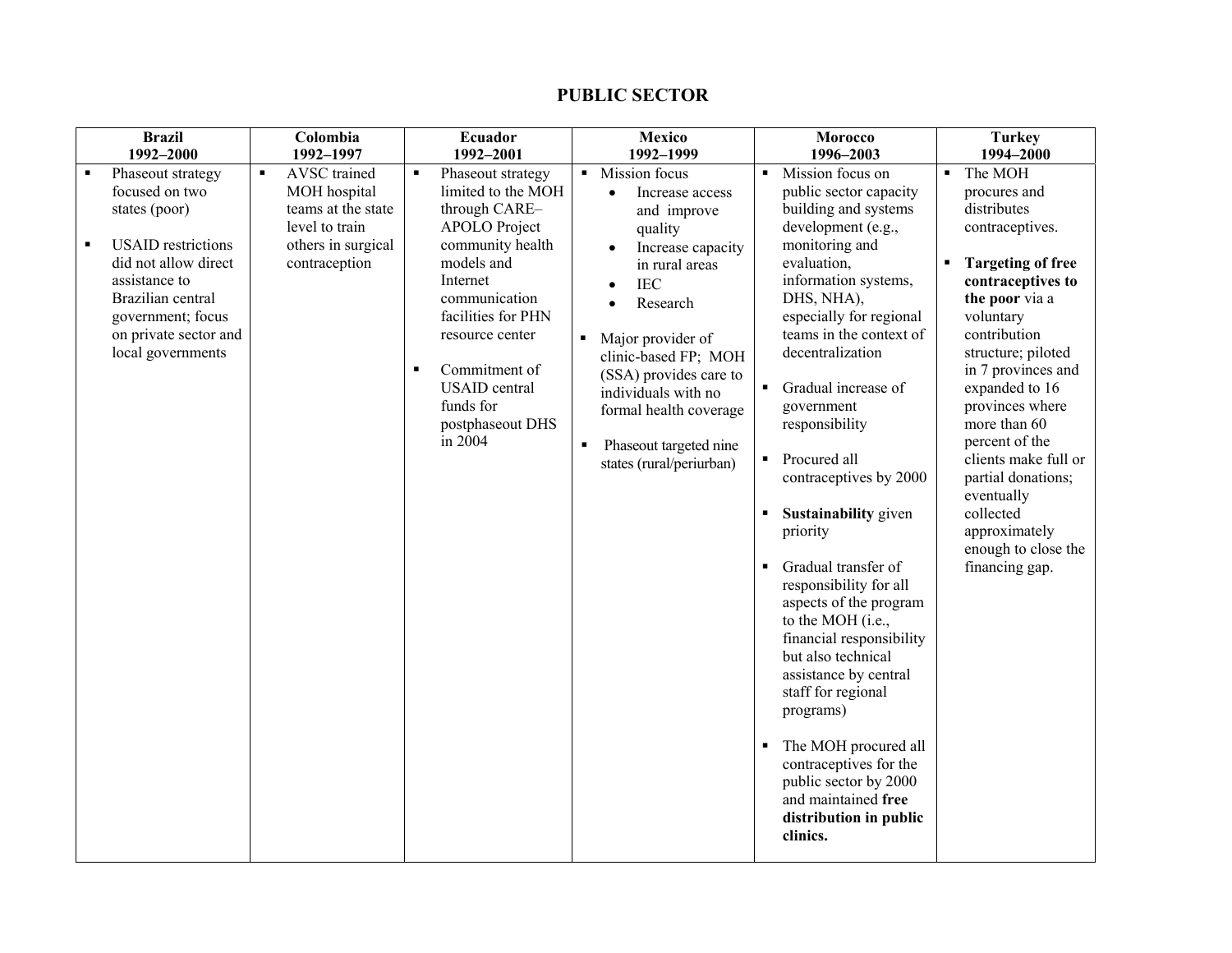# PUBLIC SECTOR

| Brazil<br>1992–2000 | Colombia<br>1992–1997 | Ecuador<br>1992–2001 | Mexico<br>1992–1999 | Morocco<br>1996–2003 | Turkey<br>1994–2000 |
|---|---|---|---|---|---|
| ▪ Phaseout strategy focused on two states (poor)<br><br>▪ USAID restrictions did not allow direct assistance to Brazilian central government; focus on private sector and local governments | ▪ AVSC trained MOH hospital teams at the state level to train others in surgical contraception | ▪ Phaseout strategy limited to the MOH through CARE–APOLO Project community health models and Internet communication facilities for PHN resource center<br><br>▪ Commitment of USAID central funds for postphaseout DHS in 2004 | ▪ Mission focus<br>• Increase access and improve quality<br>• Increase capacity in rural areas<br>• IEC<br>• Research<br><br>▪ Major provider of clinic-based FP; MOH (SSA) provides care to individuals with no formal health coverage<br><br>▪ Phaseout targeted nine states (rural/periurban) | ▪ Mission focus on public sector capacity building and systems development (e.g., monitoring and evaluation, information systems, DHS, NHA), especially for regional teams in the context of decentralization<br><br>▪ Gradual increase of government responsibility<br><br>▪ Procured all contraceptives by 2000<br><br>▪ **Sustainability** given priority<br><br>▪ Gradual transfer of responsibility for all aspects of the program to the MOH (i.e., financial responsibility but also technical assistance by central staff for regional programs)<br><br>▪ The MOH procured all contraceptives for the public sector by 2000 and maintained **free distribution in public clinics.** | ▪ The MOH procures and distributes contraceptives.<br><br>▪ **Targeting of free contraceptives to the poor** via a voluntary contribution structure; piloted in 7 provinces and expanded to 16 provinces where more than 60 percent of the clients make full or partial donations; eventually collected approximately enough to close the financing gap. |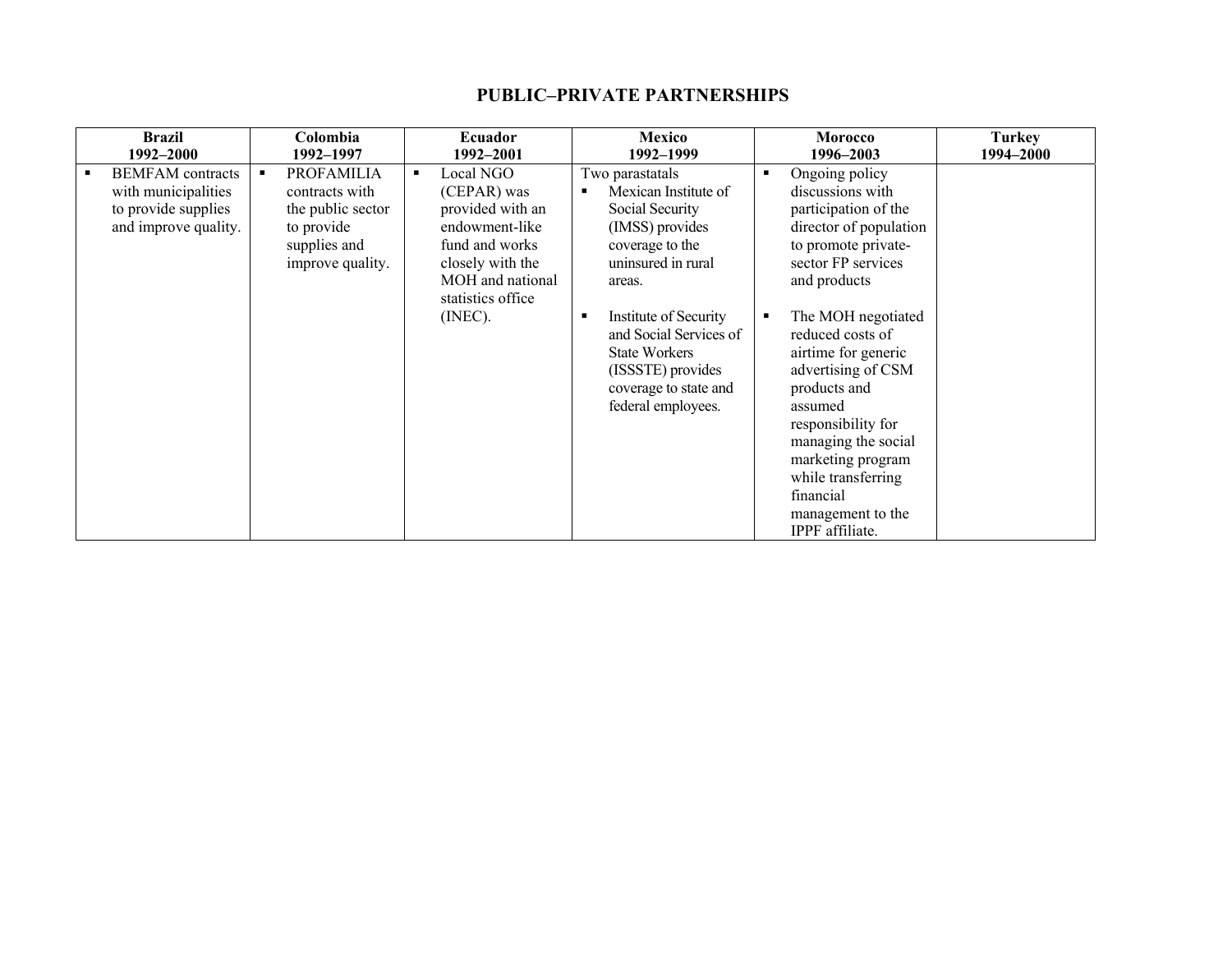## PUBLIC–PRIVATE PARTNERSHIPS

| Brazil 1992–2000 | Colombia 1992–1997 | Ecuador 1992–2001 | Mexico 1992–1999 | Morocco 1996–2003 | Turkey 1994–2000 |
|---|---|---|---|---|---|
| ▪ BEMFAM contracts with municipalities to provide supplies and improve quality. | ▪ PROFAMILIA contracts with the public sector to provide supplies and improve quality. | ▪ Local NGO (CEPAR) was provided with an endowment-like fund and works closely with the MOH and national statistics office (INEC). | Two parastatals<br>▪ Mexican Institute of Social Security (IMSS) provides coverage to the uninsured in rural areas.<br>▪ Institute of Security and Social Services of State Workers (ISSSTE) provides coverage to state and federal employees. | ▪ Ongoing policy discussions with participation of the director of population to promote private-sector FP services and products<br>▪ The MOH negotiated reduced costs of airtime for generic advertising of CSM products and assumed responsibility for managing the social marketing program while transferring financial management to the IPPF affiliate. | |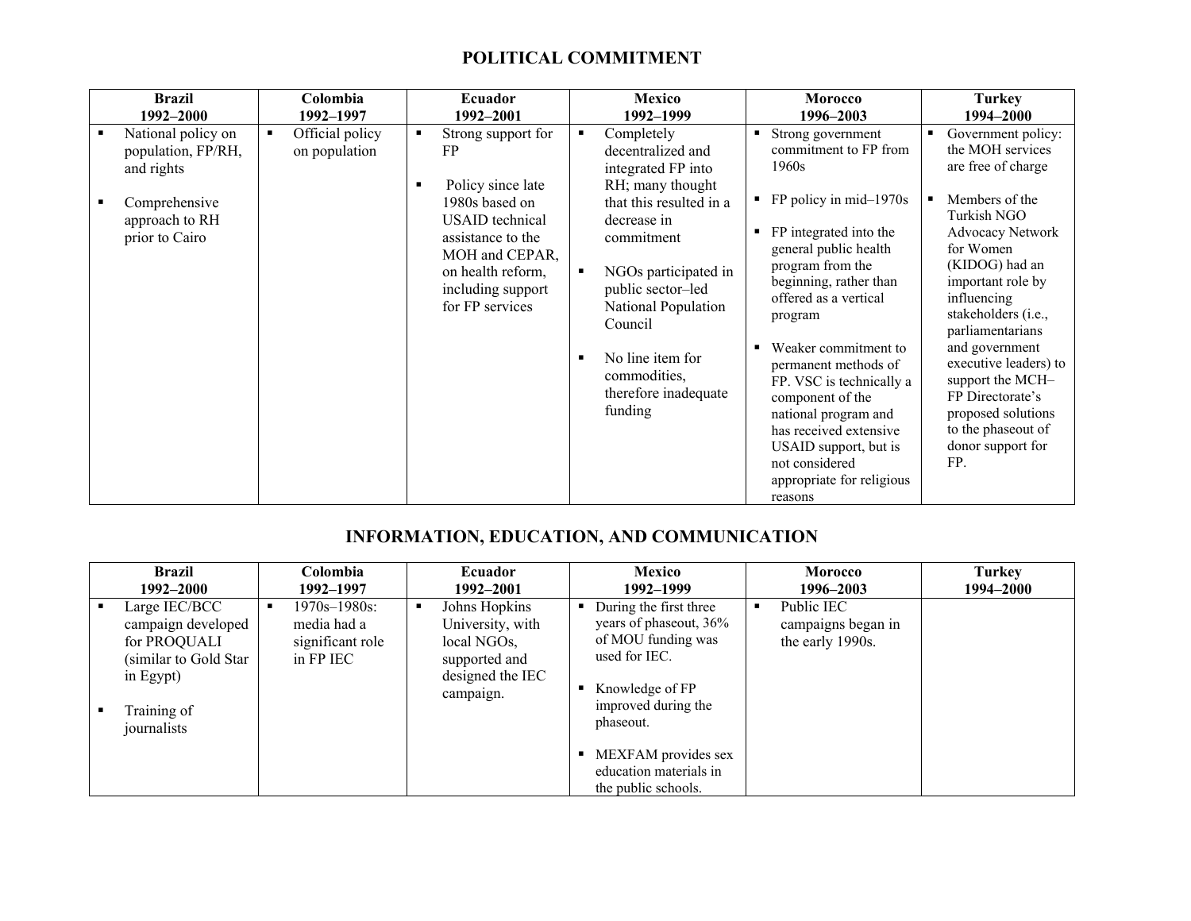## POLITICAL COMMITMENT

| Brazil 1992–2000 | Colombia 1992–1997 | Ecuador 1992–2001 | Mexico 1992–1999 | Morocco 1996–2003 | Turkey 1994–2000 |
|---|---|---|---|---|---|
| ▪ National policy on population, FP/RH, and rights<br><br>▪ Comprehensive approach to RH prior to Cairo | ▪ Official policy on population | ▪ Strong support for FP<br><br>▪ Policy since late 1980s based on USAID technical assistance to the MOH and CEPAR, on health reform, including support for FP services | ▪ Completely decentralized and integrated FP into RH; many thought that this resulted in a decrease in commitment<br><br>▪ NGOs participated in public sector–led National Population Council<br><br>▪ No line item for commodities, therefore inadequate funding | ▪ Strong government commitment to FP from 1960s<br><br>▪ FP policy in mid–1970s<br><br>▪ FP integrated into the general public health program from the beginning, rather than offered as a vertical program<br><br>▪ Weaker commitment to permanent methods of FP. VSC is technically a component of the national program and has received extensive USAID support, but is not considered appropriate for religious reasons | ▪ Government policy: the MOH services are free of charge<br><br>▪ Members of the Turkish NGO Advocacy Network for Women (KIDOG) had an important role by influencing stakeholders (i.e., parliamentarians and government executive leaders) to support the MCH–FP Directorate's proposed solutions to the phaseout of donor support for FP. |

## INFORMATION, EDUCATION, AND COMMUNICATION

| Brazil 1992–2000 | Colombia 1992–1997 | Ecuador 1992–2001 | Mexico 1992–1999 | Morocco 1996–2003 | Turkey 1994–2000 |
|---|---|---|---|---|---|
| ▪ Large IEC/BCC campaign developed for PROQUALI (similar to Gold Star in Egypt)<br><br>▪ Training of journalists | ▪ 1970s–1980s: media had a significant role in FP IEC | ▪ Johns Hopkins University, with local NGOs, supported and designed the IEC campaign. | ▪ During the first three years of phaseout, 36% of MOU funding was used for IEC.<br><br>▪ Knowledge of FP improved during the phaseout.<br><br>▪ MEXFAM provides sex education materials in the public schools. | ▪ Public IEC campaigns began in the early 1990s. | |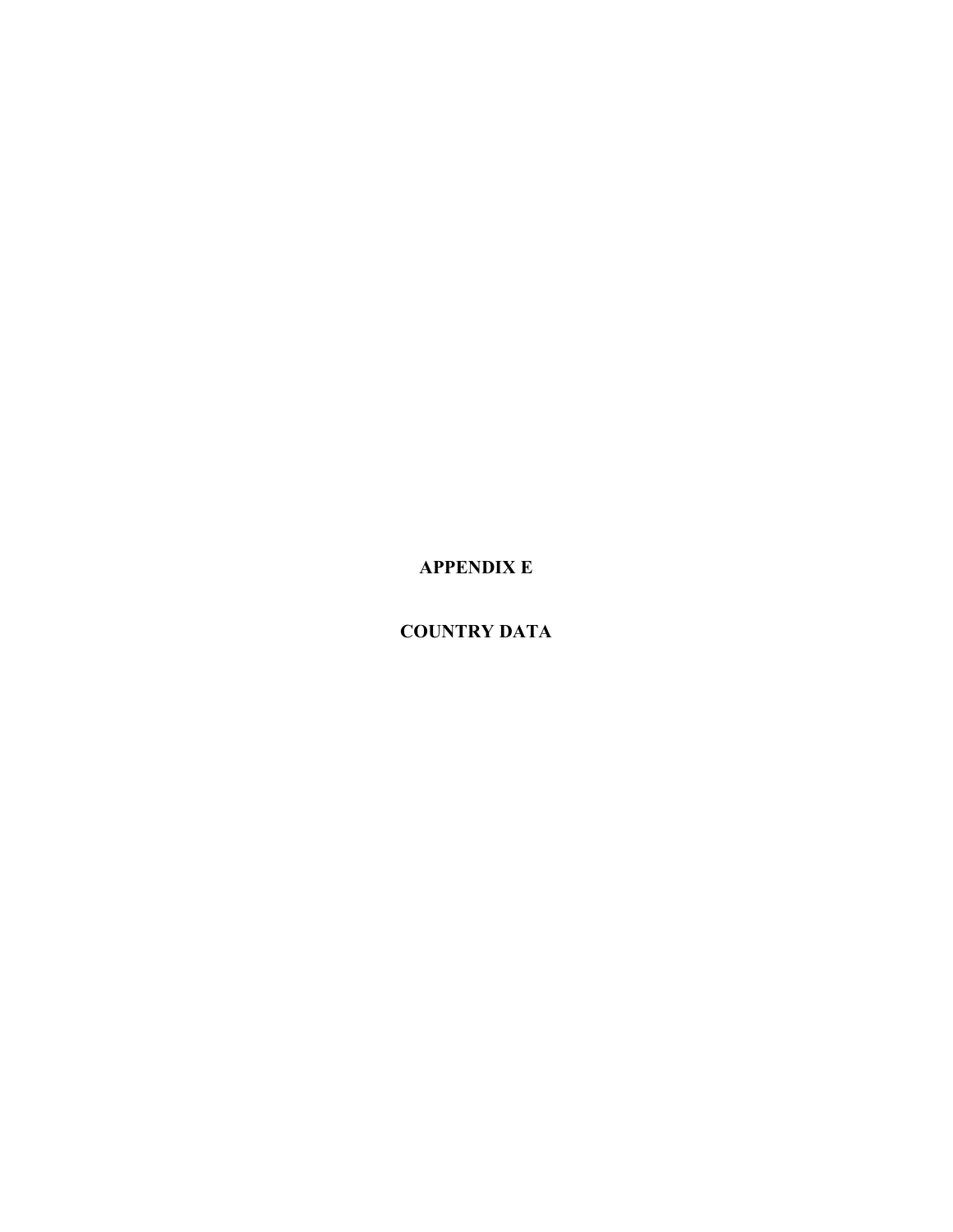# APPENDIX E

# COUNTRY DATA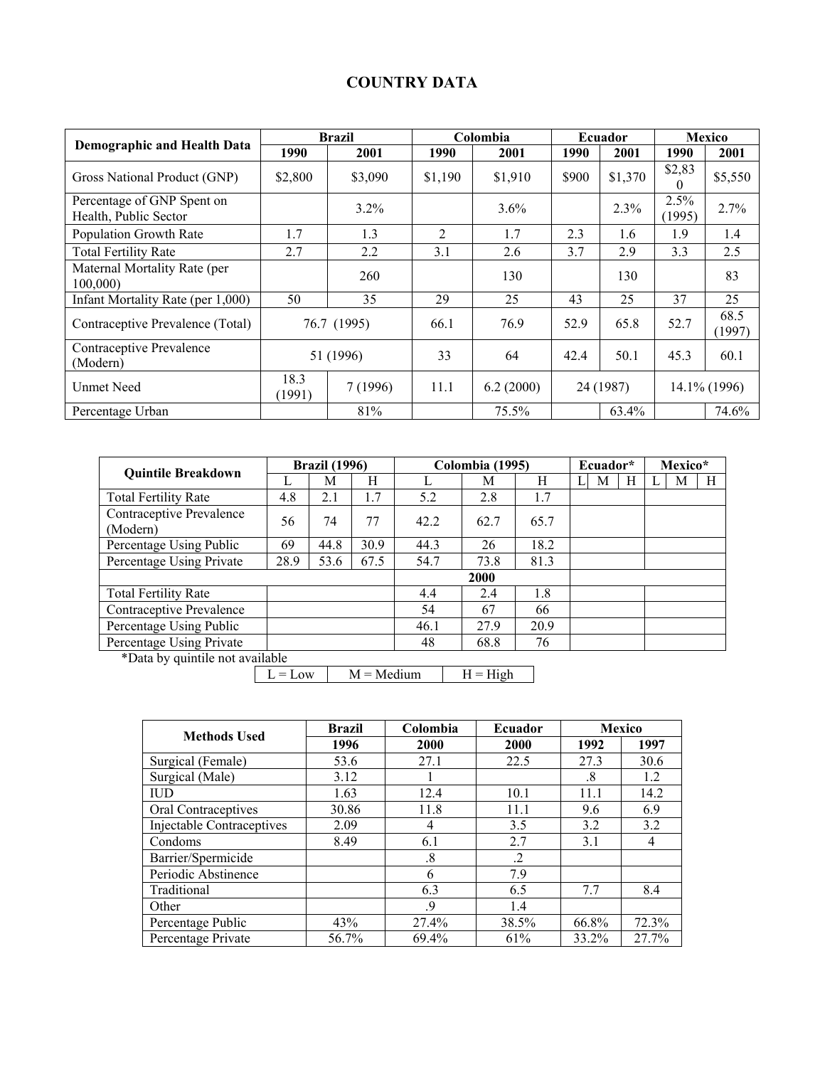# COUNTRY DATA

| Demographic and Health Data | Brazil | | Colombia | | Ecuador | | Mexico | |
|---|---|---|---|---|---|---|---|---|
| | 1990 | 2001 | 1990 | 2001 | 1990 | 2001 | 1990 | 2001 |
| Gross National Product (GNP) | $2,800 | $3,090 | $1,190 | $1,910 | $900 | $1,370 | $2,830 | $5,550 |
| Percentage of GNP Spent on Health, Public Sector | | 3.2% | | 3.6% | | 2.3% | 2.5% (1995) | 2.7% |
| Population Growth Rate | 1.7 | 1.3 | 2 | 1.7 | 2.3 | 1.6 | 1.9 | 1.4 |
| Total Fertility Rate | 2.7 | 2.2 | 3.1 | 2.6 | 3.7 | 2.9 | 3.3 | 2.5 |
| Maternal Mortality Rate (per 100,000) | | 260 | | 130 | | 130 | | 83 |
| Infant Mortality Rate (per 1,000) | 50 | 35 | 29 | 25 | 43 | 25 | 37 | 25 |
| Contraceptive Prevalence (Total) | 76.7 (1995) | | 66.1 | 76.9 | 52.9 | 65.8 | 52.7 | 68.5 (1997) |
| Contraceptive Prevalence (Modern) | 51 (1996) | | 33 | 64 | 42.4 | 50.1 | 45.3 | 60.1 |
| Unmet Need | 18.3 (1991) | 7 (1996) | 11.1 | 6.2 (2000) | 24 (1987) | | 14.1% (1996) | |
| Percentage Urban | | 81% | | 75.5% | | 63.4% | | 74.6% |

| Quintile Breakdown | Brazil (1996) | | | Colombia (1995) | | | Ecuador* | | | Mexico* | | |
|---|---|---|---|---|---|---|---|---|---|---|---|---|
| | L | M | H | L | M | H | L | M | H | L | M | H |
| Total Fertility Rate | 4.8 | 2.1 | 1.7 | 5.2 | 2.8 | 1.7 | | | | | | |
| Contraceptive Prevalence (Modern) | 56 | 74 | 77 | 42.2 | 62.7 | 65.7 | | | | | | |
| Percentage Using Public | 69 | 44.8 | 30.9 | 44.3 | 26 | 18.2 | | | | | | |
| Percentage Using Private | 28.9 | 53.6 | 67.5 | 54.7 | 73.8 | 81.3 | | | | | | |
| | | | | | 2000 | | | | | | | |
| Total Fertility Rate | | | | 4.4 | 2.4 | 1.8 | | | | | | |
| Contraceptive Prevalence | | | | 54 | 67 | 66 | | | | | | |
| Percentage Using Public | | | | 46.1 | 27.9 | 20.9 | | | | | | |
| Percentage Using Private | | | | 48 | 68.8 | 76 | | | | | | |

*Data by quintile not available

L = Low | M = Medium | H = High

| Methods Used | Brazil | Colombia | Ecuador | Mexico | |
|---|---|---|---|---|---|
| | 1996 | 2000 | 2000 | 1992 | 1997 |
| Surgical (Female) | 53.6 | 27.1 | 22.5 | 27.3 | 30.6 |
| Surgical (Male) | 3.12 | 1 | | .8 | 1.2 |
| IUD | 1.63 | 12.4 | 10.1 | 11.1 | 14.2 |
| Oral Contraceptives | 30.86 | 11.8 | 11.1 | 9.6 | 6.9 |
| Injectable Contraceptives | 2.09 | 4 | 3.5 | 3.2 | 3.2 |
| Condoms | 8.49 | 6.1 | 2.7 | 3.1 | 4 |
| Barrier/Spermicide | | .8 | .2 | | |
| Periodic Abstinence | | 6 | 7.9 | | |
| Traditional | | 6.3 | 6.5 | 7.7 | 8.4 |
| Other | | .9 | 1.4 | | |
| Percentage Public | 43% | 27.4% | 38.5% | 66.8% | 72.3% |
| Percentage Private | 56.7% | 69.4% | 61% | 33.2% | 27.7% |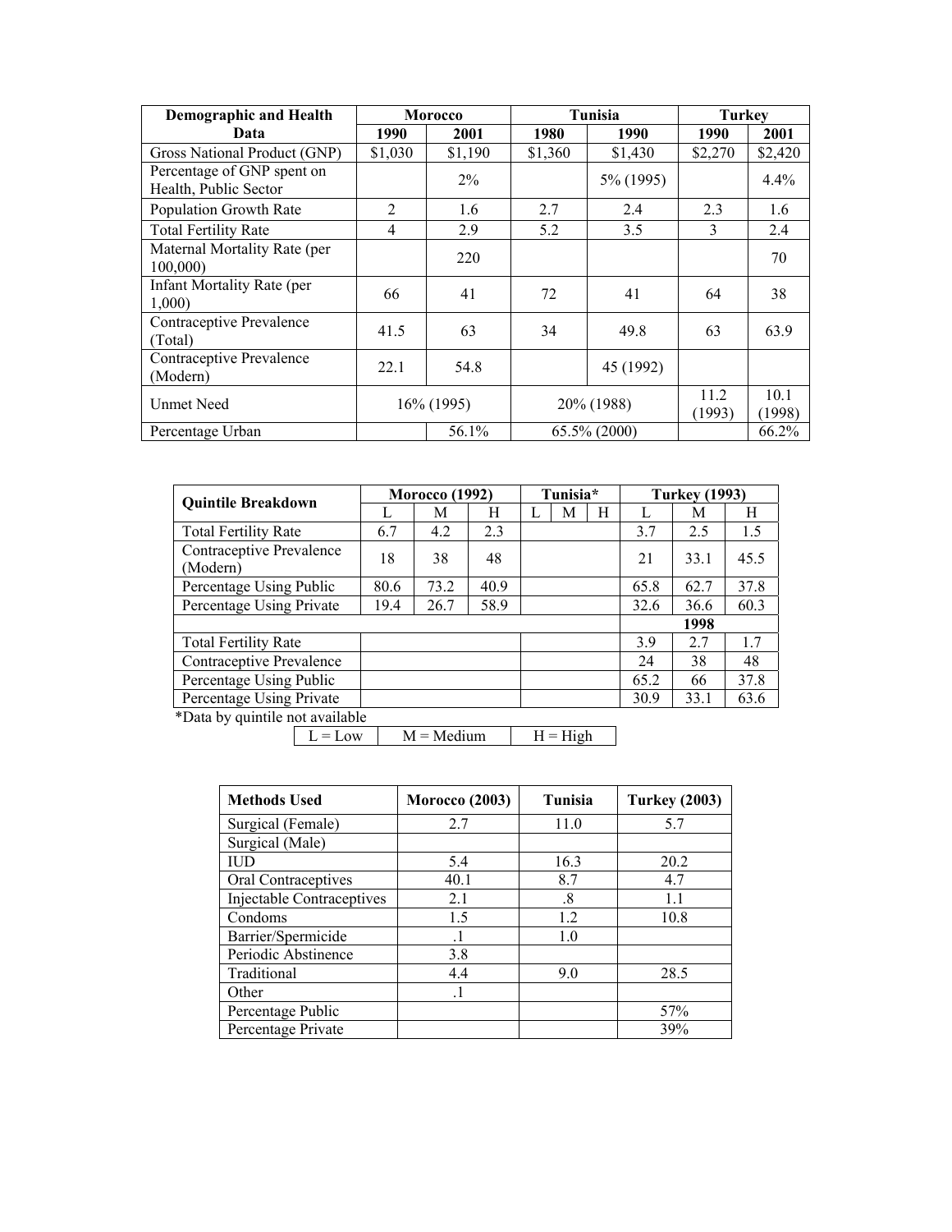| Demographic and Health Data | Morocco | | Tunisia | | Turkey | |
|---|---|---|---|---|---|---|
| | 1990 | 2001 | 1980 | 1990 | 1990 | 2001 |
| Gross National Product (GNP) | $1,030 | $1,190 | $1,360 | $1,430 | $2,270 | $2,420 |
| Percentage of GNP spent on Health, Public Sector | | 2% | | 5% (1995) | | 4.4% |
| Population Growth Rate | 2 | 1.6 | 2.7 | 2.4 | 2.3 | 1.6 |
| Total Fertility Rate | 4 | 2.9 | 5.2 | 3.5 | 3 | 2.4 |
| Maternal Mortality Rate (per 100,000) | | 220 | | | | 70 |
| Infant Mortality Rate (per 1,000) | 66 | 41 | 72 | 41 | 64 | 38 |
| Contraceptive Prevalence (Total) | 41.5 | 63 | 34 | 49.8 | 63 | 63.9 |
| Contraceptive Prevalence (Modern) | 22.1 | 54.8 | | 45 (1992) | | |
| Unmet Need | 16% (1995) | | 20% (1988) | | 11.2 (1993) | 10.1 (1998) |
| Percentage Urban | | 56.1% | 65.5% (2000) | | | 66.2% |

| Quintile Breakdown | Morocco (1992) | | | Tunisia* | | | Turkey (1993) | | |
|---|---|---|---|---|---|---|---|---|---|
| | L | M | H | L | M | H | L | M | H |
| Total Fertility Rate | 6.7 | 4.2 | 2.3 | | | | 3.7 | 2.5 | 1.5 |
| Contraceptive Prevalence (Modern) | 18 | 38 | 48 | | | | 21 | 33.1 | 45.5 |
| Percentage Using Public | 80.6 | 73.2 | 40.9 | | | | 65.8 | 62.7 | 37.8 |
| Percentage Using Private | 19.4 | 26.7 | 58.9 | | | | 32.6 | 36.6 | 60.3 |
| | | | | | | | | 1998 | |
| Total Fertility Rate | | | | | | | 3.9 | 2.7 | 1.7 |
| Contraceptive Prevalence | | | | | | | 24 | 38 | 48 |
| Percentage Using Public | | | | | | | 65.2 | 66 | 37.8 |
| Percentage Using Private | | | | | | | 30.9 | 33.1 | 63.6 |

*Data by quintile not available

L = Low | M = Medium | H = High

| Methods Used | Morocco (2003) | Tunisia | Turkey (2003) |
|---|---|---|---|
| Surgical (Female) | 2.7 | 11.0 | 5.7 |
| Surgical (Male) | | | |
| IUD | 5.4 | 16.3 | 20.2 |
| Oral Contraceptives | 40.1 | 8.7 | 4.7 |
| Injectable Contraceptives | 2.1 | .8 | 1.1 |
| Condoms | 1.5 | 1.2 | 10.8 |
| Barrier/Spermicide | .1 | 1.0 | |
| Periodic Abstinence | 3.8 | | |
| Traditional | 4.4 | 9.0 | 28.5 |
| Other | .1 | | |
| Percentage Public | | | 57% |
| Percentage Private | | | 39% |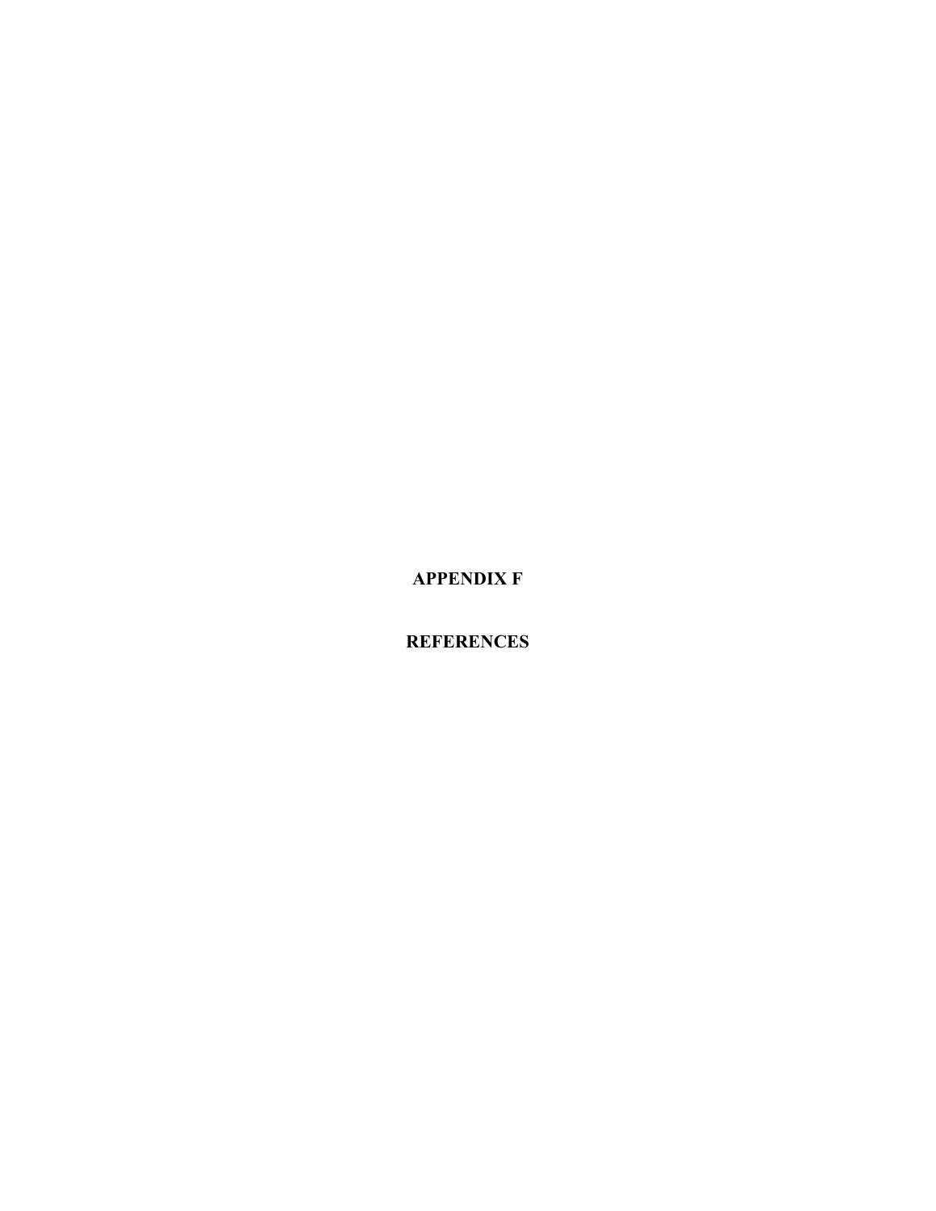# APPENDIX F

# REFERENCES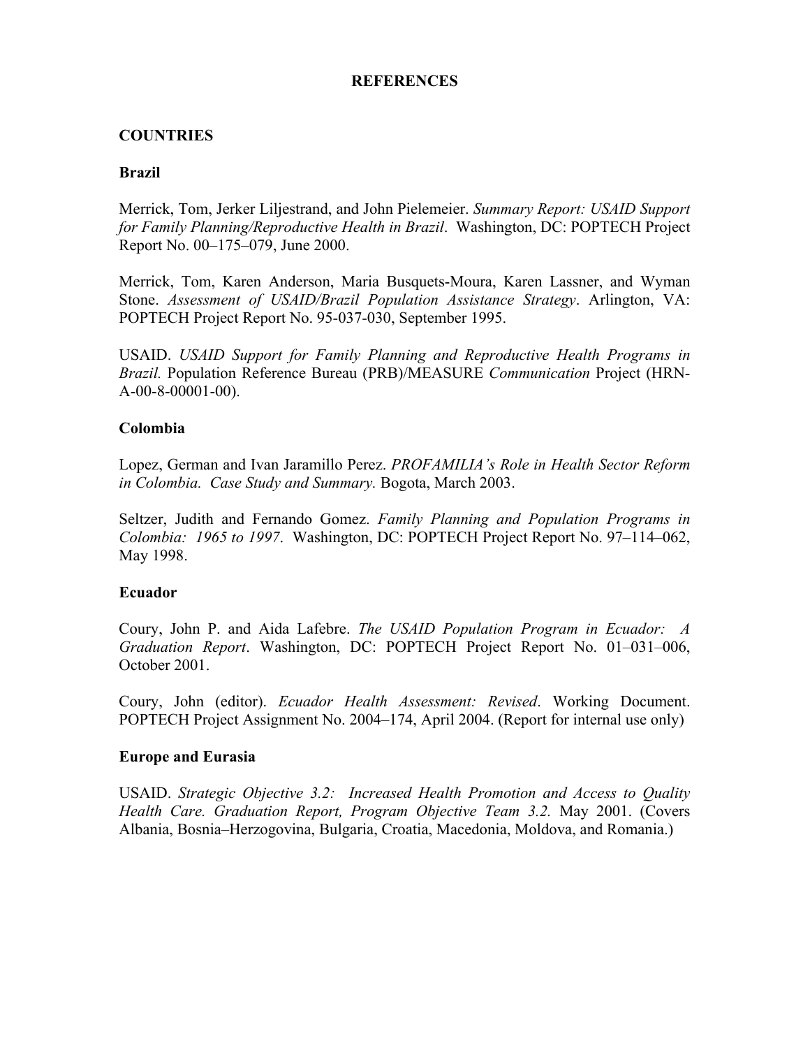# REFERENCES

## COUNTRIES

### Brazil

Merrick, Tom, Jerker Liljestrand, and John Pielemeier. *Summary Report: USAID Support for Family Planning/Reproductive Health in Brazil*. Washington, DC: POPTECH Project Report No. 00–175–079, June 2000.

Merrick, Tom, Karen Anderson, Maria Busquets-Moura, Karen Lassner, and Wyman Stone. *Assessment of USAID/Brazil Population Assistance Strategy*. Arlington, VA: POPTECH Project Report No. 95-037-030, September 1995.

USAID. *USAID Support for Family Planning and Reproductive Health Programs in Brazil.* Population Reference Bureau (PRB)/MEASURE *Communication* Project (HRN-A-00-8-00001-00).

### Colombia

Lopez, German and Ivan Jaramillo Perez. *PROFAMILIA's Role in Health Sector Reform in Colombia. Case Study and Summary.* Bogota, March 2003.

Seltzer, Judith and Fernando Gomez. *Family Planning and Population Programs in Colombia: 1965 to 1997*. Washington, DC: POPTECH Project Report No. 97–114–062, May 1998.

### Ecuador

Coury, John P. and Aida Lafebre. *The USAID Population Program in Ecuador: A Graduation Report*. Washington, DC: POPTECH Project Report No. 01–031–006, October 2001.

Coury, John (editor). *Ecuador Health Assessment: Revised*. Working Document. POPTECH Project Assignment No. 2004–174, April 2004. (Report for internal use only)

### Europe and Eurasia

USAID. *Strategic Objective 3.2: Increased Health Promotion and Access to Quality Health Care. Graduation Report, Program Objective Team 3.2.* May 2001. (Covers Albania, Bosnia–Herzogovina, Bulgaria, Croatia, Macedonia, Moldova, and Romania.)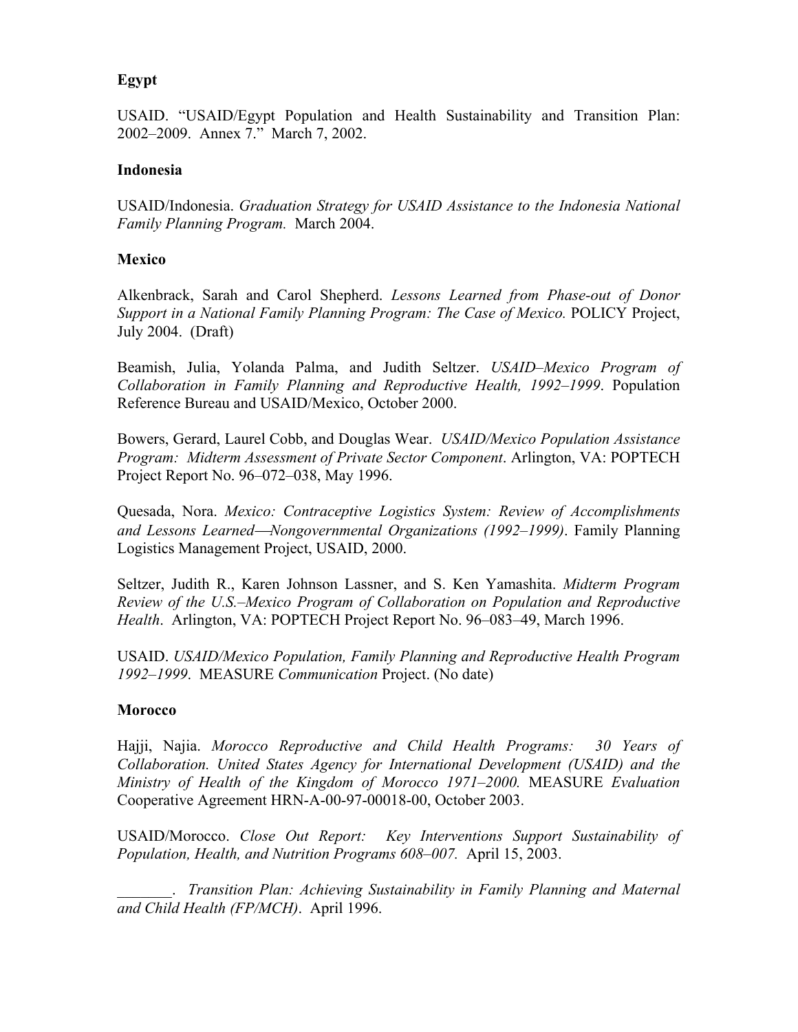**Egypt**

USAID. "USAID/Egypt Population and Health Sustainability and Transition Plan: 2002–2009. Annex 7." March 7, 2002.

**Indonesia**

USAID/Indonesia. *Graduation Strategy for USAID Assistance to the Indonesia National Family Planning Program.* March 2004.

**Mexico**

Alkenbrack, Sarah and Carol Shepherd. *Lessons Learned from Phase-out of Donor Support in a National Family Planning Program: The Case of Mexico.* POLICY Project, July 2004. (Draft)

Beamish, Julia, Yolanda Palma, and Judith Seltzer. *USAID–Mexico Program of Collaboration in Family Planning and Reproductive Health, 1992–1999*. Population Reference Bureau and USAID/Mexico, October 2000.

Bowers, Gerard, Laurel Cobb, and Douglas Wear. *USAID/Mexico Population Assistance Program: Midterm Assessment of Private Sector Component*. Arlington, VA: POPTECH Project Report No. 96–072–038, May 1996.

Quesada, Nora. *Mexico: Contraceptive Logistics System: Review of Accomplishments and Lessons Learned—Nongovernmental Organizations (1992–1999)*. Family Planning Logistics Management Project, USAID, 2000.

Seltzer, Judith R., Karen Johnson Lassner, and S. Ken Yamashita. *Midterm Program Review of the U.S.–Mexico Program of Collaboration on Population and Reproductive Health*. Arlington, VA: POPTECH Project Report No. 96–083–49, March 1996.

USAID. *USAID/Mexico Population, Family Planning and Reproductive Health Program 1992–1999*. MEASURE *Communication* Project. (No date)

**Morocco**

Hajji, Najia. *Morocco Reproductive and Child Health Programs: 30 Years of Collaboration. United States Agency for International Development (USAID) and the Ministry of Health of the Kingdom of Morocco 1971–2000.* MEASURE *Evaluation* Cooperative Agreement HRN-A-00-97-00018-00, October 2003.

USAID/Morocco. *Close Out Report: Key Interventions Support Sustainability of Population, Health, and Nutrition Programs 608–007.* April 15, 2003.

_______. *Transition Plan: Achieving Sustainability in Family Planning and Maternal and Child Health (FP/MCH)*. April 1996.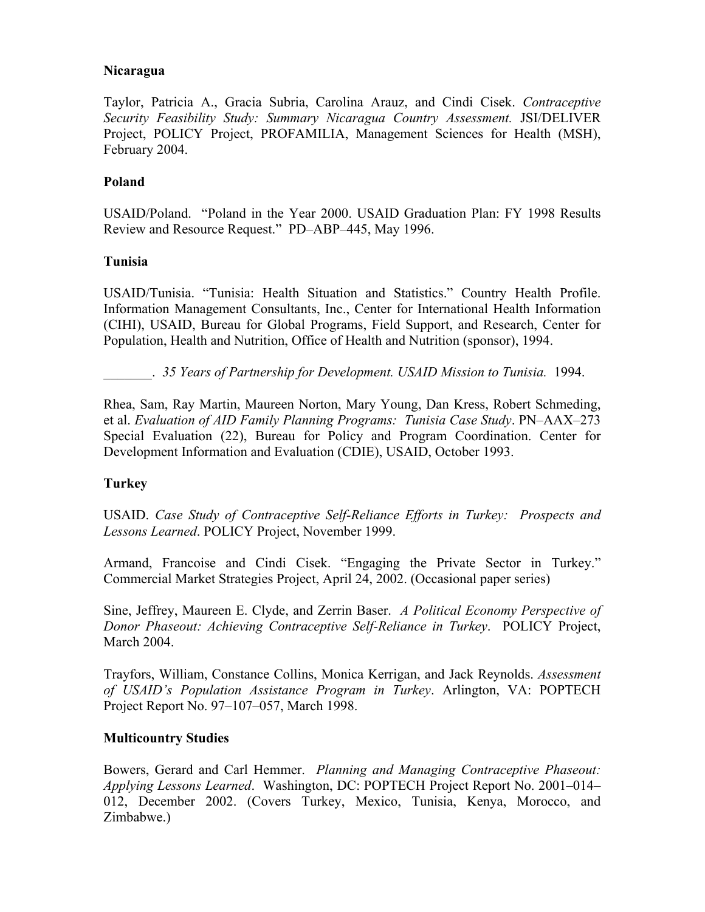**Nicaragua**

Taylor, Patricia A., Gracia Subria, Carolina Arauz, and Cindi Cisek. *Contraceptive Security Feasibility Study: Summary Nicaragua Country Assessment.* JSI/DELIVER Project, POLICY Project, PROFAMILIA, Management Sciences for Health (MSH), February 2004.

**Poland**

USAID/Poland. "Poland in the Year 2000. USAID Graduation Plan: FY 1998 Results Review and Resource Request." PD–ABP–445, May 1996.

**Tunisia**

USAID/Tunisia. "Tunisia: Health Situation and Statistics." Country Health Profile. Information Management Consultants, Inc., Center for International Health Information (CIHI), USAID, Bureau for Global Programs, Field Support, and Research, Center for Population, Health and Nutrition, Office of Health and Nutrition (sponsor), 1994.

_______. *35 Years of Partnership for Development. USAID Mission to Tunisia.* 1994.

Rhea, Sam, Ray Martin, Maureen Norton, Mary Young, Dan Kress, Robert Schmeding, et al. *Evaluation of AID Family Planning Programs: Tunisia Case Study*. PN–AAX–273 Special Evaluation (22), Bureau for Policy and Program Coordination. Center for Development Information and Evaluation (CDIE), USAID, October 1993.

**Turkey**

USAID. *Case Study of Contraceptive Self-Reliance Efforts in Turkey: Prospects and Lessons Learned*. POLICY Project, November 1999.

Armand, Francoise and Cindi Cisek. "Engaging the Private Sector in Turkey." Commercial Market Strategies Project, April 24, 2002. (Occasional paper series)

Sine, Jeffrey, Maureen E. Clyde, and Zerrin Baser. *A Political Economy Perspective of Donor Phaseout: Achieving Contraceptive Self-Reliance in Turkey*. POLICY Project, March 2004.

Trayfors, William, Constance Collins, Monica Kerrigan, and Jack Reynolds. *Assessment of USAID's Population Assistance Program in Turkey*. Arlington, VA: POPTECH Project Report No. 97–107–057, March 1998.

**Multicountry Studies**

Bowers, Gerard and Carl Hemmer. *Planning and Managing Contraceptive Phaseout: Applying Lessons Learned*. Washington, DC: POPTECH Project Report No. 2001–014–012, December 2002. (Covers Turkey, Mexico, Tunisia, Kenya, Morocco, and Zimbabwe.)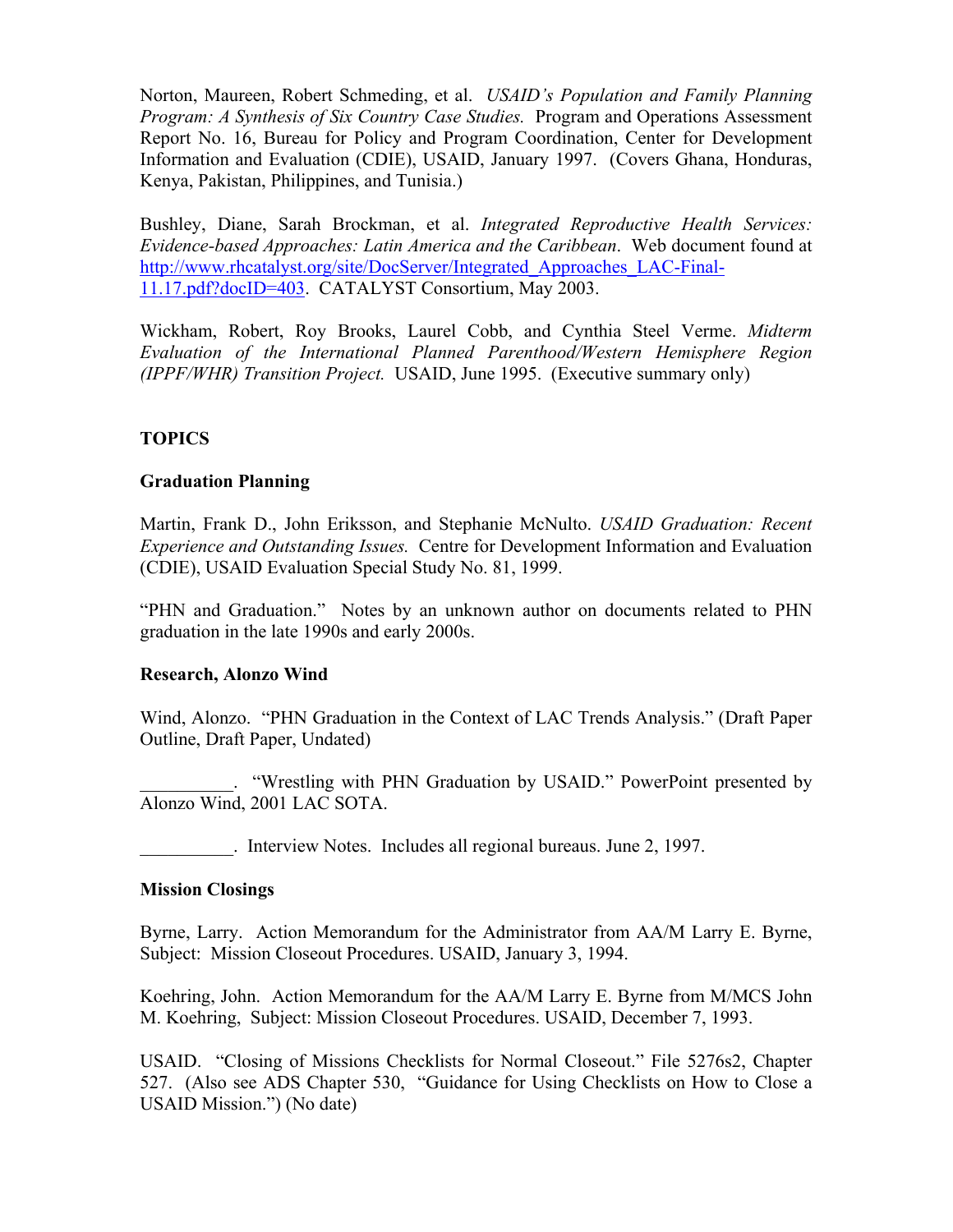Norton, Maureen, Robert Schmeding, et al. *USAID's Population and Family Planning Program: A Synthesis of Six Country Case Studies.* Program and Operations Assessment Report No. 16, Bureau for Policy and Program Coordination, Center for Development Information and Evaluation (CDIE), USAID, January 1997. (Covers Ghana, Honduras, Kenya, Pakistan, Philippines, and Tunisia.)

Bushley, Diane, Sarah Brockman, et al. *Integrated Reproductive Health Services: Evidence-based Approaches: Latin America and the Caribbean*. Web document found at http://www.rhcatalyst.org/site/DocServer/Integrated_Approaches_LAC-Final-11.17.pdf?docID=403. CATALYST Consortium, May 2003.

Wickham, Robert, Roy Brooks, Laurel Cobb, and Cynthia Steel Verme. *Midterm Evaluation of the International Planned Parenthood/Western Hemisphere Region (IPPF/WHR) Transition Project.* USAID, June 1995. (Executive summary only)

## TOPICS

### Graduation Planning

Martin, Frank D., John Eriksson, and Stephanie McNulto. *USAID Graduation: Recent Experience and Outstanding Issues.* Centre for Development Information and Evaluation (CDIE), USAID Evaluation Special Study No. 81, 1999.

"PHN and Graduation." Notes by an unknown author on documents related to PHN graduation in the late 1990s and early 2000s.

### Research, Alonzo Wind

Wind, Alonzo. "PHN Graduation in the Context of LAC Trends Analysis." (Draft Paper Outline, Draft Paper, Undated)

__________. "Wrestling with PHN Graduation by USAID." PowerPoint presented by Alonzo Wind, 2001 LAC SOTA.

__________. Interview Notes. Includes all regional bureaus. June 2, 1997.

### Mission Closings

Byrne, Larry. Action Memorandum for the Administrator from AA/M Larry E. Byrne, Subject: Mission Closeout Procedures. USAID, January 3, 1994.

Koehring, John. Action Memorandum for the AA/M Larry E. Byrne from M/MCS John M. Koehring, Subject: Mission Closeout Procedures. USAID, December 7, 1993.

USAID. "Closing of Missions Checklists for Normal Closeout." File 5276s2, Chapter 527. (Also see ADS Chapter 530, "Guidance for Using Checklists on How to Close a USAID Mission.") (No date)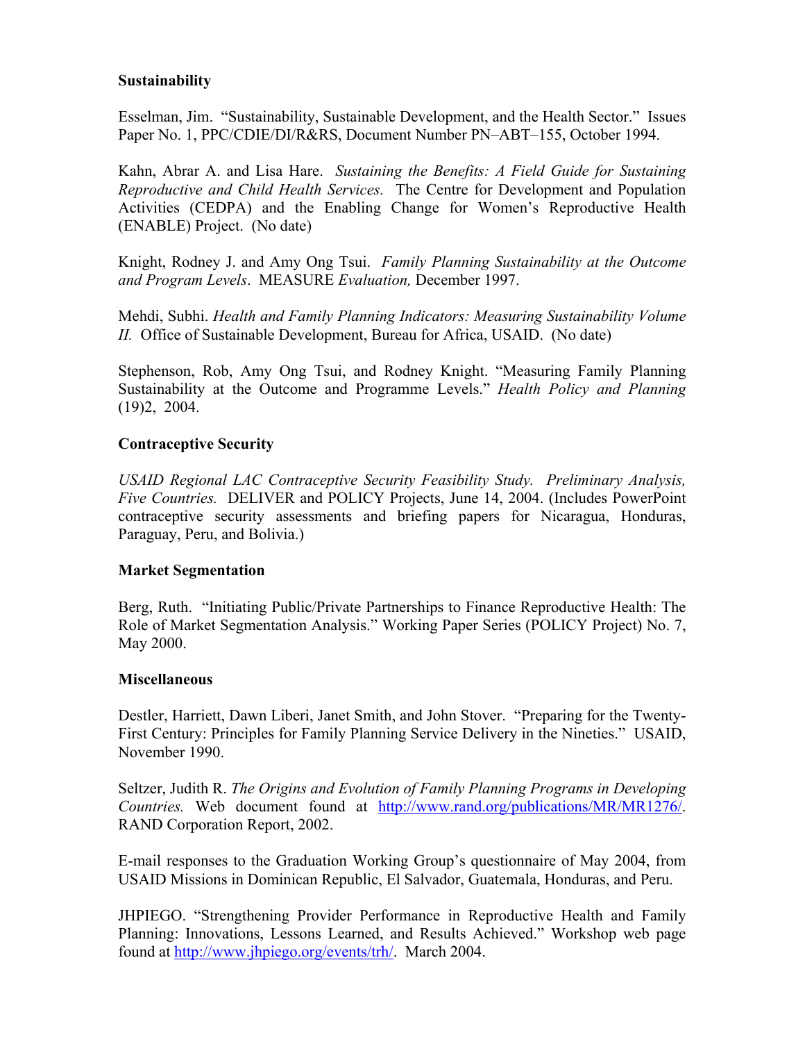**Sustainability**

Esselman, Jim. "Sustainability, Sustainable Development, and the Health Sector." Issues Paper No. 1, PPC/CDIE/DI/R&RS, Document Number PN–ABT–155, October 1994.

Kahn, Abrar A. and Lisa Hare. *Sustaining the Benefits: A Field Guide for Sustaining Reproductive and Child Health Services.* The Centre for Development and Population Activities (CEDPA) and the Enabling Change for Women's Reproductive Health (ENABLE) Project. (No date)

Knight, Rodney J. and Amy Ong Tsui. *Family Planning Sustainability at the Outcome and Program Levels*. MEASURE *Evaluation,* December 1997.

Mehdi, Subhi. *Health and Family Planning Indicators: Measuring Sustainability Volume II.* Office of Sustainable Development, Bureau for Africa, USAID. (No date)

Stephenson, Rob, Amy Ong Tsui, and Rodney Knight. "Measuring Family Planning Sustainability at the Outcome and Programme Levels." *Health Policy and Planning* (19)2, 2004.

**Contraceptive Security**

*USAID Regional LAC Contraceptive Security Feasibility Study. Preliminary Analysis, Five Countries.* DELIVER and POLICY Projects, June 14, 2004. (Includes PowerPoint contraceptive security assessments and briefing papers for Nicaragua, Honduras, Paraguay, Peru, and Bolivia.)

**Market Segmentation**

Berg, Ruth. "Initiating Public/Private Partnerships to Finance Reproductive Health: The Role of Market Segmentation Analysis." Working Paper Series (POLICY Project) No. 7, May 2000.

**Miscellaneous**

Destler, Harriett, Dawn Liberi, Janet Smith, and John Stover. "Preparing for the Twenty-First Century: Principles for Family Planning Service Delivery in the Nineties." USAID, November 1990.

Seltzer, Judith R. *The Origins and Evolution of Family Planning Programs in Developing Countries.* Web document found at http://www.rand.org/publications/MR/MR1276/. RAND Corporation Report, 2002.

E-mail responses to the Graduation Working Group's questionnaire of May 2004, from USAID Missions in Dominican Republic, El Salvador, Guatemala, Honduras, and Peru.

JHPIEGO. "Strengthening Provider Performance in Reproductive Health and Family Planning: Innovations, Lessons Learned, and Results Achieved." Workshop web page found at http://www.jhpiego.org/events/trh/. March 2004.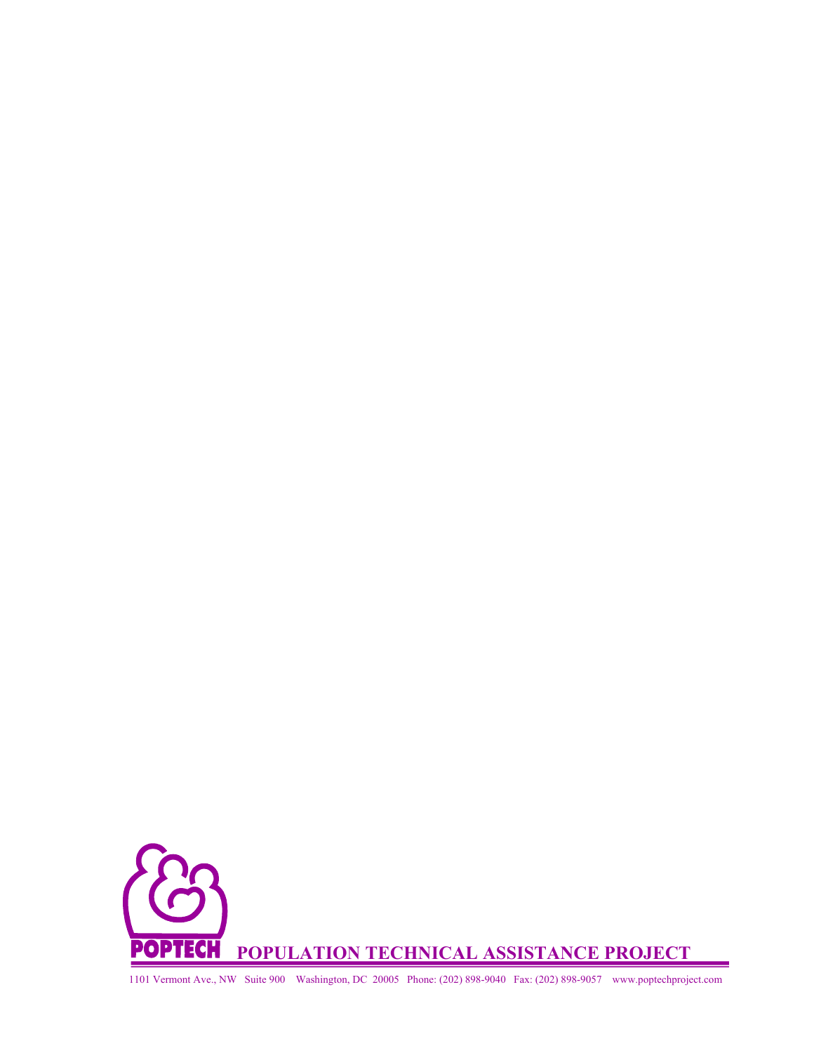POPTECH **POPULATION TECHNICAL ASSISTANCE PROJECT**

1101 Vermont Ave., NW Suite 900 Washington, DC 20005 Phone: (202) 898-9040 Fax: (202) 898-9057 www.poptechproject.com